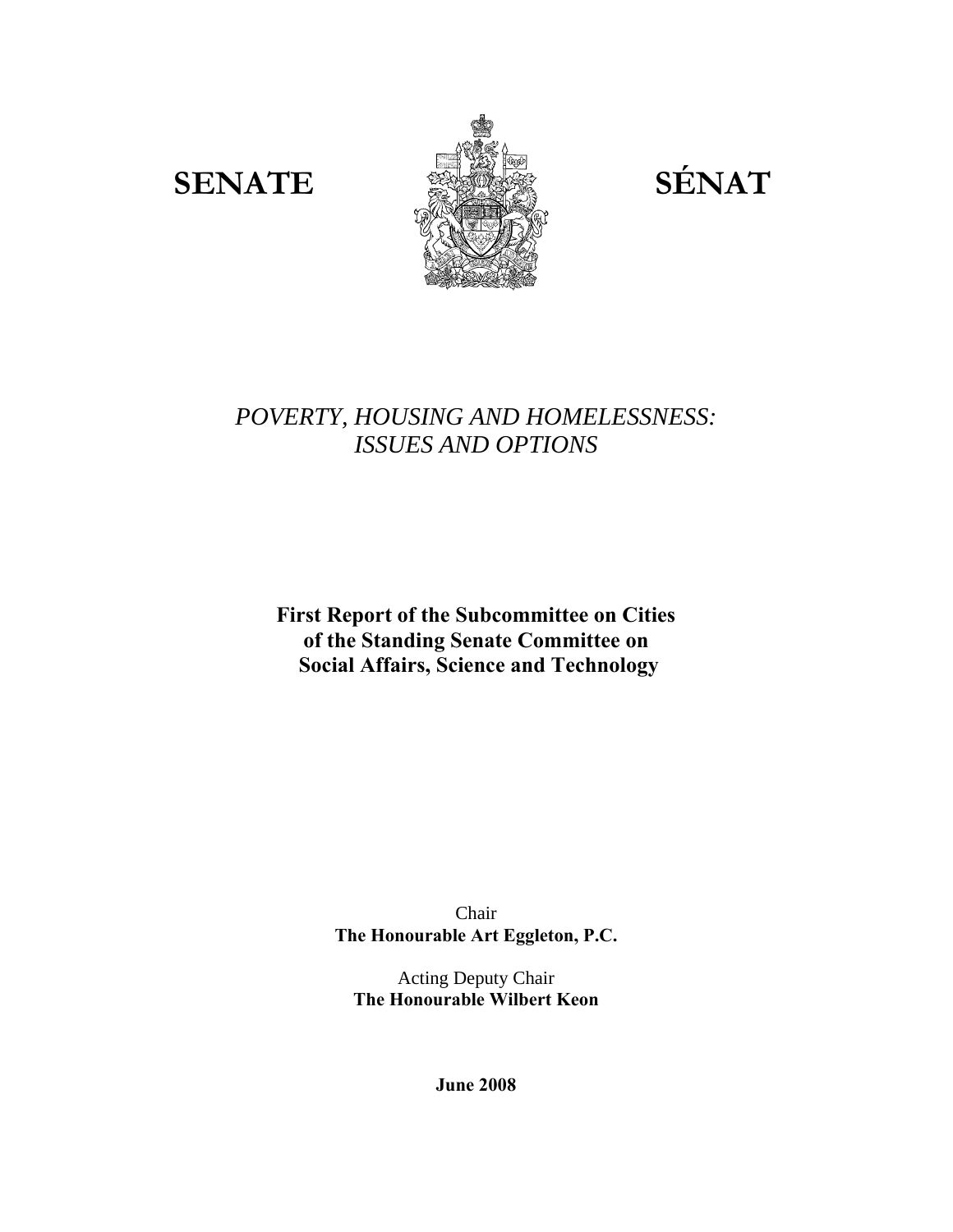**SENATE** **SÉNAT**

# *POVERTY, HOUSING AND HOMELESSNESS: ISSUES AND OPTIONS*

**First Report of the Subcommittee on Cities of the Standing Senate Committee on Social Affairs, Science and Technology**

Chair
**The Honourable Art Eggleton, P.C.**

Acting Deputy Chair
**The Honourable Wilbert Keon**

**June 2008**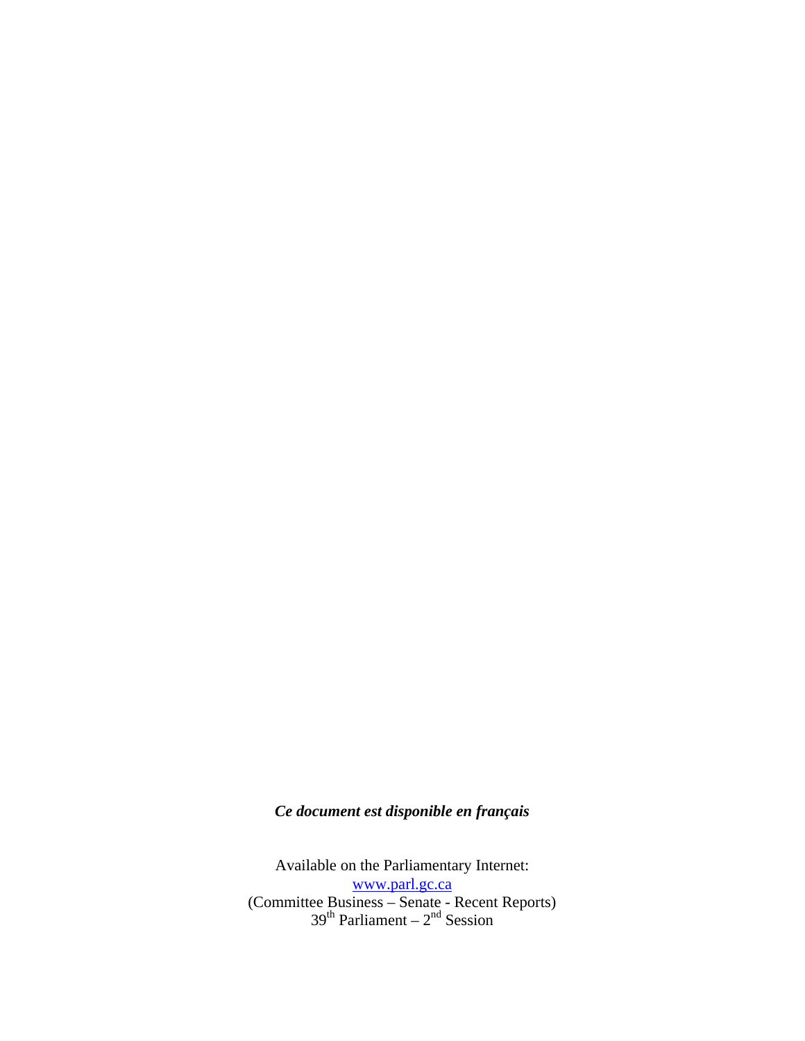***Ce document est disponible en français***

Available on the Parliamentary Internet:
[www.parl.gc.ca](http://www.parl.gc.ca)
(Committee Business – Senate - Recent Reports)
39th Parliament – 2nd Session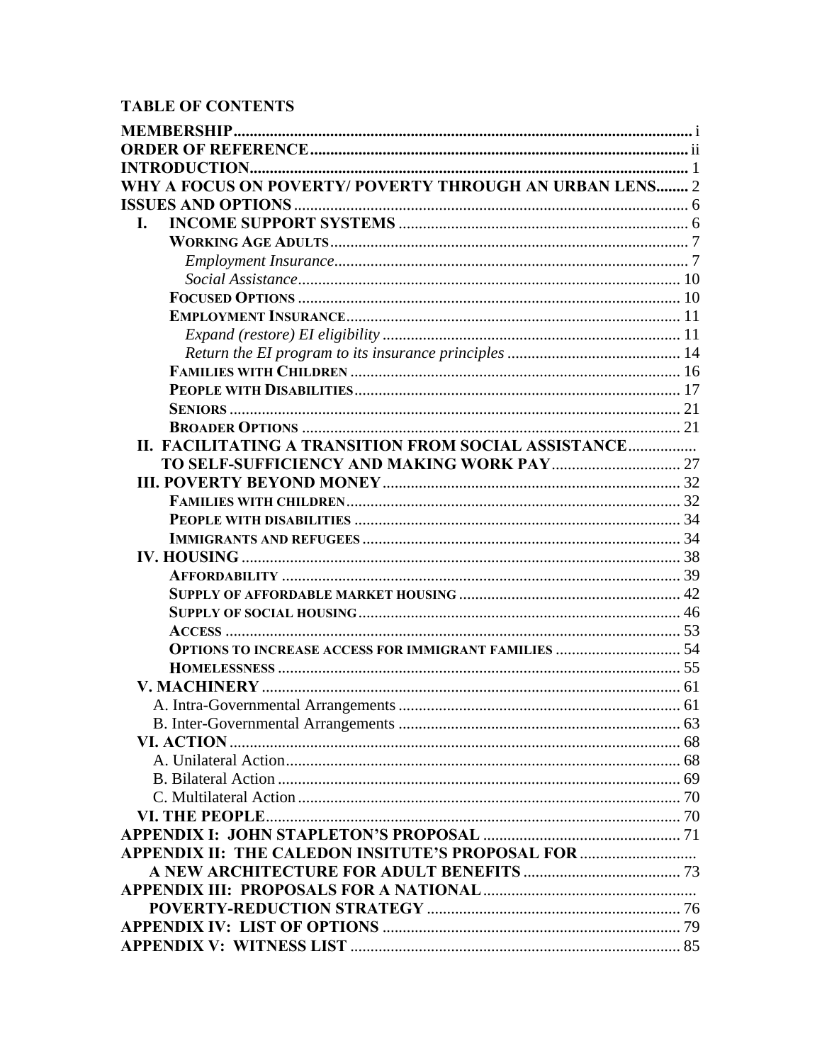## TABLE OF CONTENTS

**MEMBERSHIP** ..... i
**ORDER OF REFERENCE** ..... ii
**INTRODUCTION** ..... 1
**WHY A FOCUS ON POVERTY/ POVERTY THROUGH AN URBAN LENS** ..... 2
**ISSUES AND OPTIONS** ..... 6

- **I. INCOME SUPPORT SYSTEMS** ..... 6
  - **WORKING AGE ADULTS** ..... 7
    - *Employment Insurance* ..... 7
    - *Social Assistance* ..... 10
  - **FOCUSED OPTIONS** ..... 10
  - **EMPLOYMENT INSURANCE** ..... 11
    - *Expand (restore) EI eligibility* ..... 11
    - *Return the EI program to its insurance principles* ..... 14
  - **FAMILIES WITH CHILDREN** ..... 16
  - **PEOPLE WITH DISABILITIES** ..... 17
  - **SENIORS** ..... 21
  - **BROADER OPTIONS** ..... 21
- **II. FACILITATING A TRANSITION FROM SOCIAL ASSISTANCE TO SELF-SUFFICIENCY AND MAKING WORK PAY** ..... 27
- **III. POVERTY BEYOND MONEY** ..... 32
  - **FAMILIES WITH CHILDREN** ..... 32
  - **PEOPLE WITH DISABILITIES** ..... 34
  - **IMMIGRANTS AND REFUGEES** ..... 34
- **IV. HOUSING** ..... 38
  - **AFFORDABILITY** ..... 39
  - **SUPPLY OF AFFORDABLE MARKET HOUSING** ..... 42
  - **SUPPLY OF SOCIAL HOUSING** ..... 46
  - **ACCESS** ..... 53
  - **OPTIONS TO INCREASE ACCESS FOR IMMIGRANT FAMILIES** ..... 54
  - **HOMELESSNESS** ..... 55
- **V. MACHINERY** ..... 61
  - A. Intra-Governmental Arrangements ..... 61
  - B. Inter-Governmental Arrangements ..... 63
- **VI. ACTION** ..... 68
  - A. Unilateral Action ..... 68
  - B. Bilateral Action ..... 69
  - C. Multilateral Action ..... 70
- **VI. THE PEOPLE** ..... 70

**APPENDIX I: JOHN STAPLETON'S PROPOSAL** ..... 71
**APPENDIX II: THE CALEDON INSITUTE'S PROPOSAL FOR A NEW ARCHITECTURE FOR ADULT BENEFITS** ..... 73
**APPENDIX III: PROPOSALS FOR A NATIONAL POVERTY-REDUCTION STRATEGY** ..... 76
**APPENDIX IV: LIST OF OPTIONS** ..... 79
**APPENDIX V: WITNESS LIST** ..... 85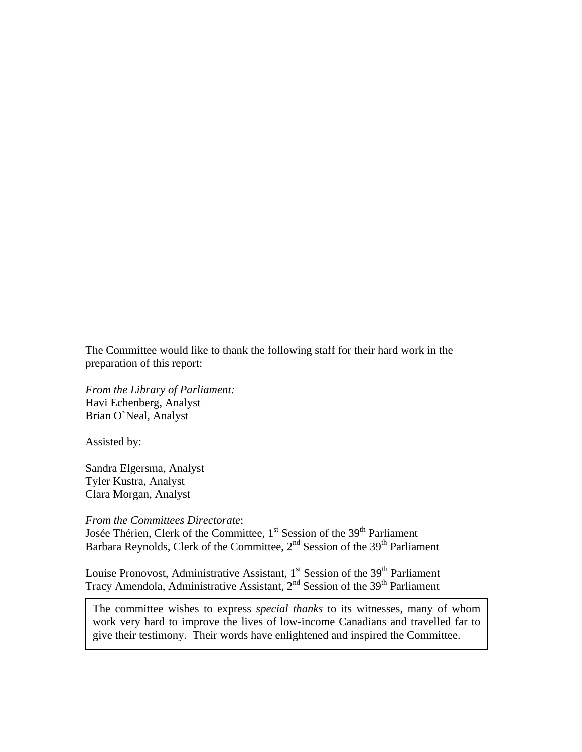The Committee would like to thank the following staff for their hard work in the preparation of this report:

*From the Library of Parliament:*
Havi Echenberg, Analyst
Brian O`Neal, Analyst

Assisted by:

Sandra Elgersma, Analyst
Tyler Kustra, Analyst
Clara Morgan, Analyst

*From the Committees Directorate*:
Josée Thérien, Clerk of the Committee, 1st Session of the 39th Parliament
Barbara Reynolds, Clerk of the Committee, 2nd Session of the 39th Parliament

Louise Pronovost, Administrative Assistant, 1st Session of the 39th Parliament
Tracy Amendola, Administrative Assistant, 2nd Session of the 39th Parliament

The committee wishes to express *special thanks* to its witnesses, many of whom work very hard to improve the lives of low-income Canadians and travelled far to give their testimony. Their words have enlightened and inspired the Committee.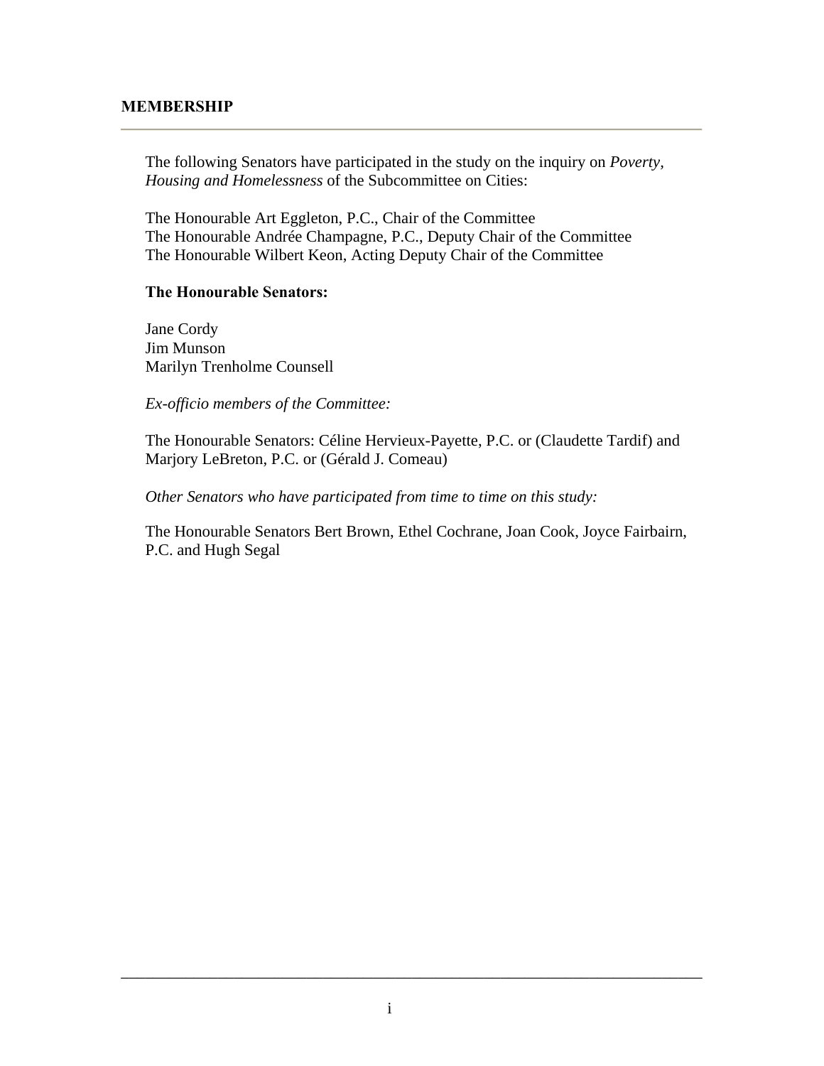## MEMBERSHIP

The following Senators have participated in the study on the inquiry on *Poverty, Housing and Homelessness* of the Subcommittee on Cities:

The Honourable Art Eggleton, P.C., Chair of the Committee
The Honourable Andrée Champagne, P.C., Deputy Chair of the Committee
The Honourable Wilbert Keon, Acting Deputy Chair of the Committee

**The Honourable Senators:**

Jane Cordy
Jim Munson
Marilyn Trenholme Counsell

*Ex-officio members of the Committee:*

The Honourable Senators: Céline Hervieux-Payette, P.C. or (Claudette Tardif) and Marjory LeBreton, P.C. or (Gérald J. Comeau)

*Other Senators who have participated from time to time on this study:*

The Honourable Senators Bert Brown, Ethel Cochrane, Joan Cook, Joyce Fairbairn, P.C. and Hugh Segal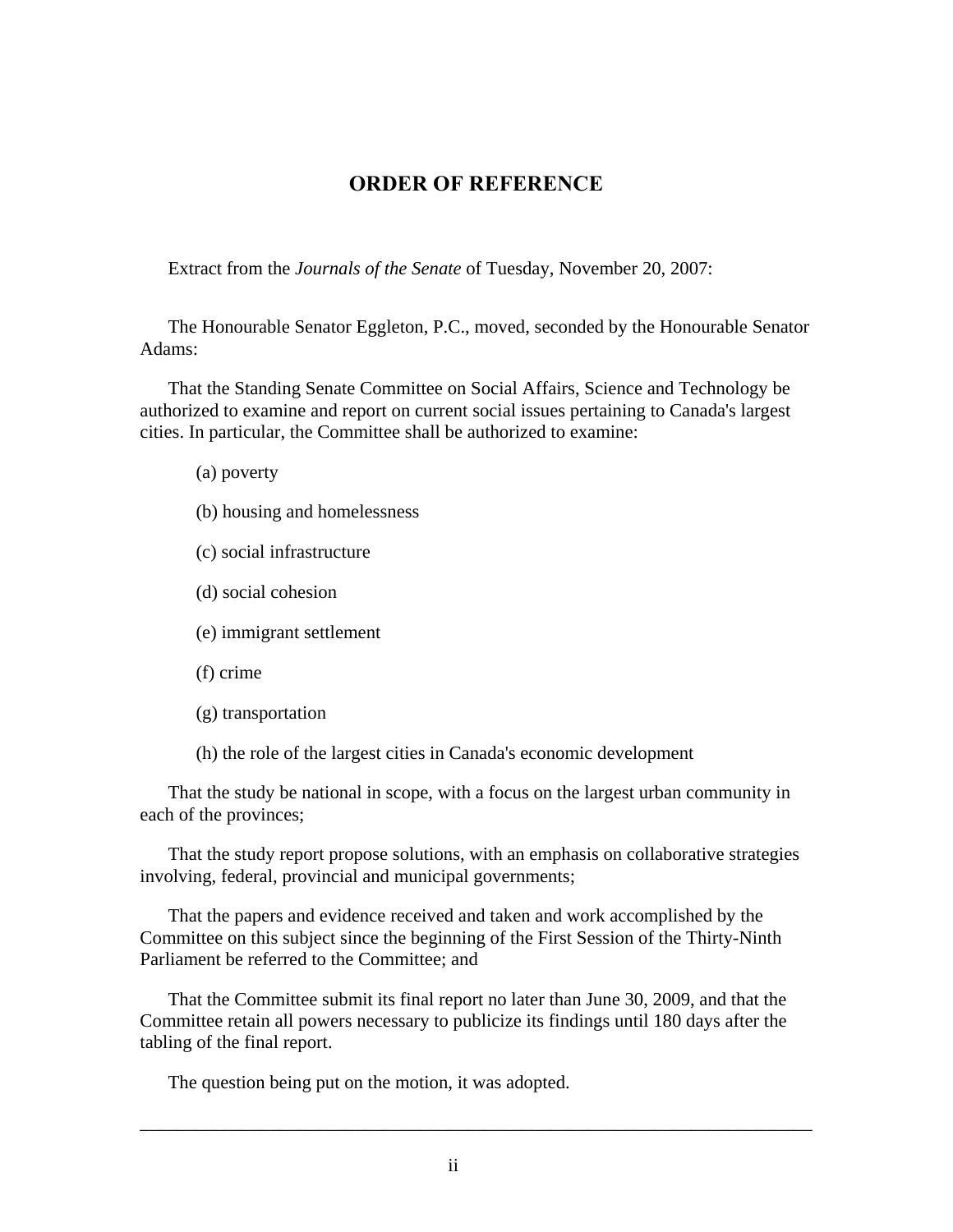## ORDER OF REFERENCE

Extract from the *Journals of the Senate* of Tuesday, November 20, 2007:

The Honourable Senator Eggleton, P.C., moved, seconded by the Honourable Senator Adams:

That the Standing Senate Committee on Social Affairs, Science and Technology be authorized to examine and report on current social issues pertaining to Canada's largest cities. In particular, the Committee shall be authorized to examine:

(a) poverty

(b) housing and homelessness

(c) social infrastructure

(d) social cohesion

(e) immigrant settlement

(f) crime

(g) transportation

(h) the role of the largest cities in Canada's economic development

That the study be national in scope, with a focus on the largest urban community in each of the provinces;

That the study report propose solutions, with an emphasis on collaborative strategies involving, federal, provincial and municipal governments;

That the papers and evidence received and taken and work accomplished by the Committee on this subject since the beginning of the First Session of the Thirty-Ninth Parliament be referred to the Committee; and

That the Committee submit its final report no later than June 30, 2009, and that the Committee retain all powers necessary to publicize its findings until 180 days after the tabling of the final report.

The question being put on the motion, it was adopted.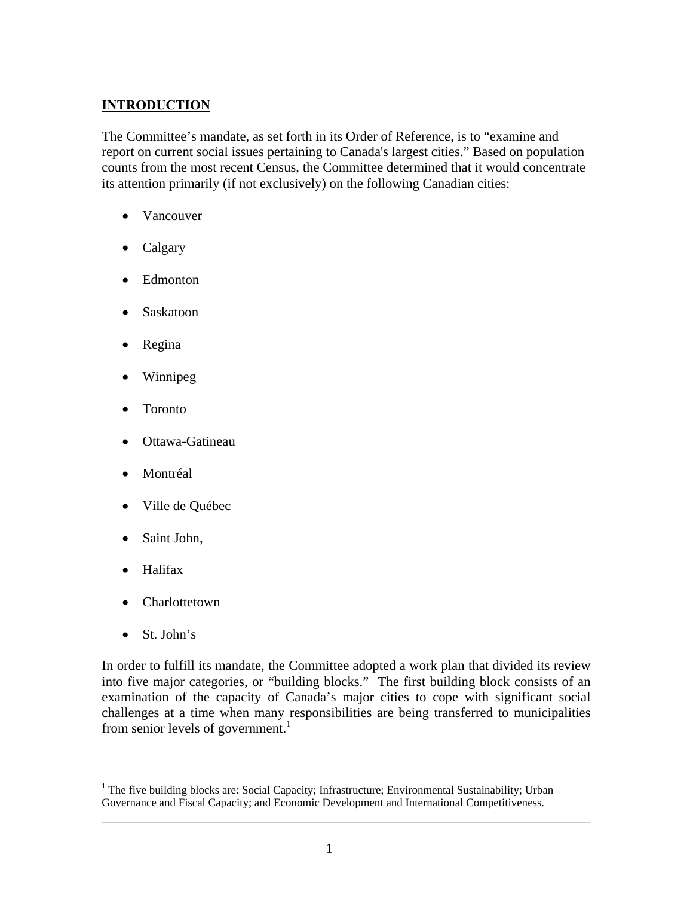## **INTRODUCTION**

The Committee's mandate, as set forth in its Order of Reference, is to "examine and report on current social issues pertaining to Canada's largest cities." Based on population counts from the most recent Census, the Committee determined that it would concentrate its attention primarily (if not exclusively) on the following Canadian cities:

- Vancouver
- Calgary
- Edmonton
- Saskatoon
- Regina
- Winnipeg
- Toronto
- Ottawa-Gatineau
- Montréal
- Ville de Québec
- Saint John,
- Halifax
- Charlottetown
- St. John's

In order to fulfill its mandate, the Committee adopted a work plan that divided its review into five major categories, or "building blocks." The first building block consists of an examination of the capacity of Canada's major cities to cope with significant social challenges at a time when many responsibilities are being transferred to municipalities from senior levels of government.[1]

[1] The five building blocks are: Social Capacity; Infrastructure; Environmental Sustainability; Urban Governance and Fiscal Capacity; and Economic Development and International Competitiveness.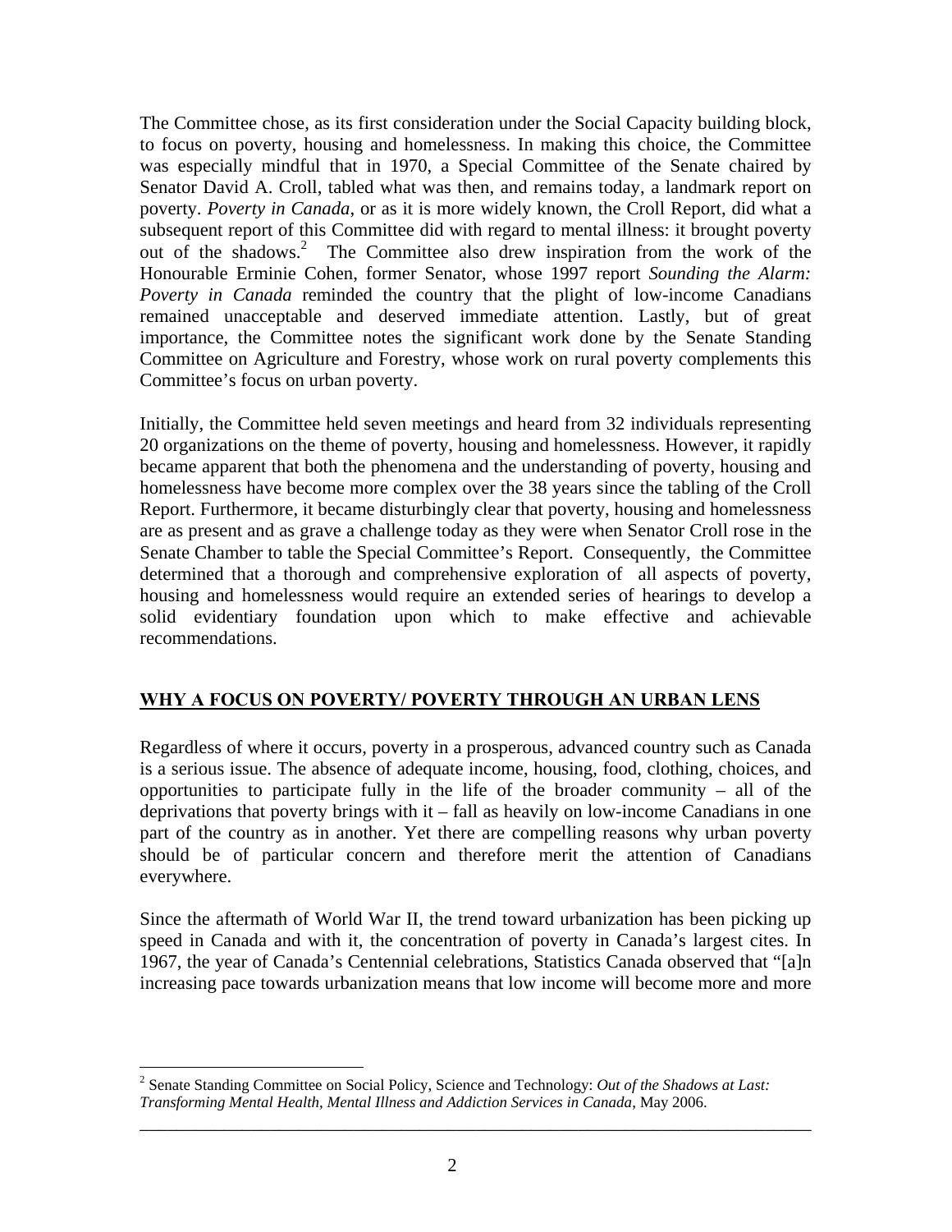The Committee chose, as its first consideration under the Social Capacity building block, to focus on poverty, housing and homelessness. In making this choice, the Committee was especially mindful that in 1970, a Special Committee of the Senate chaired by Senator David A. Croll, tabled what was then, and remains today, a landmark report on poverty. *Poverty in Canada*, or as it is more widely known, the Croll Report, did what a subsequent report of this Committee did with regard to mental illness: it brought poverty out of the shadows.[2] The Committee also drew inspiration from the work of the Honourable Erminie Cohen, former Senator, whose 1997 report *Sounding the Alarm: Poverty in Canada* reminded the country that the plight of low-income Canadians remained unacceptable and deserved immediate attention. Lastly, but of great importance, the Committee notes the significant work done by the Senate Standing Committee on Agriculture and Forestry, whose work on rural poverty complements this Committee's focus on urban poverty.

Initially, the Committee held seven meetings and heard from 32 individuals representing 20 organizations on the theme of poverty, housing and homelessness. However, it rapidly became apparent that both the phenomena and the understanding of poverty, housing and homelessness have become more complex over the 38 years since the tabling of the Croll Report. Furthermore, it became disturbingly clear that poverty, housing and homelessness are as present and as grave a challenge today as they were when Senator Croll rose in the Senate Chamber to table the Special Committee's Report. Consequently, the Committee determined that a thorough and comprehensive exploration of all aspects of poverty, housing and homelessness would require an extended series of hearings to develop a solid evidentiary foundation upon which to make effective and achievable recommendations.

## WHY A FOCUS ON POVERTY/ POVERTY THROUGH AN URBAN LENS

Regardless of where it occurs, poverty in a prosperous, advanced country such as Canada is a serious issue. The absence of adequate income, housing, food, clothing, choices, and opportunities to participate fully in the life of the broader community – all of the deprivations that poverty brings with it – fall as heavily on low-income Canadians in one part of the country as in another. Yet there are compelling reasons why urban poverty should be of particular concern and therefore merit the attention of Canadians everywhere.

Since the aftermath of World War II, the trend toward urbanization has been picking up speed in Canada and with it, the concentration of poverty in Canada's largest cites. In 1967, the year of Canada's Centennial celebrations, Statistics Canada observed that "[a]n increasing pace towards urbanization means that low income will become more and more

---

[2] Senate Standing Committee on Social Policy, Science and Technology: *Out of the Shadows at Last: Transforming Mental Health, Mental Illness and Addiction Services in Canada,* May 2006.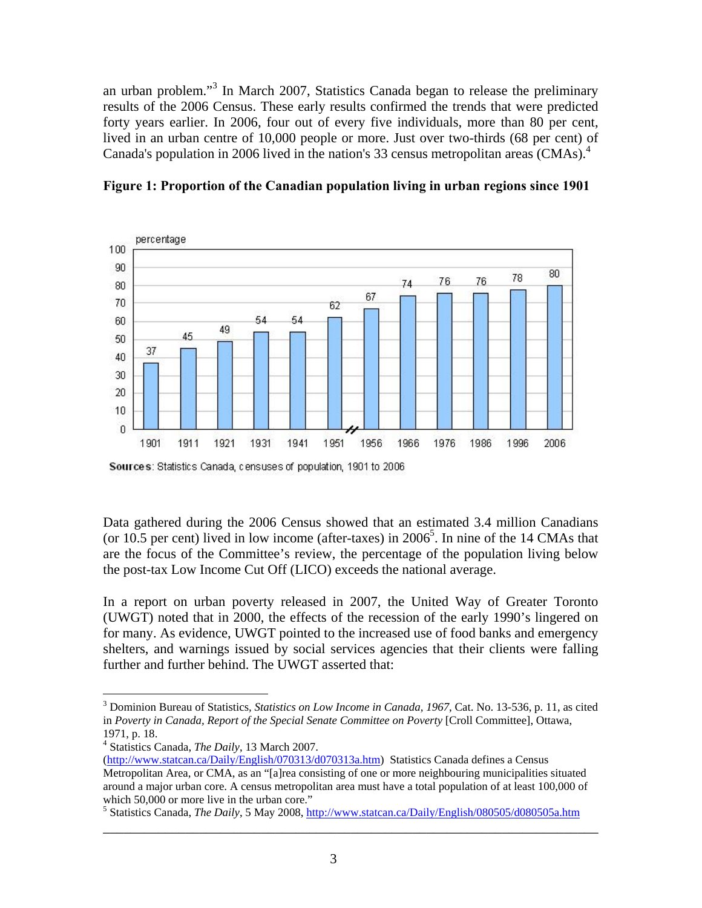an urban problem."[3] In March 2007, Statistics Canada began to release the preliminary results of the 2006 Census. These early results confirmed the trends that were predicted forty years earlier. In 2006, four out of every five individuals, more than 80 per cent, lived in an urban centre of 10,000 people or more. Just over two-thirds (68 per cent) of Canada's population in 2006 lived in the nation's 33 census metropolitan areas (CMAs).[4]

**Figure 1: Proportion of the Canadian population living in urban regions since 1901**

| Year | Percentage |
|---|---|
| 1901 | 37 |
| 1911 | 45 |
| 1921 | 49 |
| 1931 | 54 |
| 1941 | 54 |
| 1951 | 62 |
| 1956 | 67 |
| 1966 | 74 |
| 1976 | 76 |
| 1986 | 76 |
| 1996 | 78 |
| 2006 | 80 |

**Sources**: Statistics Canada, censuses of population, 1901 to 2006

Data gathered during the 2006 Census showed that an estimated 3.4 million Canadians (or 10.5 per cent) lived in low income (after-taxes) in 2006[5]. In nine of the 14 CMAs that are the focus of the Committee's review, the percentage of the population living below the post-tax Low Income Cut Off (LICO) exceeds the national average.

In a report on urban poverty released in 2007, the United Way of Greater Toronto (UWGT) noted that in 2000, the effects of the recession of the early 1990's lingered on for many. As evidence, UWGT pointed to the increased use of food banks and emergency shelters, and warnings issued by social services agencies that their clients were falling further and further behind. The UWGT asserted that:

---

[3] Dominion Bureau of Statistics, *Statistics on Low Income in Canada, 1967*, Cat. No. 13-536, p. 11, as cited in *Poverty in Canada, Report of the Special Senate Committee on Poverty* [Croll Committee], Ottawa, 1971, p. 18.

[4] Statistics Canada, *The Daily*, 13 March 2007. (http://www.statcan.ca/Daily/English/070313/d070313a.htm) Statistics Canada defines a Census Metropolitan Area, or CMA, as an "[a]rea consisting of one or more neighbouring municipalities situated around a major urban core. A census metropolitan area must have a total population of at least 100,000 of which 50,000 or more live in the urban core."

[5] Statistics Canada, *The Daily*, 5 May 2008, http://www.statcan.ca/Daily/English/080505/d080505a.htm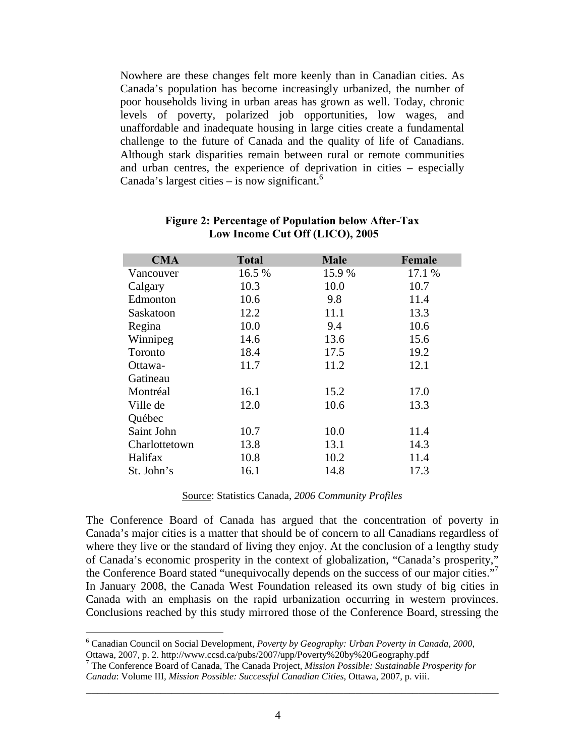Nowhere are these changes felt more keenly than in Canadian cities. As Canada's population has become increasingly urbanized, the number of poor households living in urban areas has grown as well. Today, chronic levels of poverty, polarized job opportunities, low wages, and unaffordable and inadequate housing in large cities create a fundamental challenge to the future of Canada and the quality of life of Canadians. Although stark disparities remain between rural or remote communities and urban centres, the experience of deprivation in cities – especially Canada's largest cities – is now significant.[6]

**Figure 2: Percentage of Population below After-Tax Low Income Cut Off (LICO), 2005**

| CMA | Total | Male | Female |
|---|---|---|---|
| Vancouver | 16.5 % | 15.9 % | 17.1 % |
| Calgary | 10.3 | 10.0 | 10.7 |
| Edmonton | 10.6 | 9.8 | 11.4 |
| Saskatoon | 12.2 | 11.1 | 13.3 |
| Regina | 10.0 | 9.4 | 10.6 |
| Winnipeg | 14.6 | 13.6 | 15.6 |
| Toronto | 18.4 | 17.5 | 19.2 |
| Ottawa-Gatineau | 11.7 | 11.2 | 12.1 |
| Montréal | 16.1 | 15.2 | 17.0 |
| Ville de Québec | 12.0 | 10.6 | 13.3 |
| Saint John | 10.7 | 10.0 | 11.4 |
| Charlottetown | 13.8 | 13.1 | 14.3 |
| Halifax | 10.8 | 10.2 | 11.4 |
| St. John's | 16.1 | 14.8 | 17.3 |

Source: Statistics Canada, *2006 Community Profiles*

The Conference Board of Canada has argued that the concentration of poverty in Canada's major cities is a matter that should be of concern to all Canadians regardless of where they live or the standard of living they enjoy. At the conclusion of a lengthy study of Canada's economic prosperity in the context of globalization, "Canada's prosperity," the Conference Board stated "unequivocally depends on the success of our major cities."[7] In January 2008, the Canada West Foundation released its own study of big cities in Canada with an emphasis on the rapid urbanization occurring in western provinces. Conclusions reached by this study mirrored those of the Conference Board, stressing the

---

[6] Canadian Council on Social Development, *Poverty by Geography: Urban Poverty in Canada, 2000*, Ottawa, 2007, p. 2. http://www.ccsd.ca/pubs/2007/upp/Poverty%20by%20Geography.pdf

[7] The Conference Board of Canada, The Canada Project, *Mission Possible: Sustainable Prosperity for Canada*: Volume III, *Mission Possible: Successful Canadian Cities*, Ottawa, 2007, p. viii.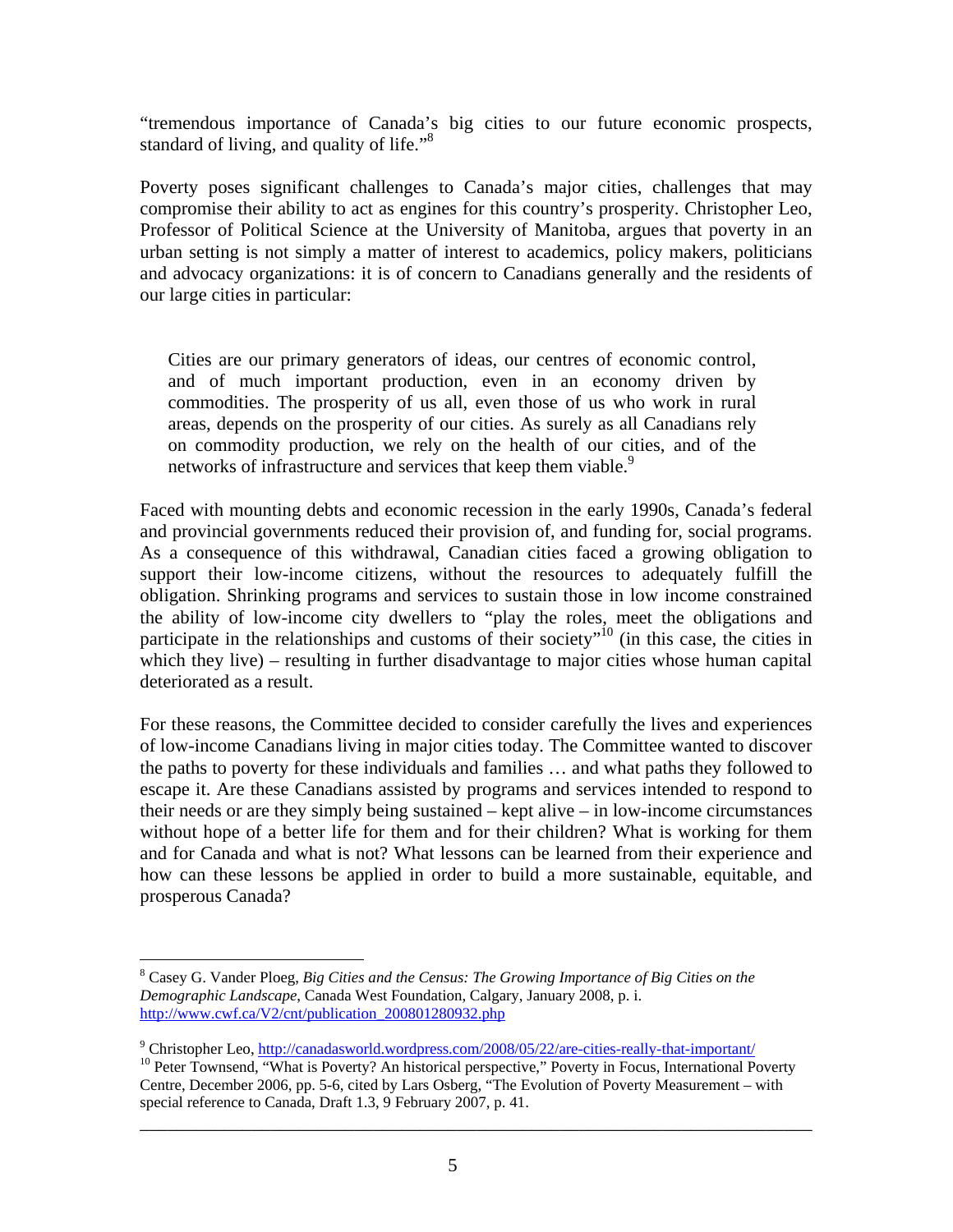"tremendous importance of Canada's big cities to our future economic prospects, standard of living, and quality of life."[8]

Poverty poses significant challenges to Canada's major cities, challenges that may compromise their ability to act as engines for this country's prosperity. Christopher Leo, Professor of Political Science at the University of Manitoba, argues that poverty in an urban setting is not simply a matter of interest to academics, policy makers, politicians and advocacy organizations: it is of concern to Canadians generally and the residents of our large cities in particular:

> Cities are our primary generators of ideas, our centres of economic control, and of much important production, even in an economy driven by commodities. The prosperity of us all, even those of us who work in rural areas, depends on the prosperity of our cities. As surely as all Canadians rely on commodity production, we rely on the health of our cities, and of the networks of infrastructure and services that keep them viable.[9]

Faced with mounting debts and economic recession in the early 1990s, Canada's federal and provincial governments reduced their provision of, and funding for, social programs. As a consequence of this withdrawal, Canadian cities faced a growing obligation to support their low-income citizens, without the resources to adequately fulfill the obligation. Shrinking programs and services to sustain those in low income constrained the ability of low-income city dwellers to "play the roles, meet the obligations and participate in the relationships and customs of their society"[10] (in this case, the cities in which they live) – resulting in further disadvantage to major cities whose human capital deteriorated as a result.

For these reasons, the Committee decided to consider carefully the lives and experiences of low-income Canadians living in major cities today. The Committee wanted to discover the paths to poverty for these individuals and families … and what paths they followed to escape it. Are these Canadians assisted by programs and services intended to respond to their needs or are they simply being sustained – kept alive – in low-income circumstances without hope of a better life for them and for their children? What is working for them and for Canada and what is not? What lessons can be learned from their experience and how can these lessons be applied in order to build a more sustainable, equitable, and prosperous Canada?

---

[8] Casey G. Vander Ploeg, *Big Cities and the Census: The Growing Importance of Big Cities on the Demographic Landscape*, Canada West Foundation, Calgary, January 2008, p. i. http://www.cwf.ca/V2/cnt/publication_200801280932.php

[9] Christopher Leo, http://canadasworld.wordpress.com/2008/05/22/are-cities-really-that-important/

[10] Peter Townsend, "What is Poverty? An historical perspective," Poverty in Focus, International Poverty Centre, December 2006, pp. 5-6, cited by Lars Osberg, "The Evolution of Poverty Measurement – with special reference to Canada, Draft 1.3, 9 February 2007, p. 41.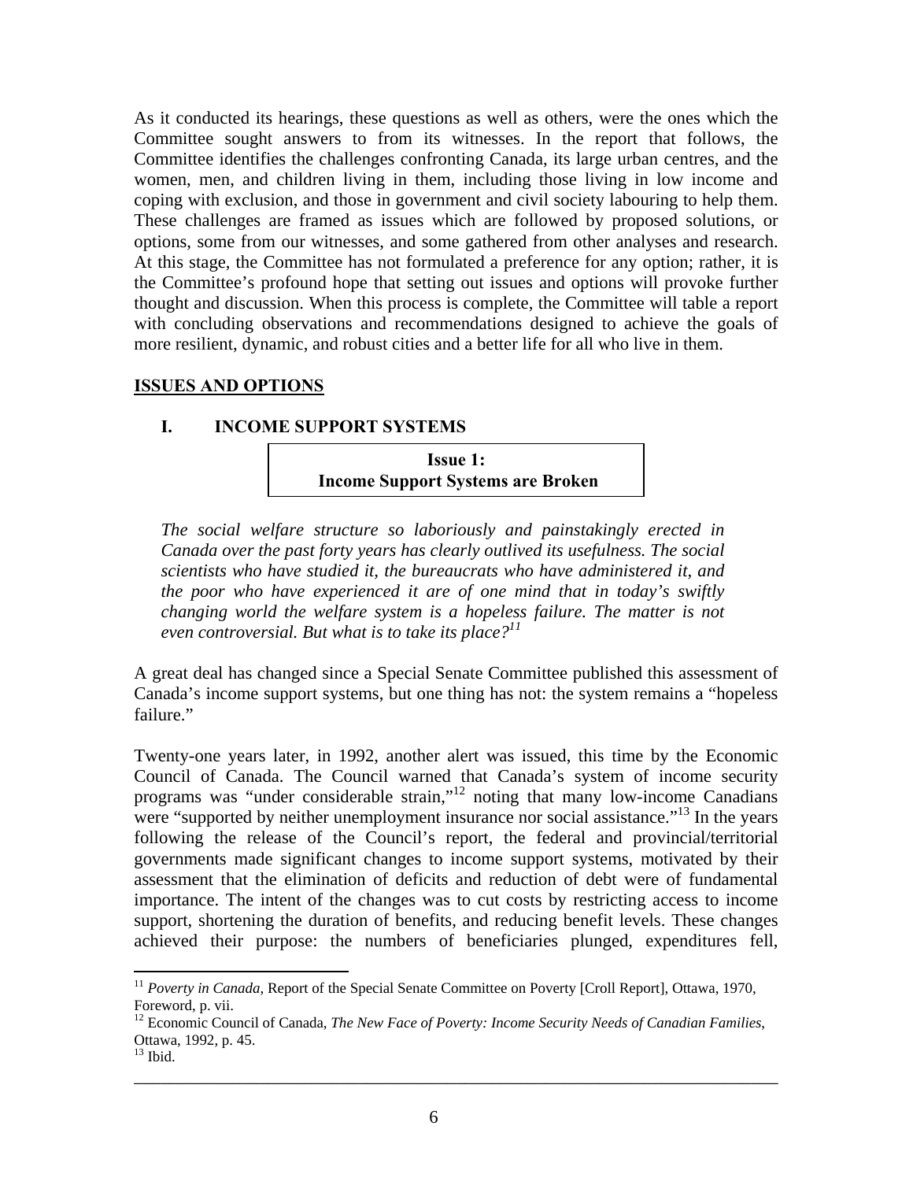As it conducted its hearings, these questions as well as others, were the ones which the Committee sought answers to from its witnesses. In the report that follows, the Committee identifies the challenges confronting Canada, its large urban centres, and the women, men, and children living in them, including those living in low income and coping with exclusion, and those in government and civil society labouring to help them. These challenges are framed as issues which are followed by proposed solutions, or options, some from our witnesses, and some gathered from other analyses and research. At this stage, the Committee has not formulated a preference for any option; rather, it is the Committee's profound hope that setting out issues and options will provoke further thought and discussion. When this process is complete, the Committee will table a report with concluding observations and recommendations designed to achieve the goals of more resilient, dynamic, and robust cities and a better life for all who live in them.

## ISSUES AND OPTIONS

### I. INCOME SUPPORT SYSTEMS

**Issue 1:**
**Income Support Systems are Broken**

> *The social welfare structure so laboriously and painstakingly erected in Canada over the past forty years has clearly outlived its usefulness. The social scientists who have studied it, the bureaucrats who have administered it, and the poor who have experienced it are of one mind that in today's swiftly changing world the welfare system is a hopeless failure. The matter is not even controversial. But what is to take its place?*[11]

A great deal has changed since a Special Senate Committee published this assessment of Canada's income support systems, but one thing has not: the system remains a "hopeless failure."

Twenty-one years later, in 1992, another alert was issued, this time by the Economic Council of Canada. The Council warned that Canada's system of income security programs was "under considerable strain,"[12] noting that many low-income Canadians were "supported by neither unemployment insurance nor social assistance."[13] In the years following the release of the Council's report, the federal and provincial/territorial governments made significant changes to income support systems, motivated by their assessment that the elimination of deficits and reduction of debt were of fundamental importance. The intent of the changes was to cut costs by restricting access to income support, shortening the duration of benefits, and reducing benefit levels. These changes achieved their purpose: the numbers of beneficiaries plunged, expenditures fell,

---

[11] *Poverty in Canada*, Report of the Special Senate Committee on Poverty [Croll Report], Ottawa, 1970, Foreword, p. vii.

[12] Economic Council of Canada, *The New Face of Poverty: Income Security Needs of Canadian Families*, Ottawa, 1992, p. 45.

[13] Ibid.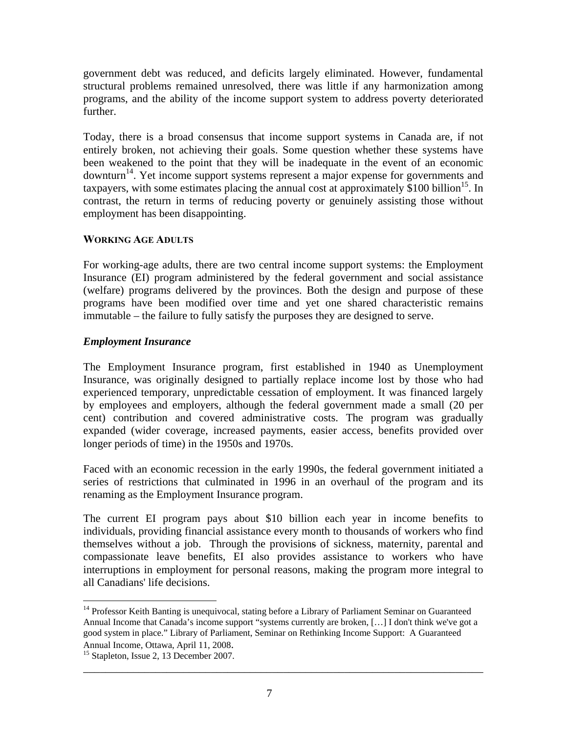government debt was reduced, and deficits largely eliminated. However, fundamental structural problems remained unresolved, there was little if any harmonization among programs, and the ability of the income support system to address poverty deteriorated further.

Today, there is a broad consensus that income support systems in Canada are, if not entirely broken, not achieving their goals. Some question whether these systems have been weakened to the point that they will be inadequate in the event of an economic downturn[14]. Yet income support systems represent a major expense for governments and taxpayers, with some estimates placing the annual cost at approximately $100 billion[15]. In contrast, the return in terms of reducing poverty or genuinely assisting those without employment has been disappointing.

#### WORKING AGE ADULTS

For working-age adults, there are two central income support systems: the Employment Insurance (EI) program administered by the federal government and social assistance (welfare) programs delivered by the provinces. Both the design and purpose of these programs have been modified over time and yet one shared characteristic remains immutable – the failure to fully satisfy the purposes they are designed to serve.

#### *Employment Insurance*

The Employment Insurance program, first established in 1940 as Unemployment Insurance, was originally designed to partially replace income lost by those who had experienced temporary, unpredictable cessation of employment. It was financed largely by employees and employers, although the federal government made a small (20 per cent) contribution and covered administrative costs. The program was gradually expanded (wider coverage, increased payments, easier access, benefits provided over longer periods of time) in the 1950s and 1970s.

Faced with an economic recession in the early 1990s, the federal government initiated a series of restrictions that culminated in 1996 in an overhaul of the program and its renaming as the Employment Insurance program.

The current EI program pays about $10 billion each year in income benefits to individuals, providing financial assistance every month to thousands of workers who find themselves without a job. Through the provisions of sickness, maternity, parental and compassionate leave benefits, EI also provides assistance to workers who have interruptions in employment for personal reasons, making the program more integral to all Canadians' life decisions.

---

[14] Professor Keith Banting is unequivocal, stating before a Library of Parliament Seminar on Guaranteed Annual Income that Canada's income support "systems currently are broken, […] I don't think we've got a good system in place." Library of Parliament, Seminar on Rethinking Income Support: A Guaranteed Annual Income, Ottawa, April 11, 2008.

[15] Stapleton, Issue 2, 13 December 2007.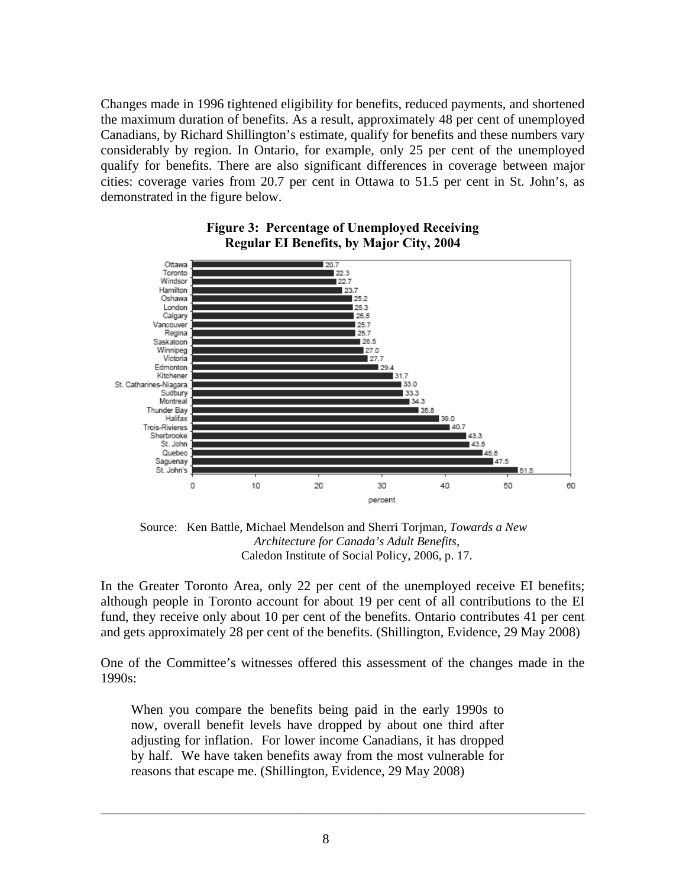Changes made in 1996 tightened eligibility for benefits, reduced payments, and shortened the maximum duration of benefits. As a result, approximately 48 per cent of unemployed Canadians, by Richard Shillington's estimate, qualify for benefits and these numbers vary considerably by region. In Ontario, for example, only 25 per cent of the unemployed qualify for benefits. There are also significant differences in coverage between major cities: coverage varies from 20.7 per cent in Ottawa to 51.5 per cent in St. John's, as demonstrated in the figure below.

**Figure 3: Percentage of Unemployed Receiving Regular EI Benefits, by Major City, 2004**

| City | percent |
|---|---|
| Ottawa | 20.7 |
| Toronto | 22.3 |
| Windsor | 22.7 |
| Hamilton | 23.7 |
| Oshawa | 25.2 |
| London | 25.3 |
| Calgary | 25.5 |
| Vancouver | 25.7 |
| Regina | 25.7 |
| Saskatoon | 26.5 |
| Winnipeg | 27.0 |
| Victoria | 27.7 |
| Edmonton | 29.4 |
| Kitchener | 31.7 |
| St. Catharines-Niagara | 33.0 |
| Sudbury | 33.3 |
| Montreal | 34.3 |
| Thunder Bay | 35.8 |
| Halifax | 39.0 |
| Trois-Rivieres | 40.7 |
| Sherbrooke | 43.3 |
| St. John | 43.8 |
| Quebec | 45.8 |
| Saguenay | 47.5 |
| St. John's | 51.5 |

Source: Ken Battle, Michael Mendelson and Sherri Torjman, *Towards a New Architecture for Canada's Adult Benefits*, Caledon Institute of Social Policy, 2006, p. 17.

In the Greater Toronto Area, only 22 per cent of the unemployed receive EI benefits; although people in Toronto account for about 19 per cent of all contributions to the EI fund, they receive only about 10 per cent of the benefits. Ontario contributes 41 per cent and gets approximately 28 per cent of the benefits. (Shillington, Evidence, 29 May 2008)

One of the Committee's witnesses offered this assessment of the changes made in the 1990s:

> When you compare the benefits being paid in the early 1990s to now, overall benefit levels have dropped by about one third after adjusting for inflation. For lower income Canadians, it has dropped by half. We have taken benefits away from the most vulnerable for reasons that escape me. (Shillington, Evidence, 29 May 2008)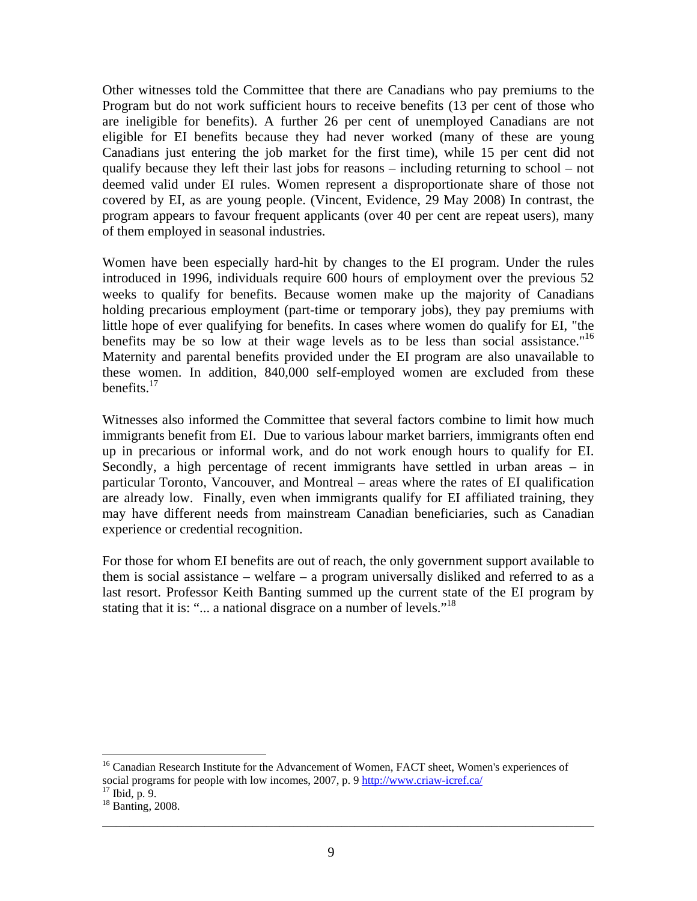Other witnesses told the Committee that there are Canadians who pay premiums to the Program but do not work sufficient hours to receive benefits (13 per cent of those who are ineligible for benefits). A further 26 per cent of unemployed Canadians are not eligible for EI benefits because they had never worked (many of these are young Canadians just entering the job market for the first time), while 15 per cent did not qualify because they left their last jobs for reasons – including returning to school – not deemed valid under EI rules. Women represent a disproportionate share of those not covered by EI, as are young people. (Vincent, Evidence, 29 May 2008) In contrast, the program appears to favour frequent applicants (over 40 per cent are repeat users), many of them employed in seasonal industries.

Women have been especially hard-hit by changes to the EI program. Under the rules introduced in 1996, individuals require 600 hours of employment over the previous 52 weeks to qualify for benefits. Because women make up the majority of Canadians holding precarious employment (part-time or temporary jobs), they pay premiums with little hope of ever qualifying for benefits. In cases where women do qualify for EI, "the benefits may be so low at their wage levels as to be less than social assistance."[16] Maternity and parental benefits provided under the EI program are also unavailable to these women. In addition, 840,000 self-employed women are excluded from these benefits.[17]

Witnesses also informed the Committee that several factors combine to limit how much immigrants benefit from EI. Due to various labour market barriers, immigrants often end up in precarious or informal work, and do not work enough hours to qualify for EI. Secondly, a high percentage of recent immigrants have settled in urban areas – in particular Toronto, Vancouver, and Montreal – areas where the rates of EI qualification are already low. Finally, even when immigrants qualify for EI affiliated training, they may have different needs from mainstream Canadian beneficiaries, such as Canadian experience or credential recognition.

For those for whom EI benefits are out of reach, the only government support available to them is social assistance – welfare – a program universally disliked and referred to as a last resort. Professor Keith Banting summed up the current state of the EI program by stating that it is: "... a national disgrace on a number of levels."[18]

---

[16] Canadian Research Institute for the Advancement of Women, FACT sheet, Women's experiences of social programs for people with low incomes, 2007, p. 9 http://www.criaw-icref.ca/

[17] Ibid, p. 9.

[18] Banting, 2008.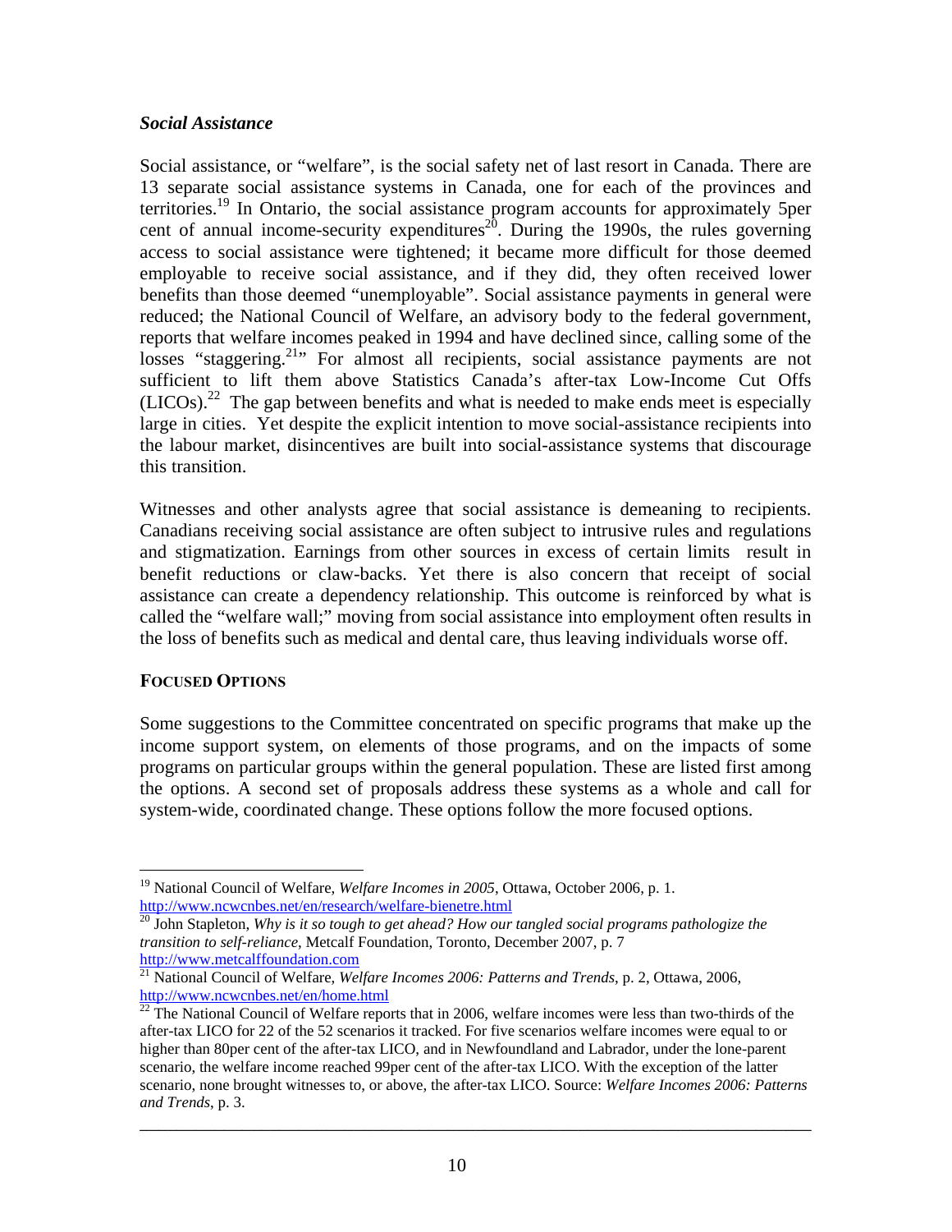*Social Assistance*

Social assistance, or “welfare”, is the social safety net of last resort in Canada. There are 13 separate social assistance systems in Canada, one for each of the provinces and territories.[19] In Ontario, the social assistance program accounts for approximately 5per cent of annual income-security expenditures[20]. During the 1990s, the rules governing access to social assistance were tightened; it became more difficult for those deemed employable to receive social assistance, and if they did, they often received lower benefits than those deemed “unemployable”. Social assistance payments in general were reduced; the National Council of Welfare, an advisory body to the federal government, reports that welfare incomes peaked in 1994 and have declined since, calling some of the losses “staggering.[21]” For almost all recipients, social assistance payments are not sufficient to lift them above Statistics Canada’s after-tax Low-Income Cut Offs (LICOs).[22] The gap between benefits and what is needed to make ends meet is especially large in cities. Yet despite the explicit intention to move social-assistance recipients into the labour market, disincentives are built into social-assistance systems that discourage this transition.

Witnesses and other analysts agree that social assistance is demeaning to recipients. Canadians receiving social assistance are often subject to intrusive rules and regulations and stigmatization. Earnings from other sources in excess of certain limits result in benefit reductions or claw-backs. Yet there is also concern that receipt of social assistance can create a dependency relationship. This outcome is reinforced by what is called the “welfare wall;” moving from social assistance into employment often results in the loss of benefits such as medical and dental care, thus leaving individuals worse off.

**FOCUSED OPTIONS**

Some suggestions to the Committee concentrated on specific programs that make up the income support system, on elements of those programs, and on the impacts of some programs on particular groups within the general population. These are listed first among the options. A second set of proposals address these systems as a whole and call for system-wide, coordinated change. These options follow the more focused options.

---

[19] National Council of Welfare, *Welfare Incomes in 2005*, Ottawa, October 2006, p. 1. http://www.ncwcnbes.net/en/research/welfare-bienetre.html

[20] John Stapleton, *Why is it so tough to get ahead? How our tangled social programs pathologize the transition to self-reliance*, Metcalf Foundation, Toronto, December 2007, p. 7 http://www.metcalffoundation.com

[21] National Council of Welfare, *Welfare Incomes 2006: Patterns and Trends*, p. 2, Ottawa, 2006, http://www.ncwcnbes.net/en/home.html

[22] The National Council of Welfare reports that in 2006, welfare incomes were less than two-thirds of the after-tax LICO for 22 of the 52 scenarios it tracked. For five scenarios welfare incomes were equal to or higher than 80per cent of the after-tax LICO, and in Newfoundland and Labrador, under the lone-parent scenario, the welfare income reached 99per cent of the after-tax LICO. With the exception of the latter scenario, none brought witnesses to, or above, the after-tax LICO. Source: *Welfare Incomes 2006: Patterns and Trends*, p. 3.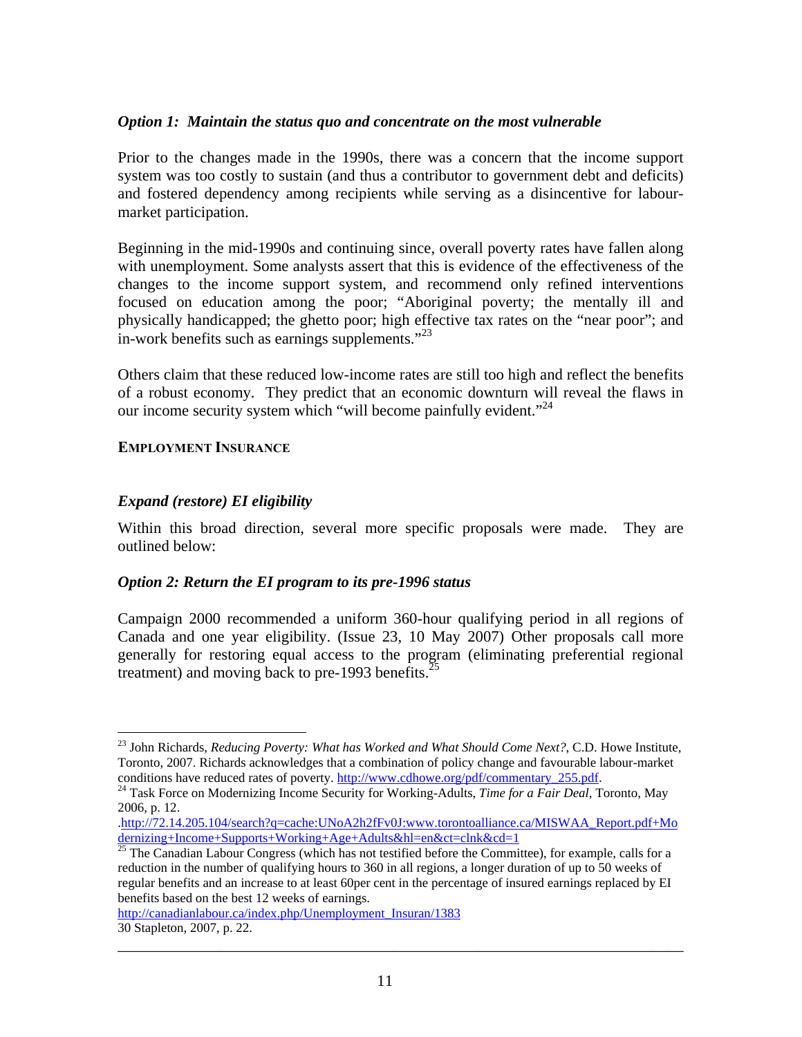### *Option 1: Maintain the status quo and concentrate on the most vulnerable*

Prior to the changes made in the 1990s, there was a concern that the income support system was too costly to sustain (and thus a contributor to government debt and deficits) and fostered dependency among recipients while serving as a disincentive for labour-market participation.

Beginning in the mid-1990s and continuing since, overall poverty rates have fallen along with unemployment. Some analysts assert that this is evidence of the effectiveness of the changes to the income support system, and recommend only refined interventions focused on education among the poor; "Aboriginal poverty; the mentally ill and physically handicapped; the ghetto poor; high effective tax rates on the "near poor"; and in-work benefits such as earnings supplements."[23]

Others claim that these reduced low-income rates are still too high and reflect the benefits of a robust economy. They predict that an economic downturn will reveal the flaws in our income security system which "will become painfully evident."[24]

## EMPLOYMENT INSURANCE

### *Expand (restore) EI eligibility*

Within this broad direction, several more specific proposals were made. They are outlined below:

### *Option 2: Return the EI program to its pre-1996 status*

Campaign 2000 recommended a uniform 360-hour qualifying period in all regions of Canada and one year eligibility. (Issue 23, 10 May 2007) Other proposals call more generally for restoring equal access to the program (eliminating preferential regional treatment) and moving back to pre-1993 benefits.[25]

---

[23] John Richards, *Reducing Poverty: What has Worked and What Should Come Next?*, C.D. Howe Institute, Toronto, 2007. Richards acknowledges that a combination of policy change and favourable labour-market conditions have reduced rates of poverty. http://www.cdhowe.org/pdf/commentary_255.pdf.

[24] Task Force on Modernizing Income Security for Working-Adults, *Time for a Fair Deal*, Toronto, May 2006, p. 12.
.http://72.14.205.104/search?q=cache:UNoA2h2fFv0J:www.torontoalliance.ca/MISWAA_Report.pdf+Modernizing+Income+Supports+Working+Age+Adults&hl=en&ct=clnk&cd=1

[25] The Canadian Labour Congress (which has not testified before the Committee), for example, calls for a reduction in the number of qualifying hours to 360 in all regions, a longer duration of up to 50 weeks of regular benefits and an increase to at least 60per cent in the percentage of insured earnings replaced by EI benefits based on the best 12 weeks of earnings.
http://canadianlabour.ca/index.php/Unemployment_Insuran/1383
30 Stapleton, 2007, p. 22.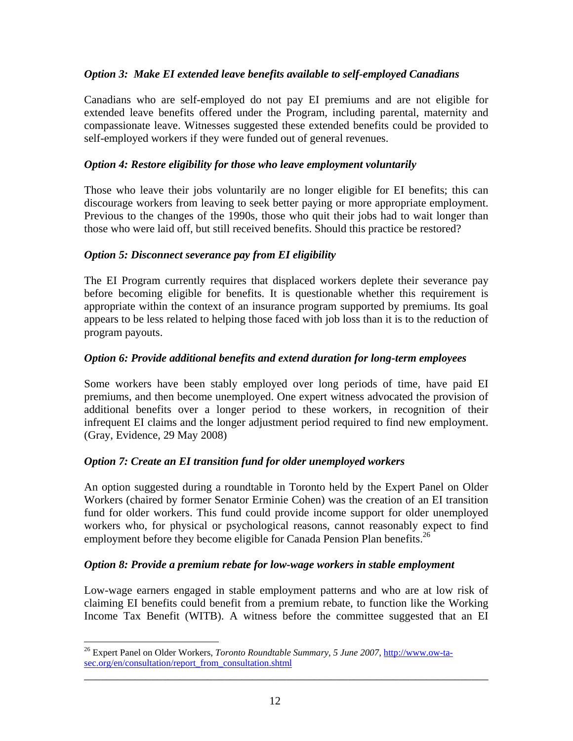### *Option 3: Make EI extended leave benefits available to self-employed Canadians*

Canadians who are self-employed do not pay EI premiums and are not eligible for extended leave benefits offered under the Program, including parental, maternity and compassionate leave. Witnesses suggested these extended benefits could be provided to self-employed workers if they were funded out of general revenues.

### *Option 4: Restore eligibility for those who leave employment voluntarily*

Those who leave their jobs voluntarily are no longer eligible for EI benefits; this can discourage workers from leaving to seek better paying or more appropriate employment. Previous to the changes of the 1990s, those who quit their jobs had to wait longer than those who were laid off, but still received benefits. Should this practice be restored?

### *Option 5: Disconnect severance pay from EI eligibility*

The EI Program currently requires that displaced workers deplete their severance pay before becoming eligible for benefits. It is questionable whether this requirement is appropriate within the context of an insurance program supported by premiums. Its goal appears to be less related to helping those faced with job loss than it is to the reduction of program payouts.

### *Option 6: Provide additional benefits and extend duration for long-term employees*

Some workers have been stably employed over long periods of time, have paid EI premiums, and then become unemployed. One expert witness advocated the provision of additional benefits over a longer period to these workers, in recognition of their infrequent EI claims and the longer adjustment period required to find new employment. (Gray, Evidence, 29 May 2008)

### *Option 7: Create an EI transition fund for older unemployed workers*

An option suggested during a roundtable in Toronto held by the Expert Panel on Older Workers (chaired by former Senator Erminie Cohen) was the creation of an EI transition fund for older workers. This fund could provide income support for older unemployed workers who, for physical or psychological reasons, cannot reasonably expect to find employment before they become eligible for Canada Pension Plan benefits.[26]

### *Option 8: Provide a premium rebate for low-wage workers in stable employment*

Low-wage earners engaged in stable employment patterns and who are at low risk of claiming EI benefits could benefit from a premium rebate, to function like the Working Income Tax Benefit (WITB). A witness before the committee suggested that an EI

---

[26] Expert Panel on Older Workers, *Toronto Roundtable Summary, 5 June 2007*, http://www.ow-ta-sec.org/en/consultation/report_from_consultation.shtml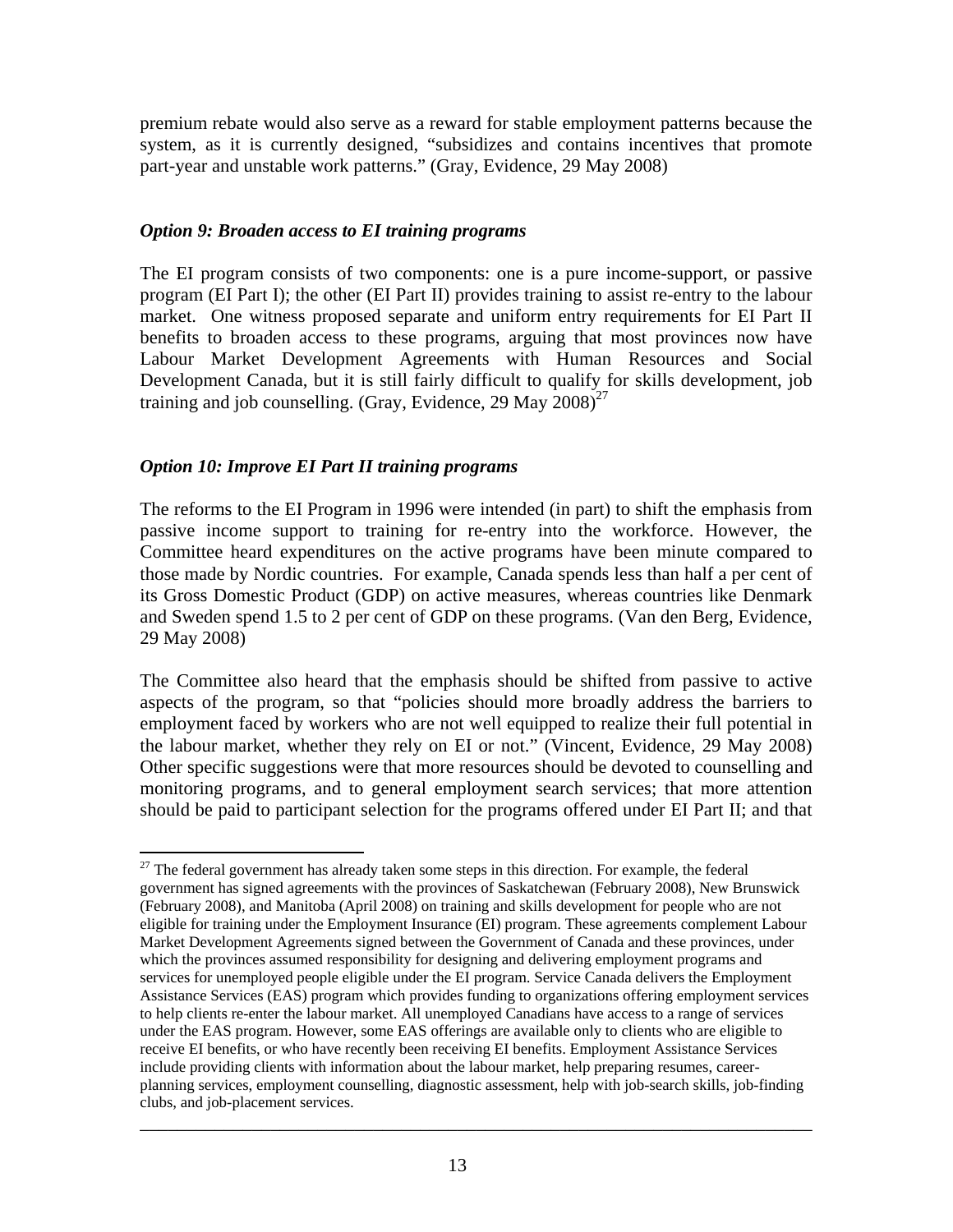premium rebate would also serve as a reward for stable employment patterns because the system, as it is currently designed, "subsidizes and contains incentives that promote part-year and unstable work patterns." (Gray, Evidence, 29 May 2008)

### *Option 9: Broaden access to EI training programs*

The EI program consists of two components: one is a pure income-support, or passive program (EI Part I); the other (EI Part II) provides training to assist re-entry to the labour market. One witness proposed separate and uniform entry requirements for EI Part II benefits to broaden access to these programs, arguing that most provinces now have Labour Market Development Agreements with Human Resources and Social Development Canada, but it is still fairly difficult to qualify for skills development, job training and job counselling. (Gray, Evidence, 29 May 2008)[27]

### *Option 10: Improve EI Part II training programs*

The reforms to the EI Program in 1996 were intended (in part) to shift the emphasis from passive income support to training for re-entry into the workforce. However, the Committee heard expenditures on the active programs have been minute compared to those made by Nordic countries. For example, Canada spends less than half a per cent of its Gross Domestic Product (GDP) on active measures, whereas countries like Denmark and Sweden spend 1.5 to 2 per cent of GDP on these programs. (Van den Berg, Evidence, 29 May 2008)

The Committee also heard that the emphasis should be shifted from passive to active aspects of the program, so that "policies should more broadly address the barriers to employment faced by workers who are not well equipped to realize their full potential in the labour market, whether they rely on EI or not." (Vincent, Evidence, 29 May 2008) Other specific suggestions were that more resources should be devoted to counselling and monitoring programs, and to general employment search services; that more attention should be paid to participant selection for the programs offered under EI Part II; and that

---

[27] The federal government has already taken some steps in this direction. For example, the federal government has signed agreements with the provinces of Saskatchewan (February 2008), New Brunswick (February 2008), and Manitoba (April 2008) on training and skills development for people who are not eligible for training under the Employment Insurance (EI) program. These agreements complement Labour Market Development Agreements signed between the Government of Canada and these provinces, under which the provinces assumed responsibility for designing and delivering employment programs and services for unemployed people eligible under the EI program. Service Canada delivers the Employment Assistance Services (EAS) program which provides funding to organizations offering employment services to help clients re-enter the labour market. All unemployed Canadians have access to a range of services under the EAS program. However, some EAS offerings are available only to clients who are eligible to receive EI benefits, or who have recently been receiving EI benefits. Employment Assistance Services include providing clients with information about the labour market, help preparing resumes, career-planning services, employment counselling, diagnostic assessment, help with job-search skills, job-finding clubs, and job-placement services.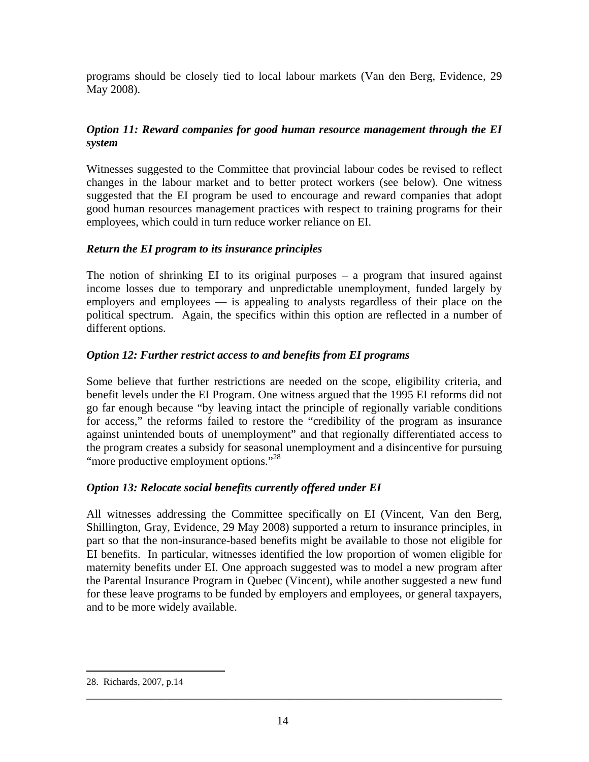programs should be closely tied to local labour markets (Van den Berg, Evidence, 29 May 2008).

### *Option 11: Reward companies for good human resource management through the EI system*

Witnesses suggested to the Committee that provincial labour codes be revised to reflect changes in the labour market and to better protect workers (see below). One witness suggested that the EI program be used to encourage and reward companies that adopt good human resources management practices with respect to training programs for their employees, which could in turn reduce worker reliance on EI.

### *Return the EI program to its insurance principles*

The notion of shrinking EI to its original purposes – a program that insured against income losses due to temporary and unpredictable unemployment, funded largely by employers and employees — is appealing to analysts regardless of their place on the political spectrum. Again, the specifics within this option are reflected in a number of different options.

### *Option 12: Further restrict access to and benefits from EI programs*

Some believe that further restrictions are needed on the scope, eligibility criteria, and benefit levels under the EI Program. One witness argued that the 1995 EI reforms did not go far enough because "by leaving intact the principle of regionally variable conditions for access," the reforms failed to restore the "credibility of the program as insurance against unintended bouts of unemployment" and that regionally differentiated access to the program creates a subsidy for seasonal unemployment and a disincentive for pursuing "more productive employment options."[28]

### *Option 13: Relocate social benefits currently offered under EI*

All witnesses addressing the Committee specifically on EI (Vincent, Van den Berg, Shillington, Gray, Evidence, 29 May 2008) supported a return to insurance principles, in part so that the non-insurance-based benefits might be available to those not eligible for EI benefits. In particular, witnesses identified the low proportion of women eligible for maternity benefits under EI. One approach suggested was to model a new program after the Parental Insurance Program in Quebec (Vincent), while another suggested a new fund for these leave programs to be funded by employers and employees, or general taxpayers, and to be more widely available.

---

28. Richards, 2007, p.14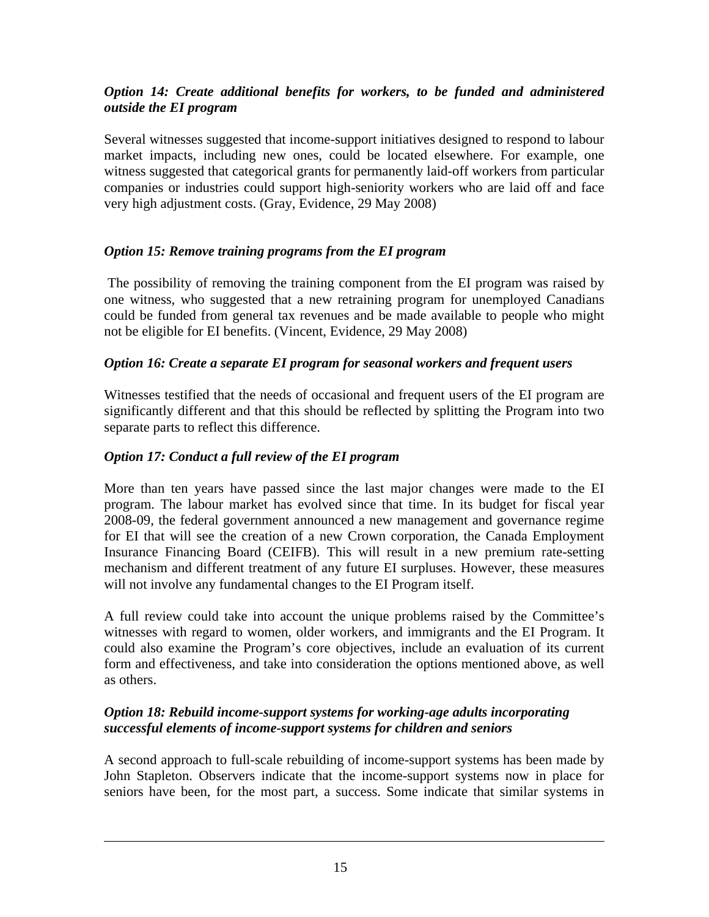***Option 14: Create additional benefits for workers, to be funded and administered outside the EI program***

Several witnesses suggested that income-support initiatives designed to respond to labour market impacts, including new ones, could be located elsewhere. For example, one witness suggested that categorical grants for permanently laid-off workers from particular companies or industries could support high-seniority workers who are laid off and face very high adjustment costs. (Gray, Evidence, 29 May 2008)

***Option 15: Remove training programs from the EI program***

The possibility of removing the training component from the EI program was raised by one witness, who suggested that a new retraining program for unemployed Canadians could be funded from general tax revenues and be made available to people who might not be eligible for EI benefits. (Vincent, Evidence, 29 May 2008)

***Option 16: Create a separate EI program for seasonal workers and frequent users***

Witnesses testified that the needs of occasional and frequent users of the EI program are significantly different and that this should be reflected by splitting the Program into two separate parts to reflect this difference.

***Option 17: Conduct a full review of the EI program***

More than ten years have passed since the last major changes were made to the EI program. The labour market has evolved since that time. In its budget for fiscal year 2008-09, the federal government announced a new management and governance regime for EI that will see the creation of a new Crown corporation, the Canada Employment Insurance Financing Board (CEIFB). This will result in a new premium rate-setting mechanism and different treatment of any future EI surpluses. However, these measures will not involve any fundamental changes to the EI Program itself.

A full review could take into account the unique problems raised by the Committee's witnesses with regard to women, older workers, and immigrants and the EI Program. It could also examine the Program's core objectives, include an evaluation of its current form and effectiveness, and take into consideration the options mentioned above, as well as others.

***Option 18: Rebuild income-support systems for working-age adults incorporating successful elements of income-support systems for children and seniors***

A second approach to full-scale rebuilding of income-support systems has been made by John Stapleton. Observers indicate that the income-support systems now in place for seniors have been, for the most part, a success. Some indicate that similar systems in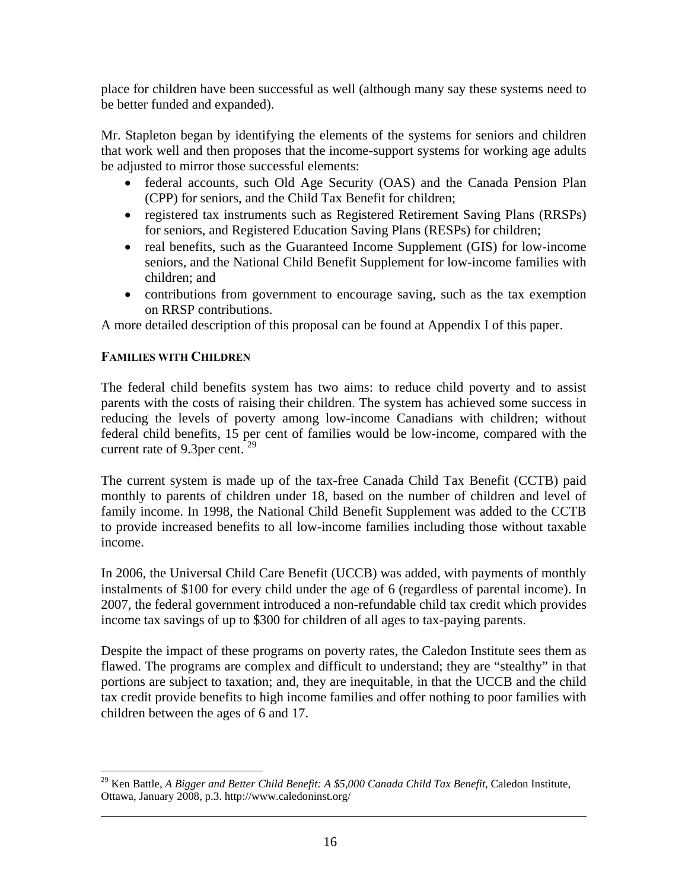place for children have been successful as well (although many say these systems need to be better funded and expanded).

Mr. Stapleton began by identifying the elements of the systems for seniors and children that work well and then proposes that the income-support systems for working age adults be adjusted to mirror those successful elements:

- federal accounts, such Old Age Security (OAS) and the Canada Pension Plan (CPP) for seniors, and the Child Tax Benefit for children;
- registered tax instruments such as Registered Retirement Saving Plans (RRSPs) for seniors, and Registered Education Saving Plans (RESPs) for children;
- real benefits, such as the Guaranteed Income Supplement (GIS) for low-income seniors, and the National Child Benefit Supplement for low-income families with children; and
- contributions from government to encourage saving, such as the tax exemption on RRSP contributions.

A more detailed description of this proposal can be found at Appendix I of this paper.

**FAMILIES WITH CHILDREN**

The federal child benefits system has two aims: to reduce child poverty and to assist parents with the costs of raising their children. The system has achieved some success in reducing the levels of poverty among low-income Canadians with children; without federal child benefits, 15 per cent of families would be low-income, compared with the current rate of 9.3per cent. [29]

The current system is made up of the tax-free Canada Child Tax Benefit (CCTB) paid monthly to parents of children under 18, based on the number of children and level of family income. In 1998, the National Child Benefit Supplement was added to the CCTB to provide increased benefits to all low-income families including those without taxable income.

In 2006, the Universal Child Care Benefit (UCCB) was added, with payments of monthly instalments of $100 for every child under the age of 6 (regardless of parental income). In 2007, the federal government introduced a non-refundable child tax credit which provides income tax savings of up to $300 for children of all ages to tax-paying parents.

Despite the impact of these programs on poverty rates, the Caledon Institute sees them as flawed. The programs are complex and difficult to understand; they are "stealthy" in that portions are subject to taxation; and, they are inequitable, in that the UCCB and the child tax credit provide benefits to high income families and offer nothing to poor families with children between the ages of 6 and 17.

---

[29] Ken Battle, *A Bigger and Better Child Benefit: A $5,000 Canada Child Tax Benefit*, Caledon Institute, Ottawa, January 2008, p.3. http://www.caledoninst.org/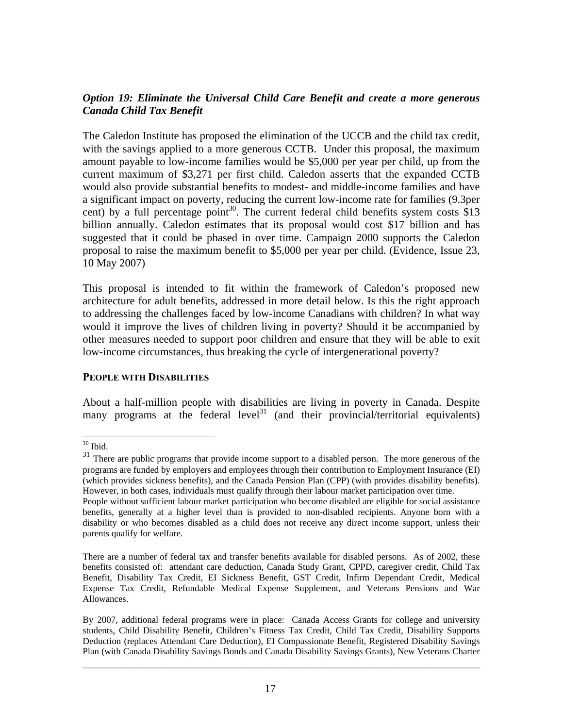***Option 19: Eliminate the Universal Child Care Benefit and create a more generous Canada Child Tax Benefit***

The Caledon Institute has proposed the elimination of the UCCB and the child tax credit, with the savings applied to a more generous CCTB. Under this proposal, the maximum amount payable to low-income families would be $5,000 per year per child, up from the current maximum of $3,271 per first child. Caledon asserts that the expanded CCTB would also provide substantial benefits to modest- and middle-income families and have a significant impact on poverty, reducing the current low-income rate for families (9.3per cent) by a full percentage point[30]. The current federal child benefits system costs $13 billion annually. Caledon estimates that its proposal would cost $17 billion and has suggested that it could be phased in over time. Campaign 2000 supports the Caledon proposal to raise the maximum benefit to $5,000 per year per child. (Evidence, Issue 23, 10 May 2007)

This proposal is intended to fit within the framework of Caledon's proposed new architecture for adult benefits, addressed in more detail below. Is this the right approach to addressing the challenges faced by low-income Canadians with children? In what way would it improve the lives of children living in poverty? Should it be accompanied by other measures needed to support poor children and ensure that they will be able to exit low-income circumstances, thus breaking the cycle of intergenerational poverty?

**PEOPLE WITH DISABILITIES**

About a half-million people with disabilities are living in poverty in Canada. Despite many programs at the federal level[31] (and their provincial/territorial equivalents)

---

[30] Ibid.

[31] There are public programs that provide income support to a disabled person. The more generous of the programs are funded by employers and employees through their contribution to Employment Insurance (EI) (which provides sickness benefits), and the Canada Pension Plan (CPP) (with provides disability benefits). However, in both cases, individuals must qualify through their labour market participation over time.
People without sufficient labour market participation who become disabled are eligible for social assistance benefits, generally at a higher level than is provided to non-disabled recipients. Anyone born with a disability or who becomes disabled as a child does not receive any direct income support, unless their parents qualify for welfare.

There are a number of federal tax and transfer benefits available for disabled persons. As of 2002, these benefits consisted of: attendant care deduction, Canada Study Grant, CPPD, caregiver credit, Child Tax Benefit, Disability Tax Credit, EI Sickness Benefit, GST Credit, Infirm Dependant Credit, Medical Expense Tax Credit, Refundable Medical Expense Supplement, and Veterans Pensions and War Allowances.

By 2007, additional federal programs were in place: Canada Access Grants for college and university students, Child Disability Benefit, Children's Fitness Tax Credit, Child Tax Credit, Disability Supports Deduction (replaces Attendant Care Deduction), EI Compassionate Benefit, Registered Disability Savings Plan (with Canada Disability Savings Bonds and Canada Disability Savings Grants), New Veterans Charter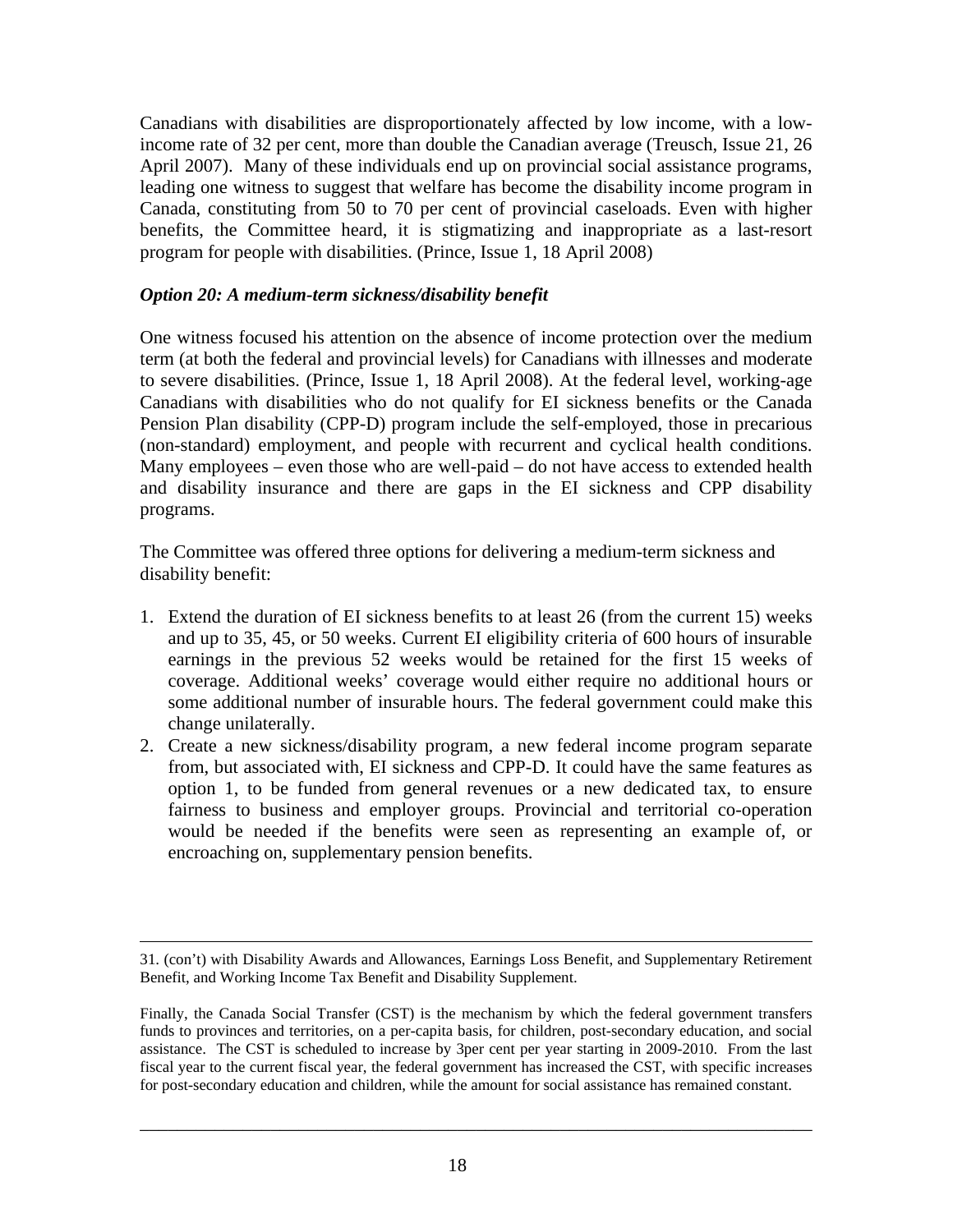Canadians with disabilities are disproportionately affected by low income, with a low-income rate of 32 per cent, more than double the Canadian average (Treusch, Issue 21, 26 April 2007). Many of these individuals end up on provincial social assistance programs, leading one witness to suggest that welfare has become the disability income program in Canada, constituting from 50 to 70 per cent of provincial caseloads. Even with higher benefits, the Committee heard, it is stigmatizing and inappropriate as a last-resort program for people with disabilities. (Prince, Issue 1, 18 April 2008)

### *Option 20: A medium-term sickness/disability benefit*

One witness focused his attention on the absence of income protection over the medium term (at both the federal and provincial levels) for Canadians with illnesses and moderate to severe disabilities. (Prince, Issue 1, 18 April 2008). At the federal level, working-age Canadians with disabilities who do not qualify for EI sickness benefits or the Canada Pension Plan disability (CPP-D) program include the self-employed, those in precarious (non-standard) employment, and people with recurrent and cyclical health conditions. Many employees – even those who are well-paid – do not have access to extended health and disability insurance and there are gaps in the EI sickness and CPP disability programs.

The Committee was offered three options for delivering a medium-term sickness and disability benefit:

1. Extend the duration of EI sickness benefits to at least 26 (from the current 15) weeks and up to 35, 45, or 50 weeks. Current EI eligibility criteria of 600 hours of insurable earnings in the previous 52 weeks would be retained for the first 15 weeks of coverage. Additional weeks' coverage would either require no additional hours or some additional number of insurable hours. The federal government could make this change unilaterally.
2. Create a new sickness/disability program, a new federal income program separate from, but associated with, EI sickness and CPP-D. It could have the same features as option 1, to be funded from general revenues or a new dedicated tax, to ensure fairness to business and employer groups. Provincial and territorial co-operation would be needed if the benefits were seen as representing an example of, or encroaching on, supplementary pension benefits.

---

31. (con't) with Disability Awards and Allowances, Earnings Loss Benefit, and Supplementary Retirement Benefit, and Working Income Tax Benefit and Disability Supplement.

Finally, the Canada Social Transfer (CST) is the mechanism by which the federal government transfers funds to provinces and territories, on a per-capita basis, for children, post-secondary education, and social assistance. The CST is scheduled to increase by 3per cent per year starting in 2009-2010. From the last fiscal year to the current fiscal year, the federal government has increased the CST, with specific increases for post-secondary education and children, while the amount for social assistance has remained constant.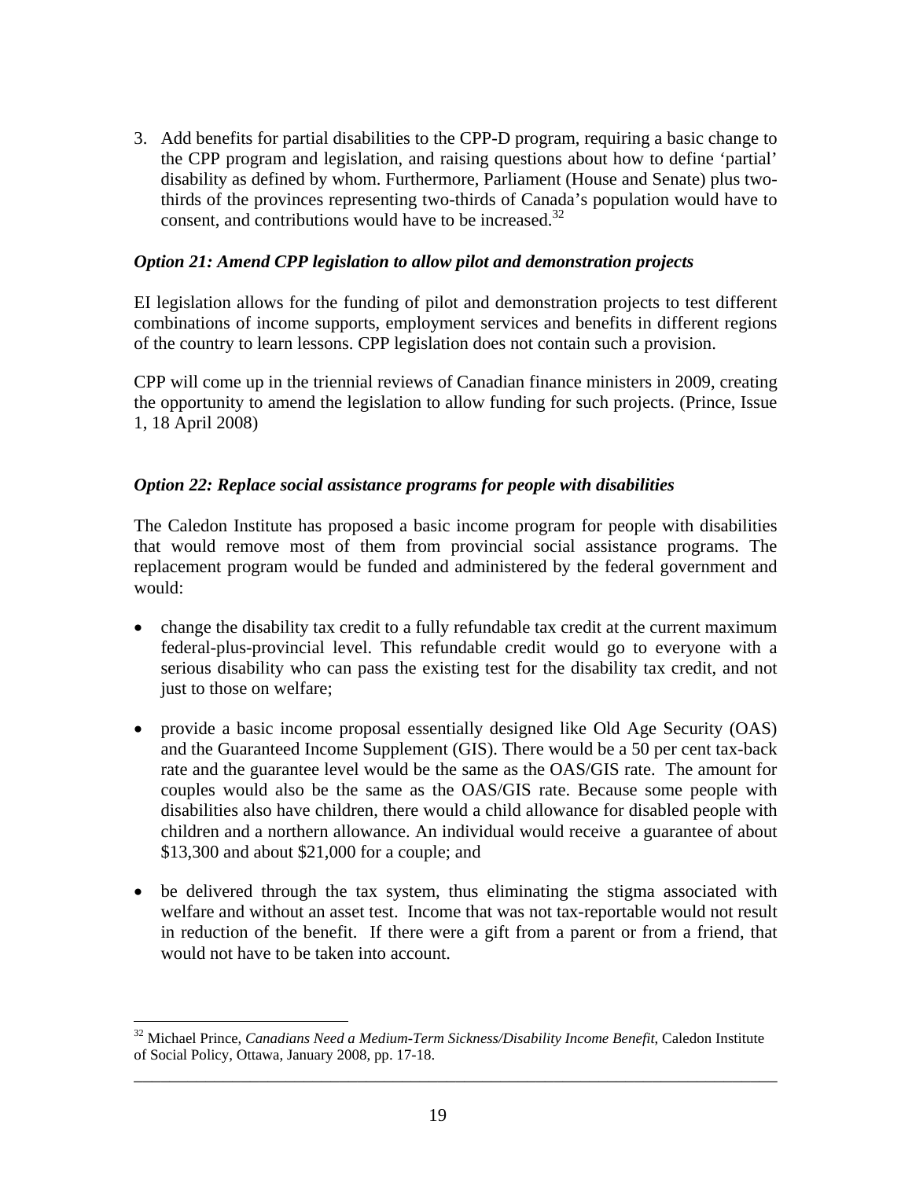3. Add benefits for partial disabilities to the CPP-D program, requiring a basic change to the CPP program and legislation, and raising questions about how to define 'partial' disability as defined by whom. Furthermore, Parliament (House and Senate) plus two-thirds of the provinces representing two-thirds of Canada's population would have to consent, and contributions would have to be increased.[32]

### *Option 21: Amend CPP legislation to allow pilot and demonstration projects*

EI legislation allows for the funding of pilot and demonstration projects to test different combinations of income supports, employment services and benefits in different regions of the country to learn lessons. CPP legislation does not contain such a provision.

CPP will come up in the triennial reviews of Canadian finance ministers in 2009, creating the opportunity to amend the legislation to allow funding for such projects. (Prince, Issue 1, 18 April 2008)

### *Option 22: Replace social assistance programs for people with disabilities*

The Caledon Institute has proposed a basic income program for people with disabilities that would remove most of them from provincial social assistance programs. The replacement program would be funded and administered by the federal government and would:

- change the disability tax credit to a fully refundable tax credit at the current maximum federal-plus-provincial level. This refundable credit would go to everyone with a serious disability who can pass the existing test for the disability tax credit, and not just to those on welfare;
- provide a basic income proposal essentially designed like Old Age Security (OAS) and the Guaranteed Income Supplement (GIS). There would be a 50 per cent tax-back rate and the guarantee level would be the same as the OAS/GIS rate. The amount for couples would also be the same as the OAS/GIS rate. Because some people with disabilities also have children, there would a child allowance for disabled people with children and a northern allowance. An individual would receive a guarantee of about \$13,300 and about \$21,000 for a couple; and
- be delivered through the tax system, thus eliminating the stigma associated with welfare and without an asset test. Income that was not tax-reportable would not result in reduction of the benefit. If there were a gift from a parent or from a friend, that would not have to be taken into account.

---

[32] Michael Prince, *Canadians Need a Medium-Term Sickness/Disability Income Benefit*, Caledon Institute of Social Policy, Ottawa, January 2008, pp. 17-18.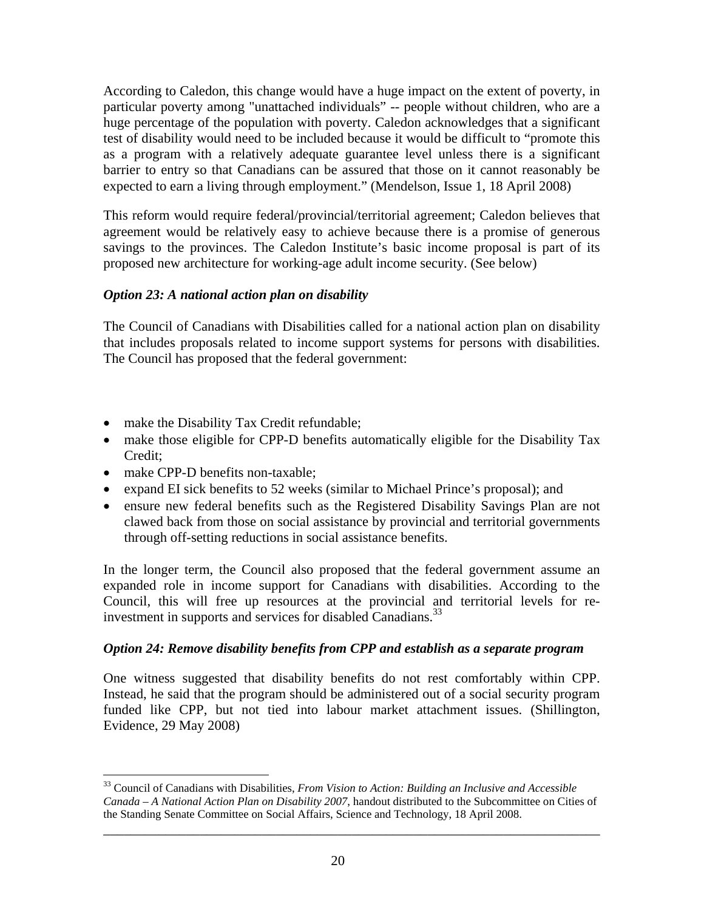According to Caledon, this change would have a huge impact on the extent of poverty, in particular poverty among "unattached individuals" -- people without children, who are a huge percentage of the population with poverty. Caledon acknowledges that a significant test of disability would need to be included because it would be difficult to "promote this as a program with a relatively adequate guarantee level unless there is a significant barrier to entry so that Canadians can be assured that those on it cannot reasonably be expected to earn a living through employment." (Mendelson, Issue 1, 18 April 2008)

This reform would require federal/provincial/territorial agreement; Caledon believes that agreement would be relatively easy to achieve because there is a promise of generous savings to the provinces. The Caledon Institute's basic income proposal is part of its proposed new architecture for working-age adult income security. (See below)

### *Option 23: A national action plan on disability*

The Council of Canadians with Disabilities called for a national action plan on disability that includes proposals related to income support systems for persons with disabilities. The Council has proposed that the federal government:

- make the Disability Tax Credit refundable;
- make those eligible for CPP-D benefits automatically eligible for the Disability Tax Credit;
- make CPP-D benefits non-taxable;
- expand EI sick benefits to 52 weeks (similar to Michael Prince's proposal); and
- ensure new federal benefits such as the Registered Disability Savings Plan are not clawed back from those on social assistance by provincial and territorial governments through off-setting reductions in social assistance benefits.

In the longer term, the Council also proposed that the federal government assume an expanded role in income support for Canadians with disabilities. According to the Council, this will free up resources at the provincial and territorial levels for re-investment in supports and services for disabled Canadians.[33]

### *Option 24: Remove disability benefits from CPP and establish as a separate program*

One witness suggested that disability benefits do not rest comfortably within CPP. Instead, he said that the program should be administered out of a social security program funded like CPP, but not tied into labour market attachment issues. (Shillington, Evidence, 29 May 2008)

---

[33] Council of Canadians with Disabilities, *From Vision to Action: Building an Inclusive and Accessible Canada – A National Action Plan on Disability 2007*, handout distributed to the Subcommittee on Cities of the Standing Senate Committee on Social Affairs, Science and Technology, 18 April 2008.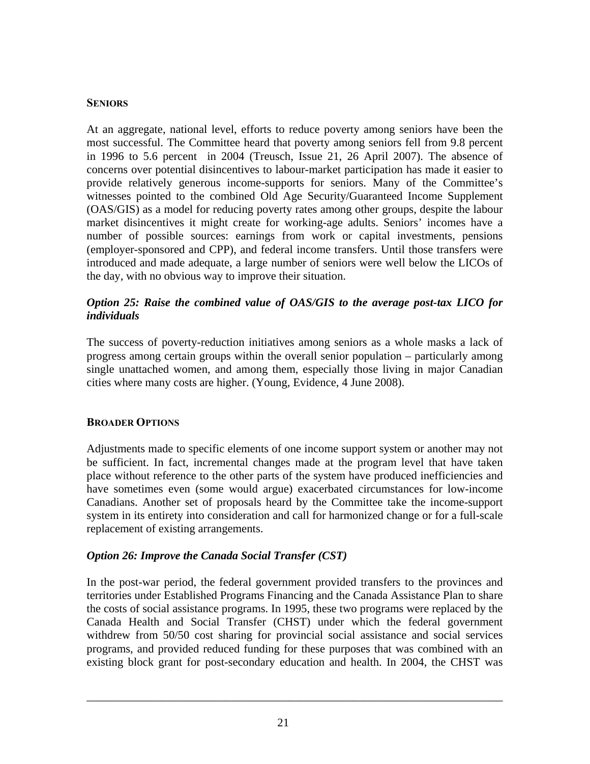## SENIORS

At an aggregate, national level, efforts to reduce poverty among seniors have been the most successful. The Committee heard that poverty among seniors fell from 9.8 percent in 1996 to 5.6 percent in 2004 (Treusch, Issue 21, 26 April 2007). The absence of concerns over potential disincentives to labour-market participation has made it easier to provide relatively generous income-supports for seniors. Many of the Committee's witnesses pointed to the combined Old Age Security/Guaranteed Income Supplement (OAS/GIS) as a model for reducing poverty rates among other groups, despite the labour market disincentives it might create for working-age adults. Seniors' incomes have a number of possible sources: earnings from work or capital investments, pensions (employer-sponsored and CPP), and federal income transfers. Until those transfers were introduced and made adequate, a large number of seniors were well below the LICOs of the day, with no obvious way to improve their situation.

### *Option 25: Raise the combined value of OAS/GIS to the average post-tax LICO for individuals*

The success of poverty-reduction initiatives among seniors as a whole masks a lack of progress among certain groups within the overall senior population – particularly among single unattached women, and among them, especially those living in major Canadian cities where many costs are higher. (Young, Evidence, 4 June 2008).

## BROADER OPTIONS

Adjustments made to specific elements of one income support system or another may not be sufficient. In fact, incremental changes made at the program level that have taken place without reference to the other parts of the system have produced inefficiencies and have sometimes even (some would argue) exacerbated circumstances for low-income Canadians. Another set of proposals heard by the Committee take the income-support system in its entirety into consideration and call for harmonized change or for a full-scale replacement of existing arrangements.

### *Option 26: Improve the Canada Social Transfer (CST)*

In the post-war period, the federal government provided transfers to the provinces and territories under Established Programs Financing and the Canada Assistance Plan to share the costs of social assistance programs. In 1995, these two programs were replaced by the Canada Health and Social Transfer (CHST) under which the federal government withdrew from 50/50 cost sharing for provincial social assistance and social services programs, and provided reduced funding for these purposes that was combined with an existing block grant for post-secondary education and health. In 2004, the CHST was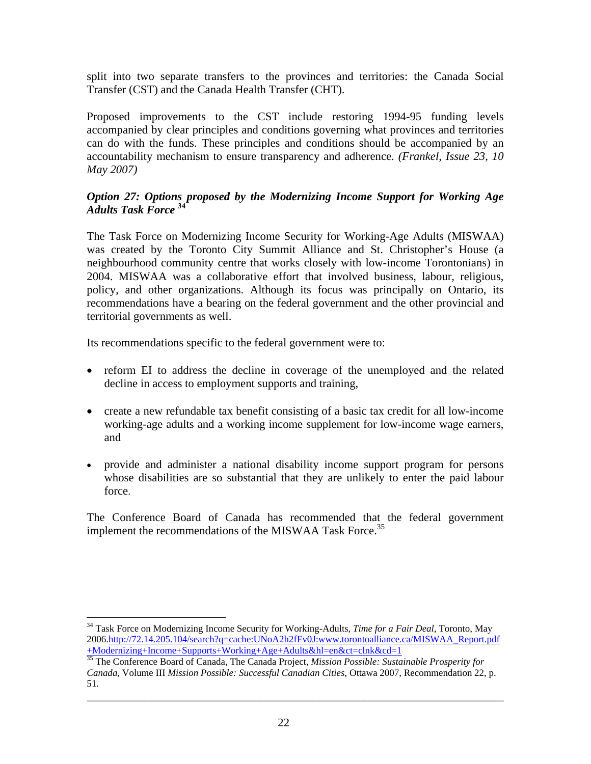split into two separate transfers to the provinces and territories: the Canada Social Transfer (CST) and the Canada Health Transfer (CHT).

Proposed improvements to the CST include restoring 1994-95 funding levels accompanied by clear principles and conditions governing what provinces and territories can do with the funds. These principles and conditions should be accompanied by an accountability mechanism to ensure transparency and adherence. *(Frankel, Issue 23, 10 May 2007)*

### *Option 27: Options proposed by the Modernizing Income Support for Working Age Adults Task Force* [34]

The Task Force on Modernizing Income Security for Working-Age Adults (MISWAA) was created by the Toronto City Summit Alliance and St. Christopher's House (a neighbourhood community centre that works closely with low-income Torontonians) in 2004. MISWAA was a collaborative effort that involved business, labour, religious, policy, and other organizations. Although its focus was principally on Ontario, its recommendations have a bearing on the federal government and the other provincial and territorial governments as well.

Its recommendations specific to the federal government were to:

- reform EI to address the decline in coverage of the unemployed and the related decline in access to employment supports and training,
- create a new refundable tax benefit consisting of a basic tax credit for all low-income working-age adults and a working income supplement for low-income wage earners, and
- provide and administer a national disability income support program for persons whose disabilities are so substantial that they are unlikely to enter the paid labour force.

The Conference Board of Canada has recommended that the federal government implement the recommendations of the MISWAA Task Force.[35]

---

[34] Task Force on Modernizing Income Security for Working-Adults, *Time for a Fair Deal*, Toronto, May 2006.http://72.14.205.104/search?q=cache:UNoA2h2fFv0J:www.torontoalliance.ca/MISWAA_Report.pdf+Modernizing+Income+Supports+Working+Age+Adults&hl=en&ct=clnk&cd=1

[35] The Conference Board of Canada, The Canada Project, *Mission Possible: Sustainable Prosperity for Canada*, Volume III *Mission Possible: Successful Canadian Cities*, Ottawa 2007, Recommendation 22, p. 51.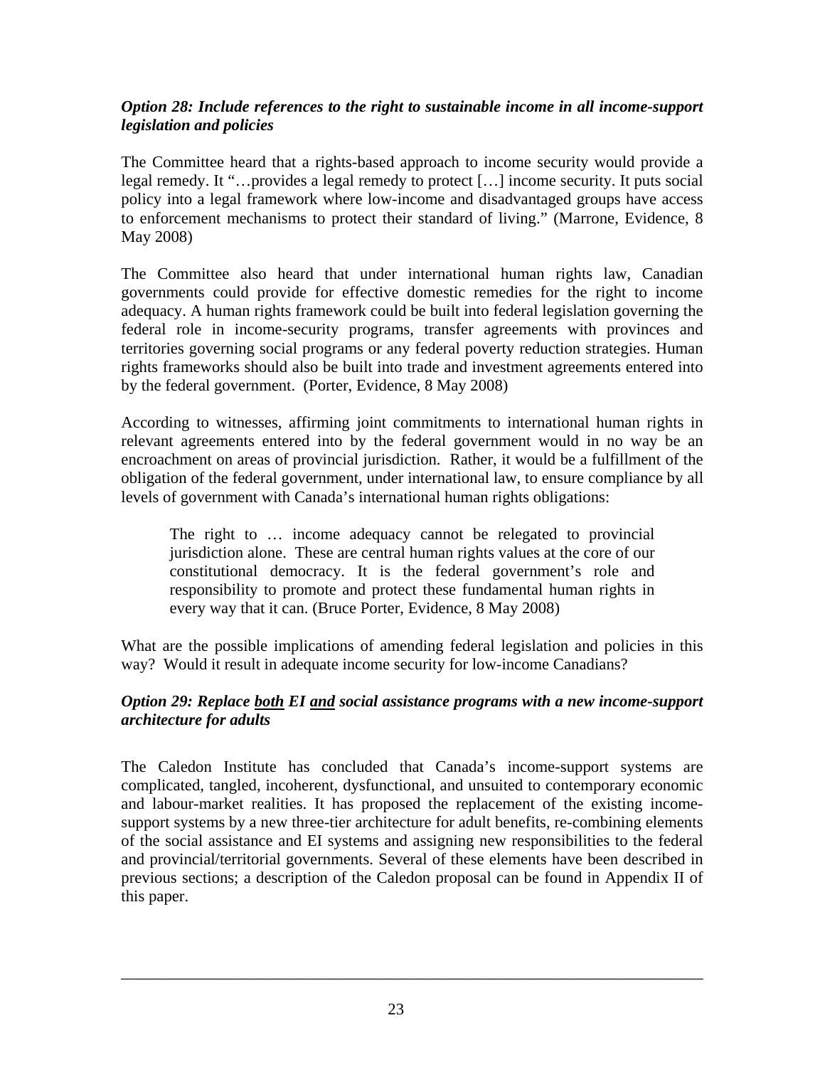### *Option 28: Include references to the right to sustainable income in all income-support legislation and policies*

The Committee heard that a rights-based approach to income security would provide a legal remedy. It "…provides a legal remedy to protect […] income security. It puts social policy into a legal framework where low-income and disadvantaged groups have access to enforcement mechanisms to protect their standard of living." (Marrone, Evidence, 8 May 2008)

The Committee also heard that under international human rights law, Canadian governments could provide for effective domestic remedies for the right to income adequacy. A human rights framework could be built into federal legislation governing the federal role in income-security programs, transfer agreements with provinces and territories governing social programs or any federal poverty reduction strategies. Human rights frameworks should also be built into trade and investment agreements entered into by the federal government. (Porter, Evidence, 8 May 2008)

According to witnesses, affirming joint commitments to international human rights in relevant agreements entered into by the federal government would in no way be an encroachment on areas of provincial jurisdiction. Rather, it would be a fulfillment of the obligation of the federal government, under international law, to ensure compliance by all levels of government with Canada's international human rights obligations:

> The right to … income adequacy cannot be relegated to provincial jurisdiction alone. These are central human rights values at the core of our constitutional democracy. It is the federal government's role and responsibility to promote and protect these fundamental human rights in every way that it can. (Bruce Porter, Evidence, 8 May 2008)

What are the possible implications of amending federal legislation and policies in this way? Would it result in adequate income security for low-income Canadians?

### *Option 29: Replace both EI and social assistance programs with a new income-support architecture for adults*

The Caledon Institute has concluded that Canada's income-support systems are complicated, tangled, incoherent, dysfunctional, and unsuited to contemporary economic and labour-market realities. It has proposed the replacement of the existing income-support systems by a new three-tier architecture for adult benefits, re-combining elements of the social assistance and EI systems and assigning new responsibilities to the federal and provincial/territorial governments. Several of these elements have been described in previous sections; a description of the Caledon proposal can be found in Appendix II of this paper.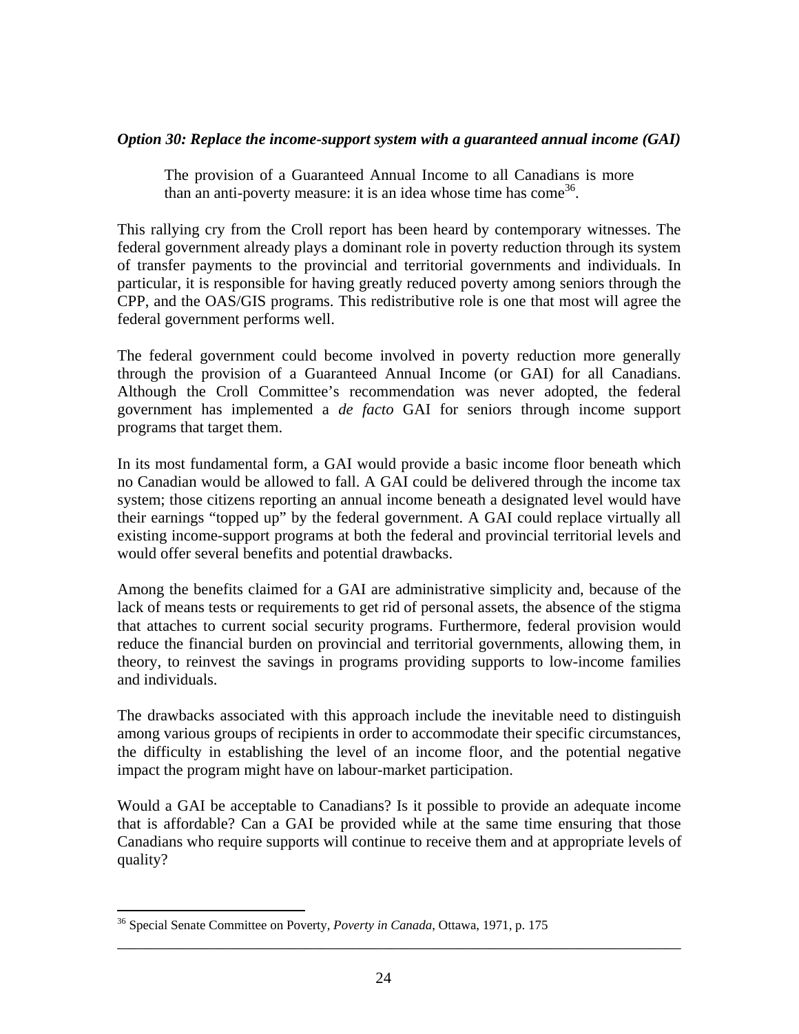***Option 30: Replace the income-support system with a guaranteed annual income (GAI)***

> The provision of a Guaranteed Annual Income to all Canadians is more than an anti-poverty measure: it is an idea whose time has come[36].

This rallying cry from the Croll report has been heard by contemporary witnesses. The federal government already plays a dominant role in poverty reduction through its system of transfer payments to the provincial and territorial governments and individuals. In particular, it is responsible for having greatly reduced poverty among seniors through the CPP, and the OAS/GIS programs. This redistributive role is one that most will agree the federal government performs well.

The federal government could become involved in poverty reduction more generally through the provision of a Guaranteed Annual Income (or GAI) for all Canadians. Although the Croll Committee's recommendation was never adopted, the federal government has implemented a *de facto* GAI for seniors through income support programs that target them.

In its most fundamental form, a GAI would provide a basic income floor beneath which no Canadian would be allowed to fall. A GAI could be delivered through the income tax system; those citizens reporting an annual income beneath a designated level would have their earnings "topped up" by the federal government. A GAI could replace virtually all existing income-support programs at both the federal and provincial territorial levels and would offer several benefits and potential drawbacks.

Among the benefits claimed for a GAI are administrative simplicity and, because of the lack of means tests or requirements to get rid of personal assets, the absence of the stigma that attaches to current social security programs. Furthermore, federal provision would reduce the financial burden on provincial and territorial governments, allowing them, in theory, to reinvest the savings in programs providing supports to low-income families and individuals.

The drawbacks associated with this approach include the inevitable need to distinguish among various groups of recipients in order to accommodate their specific circumstances, the difficulty in establishing the level of an income floor, and the potential negative impact the program might have on labour-market participation.

Would a GAI be acceptable to Canadians? Is it possible to provide an adequate income that is affordable? Can a GAI be provided while at the same time ensuring that those Canadians who require supports will continue to receive them and at appropriate levels of quality?

---

[36] Special Senate Committee on Poverty, *Poverty in Canada*, Ottawa, 1971, p. 175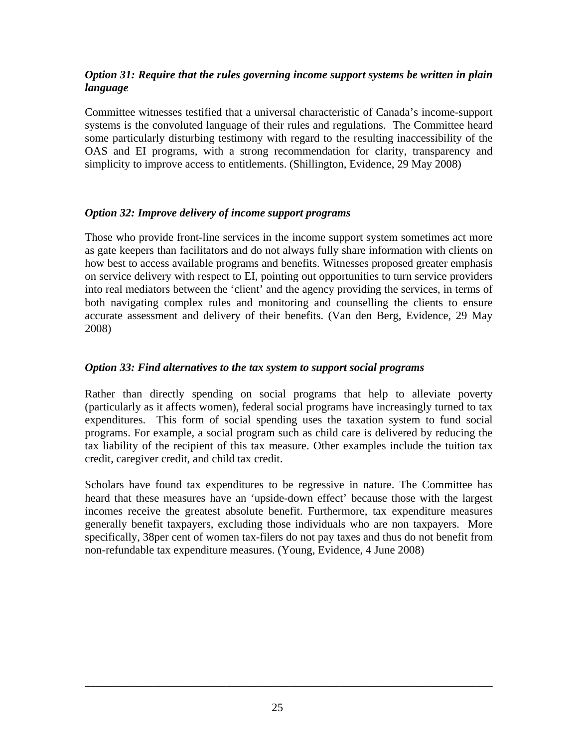### *Option 31: Require that the rules governing income support systems be written in plain language*

Committee witnesses testified that a universal characteristic of Canada's income-support systems is the convoluted language of their rules and regulations. The Committee heard some particularly disturbing testimony with regard to the resulting inaccessibility of the OAS and EI programs, with a strong recommendation for clarity, transparency and simplicity to improve access to entitlements. (Shillington, Evidence, 29 May 2008)

### *Option 32: Improve delivery of income support programs*

Those who provide front-line services in the income support system sometimes act more as gate keepers than facilitators and do not always fully share information with clients on how best to access available programs and benefits. Witnesses proposed greater emphasis on service delivery with respect to EI, pointing out opportunities to turn service providers into real mediators between the 'client' and the agency providing the services, in terms of both navigating complex rules and monitoring and counselling the clients to ensure accurate assessment and delivery of their benefits. (Van den Berg, Evidence, 29 May 2008)

### *Option 33: Find alternatives to the tax system to support social programs*

Rather than directly spending on social programs that help to alleviate poverty (particularly as it affects women), federal social programs have increasingly turned to tax expenditures. This form of social spending uses the taxation system to fund social programs. For example, a social program such as child care is delivered by reducing the tax liability of the recipient of this tax measure. Other examples include the tuition tax credit, caregiver credit, and child tax credit.

Scholars have found tax expenditures to be regressive in nature. The Committee has heard that these measures have an 'upside-down effect' because those with the largest incomes receive the greatest absolute benefit. Furthermore, tax expenditure measures generally benefit taxpayers, excluding those individuals who are non taxpayers. More specifically, 38per cent of women tax-filers do not pay taxes and thus do not benefit from non-refundable tax expenditure measures. (Young, Evidence, 4 June 2008)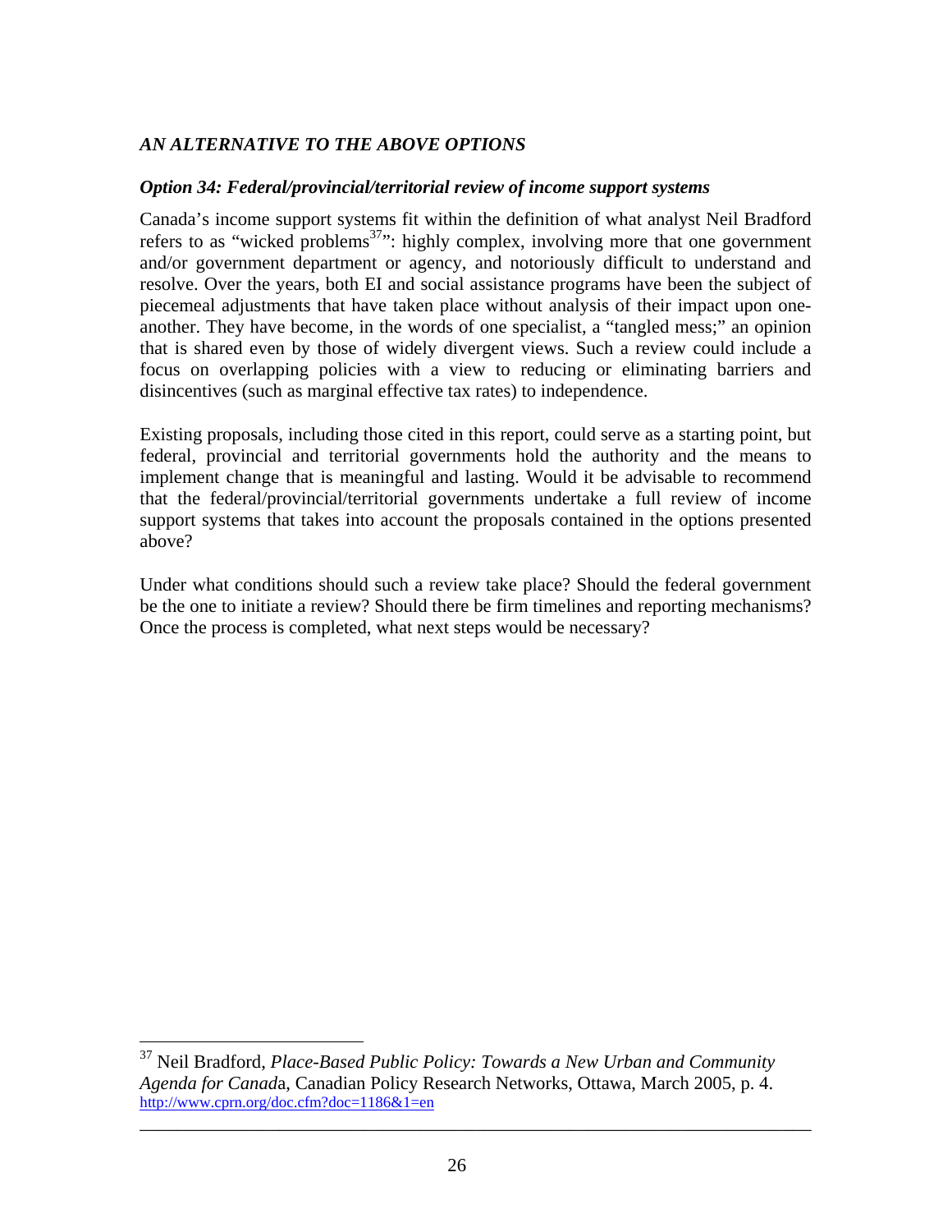### *AN ALTERNATIVE TO THE ABOVE OPTIONS*

#### *Option 34: Federal/provincial/territorial review of income support systems*

Canada's income support systems fit within the definition of what analyst Neil Bradford refers to as "wicked problems[37]": highly complex, involving more that one government and/or government department or agency, and notoriously difficult to understand and resolve. Over the years, both EI and social assistance programs have been the subject of piecemeal adjustments that have taken place without analysis of their impact upon one-another. They have become, in the words of one specialist, a "tangled mess;" an opinion that is shared even by those of widely divergent views. Such a review could include a focus on overlapping policies with a view to reducing or eliminating barriers and disincentives (such as marginal effective tax rates) to independence.

Existing proposals, including those cited in this report, could serve as a starting point, but federal, provincial and territorial governments hold the authority and the means to implement change that is meaningful and lasting. Would it be advisable to recommend that the federal/provincial/territorial governments undertake a full review of income support systems that takes into account the proposals contained in the options presented above?

Under what conditions should such a review take place? Should the federal government be the one to initiate a review? Should there be firm timelines and reporting mechanisms? Once the process is completed, what next steps would be necessary?

---

[37] Neil Bradford, *Place-Based Public Policy: Towards a New Urban and Community Agenda for Canad*a, Canadian Policy Research Networks, Ottawa, March 2005, p. 4. http://www.cprn.org/doc.cfm?doc=1186&1=en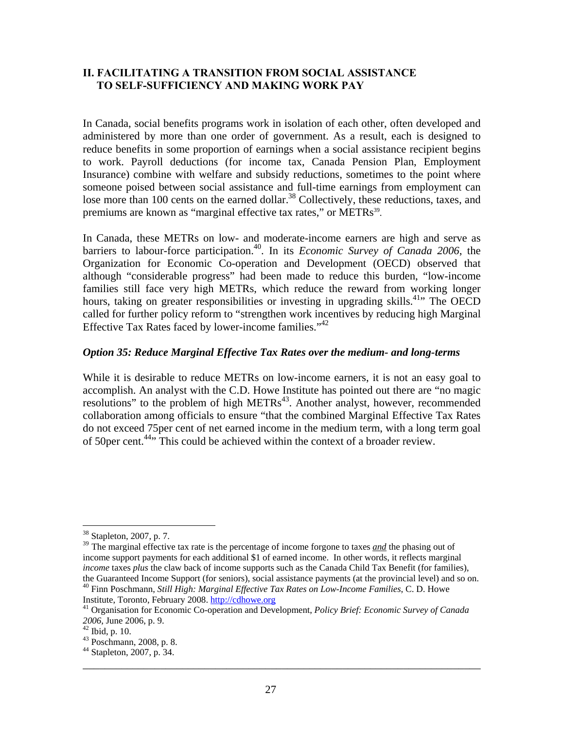## II. FACILITATING A TRANSITION FROM SOCIAL ASSISTANCE TO SELF-SUFFICIENCY AND MAKING WORK PAY

In Canada, social benefits programs work in isolation of each other, often developed and administered by more than one order of government. As a result, each is designed to reduce benefits in some proportion of earnings when a social assistance recipient begins to work. Payroll deductions (for income tax, Canada Pension Plan, Employment Insurance) combine with welfare and subsidy reductions, sometimes to the point where someone poised between social assistance and full-time earnings from employment can lose more than 100 cents on the earned dollar.[38] Collectively, these reductions, taxes, and premiums are known as "marginal effective tax rates," or METRs[39].

In Canada, these METRs on low- and moderate-income earners are high and serve as barriers to labour-force participation.[40]. In its *Economic Survey of Canada 2006*, the Organization for Economic Co-operation and Development (OECD) observed that although "considerable progress" had been made to reduce this burden, "low-income families still face very high METRs, which reduce the reward from working longer hours, taking on greater responsibilities or investing in upgrading skills.[41]" The OECD called for further policy reform to "strengthen work incentives by reducing high Marginal Effective Tax Rates faced by lower-income families."[42]

### *Option 35: Reduce Marginal Effective Tax Rates over the medium- and long-terms*

While it is desirable to reduce METRs on low-income earners, it is not an easy goal to accomplish. An analyst with the C.D. Howe Institute has pointed out there are "no magic resolutions" to the problem of high METRs[43]. Another analyst, however, recommended collaboration among officials to ensure "that the combined Marginal Effective Tax Rates do not exceed 75per cent of net earned income in the medium term, with a long term goal of 50per cent.[44]" This could be achieved within the context of a broader review.

---

[38] Stapleton, 2007, p. 7.

[39] The marginal effective tax rate is the percentage of income forgone to taxes ***and*** the phasing out of income support payments for each additional $1 of earned income. In other words, it reflects marginal *income* taxes *plus* the claw back of income supports such as the Canada Child Tax Benefit (for families), the Guaranteed Income Support (for seniors), social assistance payments (at the provincial level) and so on.

[40] Finn Poschmann, *Still High: Marginal Effective Tax Rates on Low-Income Families*, C. D. Howe Institute, Toronto, February 2008. http://cdhowe.org

[41] Organisation for Economic Co-operation and Development, *Policy Brief: Economic Survey of Canada 2006*, June 2006, p. 9.

[42] Ibid, p. 10.

[43] Poschmann, 2008, p. 8.

[44] Stapleton, 2007, p. 34.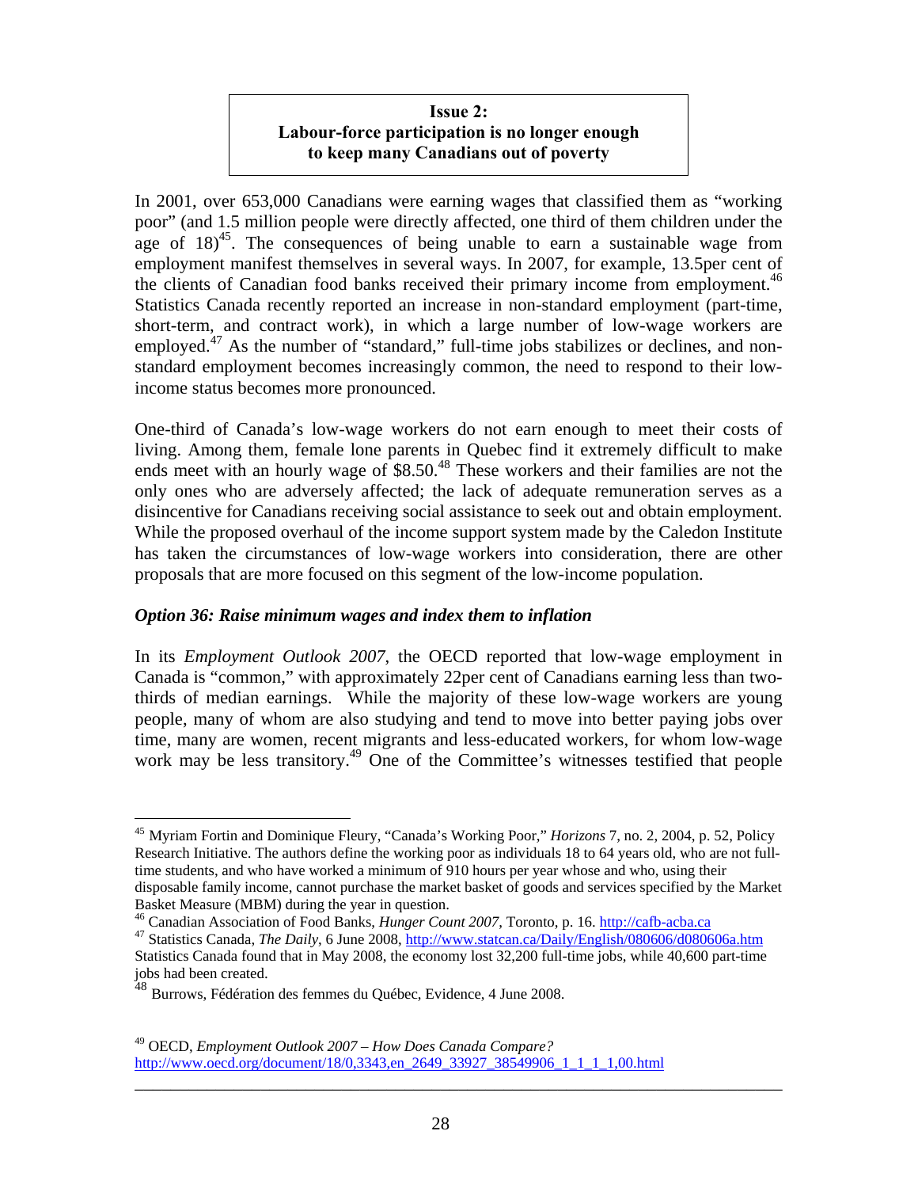**Issue 2:**
**Labour-force participation is no longer enough to keep many Canadians out of poverty**

In 2001, over 653,000 Canadians were earning wages that classified them as "working poor" (and 1.5 million people were directly affected, one third of them children under the age of 18)[45]. The consequences of being unable to earn a sustainable wage from employment manifest themselves in several ways. In 2007, for example, 13.5per cent of the clients of Canadian food banks received their primary income from employment.[46] Statistics Canada recently reported an increase in non-standard employment (part-time, short-term, and contract work), in which a large number of low-wage workers are employed.[47] As the number of "standard," full-time jobs stabilizes or declines, and non-standard employment becomes increasingly common, the need to respond to their low-income status becomes more pronounced.

One-third of Canada's low-wage workers do not earn enough to meet their costs of living. Among them, female lone parents in Quebec find it extremely difficult to make ends meet with an hourly wage of $8.50.[48] These workers and their families are not the only ones who are adversely affected; the lack of adequate remuneration serves as a disincentive for Canadians receiving social assistance to seek out and obtain employment. While the proposed overhaul of the income support system made by the Caledon Institute has taken the circumstances of low-wage workers into consideration, there are other proposals that are more focused on this segment of the low-income population.

### *Option 36: Raise minimum wages and index them to inflation*

In its *Employment Outlook 2007*, the OECD reported that low-wage employment in Canada is "common," with approximately 22per cent of Canadians earning less than two-thirds of median earnings. While the majority of these low-wage workers are young people, many of whom are also studying and tend to move into better paying jobs over time, many are women, recent migrants and less-educated workers, for whom low-wage work may be less transitory.[49] One of the Committee's witnesses testified that people

---

[45] Myriam Fortin and Dominique Fleury, "Canada's Working Poor," *Horizons* 7, no. 2, 2004, p. 52, Policy Research Initiative. The authors define the working poor as individuals 18 to 64 years old, who are not full-time students, and who have worked a minimum of 910 hours per year whose and who, using their disposable family income, cannot purchase the market basket of goods and services specified by the Market Basket Measure (MBM) during the year in question.

[46] Canadian Association of Food Banks, *Hunger Count 2007*, Toronto, p. 16. http://cafb-acba.ca

[47] Statistics Canada, *The Daily*, 6 June 2008, http://www.statcan.ca/Daily/English/080606/d080606a.htm Statistics Canada found that in May 2008, the economy lost 32,200 full-time jobs, while 40,600 part-time jobs had been created.

[48] Burrows, Fédération des femmes du Québec, Evidence, 4 June 2008.

[49] OECD, *Employment Outlook 2007 – How Does Canada Compare?* http://www.oecd.org/document/18/0,3343,en_2649_33927_38549906_1_1_1_1,00.html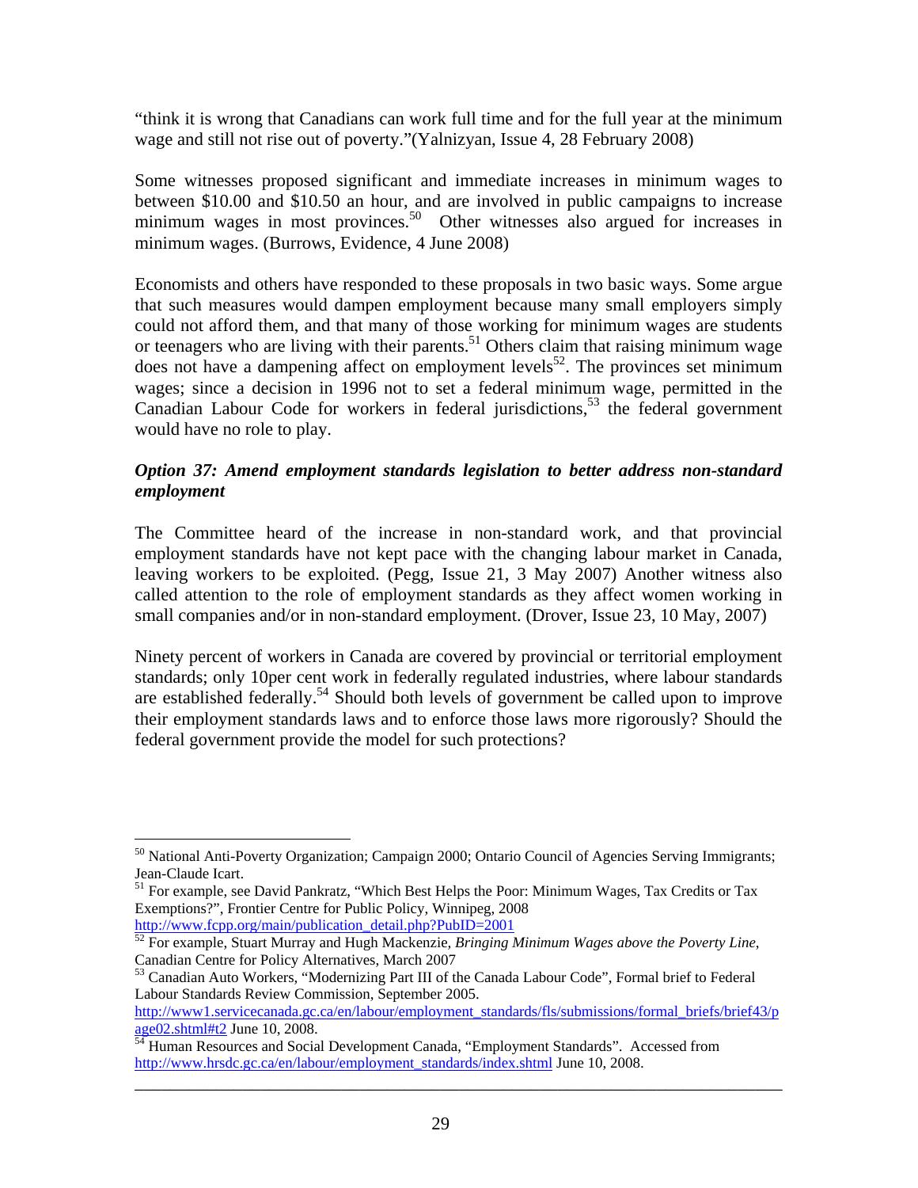"think it is wrong that Canadians can work full time and for the full year at the minimum wage and still not rise out of poverty."(Yalnizyan, Issue 4, 28 February 2008)

Some witnesses proposed significant and immediate increases in minimum wages to between $10.00 and $10.50 an hour, and are involved in public campaigns to increase minimum wages in most provinces.[50] Other witnesses also argued for increases in minimum wages. (Burrows, Evidence, 4 June 2008)

Economists and others have responded to these proposals in two basic ways. Some argue that such measures would dampen employment because many small employers simply could not afford them, and that many of those working for minimum wages are students or teenagers who are living with their parents.[51] Others claim that raising minimum wage does not have a dampening affect on employment levels[52]. The provinces set minimum wages; since a decision in 1996 not to set a federal minimum wage, permitted in the Canadian Labour Code for workers in federal jurisdictions,[53] the federal government would have no role to play.

***Option 37: Amend employment standards legislation to better address non-standard employment***

The Committee heard of the increase in non-standard work, and that provincial employment standards have not kept pace with the changing labour market in Canada, leaving workers to be exploited. (Pegg, Issue 21, 3 May 2007) Another witness also called attention to the role of employment standards as they affect women working in small companies and/or in non-standard employment. (Drover, Issue 23, 10 May, 2007)

Ninety percent of workers in Canada are covered by provincial or territorial employment standards; only 10per cent work in federally regulated industries, where labour standards are established federally.[54] Should both levels of government be called upon to improve their employment standards laws and to enforce those laws more rigorously? Should the federal government provide the model for such protections?

---

[50] National Anti-Poverty Organization; Campaign 2000; Ontario Council of Agencies Serving Immigrants; Jean-Claude Icart.

[51] For example, see David Pankratz, "Which Best Helps the Poor: Minimum Wages, Tax Credits or Tax Exemptions?", Frontier Centre for Public Policy, Winnipeg, 2008 http://www.fcpp.org/main/publication_detail.php?PubID=2001

[52] For example, Stuart Murray and Hugh Mackenzie, *Bringing Minimum Wages above the Poverty Line*, Canadian Centre for Policy Alternatives, March 2007

[53] Canadian Auto Workers, "Modernizing Part III of the Canada Labour Code", Formal brief to Federal Labour Standards Review Commission, September 2005. http://www1.servicecanada.gc.ca/en/labour/employment_standards/fls/submissions/formal_briefs/brief43/page02.shtml#t2 June 10, 2008.

[54] Human Resources and Social Development Canada, "Employment Standards". Accessed from http://www.hrsdc.gc.ca/en/labour/employment_standards/index.shtml June 10, 2008.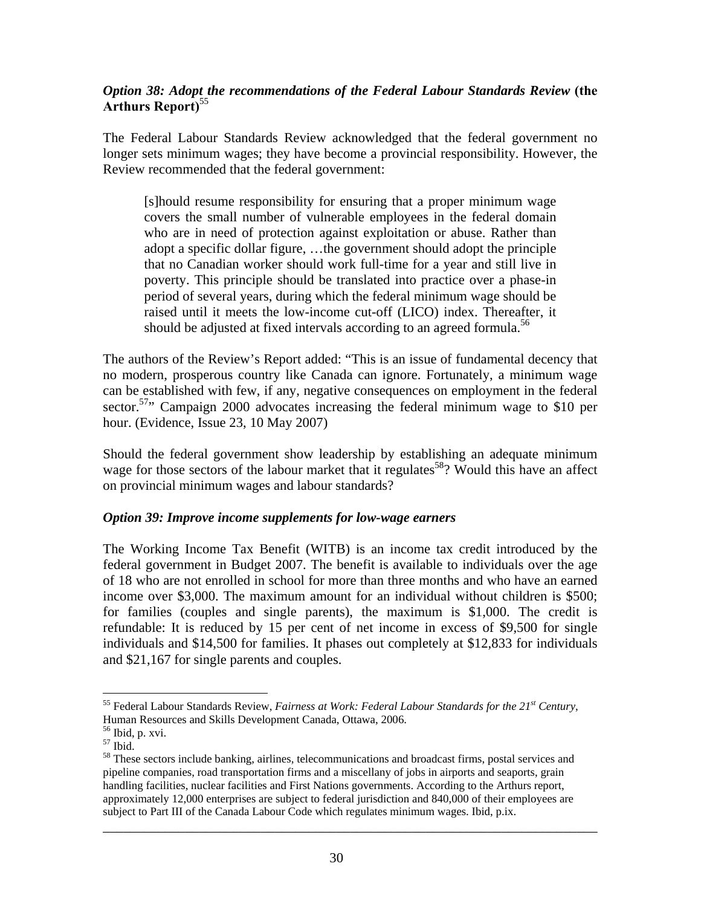### *Option 38: Adopt the recommendations of the Federal Labour Standards Review* (the Arthurs Report)[55]

The Federal Labour Standards Review acknowledged that the federal government no longer sets minimum wages; they have become a provincial responsibility. However, the Review recommended that the federal government:

> [s]hould resume responsibility for ensuring that a proper minimum wage covers the small number of vulnerable employees in the federal domain who are in need of protection against exploitation or abuse. Rather than adopt a specific dollar figure, …the government should adopt the principle that no Canadian worker should work full-time for a year and still live in poverty. This principle should be translated into practice over a phase-in period of several years, during which the federal minimum wage should be raised until it meets the low-income cut-off (LICO) index. Thereafter, it should be adjusted at fixed intervals according to an agreed formula.[56]

The authors of the Review's Report added: "This is an issue of fundamental decency that no modern, prosperous country like Canada can ignore. Fortunately, a minimum wage can be established with few, if any, negative consequences on employment in the federal sector.[57]" Campaign 2000 advocates increasing the federal minimum wage to $10 per hour. (Evidence, Issue 23, 10 May 2007)

Should the federal government show leadership by establishing an adequate minimum wage for those sectors of the labour market that it regulates[58]? Would this have an affect on provincial minimum wages and labour standards?

### *Option 39: Improve income supplements for low-wage earners*

The Working Income Tax Benefit (WITB) is an income tax credit introduced by the federal government in Budget 2007. The benefit is available to individuals over the age of 18 who are not enrolled in school for more than three months and who have an earned income over $3,000. The maximum amount for an individual without children is $500; for families (couples and single parents), the maximum is $1,000. The credit is refundable: It is reduced by 15 per cent of net income in excess of $9,500 for single individuals and $14,500 for families. It phases out completely at $12,833 for individuals and $21,167 for single parents and couples.

---

[55] Federal Labour Standards Review, *Fairness at Work: Federal Labour Standards for the 21st Century*, Human Resources and Skills Development Canada, Ottawa, 2006.

[56] Ibid, p. xvi.

[57] Ibid.

[58] These sectors include banking, airlines, telecommunications and broadcast firms, postal services and pipeline companies, road transportation firms and a miscellany of jobs in airports and seaports, grain handling facilities, nuclear facilities and First Nations governments. According to the Arthurs report, approximately 12,000 enterprises are subject to federal jurisdiction and 840,000 of their employees are subject to Part III of the Canada Labour Code which regulates minimum wages. Ibid, p.ix.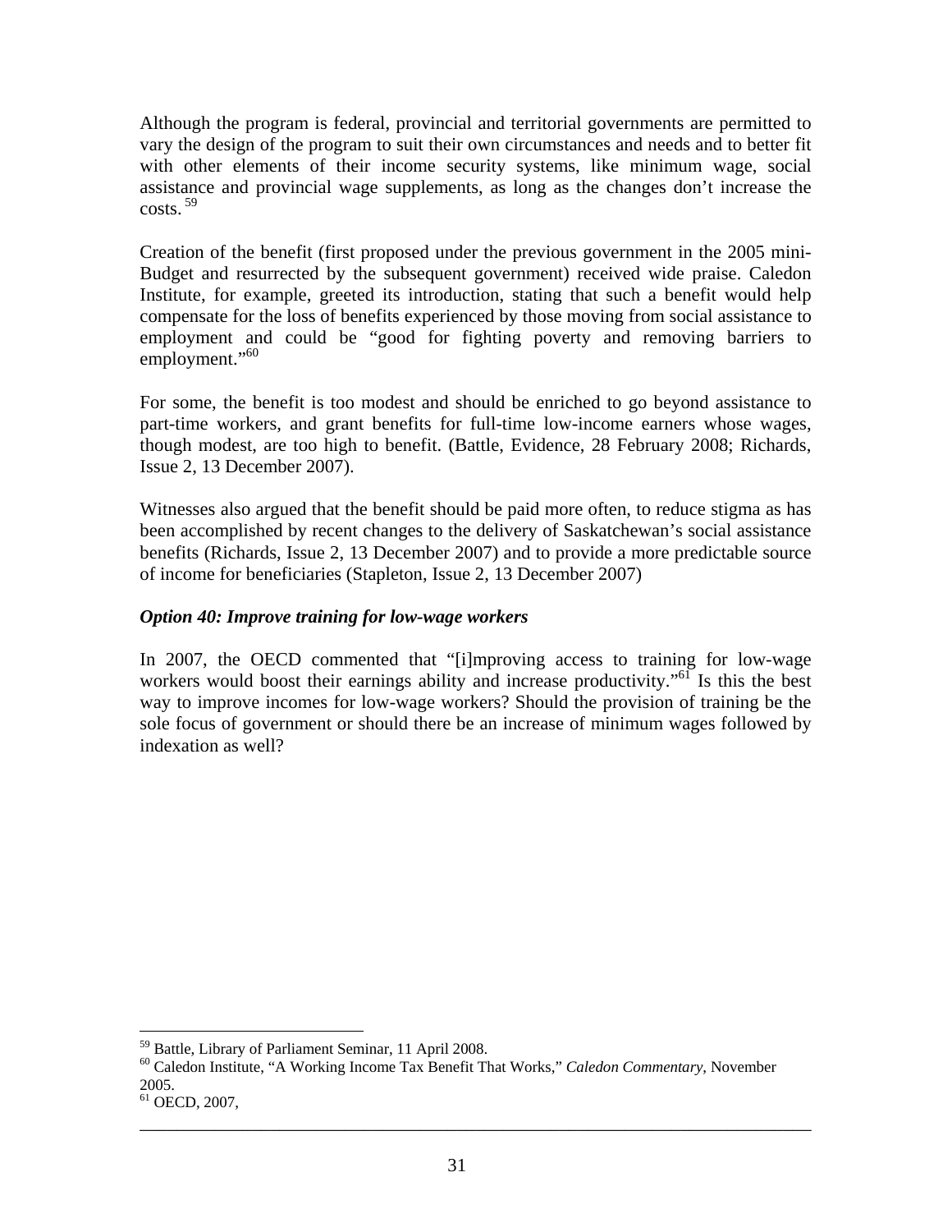Although the program is federal, provincial and territorial governments are permitted to vary the design of the program to suit their own circumstances and needs and to better fit with other elements of their income security systems, like minimum wage, social assistance and provincial wage supplements, as long as the changes don't increase the costs. [59]

Creation of the benefit (first proposed under the previous government in the 2005 mini-Budget and resurrected by the subsequent government) received wide praise. Caledon Institute, for example, greeted its introduction, stating that such a benefit would help compensate for the loss of benefits experienced by those moving from social assistance to employment and could be "good for fighting poverty and removing barriers to employment."[60]

For some, the benefit is too modest and should be enriched to go beyond assistance to part-time workers, and grant benefits for full-time low-income earners whose wages, though modest, are too high to benefit. (Battle, Evidence, 28 February 2008; Richards, Issue 2, 13 December 2007).

Witnesses also argued that the benefit should be paid more often, to reduce stigma as has been accomplished by recent changes to the delivery of Saskatchewan's social assistance benefits (Richards, Issue 2, 13 December 2007) and to provide a more predictable source of income for beneficiaries (Stapleton, Issue 2, 13 December 2007)

***Option 40: Improve training for low-wage workers***

In 2007, the OECD commented that "[i]mproving access to training for low-wage workers would boost their earnings ability and increase productivity."[61] Is this the best way to improve incomes for low-wage workers? Should the provision of training be the sole focus of government or should there be an increase of minimum wages followed by indexation as well?

---

[59] Battle, Library of Parliament Seminar, 11 April 2008.

[60] Caledon Institute, "A Working Income Tax Benefit That Works," *Caledon Commentary*, November 2005.

[61] OECD, 2007,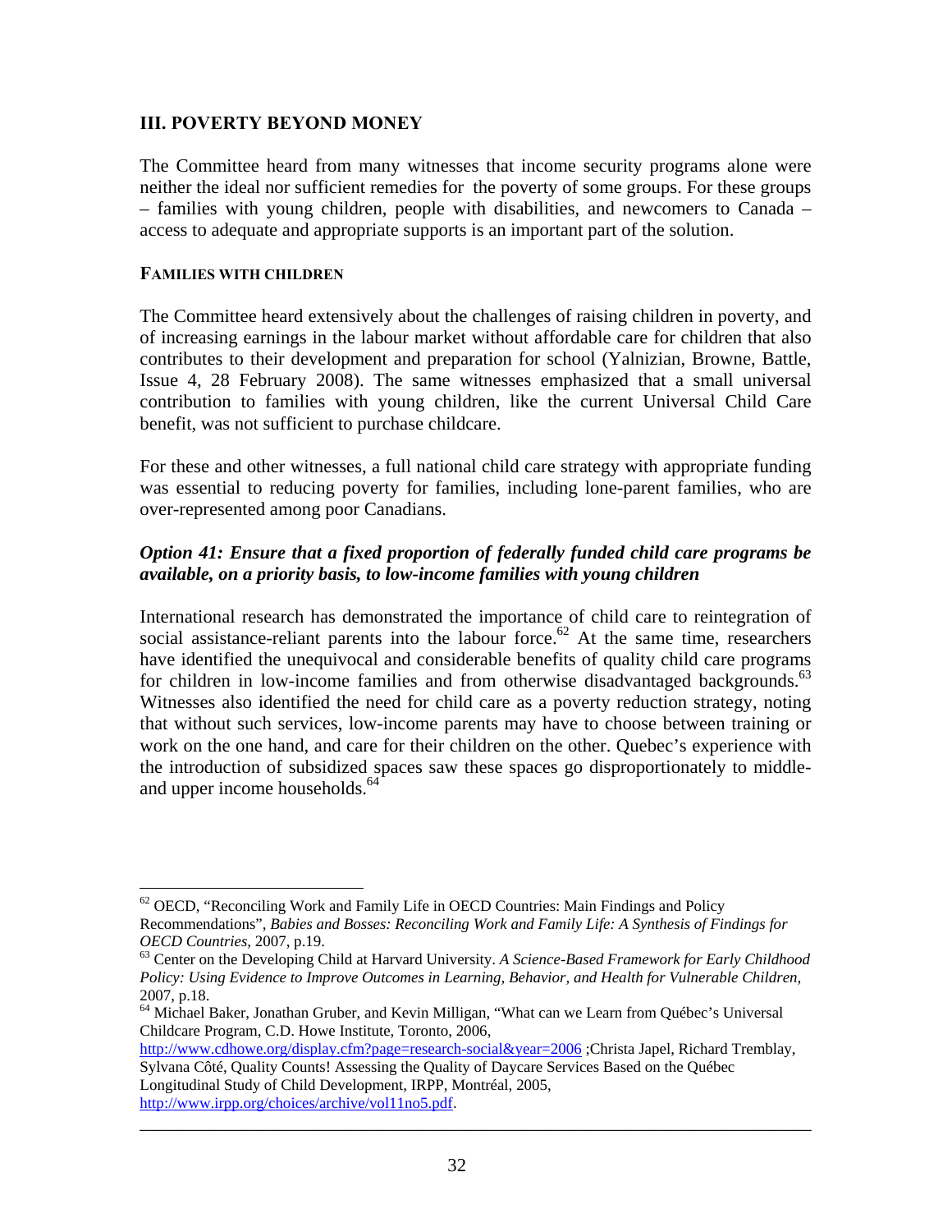## III. POVERTY BEYOND MONEY

The Committee heard from many witnesses that income security programs alone were neither the ideal nor sufficient remedies for the poverty of some groups. For these groups – families with young children, people with disabilities, and newcomers to Canada – access to adequate and appropriate supports is an important part of the solution.

### FAMILIES WITH CHILDREN

The Committee heard extensively about the challenges of raising children in poverty, and of increasing earnings in the labour market without affordable care for children that also contributes to their development and preparation for school (Yalnizian, Browne, Battle, Issue 4, 28 February 2008). The same witnesses emphasized that a small universal contribution to families with young children, like the current Universal Child Care benefit, was not sufficient to purchase childcare.

For these and other witnesses, a full national child care strategy with appropriate funding was essential to reducing poverty for families, including lone-parent families, who are over-represented among poor Canadians.

***Option 41: Ensure that a fixed proportion of federally funded child care programs be available, on a priority basis, to low-income families with young children***

International research has demonstrated the importance of child care to reintegration of social assistance-reliant parents into the labour force.[62] At the same time, researchers have identified the unequivocal and considerable benefits of quality child care programs for children in low-income families and from otherwise disadvantaged backgrounds.[63] Witnesses also identified the need for child care as a poverty reduction strategy, noting that without such services, low-income parents may have to choose between training or work on the one hand, and care for their children on the other. Quebec's experience with the introduction of subsidized spaces saw these spaces go disproportionately to middle- and upper income households.[64]

---

[62] OECD, "Reconciling Work and Family Life in OECD Countries: Main Findings and Policy Recommendations", *Babies and Bosses: Reconciling Work and Family Life: A Synthesis of Findings for OECD Countries*, 2007, p.19.

[63] Center on the Developing Child at Harvard University. *A Science-Based Framework for Early Childhood Policy: Using Evidence to Improve Outcomes in Learning, Behavior, and Health for Vulnerable Children*, 2007, p.18.

[64] Michael Baker, Jonathan Gruber, and Kevin Milligan, "What can we Learn from Québec's Universal Childcare Program, C.D. Howe Institute, Toronto, 2006, http://www.cdhowe.org/display.cfm?page=research-social&year=2006 ;Christa Japel, Richard Tremblay, Sylvana Côté, Quality Counts! Assessing the Quality of Daycare Services Based on the Québec Longitudinal Study of Child Development, IRPP, Montréal, 2005, http://www.irpp.org/choices/archive/vol11no5.pdf.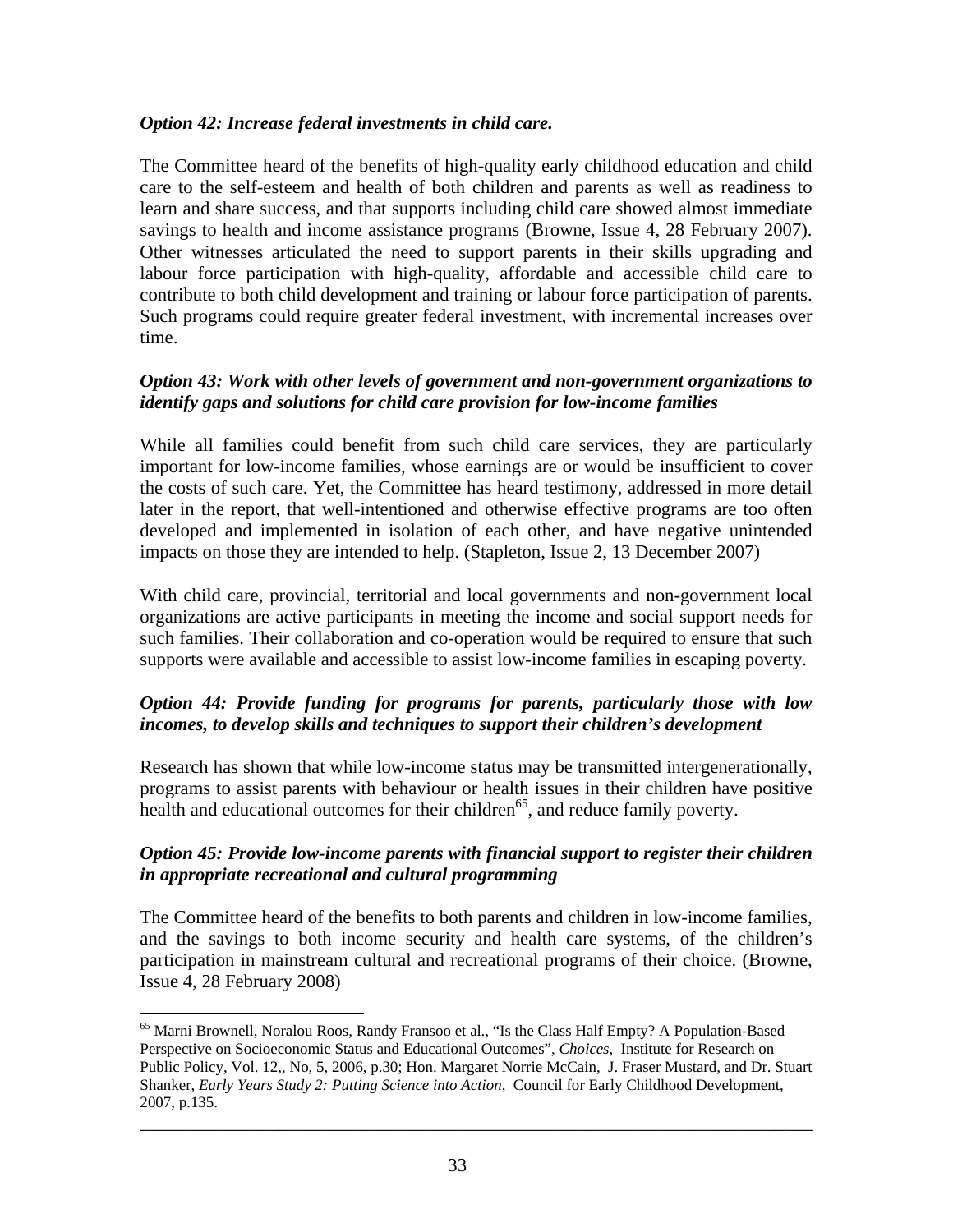***Option 42: Increase federal investments in child care.***

The Committee heard of the benefits of high-quality early childhood education and child care to the self-esteem and health of both children and parents as well as readiness to learn and share success, and that supports including child care showed almost immediate savings to health and income assistance programs (Browne, Issue 4, 28 February 2007). Other witnesses articulated the need to support parents in their skills upgrading and labour force participation with high-quality, affordable and accessible child care to contribute to both child development and training or labour force participation of parents. Such programs could require greater federal investment, with incremental increases over time.

***Option 43: Work with other levels of government and non-government organizations to identify gaps and solutions for child care provision for low-income families***

While all families could benefit from such child care services, they are particularly important for low-income families, whose earnings are or would be insufficient to cover the costs of such care. Yet, the Committee has heard testimony, addressed in more detail later in the report, that well-intentioned and otherwise effective programs are too often developed and implemented in isolation of each other, and have negative unintended impacts on those they are intended to help. (Stapleton, Issue 2, 13 December 2007)

With child care, provincial, territorial and local governments and non-government local organizations are active participants in meeting the income and social support needs for such families. Their collaboration and co-operation would be required to ensure that such supports were available and accessible to assist low-income families in escaping poverty.

***Option 44: Provide funding for programs for parents, particularly those with low incomes, to develop skills and techniques to support their children's development***

Research has shown that while low-income status may be transmitted intergenerationally, programs to assist parents with behaviour or health issues in their children have positive health and educational outcomes for their children[65], and reduce family poverty.

***Option 45: Provide low-income parents with financial support to register their children in appropriate recreational and cultural programming***

The Committee heard of the benefits to both parents and children in low-income families, and the savings to both income security and health care systems, of the children's participation in mainstream cultural and recreational programs of their choice. (Browne, Issue 4, 28 February 2008)

---

[65] Marni Brownell, Noralou Roos, Randy Fransoo et al., "Is the Class Half Empty? A Population-Based Perspective on Socioeconomic Status and Educational Outcomes", *Choices*, Institute for Research on Public Policy, Vol. 12,, No, 5, 2006, p.30; Hon. Margaret Norrie McCain, J. Fraser Mustard, and Dr. Stuart Shanker, *Early Years Study 2: Putting Science into Action*, Council for Early Childhood Development, 2007, p.135.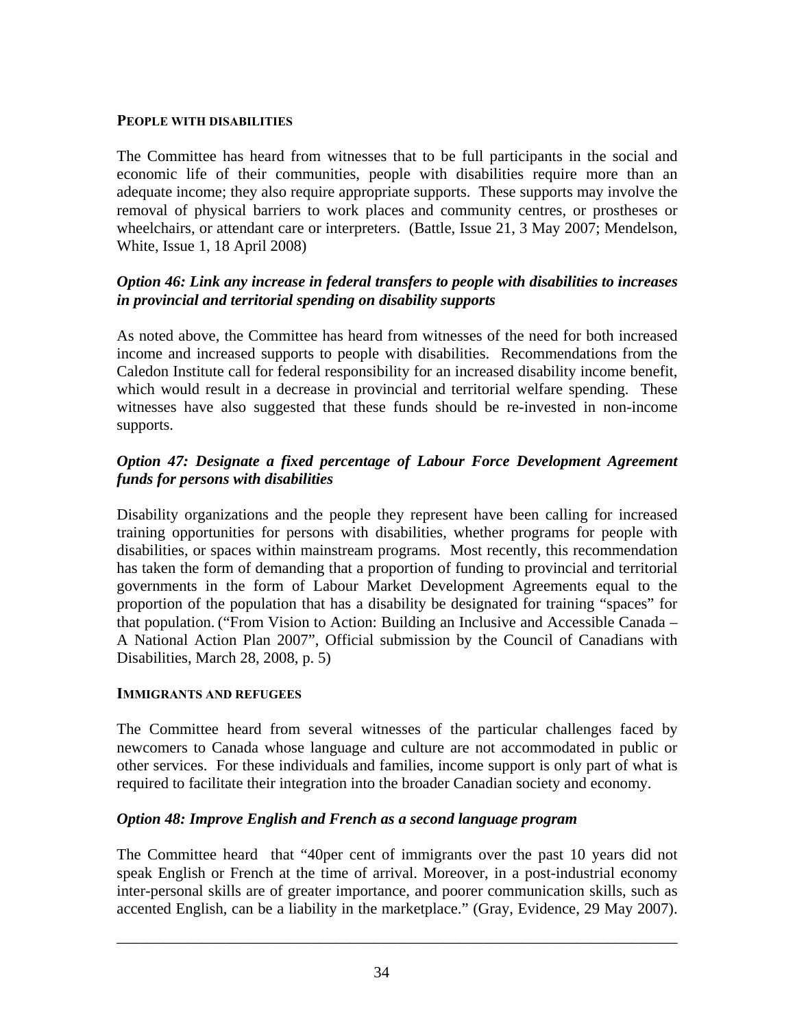### PEOPLE WITH DISABILITIES

The Committee has heard from witnesses that to be full participants in the social and economic life of their communities, people with disabilities require more than an adequate income; they also require appropriate supports. These supports may involve the removal of physical barriers to work places and community centres, or prostheses or wheelchairs, or attendant care or interpreters. (Battle, Issue 21, 3 May 2007; Mendelson, White, Issue 1, 18 April 2008)

***Option 46: Link any increase in federal transfers to people with disabilities to increases in provincial and territorial spending on disability supports***

As noted above, the Committee has heard from witnesses of the need for both increased income and increased supports to people with disabilities. Recommendations from the Caledon Institute call for federal responsibility for an increased disability income benefit, which would result in a decrease in provincial and territorial welfare spending. These witnesses have also suggested that these funds should be re-invested in non-income supports.

***Option 47: Designate a fixed percentage of Labour Force Development Agreement funds for persons with disabilities***

Disability organizations and the people they represent have been calling for increased training opportunities for persons with disabilities, whether programs for people with disabilities, or spaces within mainstream programs. Most recently, this recommendation has taken the form of demanding that a proportion of funding to provincial and territorial governments in the form of Labour Market Development Agreements equal to the proportion of the population that has a disability be designated for training "spaces" for that population. ("From Vision to Action: Building an Inclusive and Accessible Canada – A National Action Plan 2007", Official submission by the Council of Canadians with Disabilities, March 28, 2008, p. 5)

### IMMIGRANTS AND REFUGEES

The Committee heard from several witnesses of the particular challenges faced by newcomers to Canada whose language and culture are not accommodated in public or other services. For these individuals and families, income support is only part of what is required to facilitate their integration into the broader Canadian society and economy.

***Option 48: Improve English and French as a second language program***

The Committee heard that "40per cent of immigrants over the past 10 years did not speak English or French at the time of arrival. Moreover, in a post-industrial economy inter-personal skills are of greater importance, and poorer communication skills, such as accented English, can be a liability in the marketplace." (Gray, Evidence, 29 May 2007).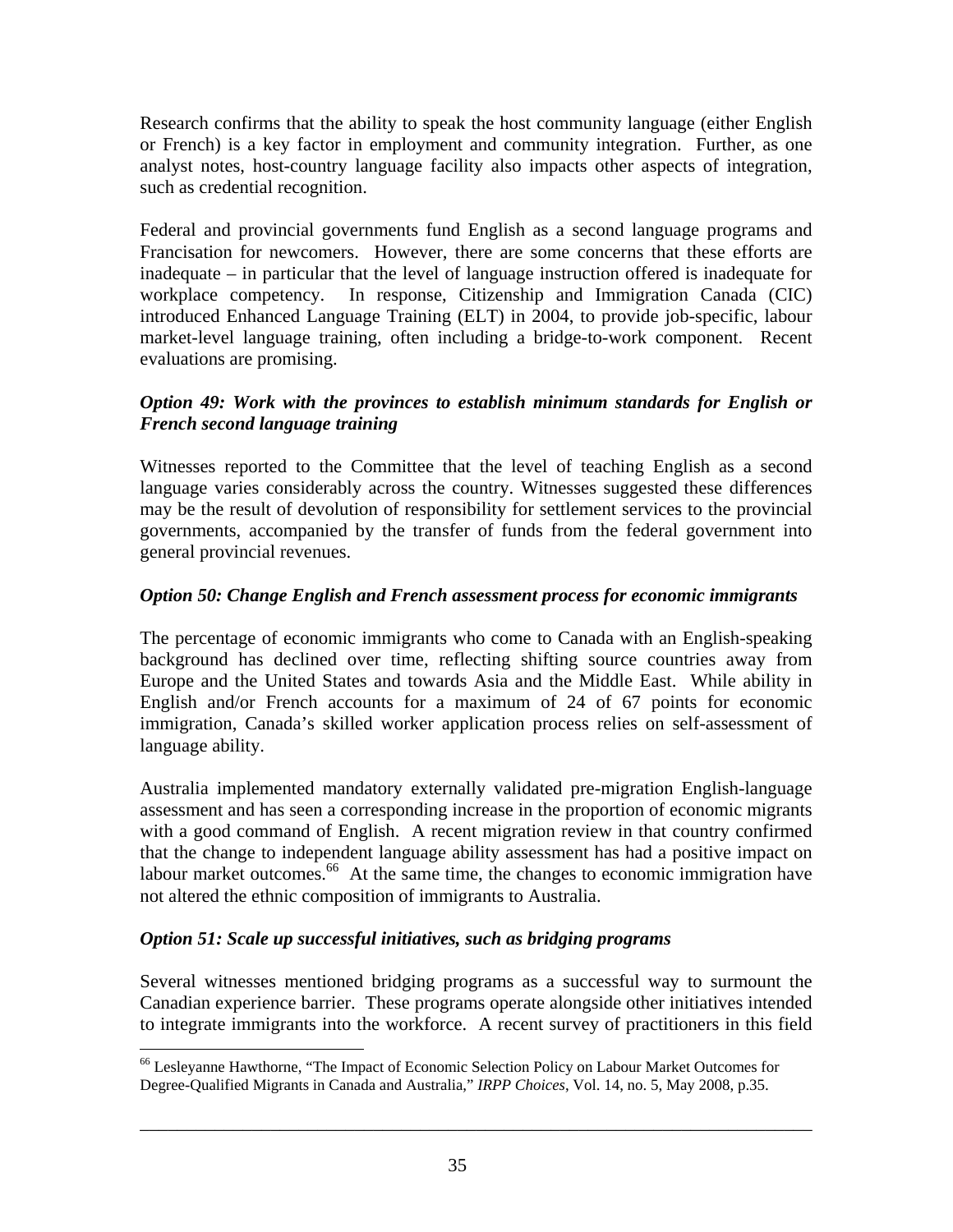Research confirms that the ability to speak the host community language (either English or French) is a key factor in employment and community integration. Further, as one analyst notes, host-country language facility also impacts other aspects of integration, such as credential recognition.

Federal and provincial governments fund English as a second language programs and Francisation for newcomers. However, there are some concerns that these efforts are inadequate – in particular that the level of language instruction offered is inadequate for workplace competency. In response, Citizenship and Immigration Canada (CIC) introduced Enhanced Language Training (ELT) in 2004, to provide job-specific, labour market-level language training, often including a bridge-to-work component. Recent evaluations are promising.

### *Option 49: Work with the provinces to establish minimum standards for English or French second language training*

Witnesses reported to the Committee that the level of teaching English as a second language varies considerably across the country. Witnesses suggested these differences may be the result of devolution of responsibility for settlement services to the provincial governments, accompanied by the transfer of funds from the federal government into general provincial revenues.

### *Option 50: Change English and French assessment process for economic immigrants*

The percentage of economic immigrants who come to Canada with an English-speaking background has declined over time, reflecting shifting source countries away from Europe and the United States and towards Asia and the Middle East. While ability in English and/or French accounts for a maximum of 24 of 67 points for economic immigration, Canada's skilled worker application process relies on self-assessment of language ability.

Australia implemented mandatory externally validated pre-migration English-language assessment and has seen a corresponding increase in the proportion of economic migrants with a good command of English. A recent migration review in that country confirmed that the change to independent language ability assessment has had a positive impact on labour market outcomes.[66] At the same time, the changes to economic immigration have not altered the ethnic composition of immigrants to Australia.

### *Option 51: Scale up successful initiatives, such as bridging programs*

Several witnesses mentioned bridging programs as a successful way to surmount the Canadian experience barrier. These programs operate alongside other initiatives intended to integrate immigrants into the workforce. A recent survey of practitioners in this field

---

[66] Lesleyanne Hawthorne, "The Impact of Economic Selection Policy on Labour Market Outcomes for Degree-Qualified Migrants in Canada and Australia," *IRPP Choices*, Vol. 14, no. 5, May 2008, p.35.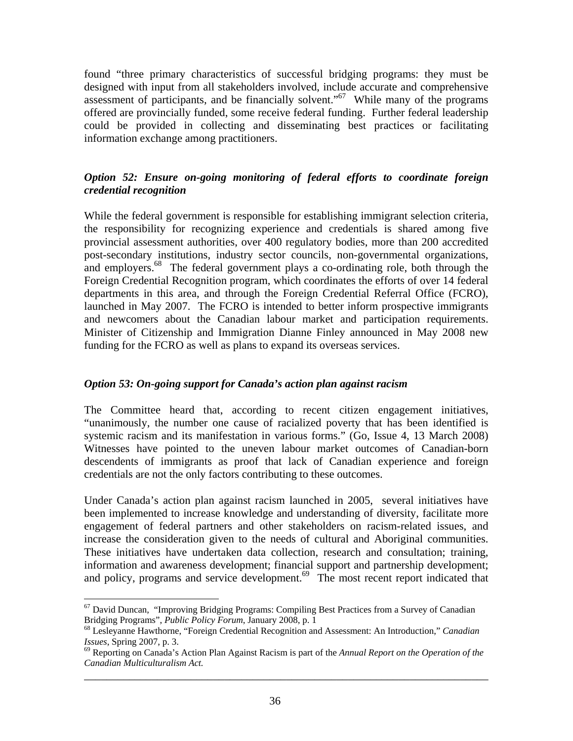found "three primary characteristics of successful bridging programs: they must be designed with input from all stakeholders involved, include accurate and comprehensive assessment of participants, and be financially solvent."[67] While many of the programs offered are provincially funded, some receive federal funding. Further federal leadership could be provided in collecting and disseminating best practices or facilitating information exchange among practitioners.

### *Option 52: Ensure on-going monitoring of federal efforts to coordinate foreign credential recognition*

While the federal government is responsible for establishing immigrant selection criteria, the responsibility for recognizing experience and credentials is shared among five provincial assessment authorities, over 400 regulatory bodies, more than 200 accredited post-secondary institutions, industry sector councils, non-governmental organizations, and employers.[68] The federal government plays a co-ordinating role, both through the Foreign Credential Recognition program, which coordinates the efforts of over 14 federal departments in this area, and through the Foreign Credential Referral Office (FCRO), launched in May 2007. The FCRO is intended to better inform prospective immigrants and newcomers about the Canadian labour market and participation requirements. Minister of Citizenship and Immigration Dianne Finley announced in May 2008 new funding for the FCRO as well as plans to expand its overseas services.

### *Option 53: On-going support for Canada's action plan against racism*

The Committee heard that, according to recent citizen engagement initiatives, "unanimously, the number one cause of racialized poverty that has been identified is systemic racism and its manifestation in various forms." (Go, Issue 4, 13 March 2008) Witnesses have pointed to the uneven labour market outcomes of Canadian-born descendents of immigrants as proof that lack of Canadian experience and foreign credentials are not the only factors contributing to these outcomes.

Under Canada's action plan against racism launched in 2005, several initiatives have been implemented to increase knowledge and understanding of diversity, facilitate more engagement of federal partners and other stakeholders on racism-related issues, and increase the consideration given to the needs of cultural and Aboriginal communities. These initiatives have undertaken data collection, research and consultation; training, information and awareness development; financial support and partnership development; and policy, programs and service development.[69] The most recent report indicated that

---

[67] David Duncan, "Improving Bridging Programs: Compiling Best Practices from a Survey of Canadian Bridging Programs", *Public Policy Forum*, January 2008, p. 1

[68] Lesleyanne Hawthorne, "Foreign Credential Recognition and Assessment: An Introduction," *Canadian Issues*, Spring 2007, p. 3.

[69] Reporting on Canada's Action Plan Against Racism is part of the *Annual Report on the Operation of the Canadian Multiculturalism Act.*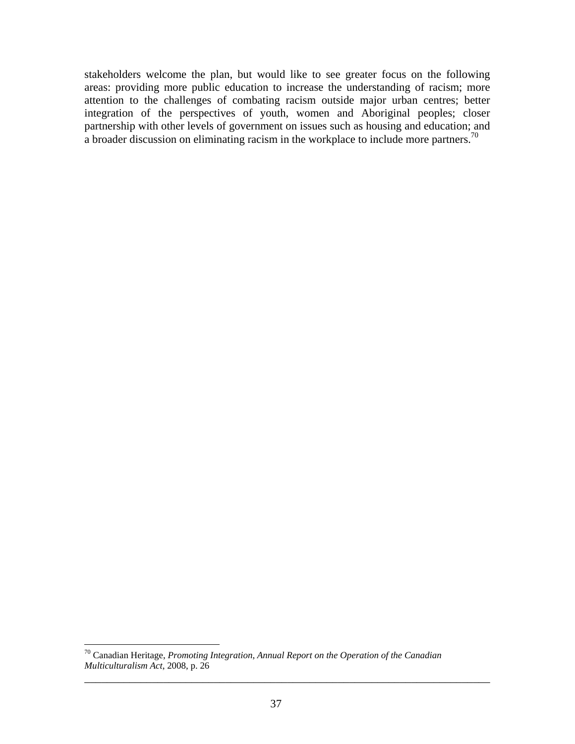stakeholders welcome the plan, but would like to see greater focus on the following areas: providing more public education to increase the understanding of racism; more attention to the challenges of combating racism outside major urban centres; better integration of the perspectives of youth, women and Aboriginal peoples; closer partnership with other levels of government on issues such as housing and education; and a broader discussion on eliminating racism in the workplace to include more partners.[70]

[70] Canadian Heritage, *Promoting Integration, Annual Report on the Operation of the Canadian Multiculturalism Act*, 2008, p. 26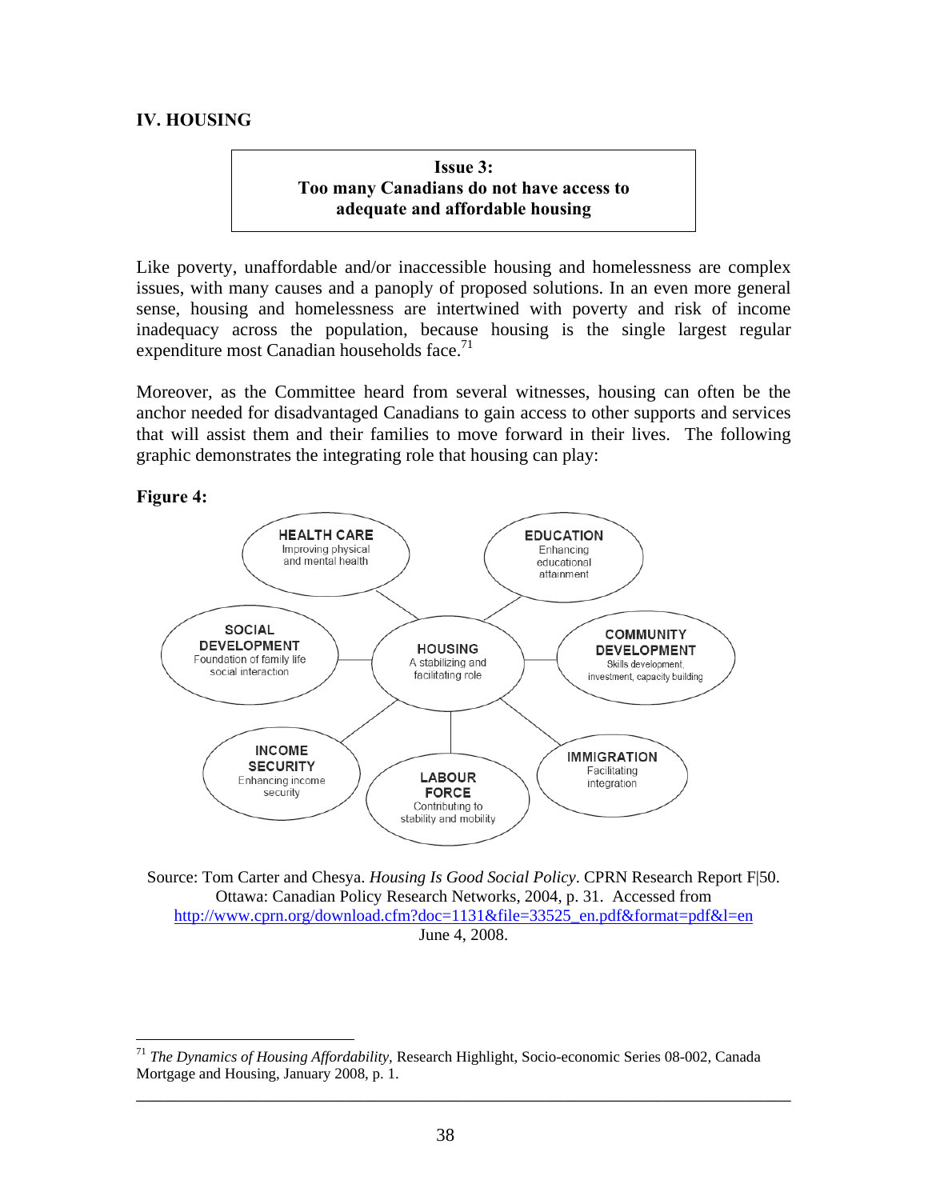## IV. HOUSING

**Issue 3:**
**Too many Canadians do not have access to adequate and affordable housing**

Like poverty, unaffordable and/or inaccessible housing and homelessness are complex issues, with many causes and a panoply of proposed solutions. In an even more general sense, housing and homelessness are intertwined with poverty and risk of income inadequacy across the population, because housing is the single largest regular expenditure most Canadian households face.[71]

Moreover, as the Committee heard from several witnesses, housing can often be the anchor needed for disadvantaged Canadians to gain access to other supports and services that will assist them and their families to move forward in their lives. The following graphic demonstrates the integrating role that housing can play:

**Figure 4:**

HOUSING — A stabilizing and facilitating role

- HEALTH CARE — Improving physical and mental health
- EDUCATION — Enhancing educational attainment
- SOCIAL DEVELOPMENT — Foundation of family life social interaction
- COMMUNITY DEVELOPMENT — Skills development, investment, capacity building
- INCOME SECURITY — Enhancing income security
- LABOUR FORCE — Contributing to stability and mobility
- IMMIGRATION — Facilitating integration

Source: Tom Carter and Chesya. *Housing Is Good Social Policy*. CPRN Research Report F|50. Ottawa: Canadian Policy Research Networks, 2004, p. 31. Accessed from http://www.cprn.org/download.cfm?doc=1131&file=33525_en.pdf&format=pdf&l=en June 4, 2008.

---

[71] *The Dynamics of Housing Affordability*, Research Highlight, Socio-economic Series 08-002, Canada Mortgage and Housing, January 2008, p. 1.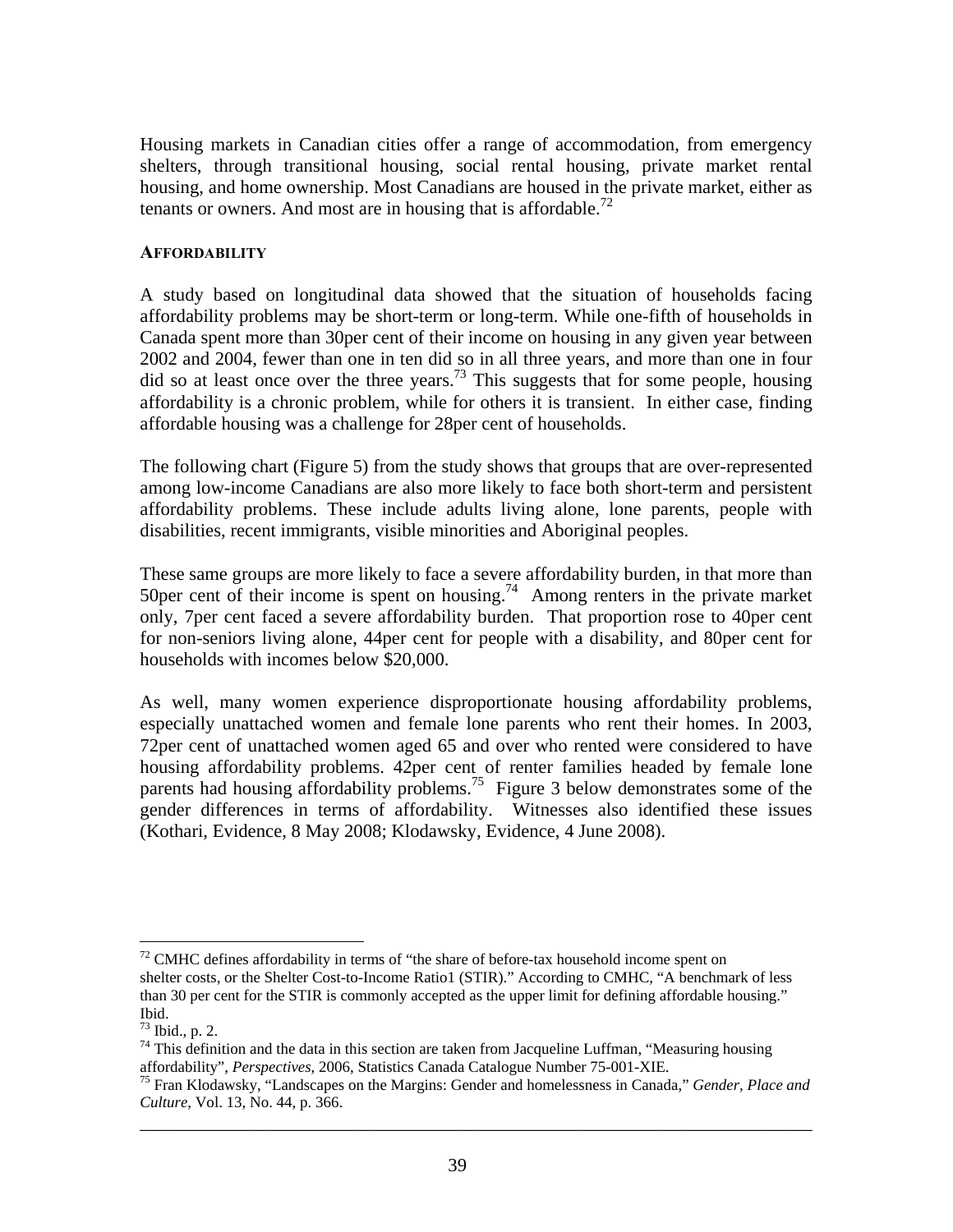Housing markets in Canadian cities offer a range of accommodation, from emergency shelters, through transitional housing, social rental housing, private market rental housing, and home ownership. Most Canadians are housed in the private market, either as tenants or owners. And most are in housing that is affordable.[72]

### AFFORDABILITY

A study based on longitudinal data showed that the situation of households facing affordability problems may be short-term or long-term. While one-fifth of households in Canada spent more than 30per cent of their income on housing in any given year between 2002 and 2004, fewer than one in ten did so in all three years, and more than one in four did so at least once over the three years.[73] This suggests that for some people, housing affordability is a chronic problem, while for others it is transient. In either case, finding affordable housing was a challenge for 28per cent of households.

The following chart (Figure 5) from the study shows that groups that are over-represented among low-income Canadians are also more likely to face both short-term and persistent affordability problems. These include adults living alone, lone parents, people with disabilities, recent immigrants, visible minorities and Aboriginal peoples.

These same groups are more likely to face a severe affordability burden, in that more than 50per cent of their income is spent on housing.[74] Among renters in the private market only, 7per cent faced a severe affordability burden. That proportion rose to 40per cent for non-seniors living alone, 44per cent for people with a disability, and 80per cent for households with incomes below $20,000.

As well, many women experience disproportionate housing affordability problems, especially unattached women and female lone parents who rent their homes. In 2003, 72per cent of unattached women aged 65 and over who rented were considered to have housing affordability problems. 42per cent of renter families headed by female lone parents had housing affordability problems.[75] Figure 3 below demonstrates some of the gender differences in terms of affordability. Witnesses also identified these issues (Kothari, Evidence, 8 May 2008; Klodawsky, Evidence, 4 June 2008).

---

[72] CMHC defines affordability in terms of "the share of before-tax household income spent on shelter costs, or the Shelter Cost-to-Income Ratio1 (STIR)." According to CMHC, "A benchmark of less than 30 per cent for the STIR is commonly accepted as the upper limit for defining affordable housing." Ibid.

[73] Ibid., p. 2.

[74] This definition and the data in this section are taken from Jacqueline Luffman, "Measuring housing affordability", *Perspectives*, 2006, Statistics Canada Catalogue Number 75-001-XIE.

[75] Fran Klodawsky, "Landscapes on the Margins: Gender and homelessness in Canada," *Gender, Place and Culture*, Vol. 13, No. 44, p. 366.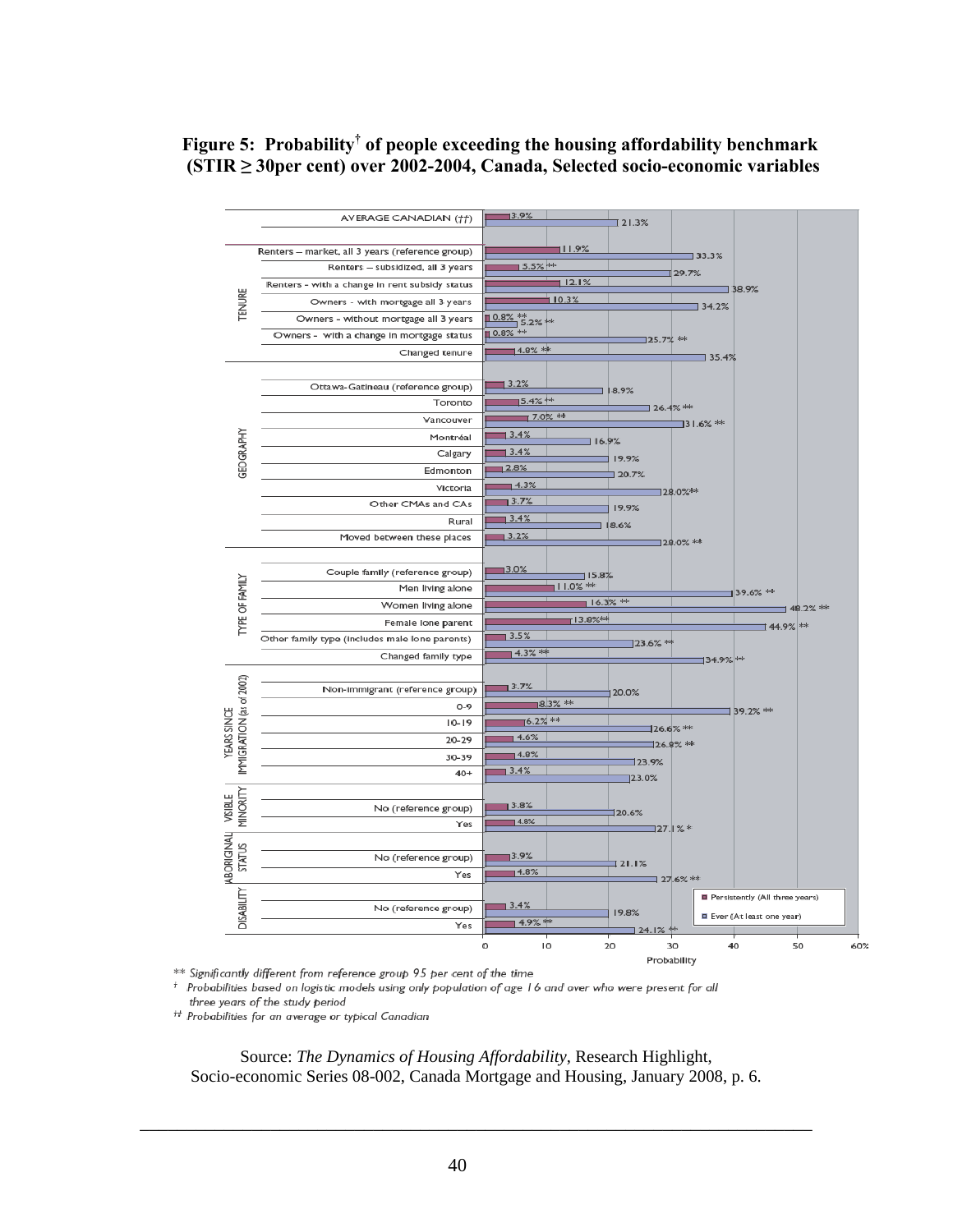**Figure 5: Probability† of people exceeding the housing affordability benchmark (STIR ≥ 30per cent) over 2002-2004, Canada, Selected socio-economic variables**

| Category | Variable | Persistently (All three years) | Ever (At least one year) |
|---|---|---|---|
| | AVERAGE CANADIAN (††) | 3.9% | 21.3% |
| TENURE | Renters – market, all 3 years (reference group) | 11.9% | 33.3% |
| | Renters – subsidized, all 3 years | 5.5% ** | 29.7% |
| | Renters - with a change in rent subsidy status | 12.1% | 38.9% |
| | Owners - with mortgage all 3 years | 10.3% | 34.2% |
| | Owners - without mortgage all 3 years | 0.8% ** | 5.2% ** |
| | Owners - with a change in mortgage status | 0.8% ** | 25.7% ** |
| | Changed tenure | 4.8% ** | 35.4% |
| GEOGRAPHY | Ottawa-Gatineau (reference group) | 3.2% | 18.9% |
| | Toronto | 5.4% ** | 26.4% ** |
| | Vancouver | 7.0% ** | 31.6% ** |
| | Montréal | 3.4% | 16.9% |
| | Calgary | 3.4% | 19.9% |
| | Edmonton | 2.8% | 20.7% |
| | Victoria | 4.3% | 28.0%** |
| | Other CMAs and CAs | 3.7% | 19.9% |
| | Rural | 3.4% | 18.6% |
| | Moved between these places | 3.2% | 28.0% ** |
| TYPE OF FAMILY | Couple family (reference group) | 3.0% | 15.8% |
| | Men living alone | 11.0% ** | 39.6% ** |
| | Women living alone | 16.3% ** | 48.2% ** |
| | Female lone parent | 13.8%** | 44.9% ** |
| | Other family type (includes male lone parents) | 3.5% | 23.6% ** |
| | Changed family type | 4.3% ** | 34.9% ** |
| YEARS SINCE IMMIGRATION (as of 2002) | Non-immigrant (reference group) | 3.7% | 20.0% |
| | 0-9 | 8.3% ** | 39.2% ** |
| | 10-19 | 6.2% ** | 26.6% ** |
| | 20-29 | 4.6% | 26.8% ** |
| | 30-39 | 4.8% | 23.9% |
| | 40+ | 3.4% | 23.0% |
| VISIBLE MINORITY | No (reference group) | 3.8% | 20.6% |
| | Yes | 4.8% | 27.1% * |
| ABORIGINAL STATUS | No (reference group) | 3.9% | 21.1% |
| | Yes | 4.8% | 27.6% ** |
| DISABILITY | No (reference group) | 3.4% | 19.8% |
| | Yes | 4.9% ** | 24.1% ** |

Probability (axis: 0, 10, 20, 30, 40, 50, 60%)

*\*\* Significantly different from reference group 95 per cent of the time*

*† Probabilities based on logistic models using only population of age 16 and over who were present for all three years of the study period*

*†† Probabilities for an average or typical Canadian*

Source: *The Dynamics of Housing Affordability*, Research Highlight, Socio-economic Series 08-002, Canada Mortgage and Housing, January 2008, p. 6.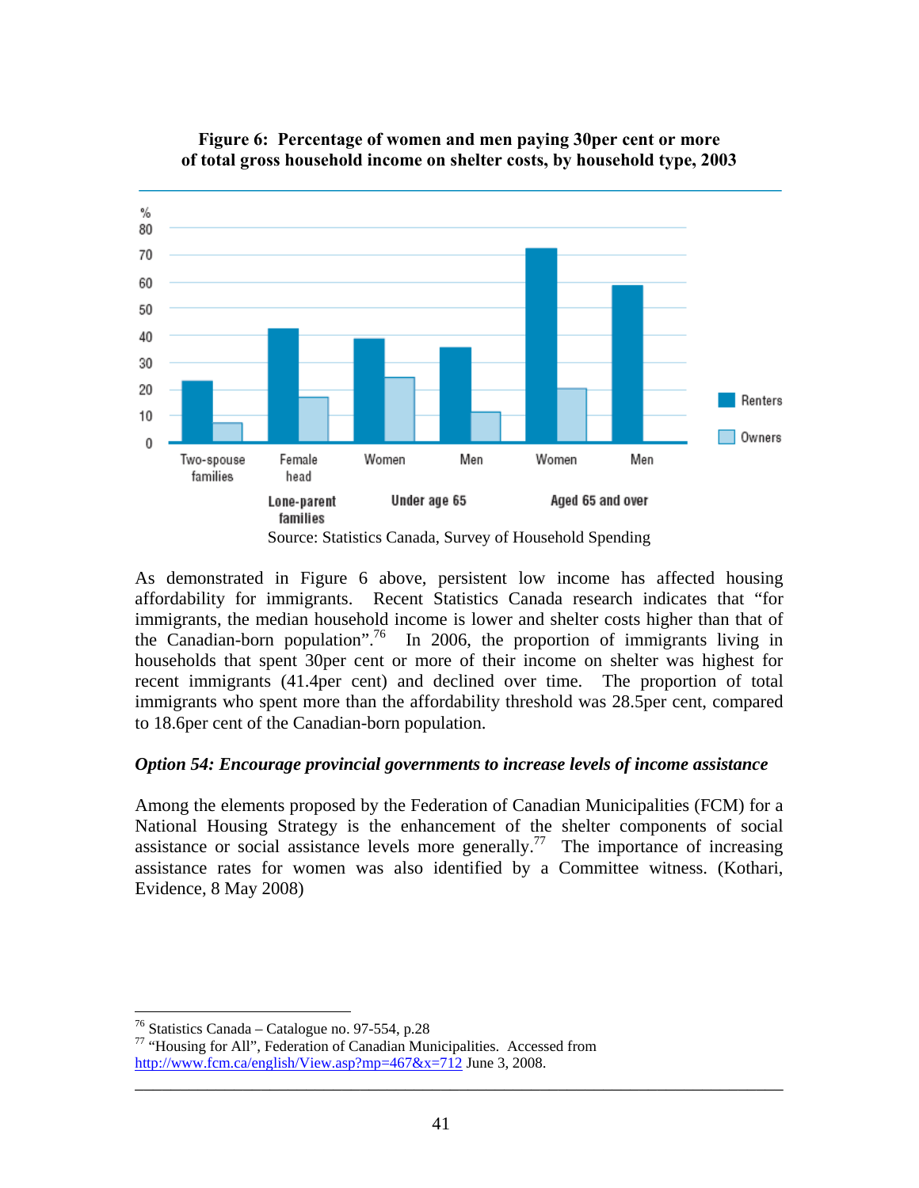**Figure 6: Percentage of women and men paying 30per cent or more of total gross household income on shelter costs, by household type, 2003**

Source: Statistics Canada, Survey of Household Spending

As demonstrated in Figure 6 above, persistent low income has affected housing affordability for immigrants. Recent Statistics Canada research indicates that "for immigrants, the median household income is lower and shelter costs higher than that of the Canadian-born population".[76] In 2006, the proportion of immigrants living in households that spent 30per cent or more of their income on shelter was highest for recent immigrants (41.4per cent) and declined over time. The proportion of total immigrants who spent more than the affordability threshold was 28.5per cent, compared to 18.6per cent of the Canadian-born population.

### *Option 54: Encourage provincial governments to increase levels of income assistance*

Among the elements proposed by the Federation of Canadian Municipalities (FCM) for a National Housing Strategy is the enhancement of the shelter components of social assistance or social assistance levels more generally.[77] The importance of increasing assistance rates for women was also identified by a Committee witness. (Kothari, Evidence, 8 May 2008)

---

[76] Statistics Canada – Catalogue no. 97-554, p.28

[77] "Housing for All", Federation of Canadian Municipalities. Accessed from http://www.fcm.ca/english/View.asp?mp=467&x=712 June 3, 2008.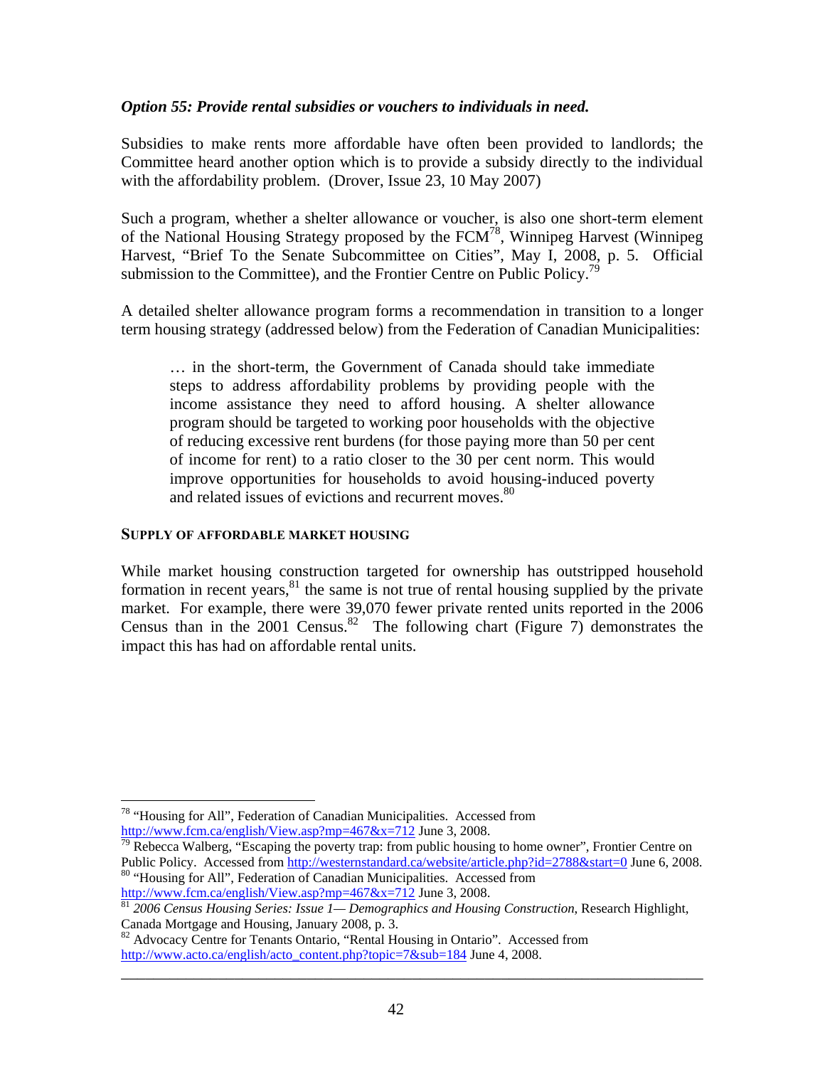***Option 55: Provide rental subsidies or vouchers to individuals in need.***

Subsidies to make rents more affordable have often been provided to landlords; the Committee heard another option which is to provide a subsidy directly to the individual with the affordability problem. (Drover, Issue 23, 10 May 2007)

Such a program, whether a shelter allowance or voucher, is also one short-term element of the National Housing Strategy proposed by the FCM[78], Winnipeg Harvest (Winnipeg Harvest, "Brief To the Senate Subcommittee on Cities", May I, 2008, p. 5. Official submission to the Committee), and the Frontier Centre on Public Policy.[79]

A detailed shelter allowance program forms a recommendation in transition to a longer term housing strategy (addressed below) from the Federation of Canadian Municipalities:

> … in the short-term, the Government of Canada should take immediate steps to address affordability problems by providing people with the income assistance they need to afford housing. A shelter allowance program should be targeted to working poor households with the objective of reducing excessive rent burdens (for those paying more than 50 per cent of income for rent) to a ratio closer to the 30 per cent norm. This would improve opportunities for households to avoid housing-induced poverty and related issues of evictions and recurrent moves.[80]

#### SUPPLY OF AFFORDABLE MARKET HOUSING

While market housing construction targeted for ownership has outstripped household formation in recent years,[81] the same is not true of rental housing supplied by the private market. For example, there were 39,070 fewer private rented units reported in the 2006 Census than in the 2001 Census.[82] The following chart (Figure 7) demonstrates the impact this has had on affordable rental units.

---

[78] "Housing for All", Federation of Canadian Municipalities. Accessed from http://www.fcm.ca/english/View.asp?mp=467&x=712 June 3, 2008.

[79] Rebecca Walberg, "Escaping the poverty trap: from public housing to home owner", Frontier Centre on Public Policy. Accessed from http://westernstandard.ca/website/article.php?id=2788&start=0 June 6, 2008.

[80] "Housing for All", Federation of Canadian Municipalities. Accessed from http://www.fcm.ca/english/View.asp?mp=467&x=712 June 3, 2008.

[81] *2006 Census Housing Series: Issue 1— Demographics and Housing Construction*, Research Highlight, Canada Mortgage and Housing, January 2008, p. 3.

[82] Advocacy Centre for Tenants Ontario, "Rental Housing in Ontario". Accessed from http://www.acto.ca/english/acto_content.php?topic=7&sub=184 June 4, 2008.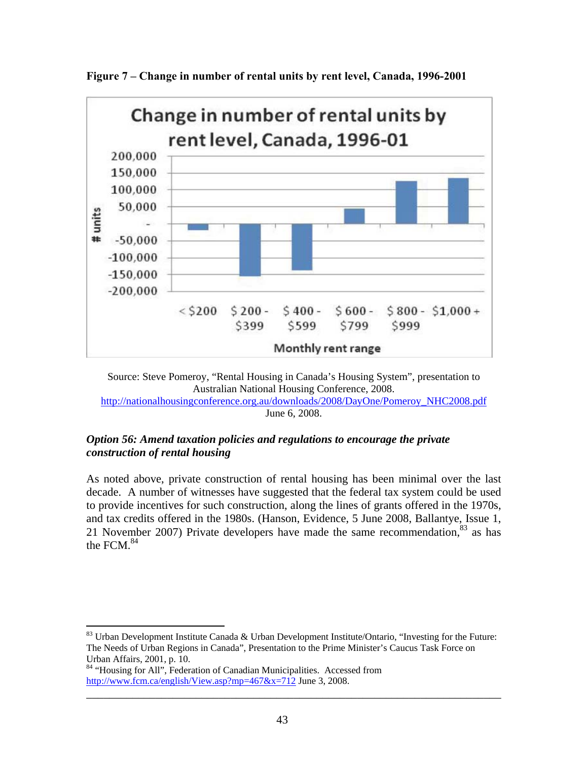**Figure 7 – Change in number of rental units by rent level, Canada, 1996-2001**

Source: Steve Pomeroy, "Rental Housing in Canada's Housing System", presentation to Australian National Housing Conference, 2008. http://nationalhousingconference.org.au/downloads/2008/DayOne/Pomeroy_NHC2008.pdf June 6, 2008.

***Option 56: Amend taxation policies and regulations to encourage the private construction of rental housing***

As noted above, private construction of rental housing has been minimal over the last decade. A number of witnesses have suggested that the federal tax system could be used to provide incentives for such construction, along the lines of grants offered in the 1970s, and tax credits offered in the 1980s. (Hanson, Evidence, 5 June 2008, Ballantye, Issue 1, 21 November 2007) Private developers have made the same recommendation,[83] as has the FCM.[84]

---

[83] Urban Development Institute Canada & Urban Development Institute/Ontario, "Investing for the Future: The Needs of Urban Regions in Canada", Presentation to the Prime Minister's Caucus Task Force on Urban Affairs, 2001, p. 10.

[84] "Housing for All", Federation of Canadian Municipalities. Accessed from http://www.fcm.ca/english/View.asp?mp=467&x=712 June 3, 2008.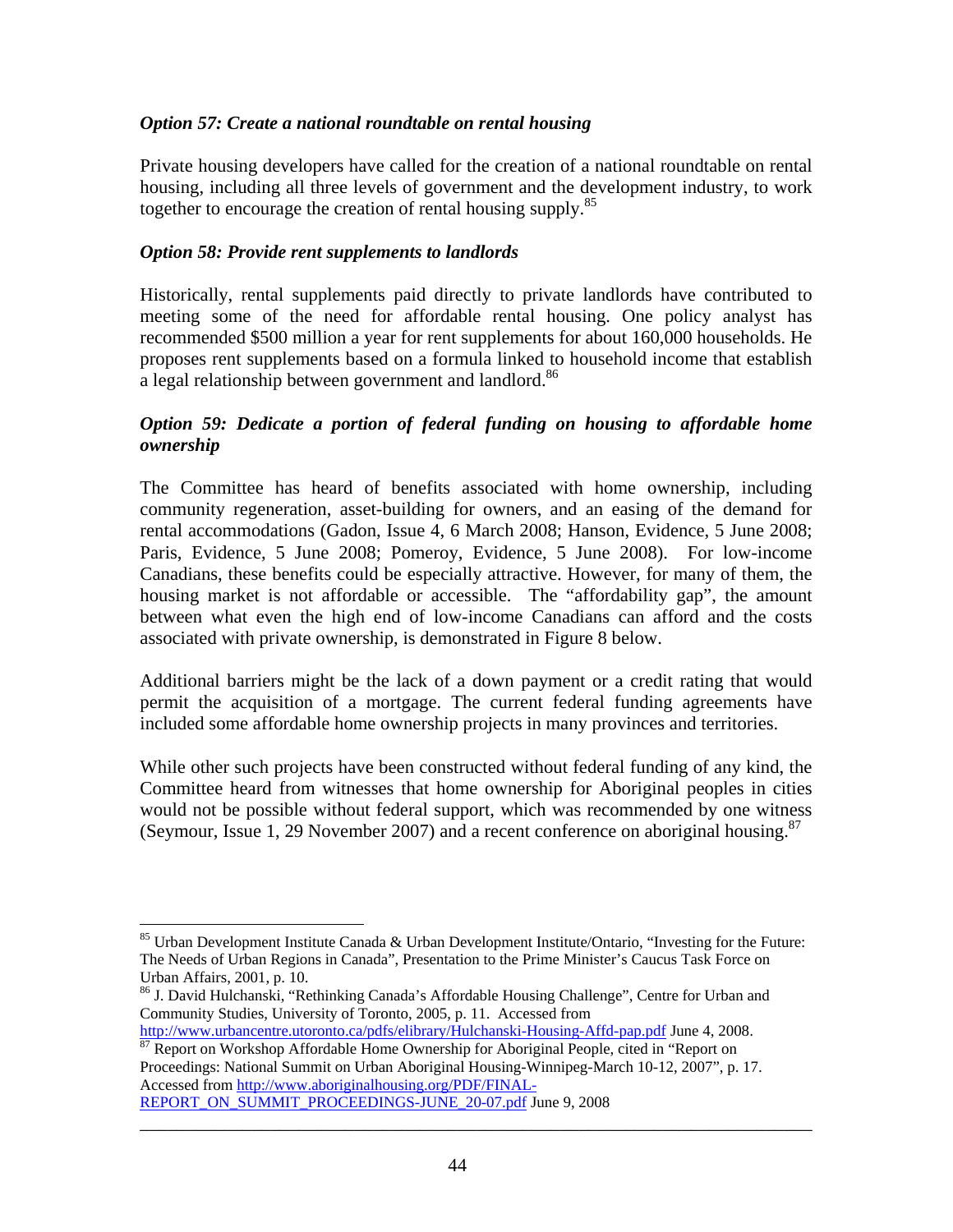### *Option 57: Create a national roundtable on rental housing*

Private housing developers have called for the creation of a national roundtable on rental housing, including all three levels of government and the development industry, to work together to encourage the creation of rental housing supply.[85]

### *Option 58: Provide rent supplements to landlords*

Historically, rental supplements paid directly to private landlords have contributed to meeting some of the need for affordable rental housing. One policy analyst has recommended $500 million a year for rent supplements for about 160,000 households. He proposes rent supplements based on a formula linked to household income that establish a legal relationship between government and landlord.[86]

### *Option 59: Dedicate a portion of federal funding on housing to affordable home ownership*

The Committee has heard of benefits associated with home ownership, including community regeneration, asset-building for owners, and an easing of the demand for rental accommodations (Gadon, Issue 4, 6 March 2008; Hanson, Evidence, 5 June 2008; Paris, Evidence, 5 June 2008; Pomeroy, Evidence, 5 June 2008). For low-income Canadians, these benefits could be especially attractive. However, for many of them, the housing market is not affordable or accessible. The "affordability gap", the amount between what even the high end of low-income Canadians can afford and the costs associated with private ownership, is demonstrated in Figure 8 below.

Additional barriers might be the lack of a down payment or a credit rating that would permit the acquisition of a mortgage. The current federal funding agreements have included some affordable home ownership projects in many provinces and territories.

While other such projects have been constructed without federal funding of any kind, the Committee heard from witnesses that home ownership for Aboriginal peoples in cities would not be possible without federal support, which was recommended by one witness (Seymour, Issue 1, 29 November 2007) and a recent conference on aboriginal housing.[87]

---

[85] Urban Development Institute Canada & Urban Development Institute/Ontario, "Investing for the Future: The Needs of Urban Regions in Canada", Presentation to the Prime Minister's Caucus Task Force on Urban Affairs, 2001, p. 10.

[86] J. David Hulchanski, "Rethinking Canada's Affordable Housing Challenge", Centre for Urban and Community Studies, University of Toronto, 2005, p. 11. Accessed from http://www.urbancentre.utoronto.ca/pdfs/elibrary/Hulchanski-Housing-Affd-pap.pdf June 4, 2008.

[87] Report on Workshop Affordable Home Ownership for Aboriginal People, cited in "Report on Proceedings: National Summit on Urban Aboriginal Housing-Winnipeg-March 10-12, 2007", p. 17. Accessed from http://www.aboriginalhousing.org/PDF/FINAL-REPORT_ON_SUMMIT_PROCEEDINGS-JUNE_20-07.pdf June 9, 2008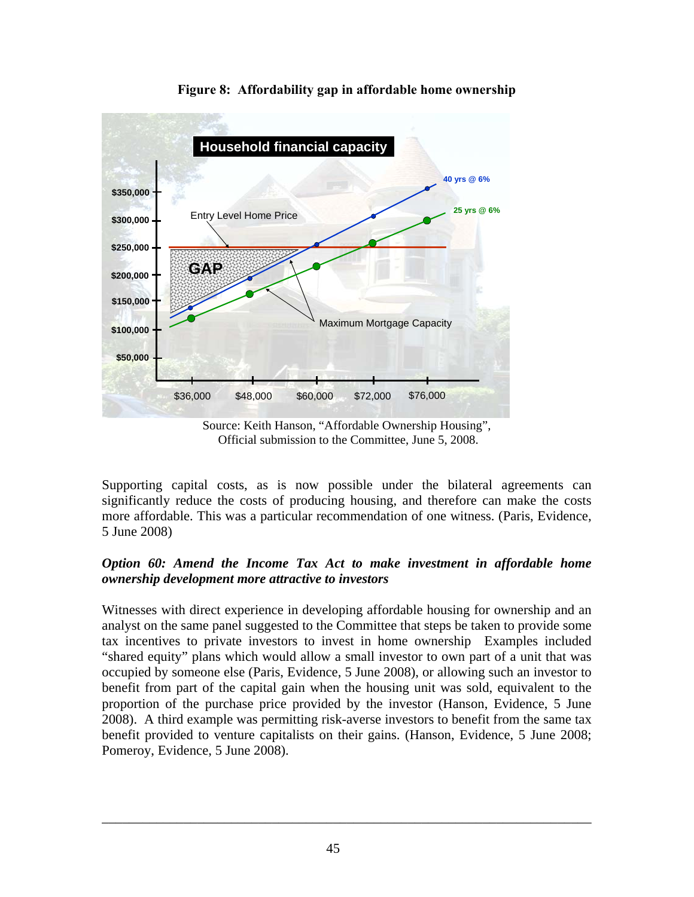**Figure 8: Affordability gap in affordable home ownership**

Source: Keith Hanson, "Affordable Ownership Housing", Official submission to the Committee, June 5, 2008.

Supporting capital costs, as is now possible under the bilateral agreements can significantly reduce the costs of producing housing, and therefore can make the costs more affordable. This was a particular recommendation of one witness. (Paris, Evidence, 5 June 2008)

***Option 60: Amend the Income Tax Act to make investment in affordable home ownership development more attractive to investors***

Witnesses with direct experience in developing affordable housing for ownership and an analyst on the same panel suggested to the Committee that steps be taken to provide some tax incentives to private investors to invest in home ownership Examples included "shared equity" plans which would allow a small investor to own part of a unit that was occupied by someone else (Paris, Evidence, 5 June 2008), or allowing such an investor to benefit from part of the capital gain when the housing unit was sold, equivalent to the proportion of the purchase price provided by the investor (Hanson, Evidence, 5 June 2008). A third example was permitting risk-averse investors to benefit from the same tax benefit provided to venture capitalists on their gains. (Hanson, Evidence, 5 June 2008; Pomeroy, Evidence, 5 June 2008).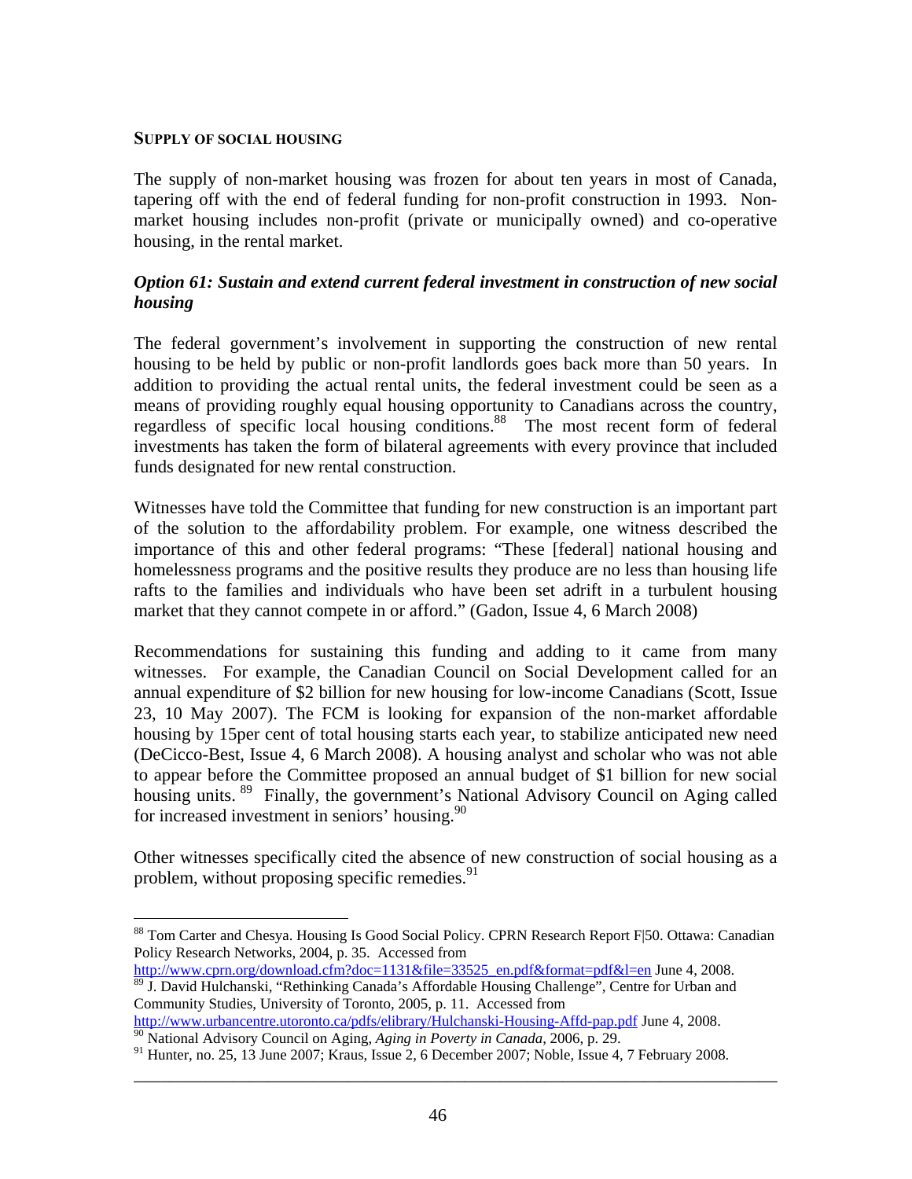**SUPPLY OF SOCIAL HOUSING**

The supply of non-market housing was frozen for about ten years in most of Canada, tapering off with the end of federal funding for non-profit construction in 1993. Non-market housing includes non-profit (private or municipally owned) and co-operative housing, in the rental market.

### *Option 61: Sustain and extend current federal investment in construction of new social housing*

The federal government's involvement in supporting the construction of new rental housing to be held by public or non-profit landlords goes back more than 50 years. In addition to providing the actual rental units, the federal investment could be seen as a means of providing roughly equal housing opportunity to Canadians across the country, regardless of specific local housing conditions.[88] The most recent form of federal investments has taken the form of bilateral agreements with every province that included funds designated for new rental construction.

Witnesses have told the Committee that funding for new construction is an important part of the solution to the affordability problem. For example, one witness described the importance of this and other federal programs: "These [federal] national housing and homelessness programs and the positive results they produce are no less than housing life rafts to the families and individuals who have been set adrift in a turbulent housing market that they cannot compete in or afford." (Gadon, Issue 4, 6 March 2008)

Recommendations for sustaining this funding and adding to it came from many witnesses. For example, the Canadian Council on Social Development called for an annual expenditure of $2 billion for new housing for low-income Canadians (Scott, Issue 23, 10 May 2007). The FCM is looking for expansion of the non-market affordable housing by 15per cent of total housing starts each year, to stabilize anticipated new need (DeCicco-Best, Issue 4, 6 March 2008). A housing analyst and scholar who was not able to appear before the Committee proposed an annual budget of $1 billion for new social housing units.[89] Finally, the government's National Advisory Council on Aging called for increased investment in seniors' housing.[90]

Other witnesses specifically cited the absence of new construction of social housing as a problem, without proposing specific remedies.[91]

---

[88] Tom Carter and Chesya. Housing Is Good Social Policy. CPRN Research Report F|50. Ottawa: Canadian Policy Research Networks, 2004, p. 35. Accessed from http://www.cprn.org/download.cfm?doc=1131&file=33525_en.pdf&format=pdf&l=en June 4, 2008.

[89] J. David Hulchanski, "Rethinking Canada's Affordable Housing Challenge", Centre for Urban and Community Studies, University of Toronto, 2005, p. 11. Accessed from http://www.urbancentre.utoronto.ca/pdfs/elibrary/Hulchanski-Housing-Affd-pap.pdf June 4, 2008.

[90] National Advisory Council on Aging, *Aging in Poverty in Canada*, 2006, p. 29.

[91] Hunter, no. 25, 13 June 2007; Kraus, Issue 2, 6 December 2007; Noble, Issue 4, 7 February 2008.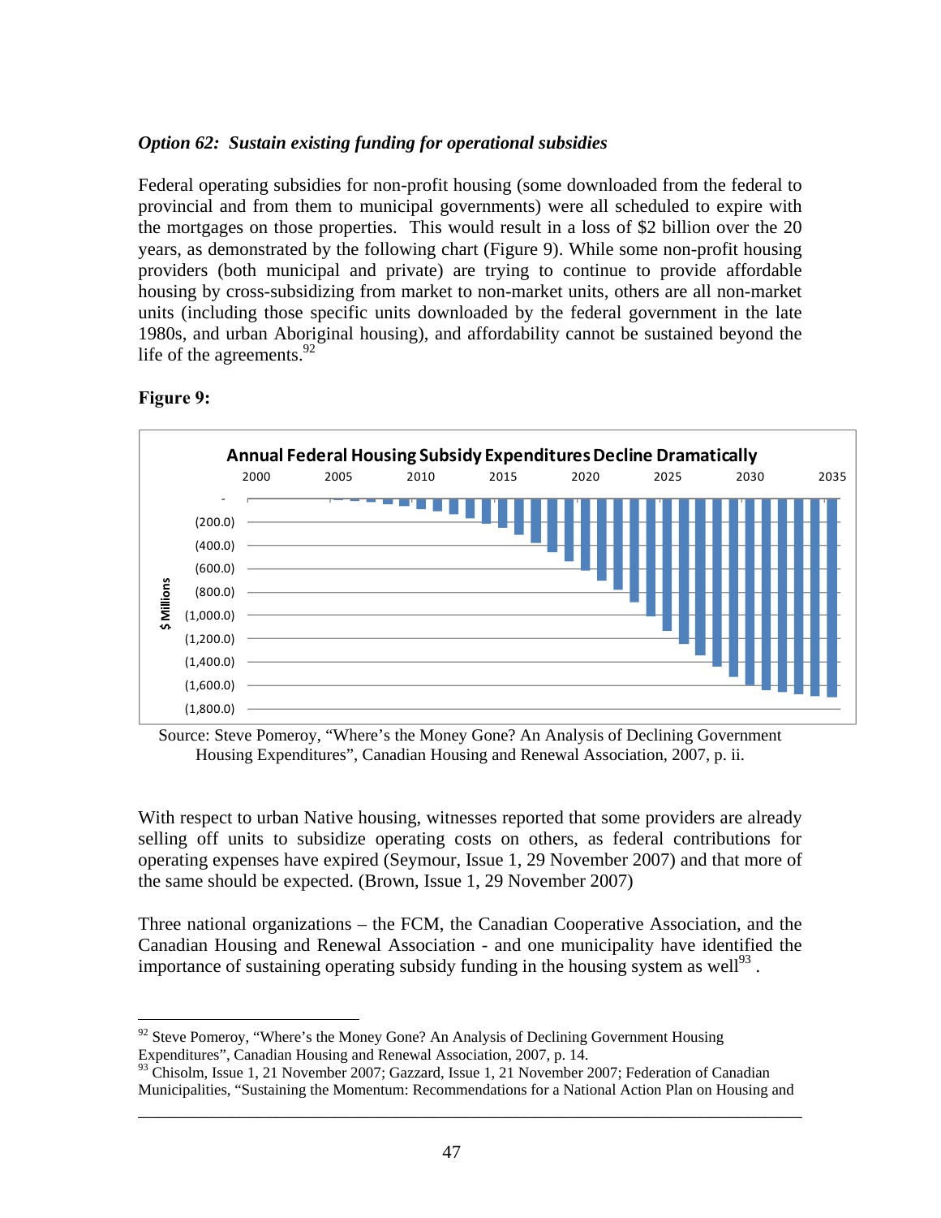*Option 62: Sustain existing funding for operational subsidies*

Federal operating subsidies for non-profit housing (some downloaded from the federal to provincial and from them to municipal governments) were all scheduled to expire with the mortgages on those properties. This would result in a loss of $2 billion over the 20 years, as demonstrated by the following chart (Figure 9). While some non-profit housing providers (both municipal and private) are trying to continue to provide affordable housing by cross-subsidizing from market to non-market units, others are all non-market units (including those specific units downloaded by the federal government in the late 1980s, and urban Aboriginal housing), and affordability cannot be sustained beyond the life of the agreements.[92]

**Figure 9:**

Source: Steve Pomeroy, "Where's the Money Gone? An Analysis of Declining Government Housing Expenditures", Canadian Housing and Renewal Association, 2007, p. ii.

With respect to urban Native housing, witnesses reported that some providers are already selling off units to subsidize operating costs on others, as federal contributions for operating expenses have expired (Seymour, Issue 1, 29 November 2007) and that more of the same should be expected. (Brown, Issue 1, 29 November 2007)

Three national organizations – the FCM, the Canadian Cooperative Association, and the Canadian Housing and Renewal Association - and one municipality have identified the importance of sustaining operating subsidy funding in the housing system as well[93].

---

[92] Steve Pomeroy, "Where's the Money Gone? An Analysis of Declining Government Housing Expenditures", Canadian Housing and Renewal Association, 2007, p. 14.

[93] Chisolm, Issue 1, 21 November 2007; Gazzard, Issue 1, 21 November 2007; Federation of Canadian Municipalities, "Sustaining the Momentum: Recommendations for a National Action Plan on Housing and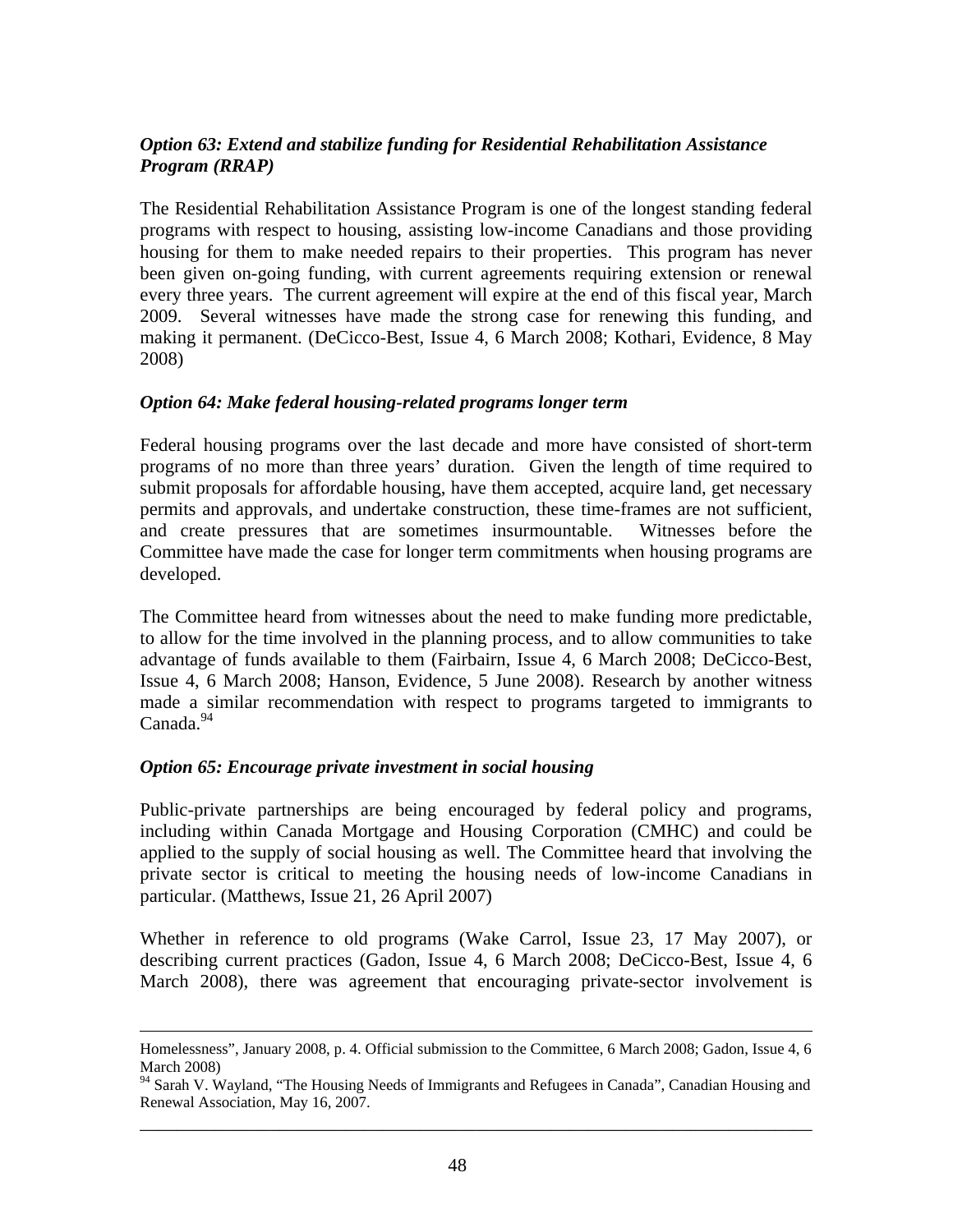### *Option 63: Extend and stabilize funding for Residential Rehabilitation Assistance Program (RRAP)*

The Residential Rehabilitation Assistance Program is one of the longest standing federal programs with respect to housing, assisting low-income Canadians and those providing housing for them to make needed repairs to their properties. This program has never been given on-going funding, with current agreements requiring extension or renewal every three years. The current agreement will expire at the end of this fiscal year, March 2009. Several witnesses have made the strong case for renewing this funding, and making it permanent. (DeCicco-Best, Issue 4, 6 March 2008; Kothari, Evidence, 8 May 2008)

### *Option 64: Make federal housing-related programs longer term*

Federal housing programs over the last decade and more have consisted of short-term programs of no more than three years' duration. Given the length of time required to submit proposals for affordable housing, have them accepted, acquire land, get necessary permits and approvals, and undertake construction, these time-frames are not sufficient, and create pressures that are sometimes insurmountable. Witnesses before the Committee have made the case for longer term commitments when housing programs are developed.

The Committee heard from witnesses about the need to make funding more predictable, to allow for the time involved in the planning process, and to allow communities to take advantage of funds available to them (Fairbairn, Issue 4, 6 March 2008; DeCicco-Best, Issue 4, 6 March 2008; Hanson, Evidence, 5 June 2008). Research by another witness made a similar recommendation with respect to programs targeted to immigrants to Canada.[94]

### *Option 65: Encourage private investment in social housing*

Public-private partnerships are being encouraged by federal policy and programs, including within Canada Mortgage and Housing Corporation (CMHC) and could be applied to the supply of social housing as well. The Committee heard that involving the private sector is critical to meeting the housing needs of low-income Canadians in particular. (Matthews, Issue 21, 26 April 2007)

Whether in reference to old programs (Wake Carrol, Issue 23, 17 May 2007), or describing current practices (Gadon, Issue 4, 6 March 2008; DeCicco-Best, Issue 4, 6 March 2008), there was agreement that encouraging private-sector involvement is

---

Homelessness", January 2008, p. 4. Official submission to the Committee, 6 March 2008; Gadon, Issue 4, 6 March 2008)

[94] Sarah V. Wayland, "The Housing Needs of Immigrants and Refugees in Canada", Canadian Housing and Renewal Association, May 16, 2007.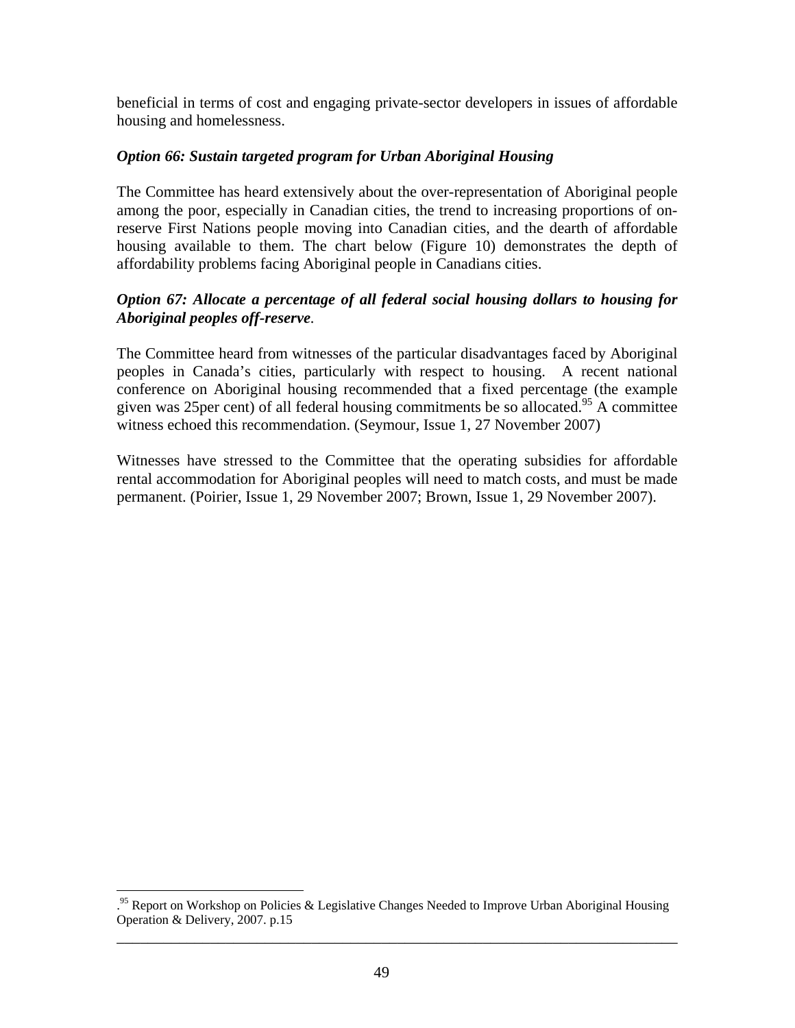beneficial in terms of cost and engaging private-sector developers in issues of affordable housing and homelessness.

***Option 66: Sustain targeted program for Urban Aboriginal Housing***

The Committee has heard extensively about the over-representation of Aboriginal people among the poor, especially in Canadian cities, the trend to increasing proportions of on-reserve First Nations people moving into Canadian cities, and the dearth of affordable housing available to them. The chart below (Figure 10) demonstrates the depth of affordability problems facing Aboriginal people in Canadians cities.

***Option 67: Allocate a percentage of all federal social housing dollars to housing for Aboriginal peoples off-reserve***.

The Committee heard from witnesses of the particular disadvantages faced by Aboriginal peoples in Canada's cities, particularly with respect to housing. A recent national conference on Aboriginal housing recommended that a fixed percentage (the example given was 25per cent) of all federal housing commitments be so allocated.[95] A committee witness echoed this recommendation. (Seymour, Issue 1, 27 November 2007)

Witnesses have stressed to the Committee that the operating subsidies for affordable rental accommodation for Aboriginal peoples will need to match costs, and must be made permanent. (Poirier, Issue 1, 29 November 2007; Brown, Issue 1, 29 November 2007).

---

.[95] Report on Workshop on Policies & Legislative Changes Needed to Improve Urban Aboriginal Housing Operation & Delivery, 2007. p.15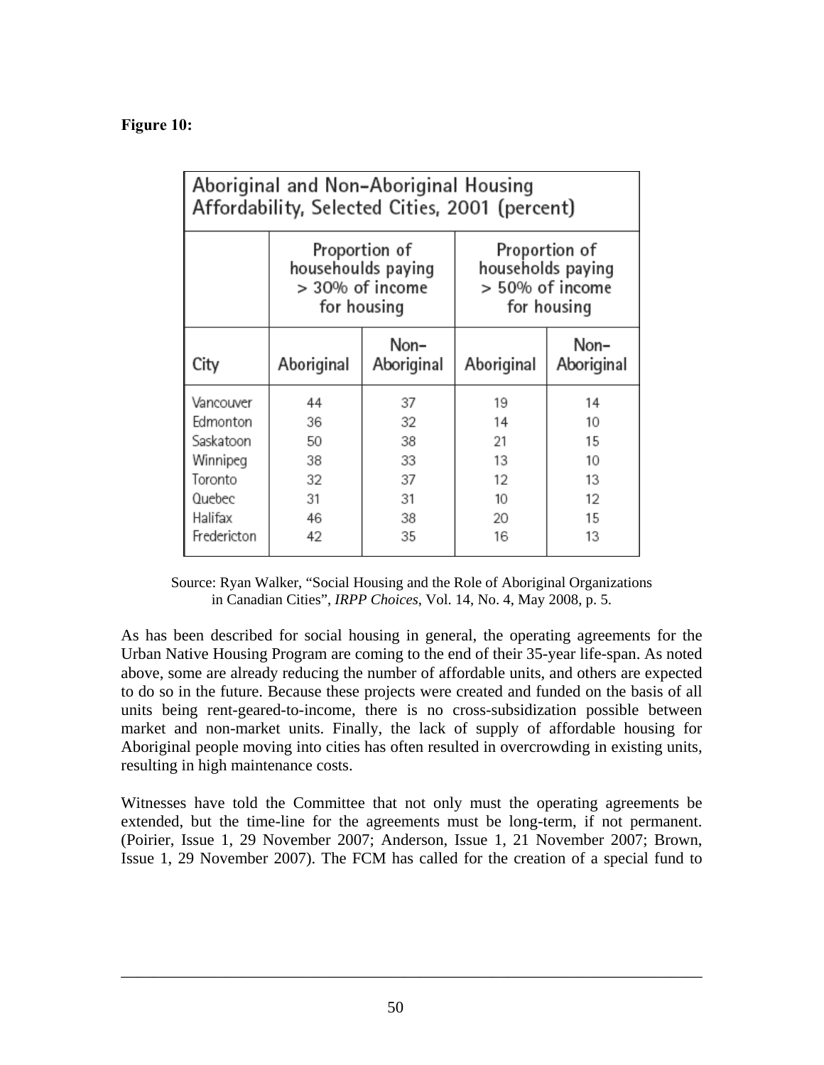**Figure 10:**

| Aboriginal and Non-Aboriginal Housing Affordability, Selected Cities, 2001 (percent) | | | | |
|---|---|---|---|---|
| | Proportion of househoulds paying > 30% of income for housing | | Proportion of households paying > 50% of income for housing | |
| City | Aboriginal | Non-Aboriginal | Aboriginal | Non-Aboriginal |
| Vancouver | 44 | 37 | 19 | 14 |
| Edmonton | 36 | 32 | 14 | 10 |
| Saskatoon | 50 | 38 | 21 | 15 |
| Winnipeg | 38 | 33 | 13 | 10 |
| Toronto | 32 | 37 | 12 | 13 |
| Quebec | 31 | 31 | 10 | 12 |
| Halifax | 46 | 38 | 20 | 15 |
| Fredericton | 42 | 35 | 16 | 13 |

Source: Ryan Walker, "Social Housing and the Role of Aboriginal Organizations in Canadian Cities", *IRPP Choices*, Vol. 14, No. 4, May 2008, p. 5.

As has been described for social housing in general, the operating agreements for the Urban Native Housing Program are coming to the end of their 35-year life-span. As noted above, some are already reducing the number of affordable units, and others are expected to do so in the future. Because these projects were created and funded on the basis of all units being rent-geared-to-income, there is no cross-subsidization possible between market and non-market units. Finally, the lack of supply of affordable housing for Aboriginal people moving into cities has often resulted in overcrowding in existing units, resulting in high maintenance costs.

Witnesses have told the Committee that not only must the operating agreements be extended, but the time-line for the agreements must be long-term, if not permanent. (Poirier, Issue 1, 29 November 2007; Anderson, Issue 1, 21 November 2007; Brown, Issue 1, 29 November 2007). The FCM has called for the creation of a special fund to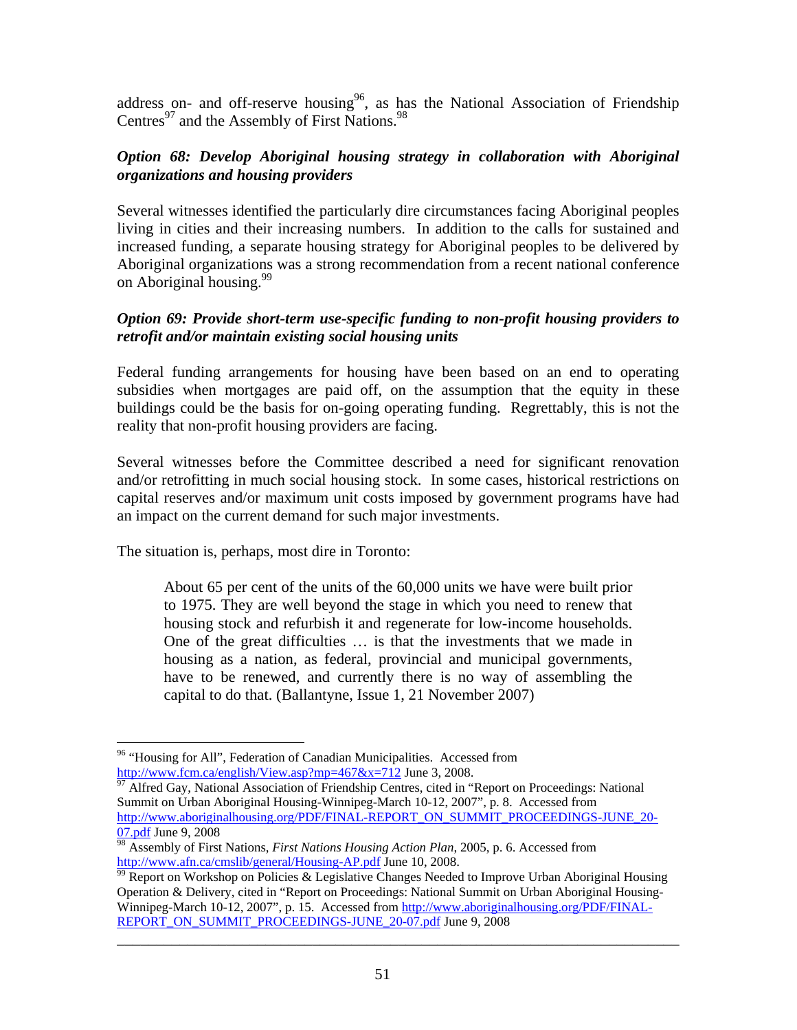address on- and off-reserve housing[96], as has the National Association of Friendship Centres[97] and the Assembly of First Nations.[98]

***Option 68: Develop Aboriginal housing strategy in collaboration with Aboriginal organizations and housing providers***

Several witnesses identified the particularly dire circumstances facing Aboriginal peoples living in cities and their increasing numbers. In addition to the calls for sustained and increased funding, a separate housing strategy for Aboriginal peoples to be delivered by Aboriginal organizations was a strong recommendation from a recent national conference on Aboriginal housing.[99]

***Option 69: Provide short-term use-specific funding to non-profit housing providers to retrofit and/or maintain existing social housing units***

Federal funding arrangements for housing have been based on an end to operating subsidies when mortgages are paid off, on the assumption that the equity in these buildings could be the basis for on-going operating funding. Regrettably, this is not the reality that non-profit housing providers are facing.

Several witnesses before the Committee described a need for significant renovation and/or retrofitting in much social housing stock. In some cases, historical restrictions on capital reserves and/or maximum unit costs imposed by government programs have had an impact on the current demand for such major investments.

The situation is, perhaps, most dire in Toronto:

> About 65 per cent of the units of the 60,000 units we have were built prior to 1975. They are well beyond the stage in which you need to renew that housing stock and refurbish it and regenerate for low-income households. One of the great difficulties … is that the investments that we made in housing as a nation, as federal, provincial and municipal governments, have to be renewed, and currently there is no way of assembling the capital to do that. (Ballantyne, Issue 1, 21 November 2007)

---

[96] "Housing for All", Federation of Canadian Municipalities. Accessed from http://www.fcm.ca/english/View.asp?mp=467&x=712 June 3, 2008.

[97] Alfred Gay, National Association of Friendship Centres, cited in "Report on Proceedings: National Summit on Urban Aboriginal Housing-Winnipeg-March 10-12, 2007", p. 8. Accessed from http://www.aboriginalhousing.org/PDF/FINAL-REPORT_ON_SUMMIT_PROCEEDINGS-JUNE_20-07.pdf June 9, 2008

[98] Assembly of First Nations, *First Nations Housing Action Plan*, 2005, p. 6. Accessed from http://www.afn.ca/cmslib/general/Housing-AP.pdf June 10, 2008.

[99] Report on Workshop on Policies & Legislative Changes Needed to Improve Urban Aboriginal Housing Operation & Delivery, cited in "Report on Proceedings: National Summit on Urban Aboriginal Housing-Winnipeg-March 10-12, 2007", p. 15. Accessed from http://www.aboriginalhousing.org/PDF/FINAL-REPORT_ON_SUMMIT_PROCEEDINGS-JUNE_20-07.pdf June 9, 2008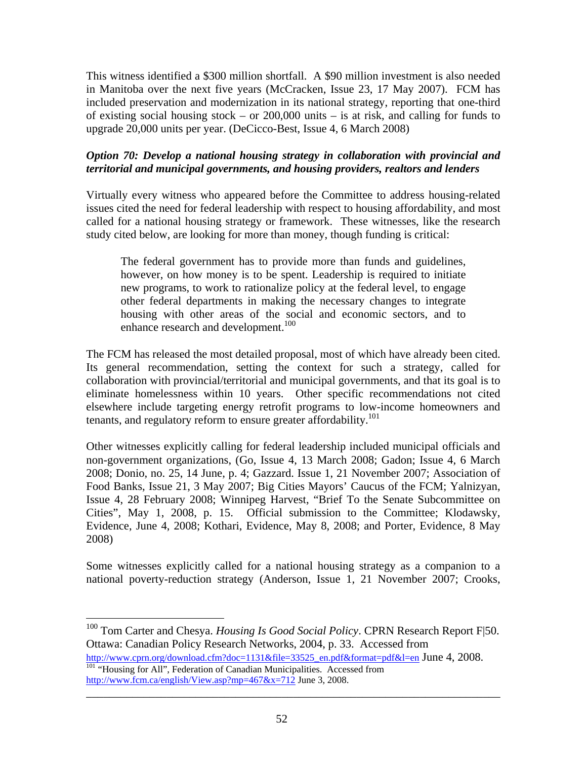This witness identified a $300 million shortfall. A $90 million investment is also needed in Manitoba over the next five years (McCracken, Issue 23, 17 May 2007). FCM has included preservation and modernization in its national strategy, reporting that one-third of existing social housing stock – or 200,000 units – is at risk, and calling for funds to upgrade 20,000 units per year. (DeCicco-Best, Issue 4, 6 March 2008)

***Option 70: Develop a national housing strategy in collaboration with provincial and territorial and municipal governments, and housing providers, realtors and lenders***

Virtually every witness who appeared before the Committee to address housing-related issues cited the need for federal leadership with respect to housing affordability, and most called for a national housing strategy or framework. These witnesses, like the research study cited below, are looking for more than money, though funding is critical:

> The federal government has to provide more than funds and guidelines, however, on how money is to be spent. Leadership is required to initiate new programs, to work to rationalize policy at the federal level, to engage other federal departments in making the necessary changes to integrate housing with other areas of the social and economic sectors, and to enhance research and development.[100]

The FCM has released the most detailed proposal, most of which have already been cited. Its general recommendation, setting the context for such a strategy, called for collaboration with provincial/territorial and municipal governments, and that its goal is to eliminate homelessness within 10 years. Other specific recommendations not cited elsewhere include targeting energy retrofit programs to low-income homeowners and tenants, and regulatory reform to ensure greater affordability.[101]

Other witnesses explicitly calling for federal leadership included municipal officials and non-government organizations, (Go, Issue 4, 13 March 2008; Gadon; Issue 4, 6 March 2008; Donio, no. 25, 14 June, p. 4; Gazzard. Issue 1, 21 November 2007; Association of Food Banks, Issue 21, 3 May 2007; Big Cities Mayors' Caucus of the FCM; Yalnizyan, Issue 4, 28 February 2008; Winnipeg Harvest, "Brief To the Senate Subcommittee on Cities", May 1, 2008, p. 15. Official submission to the Committee; Klodawsky, Evidence, June 4, 2008; Kothari, Evidence, May 8, 2008; and Porter, Evidence, 8 May 2008)

Some witnesses explicitly called for a national housing strategy as a companion to a national poverty-reduction strategy (Anderson, Issue 1, 21 November 2007; Crooks,

---

[100] Tom Carter and Chesya. *Housing Is Good Social Policy*. CPRN Research Report F|50. Ottawa: Canadian Policy Research Networks, 2004, p. 33. Accessed from http://www.cprn.org/download.cfm?doc=1131&file=33525_en.pdf&format=pdf&l=en June 4, 2008.

[101] "Housing for All", Federation of Canadian Municipalities. Accessed from http://www.fcm.ca/english/View.asp?mp=467&x=712 June 3, 2008.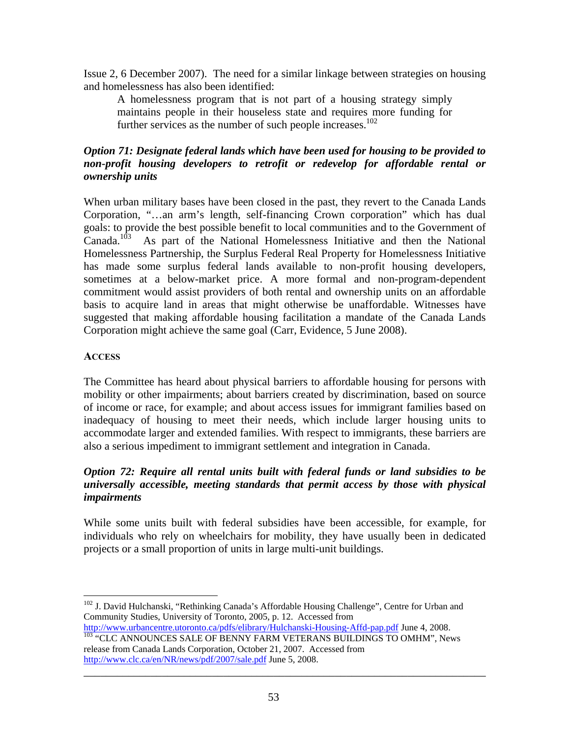Issue 2, 6 December 2007). The need for a similar linkage between strategies on housing and homelessness has also been identified:

> A homelessness program that is not part of a housing strategy simply maintains people in their houseless state and requires more funding for further services as the number of such people increases.[102]

### *Option 71: Designate federal lands which have been used for housing to be provided to non-profit housing developers to retrofit or redevelop for affordable rental or ownership units*

When urban military bases have been closed in the past, they revert to the Canada Lands Corporation, "…an arm's length, self-financing Crown corporation" which has dual goals: to provide the best possible benefit to local communities and to the Government of Canada.[103] As part of the National Homelessness Initiative and then the National Homelessness Partnership, the Surplus Federal Real Property for Homelessness Initiative has made some surplus federal lands available to non-profit housing developers, sometimes at a below-market price. A more formal and non-program-dependent commitment would assist providers of both rental and ownership units on an affordable basis to acquire land in areas that might otherwise be unaffordable. Witnesses have suggested that making affordable housing facilitation a mandate of the Canada Lands Corporation might achieve the same goal (Carr, Evidence, 5 June 2008).

## ACCESS

The Committee has heard about physical barriers to affordable housing for persons with mobility or other impairments; about barriers created by discrimination, based on source of income or race, for example; and about access issues for immigrant families based on inadequacy of housing to meet their needs, which include larger housing units to accommodate larger and extended families. With respect to immigrants, these barriers are also a serious impediment to immigrant settlement and integration in Canada.

### *Option 72: Require all rental units built with federal funds or land subsidies to be universally accessible, meeting standards that permit access by those with physical impairments*

While some units built with federal subsidies have been accessible, for example, for individuals who rely on wheelchairs for mobility, they have usually been in dedicated projects or a small proportion of units in large multi-unit buildings.

---

[102] J. David Hulchanski, "Rethinking Canada's Affordable Housing Challenge", Centre for Urban and Community Studies, University of Toronto, 2005, p. 12. Accessed from http://www.urbancentre.utoronto.ca/pdfs/elibrary/Hulchanski-Housing-Affd-pap.pdf June 4, 2008.

[103] "CLC ANNOUNCES SALE OF BENNY FARM VETERANS BUILDINGS TO OMHM", News release from Canada Lands Corporation, October 21, 2007. Accessed from http://www.clc.ca/en/NR/news/pdf/2007/sale.pdf June 5, 2008.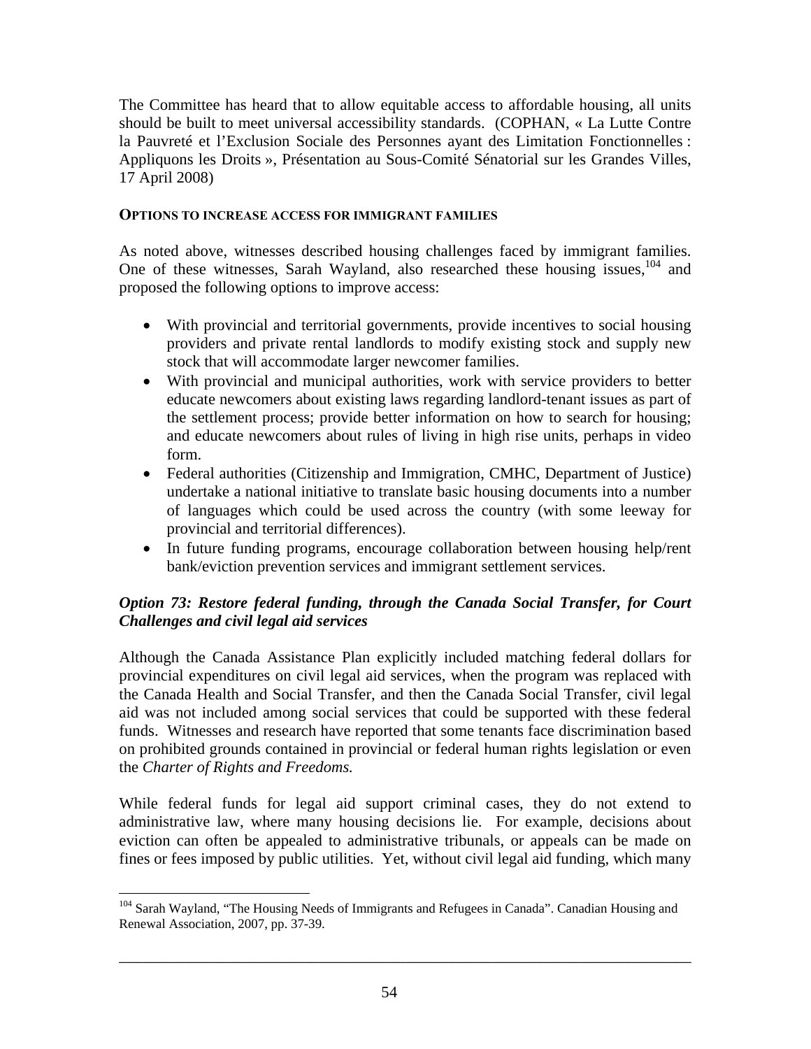The Committee has heard that to allow equitable access to affordable housing, all units should be built to meet universal accessibility standards. (COPHAN, « La Lutte Contre la Pauvreté et l'Exclusion Sociale des Personnes ayant des Limitation Fonctionnelles : Appliquons les Droits », Présentation au Sous-Comité Sénatorial sur les Grandes Villes, 17 April 2008)

#### OPTIONS TO INCREASE ACCESS FOR IMMIGRANT FAMILIES

As noted above, witnesses described housing challenges faced by immigrant families. One of these witnesses, Sarah Wayland, also researched these housing issues,[104] and proposed the following options to improve access:

- With provincial and territorial governments, provide incentives to social housing providers and private rental landlords to modify existing stock and supply new stock that will accommodate larger newcomer families.
- With provincial and municipal authorities, work with service providers to better educate newcomers about existing laws regarding landlord-tenant issues as part of the settlement process; provide better information on how to search for housing; and educate newcomers about rules of living in high rise units, perhaps in video form.
- Federal authorities (Citizenship and Immigration, CMHC, Department of Justice) undertake a national initiative to translate basic housing documents into a number of languages which could be used across the country (with some leeway for provincial and territorial differences).
- In future funding programs, encourage collaboration between housing help/rent bank/eviction prevention services and immigrant settlement services.

### *Option 73: Restore federal funding, through the Canada Social Transfer, for Court Challenges and civil legal aid services*

Although the Canada Assistance Plan explicitly included matching federal dollars for provincial expenditures on civil legal aid services, when the program was replaced with the Canada Health and Social Transfer, and then the Canada Social Transfer, civil legal aid was not included among social services that could be supported with these federal funds. Witnesses and research have reported that some tenants face discrimination based on prohibited grounds contained in provincial or federal human rights legislation or even the *Charter of Rights and Freedoms.*

While federal funds for legal aid support criminal cases, they do not extend to administrative law, where many housing decisions lie. For example, decisions about eviction can often be appealed to administrative tribunals, or appeals can be made on fines or fees imposed by public utilities. Yet, without civil legal aid funding, which many

---

[104] Sarah Wayland, "The Housing Needs of Immigrants and Refugees in Canada". Canadian Housing and Renewal Association, 2007, pp. 37-39.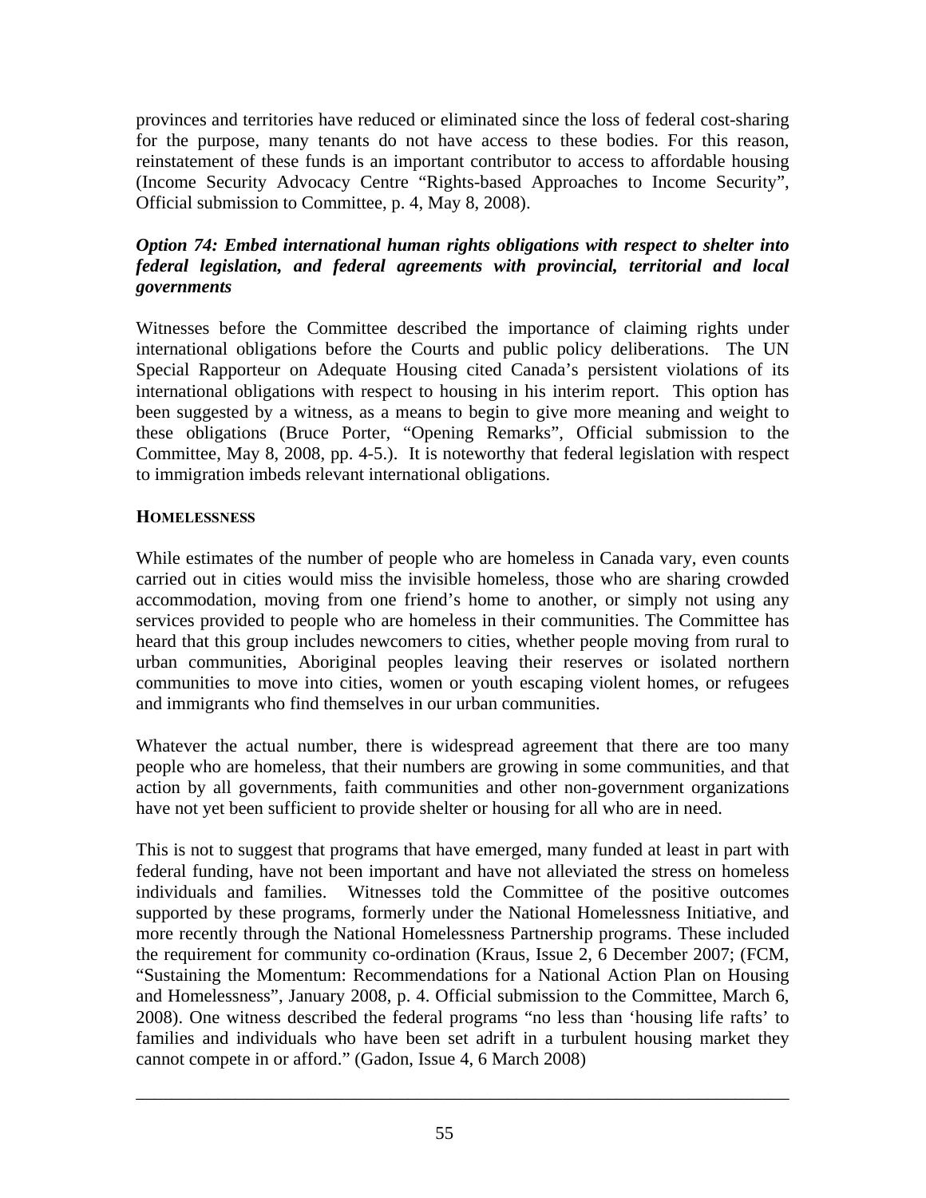provinces and territories have reduced or eliminated since the loss of federal cost-sharing for the purpose, many tenants do not have access to these bodies. For this reason, reinstatement of these funds is an important contributor to access to affordable housing (Income Security Advocacy Centre "Rights-based Approaches to Income Security", Official submission to Committee, p. 4, May 8, 2008).

***Option 74: Embed international human rights obligations with respect to shelter into federal legislation, and federal agreements with provincial, territorial and local governments***

Witnesses before the Committee described the importance of claiming rights under international obligations before the Courts and public policy deliberations. The UN Special Rapporteur on Adequate Housing cited Canada's persistent violations of its international obligations with respect to housing in his interim report. This option has been suggested by a witness, as a means to begin to give more meaning and weight to these obligations (Bruce Porter, "Opening Remarks", Official submission to the Committee, May 8, 2008, pp. 4-5.). It is noteworthy that federal legislation with respect to immigration imbeds relevant international obligations.

**HOMELESSNESS**

While estimates of the number of people who are homeless in Canada vary, even counts carried out in cities would miss the invisible homeless, those who are sharing crowded accommodation, moving from one friend's home to another, or simply not using any services provided to people who are homeless in their communities. The Committee has heard that this group includes newcomers to cities, whether people moving from rural to urban communities, Aboriginal peoples leaving their reserves or isolated northern communities to move into cities, women or youth escaping violent homes, or refugees and immigrants who find themselves in our urban communities.

Whatever the actual number, there is widespread agreement that there are too many people who are homeless, that their numbers are growing in some communities, and that action by all governments, faith communities and other non-government organizations have not yet been sufficient to provide shelter or housing for all who are in need.

This is not to suggest that programs that have emerged, many funded at least in part with federal funding, have not been important and have not alleviated the stress on homeless individuals and families. Witnesses told the Committee of the positive outcomes supported by these programs, formerly under the National Homelessness Initiative, and more recently through the National Homelessness Partnership programs. These included the requirement for community co-ordination (Kraus, Issue 2, 6 December 2007; (FCM, "Sustaining the Momentum: Recommendations for a National Action Plan on Housing and Homelessness", January 2008, p. 4. Official submission to the Committee, March 6, 2008). One witness described the federal programs "no less than 'housing life rafts' to families and individuals who have been set adrift in a turbulent housing market they cannot compete in or afford." (Gadon, Issue 4, 6 March 2008)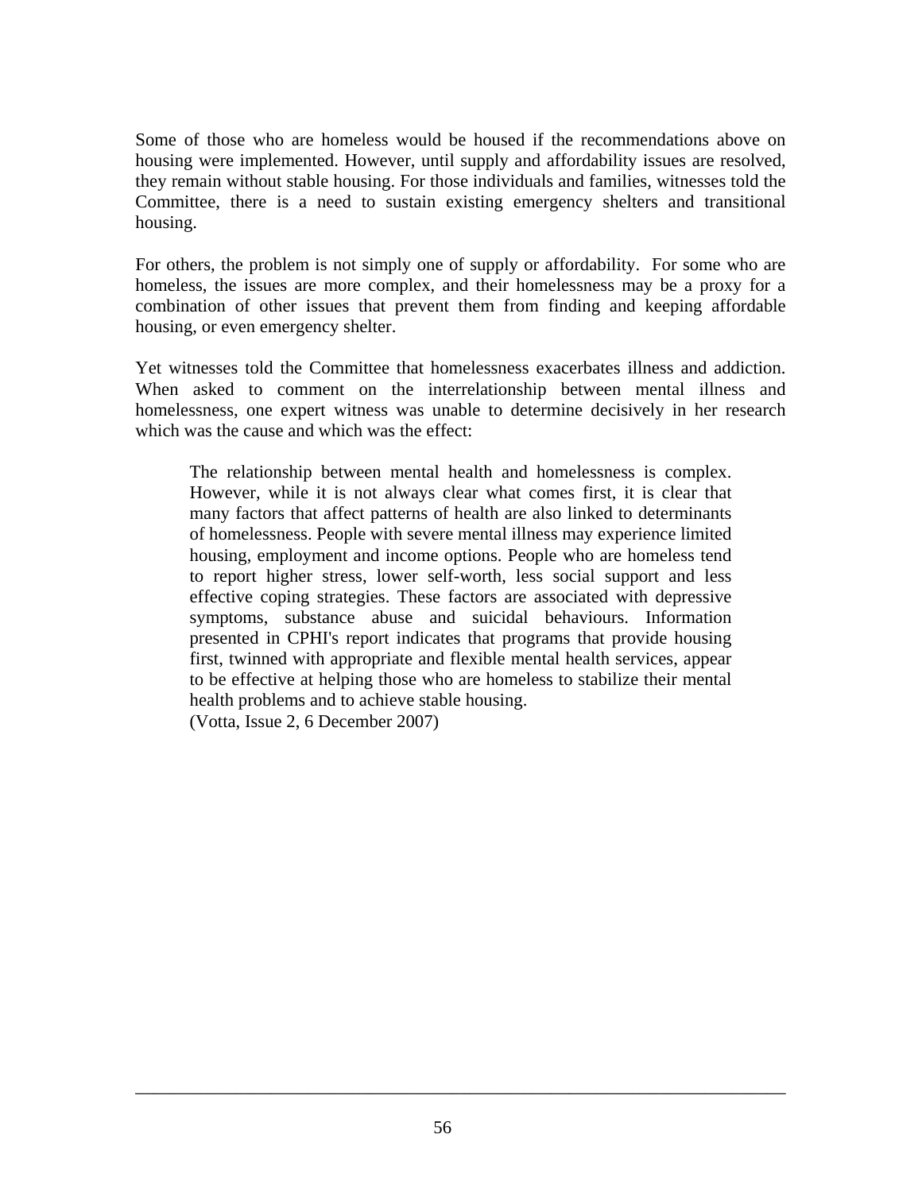Some of those who are homeless would be housed if the recommendations above on housing were implemented. However, until supply and affordability issues are resolved, they remain without stable housing. For those individuals and families, witnesses told the Committee, there is a need to sustain existing emergency shelters and transitional housing.

For others, the problem is not simply one of supply or affordability. For some who are homeless, the issues are more complex, and their homelessness may be a proxy for a combination of other issues that prevent them from finding and keeping affordable housing, or even emergency shelter.

Yet witnesses told the Committee that homelessness exacerbates illness and addiction. When asked to comment on the interrelationship between mental illness and homelessness, one expert witness was unable to determine decisively in her research which was the cause and which was the effect:

> The relationship between mental health and homelessness is complex. However, while it is not always clear what comes first, it is clear that many factors that affect patterns of health are also linked to determinants of homelessness. People with severe mental illness may experience limited housing, employment and income options. People who are homeless tend to report higher stress, lower self-worth, less social support and less effective coping strategies. These factors are associated with depressive symptoms, substance abuse and suicidal behaviours. Information presented in CPHI's report indicates that programs that provide housing first, twinned with appropriate and flexible mental health services, appear to be effective at helping those who are homeless to stabilize their mental health problems and to achieve stable housing.
> (Votta, Issue 2, 6 December 2007)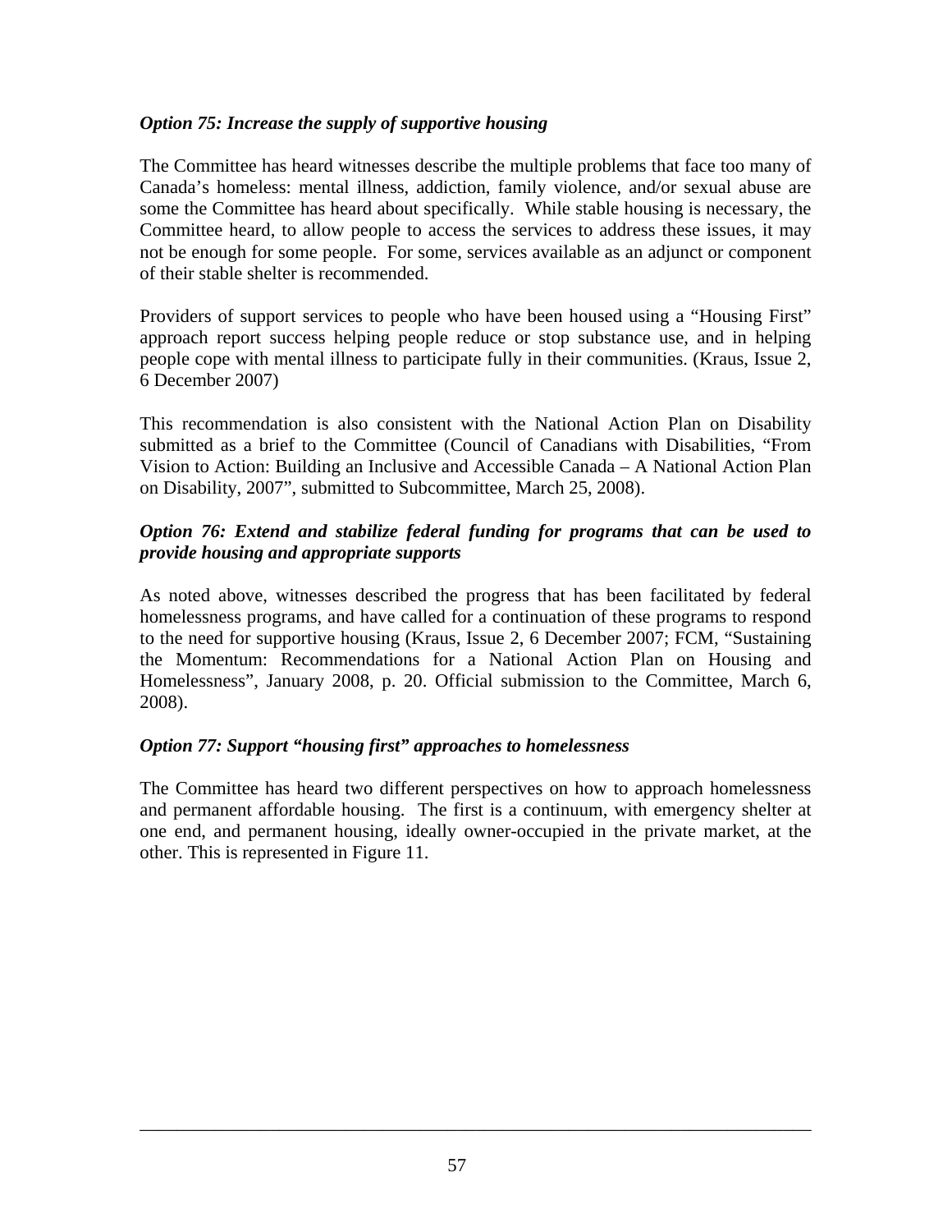*Option 75: Increase the supply of supportive housing*

The Committee has heard witnesses describe the multiple problems that face too many of Canada's homeless: mental illness, addiction, family violence, and/or sexual abuse are some the Committee has heard about specifically. While stable housing is necessary, the Committee heard, to allow people to access the services to address these issues, it may not be enough for some people. For some, services available as an adjunct or component of their stable shelter is recommended.

Providers of support services to people who have been housed using a "Housing First" approach report success helping people reduce or stop substance use, and in helping people cope with mental illness to participate fully in their communities. (Kraus, Issue 2, 6 December 2007)

This recommendation is also consistent with the National Action Plan on Disability submitted as a brief to the Committee (Council of Canadians with Disabilities, "From Vision to Action: Building an Inclusive and Accessible Canada – A National Action Plan on Disability, 2007", submitted to Subcommittee, March 25, 2008).

*Option 76: Extend and stabilize federal funding for programs that can be used to provide housing and appropriate supports*

As noted above, witnesses described the progress that has been facilitated by federal homelessness programs, and have called for a continuation of these programs to respond to the need for supportive housing (Kraus, Issue 2, 6 December 2007; FCM, "Sustaining the Momentum: Recommendations for a National Action Plan on Housing and Homelessness", January 2008, p. 20. Official submission to the Committee, March 6, 2008).

*Option 77: Support "housing first" approaches to homelessness*

The Committee has heard two different perspectives on how to approach homelessness and permanent affordable housing. The first is a continuum, with emergency shelter at one end, and permanent housing, ideally owner-occupied in the private market, at the other. This is represented in Figure 11.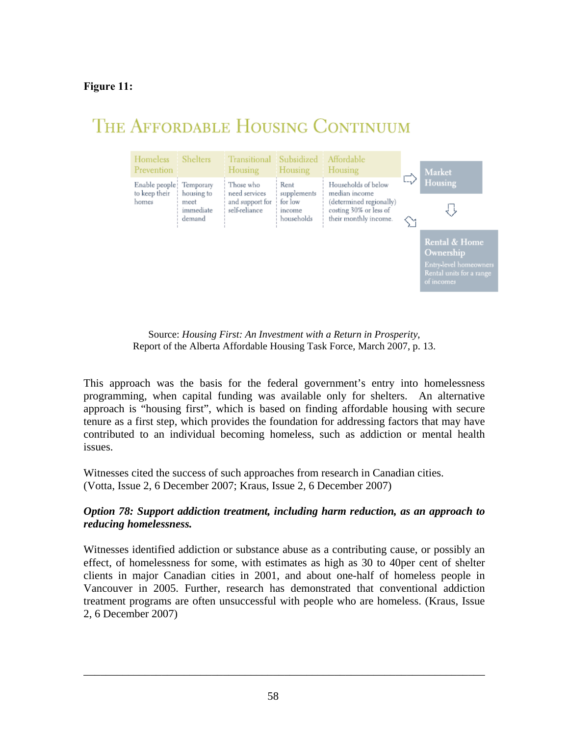**Figure 11:**

## THE AFFORDABLE HOUSING CONTINUUM

| Homeless Prevention | Shelters | Transitional Housing | Subsidized Housing | Affordable Housing |
|---|---|---|---|---|
| Enable people to keep their homes | Temporary housing to meet immediate demand | Those who need services and support for self-reliance | Rent supplements for low income households | Households of below median income (determined regionally) costing 30% or less of their monthly income. |

⇨ **Market Housing**

⇩

**Rental & Home Ownership**
Entry-level homeowners
Rental units for a range of incomes

Source: *Housing First: An Investment with a Return in Prosperity*, Report of the Alberta Affordable Housing Task Force, March 2007, p. 13.

This approach was the basis for the federal government's entry into homelessness programming, when capital funding was available only for shelters. An alternative approach is "housing first", which is based on finding affordable housing with secure tenure as a first step, which provides the foundation for addressing factors that may have contributed to an individual becoming homeless, such as addiction or mental health issues.

Witnesses cited the success of such approaches from research in Canadian cities. (Votta, Issue 2, 6 December 2007; Kraus, Issue 2, 6 December 2007)

***Option 78: Support addiction treatment, including harm reduction, as an approach to reducing homelessness.***

Witnesses identified addiction or substance abuse as a contributing cause, or possibly an effect, of homelessness for some, with estimates as high as 30 to 40per cent of shelter clients in major Canadian cities in 2001, and about one-half of homeless people in Vancouver in 2005. Further, research has demonstrated that conventional addiction treatment programs are often unsuccessful with people who are homeless. (Kraus, Issue 2, 6 December 2007)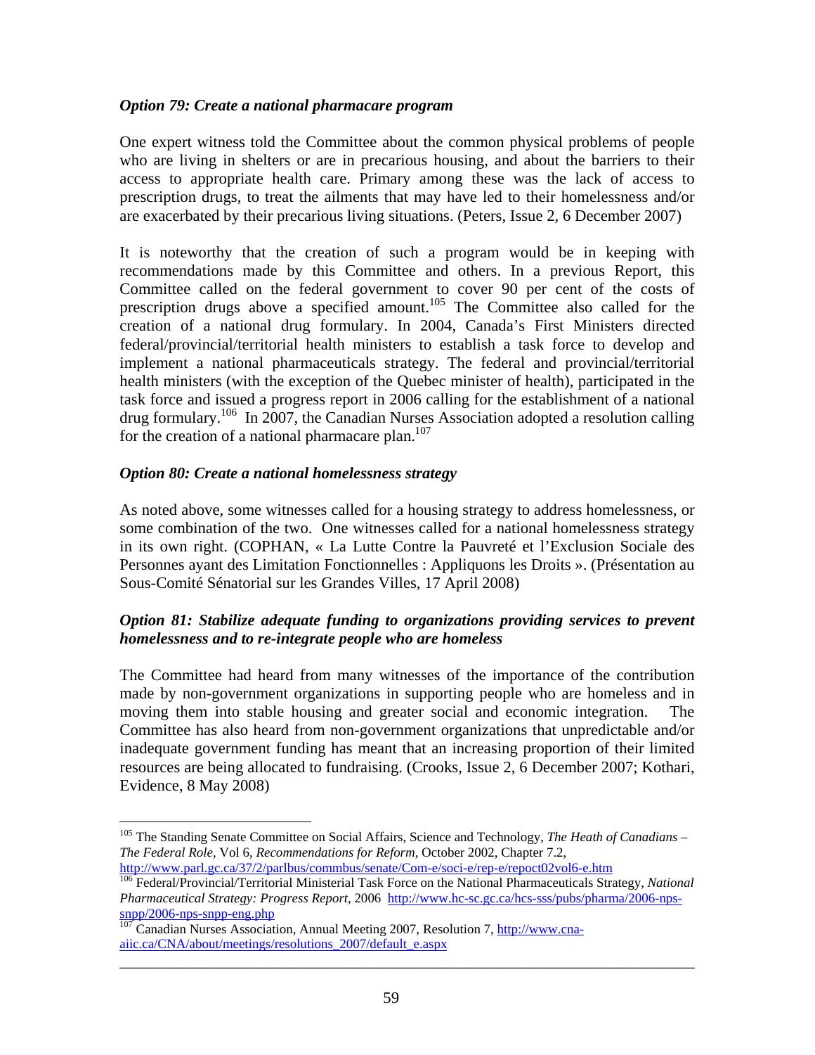### *Option 79: Create a national pharmacare program*

One expert witness told the Committee about the common physical problems of people who are living in shelters or are in precarious housing, and about the barriers to their access to appropriate health care. Primary among these was the lack of access to prescription drugs, to treat the ailments that may have led to their homelessness and/or are exacerbated by their precarious living situations. (Peters, Issue 2, 6 December 2007)

It is noteworthy that the creation of such a program would be in keeping with recommendations made by this Committee and others. In a previous Report, this Committee called on the federal government to cover 90 per cent of the costs of prescription drugs above a specified amount.[105] The Committee also called for the creation of a national drug formulary. In 2004, Canada's First Ministers directed federal/provincial/territorial health ministers to establish a task force to develop and implement a national pharmaceuticals strategy. The federal and provincial/territorial health ministers (with the exception of the Quebec minister of health), participated in the task force and issued a progress report in 2006 calling for the establishment of a national drug formulary.[106] In 2007, the Canadian Nurses Association adopted a resolution calling for the creation of a national pharmacare plan.[107]

### *Option 80: Create a national homelessness strategy*

As noted above, some witnesses called for a housing strategy to address homelessness, or some combination of the two. One witnesses called for a national homelessness strategy in its own right. (COPHAN, « La Lutte Contre la Pauvreté et l'Exclusion Sociale des Personnes ayant des Limitation Fonctionnelles : Appliquons les Droits ». (Présentation au Sous-Comité Sénatorial sur les Grandes Villes, 17 April 2008)

### *Option 81: Stabilize adequate funding to organizations providing services to prevent homelessness and to re-integrate people who are homeless*

The Committee had heard from many witnesses of the importance of the contribution made by non-government organizations in supporting people who are homeless and in moving them into stable housing and greater social and economic integration. The Committee has also heard from non-government organizations that unpredictable and/or inadequate government funding has meant that an increasing proportion of their limited resources are being allocated to fundraising. (Crooks, Issue 2, 6 December 2007; Kothari, Evidence, 8 May 2008)

---

[105] The Standing Senate Committee on Social Affairs, Science and Technology, *The Heath of Canadians – The Federal Role*, Vol 6, *Recommendations for Reform*, October 2002, Chapter 7.2, http://www.parl.gc.ca/37/2/parlbus/commbus/senate/Com-e/soci-e/rep-e/repoct02vol6-e.htm

[106] Federal/Provincial/Territorial Ministerial Task Force on the National Pharmaceuticals Strategy, *National Pharmaceutical Strategy: Progress Report*, 2006 http://www.hc-sc.gc.ca/hcs-sss/pubs/pharma/2006-nps-snpp/2006-nps-snpp-eng.php

[107] Canadian Nurses Association, Annual Meeting 2007, Resolution 7, http://www.cna-aiic.ca/CNA/about/meetings/resolutions_2007/default_e.aspx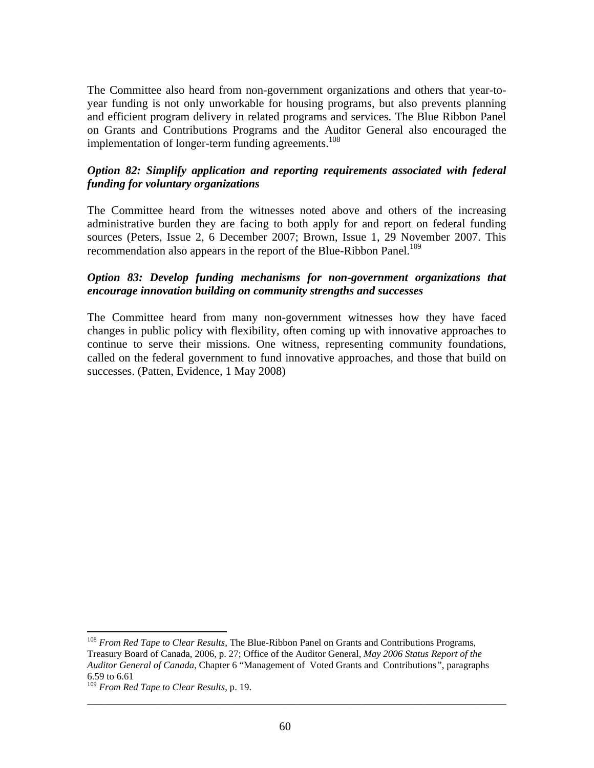The Committee also heard from non-government organizations and others that year-to-year funding is not only unworkable for housing programs, but also prevents planning and efficient program delivery in related programs and services. The Blue Ribbon Panel on Grants and Contributions Programs and the Auditor General also encouraged the implementation of longer-term funding agreements.[108]

***Option 82: Simplify application and reporting requirements associated with federal funding for voluntary organizations***

The Committee heard from the witnesses noted above and others of the increasing administrative burden they are facing to both apply for and report on federal funding sources (Peters, Issue 2, 6 December 2007; Brown, Issue 1, 29 November 2007. This recommendation also appears in the report of the Blue-Ribbon Panel.[109]

***Option 83: Develop funding mechanisms for non-government organizations that encourage innovation building on community strengths and successes***

The Committee heard from many non-government witnesses how they have faced changes in public policy with flexibility, often coming up with innovative approaches to continue to serve their missions. One witness, representing community foundations, called on the federal government to fund innovative approaches, and those that build on successes. (Patten, Evidence, 1 May 2008)

---

[108] *From Red Tape to Clear Results*, The Blue-Ribbon Panel on Grants and Contributions Programs, Treasury Board of Canada, 2006, p. 27; Office of the Auditor General, *May 2006 Status Report of the Auditor General of Canada*, Chapter 6 "Management of Voted Grants and Contributions", paragraphs 6.59 to 6.61

[109] *From Red Tape to Clear Results*, p. 19.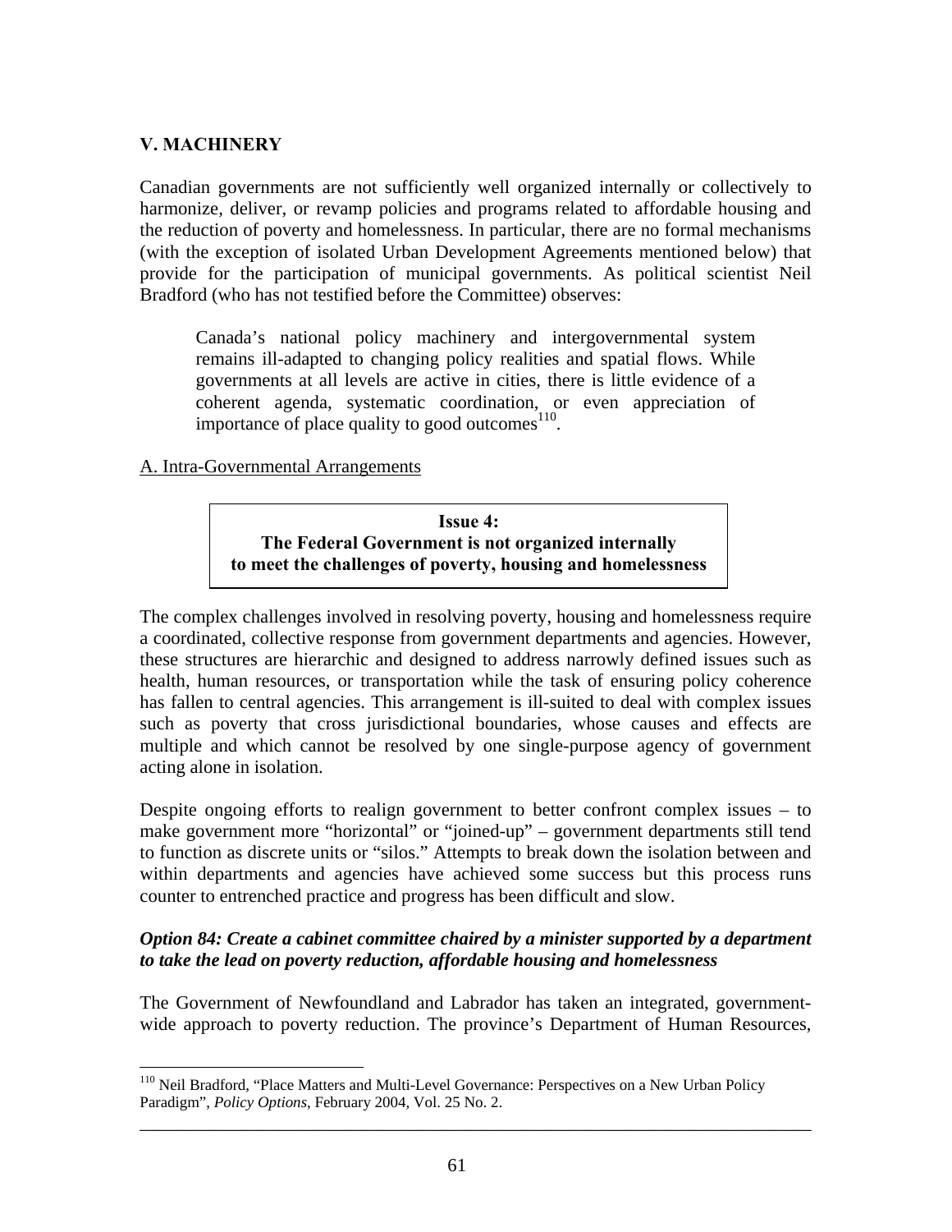## V. MACHINERY

Canadian governments are not sufficiently well organized internally or collectively to harmonize, deliver, or revamp policies and programs related to affordable housing and the reduction of poverty and homelessness. In particular, there are no formal mechanisms (with the exception of isolated Urban Development Agreements mentioned below) that provide for the participation of municipal governments. As political scientist Neil Bradford (who has not testified before the Committee) observes:

> Canada's national policy machinery and intergovernmental system remains ill-adapted to changing policy realities and spatial flows. While governments at all levels are active in cities, there is little evidence of a coherent agenda, systematic coordination, or even appreciation of importance of place quality to good outcomes[110].

### A. Intra-Governmental Arrangements

> **Issue 4:**
> **The Federal Government is not organized internally to meet the challenges of poverty, housing and homelessness**

The complex challenges involved in resolving poverty, housing and homelessness require a coordinated, collective response from government departments and agencies. However, these structures are hierarchic and designed to address narrowly defined issues such as health, human resources, or transportation while the task of ensuring policy coherence has fallen to central agencies. This arrangement is ill-suited to deal with complex issues such as poverty that cross jurisdictional boundaries, whose causes and effects are multiple and which cannot be resolved by one single-purpose agency of government acting alone in isolation.

Despite ongoing efforts to realign government to better confront complex issues – to make government more "horizontal" or "joined-up" – government departments still tend to function as discrete units or "silos." Attempts to break down the isolation between and within departments and agencies have achieved some success but this process runs counter to entrenched practice and progress has been difficult and slow.

***Option 84: Create a cabinet committee chaired by a minister supported by a department to take the lead on poverty reduction, affordable housing and homelessness***

The Government of Newfoundland and Labrador has taken an integrated, government-wide approach to poverty reduction. The province's Department of Human Resources,

---

[110] Neil Bradford, "Place Matters and Multi-Level Governance: Perspectives on a New Urban Policy Paradigm", *Policy Options*, February 2004, Vol. 25 No. 2.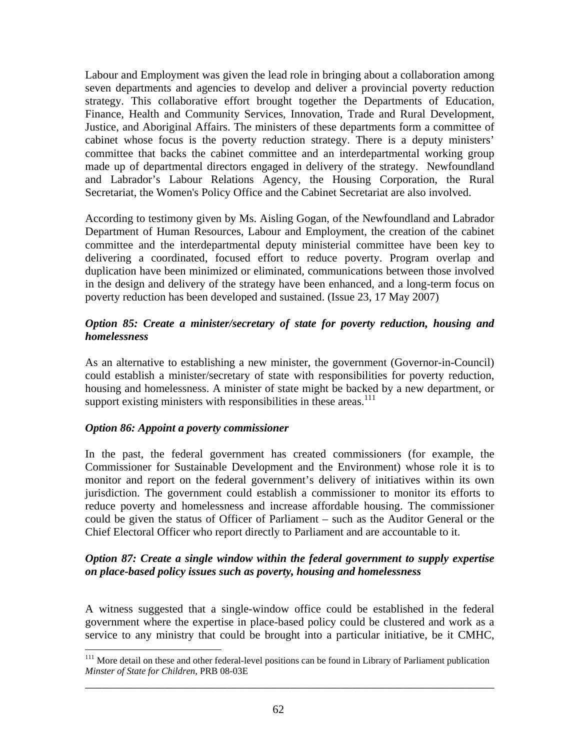Labour and Employment was given the lead role in bringing about a collaboration among seven departments and agencies to develop and deliver a provincial poverty reduction strategy. This collaborative effort brought together the Departments of Education, Finance, Health and Community Services, Innovation, Trade and Rural Development, Justice, and Aboriginal Affairs. The ministers of these departments form a committee of cabinet whose focus is the poverty reduction strategy. There is a deputy ministers' committee that backs the cabinet committee and an interdepartmental working group made up of departmental directors engaged in delivery of the strategy. Newfoundland and Labrador's Labour Relations Agency, the Housing Corporation, the Rural Secretariat, the Women's Policy Office and the Cabinet Secretariat are also involved.

According to testimony given by Ms. Aisling Gogan, of the Newfoundland and Labrador Department of Human Resources, Labour and Employment, the creation of the cabinet committee and the interdepartmental deputy ministerial committee have been key to delivering a coordinated, focused effort to reduce poverty. Program overlap and duplication have been minimized or eliminated, communications between those involved in the design and delivery of the strategy have been enhanced, and a long-term focus on poverty reduction has been developed and sustained. (Issue 23, 17 May 2007)

***Option 85: Create a minister/secretary of state for poverty reduction, housing and homelessness***

As an alternative to establishing a new minister, the government (Governor-in-Council) could establish a minister/secretary of state with responsibilities for poverty reduction, housing and homelessness. A minister of state might be backed by a new department, or support existing ministers with responsibilities in these areas.[111]

***Option 86: Appoint a poverty commissioner***

In the past, the federal government has created commissioners (for example, the Commissioner for Sustainable Development and the Environment) whose role it is to monitor and report on the federal government's delivery of initiatives within its own jurisdiction. The government could establish a commissioner to monitor its efforts to reduce poverty and homelessness and increase affordable housing. The commissioner could be given the status of Officer of Parliament – such as the Auditor General or the Chief Electoral Officer who report directly to Parliament and are accountable to it.

***Option 87: Create a single window within the federal government to supply expertise on place-based policy issues such as poverty, housing and homelessness***

A witness suggested that a single-window office could be established in the federal government where the expertise in place-based policy could be clustered and work as a service to any ministry that could be brought into a particular initiative, be it CMHC,

[111] More detail on these and other federal-level positions can be found in Library of Parliament publication *Minster of State for Children*, PRB 08-03E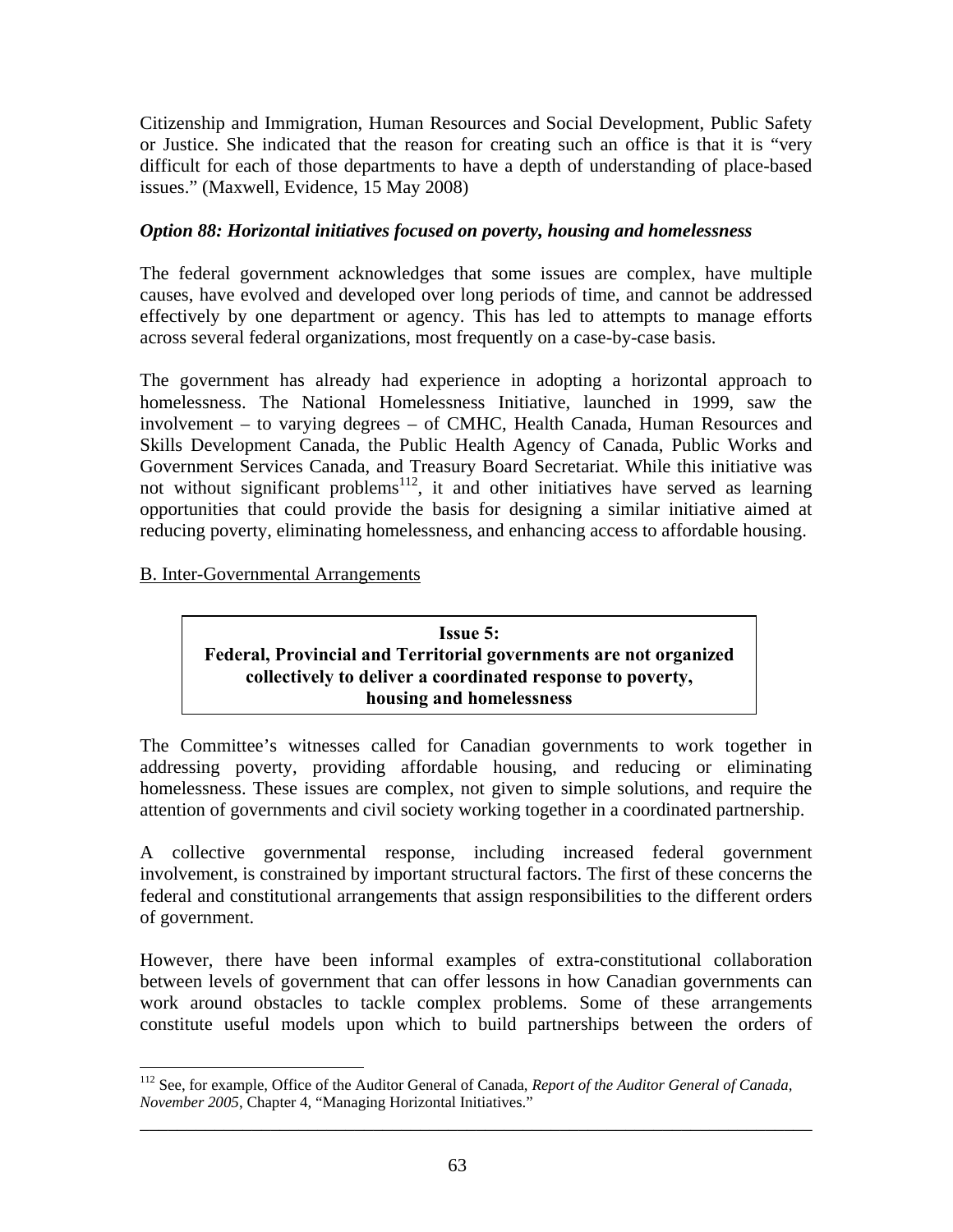Citizenship and Immigration, Human Resources and Social Development, Public Safety or Justice. She indicated that the reason for creating such an office is that it is "very difficult for each of those departments to have a depth of understanding of place-based issues." (Maxwell, Evidence, 15 May 2008)

***Option 88: Horizontal initiatives focused on poverty, housing and homelessness***

The federal government acknowledges that some issues are complex, have multiple causes, have evolved and developed over long periods of time, and cannot be addressed effectively by one department or agency. This has led to attempts to manage efforts across several federal organizations, most frequently on a case-by-case basis.

The government has already had experience in adopting a horizontal approach to homelessness. The National Homelessness Initiative, launched in 1999, saw the involvement – to varying degrees – of CMHC, Health Canada, Human Resources and Skills Development Canada, the Public Health Agency of Canada, Public Works and Government Services Canada, and Treasury Board Secretariat. While this initiative was not without significant problems[112], it and other initiatives have served as learning opportunities that could provide the basis for designing a similar initiative aimed at reducing poverty, eliminating homelessness, and enhancing access to affordable housing.

B. Inter-Governmental Arrangements

**Issue 5:**
**Federal, Provincial and Territorial governments are not organized collectively to deliver a coordinated response to poverty, housing and homelessness**

The Committee's witnesses called for Canadian governments to work together in addressing poverty, providing affordable housing, and reducing or eliminating homelessness. These issues are complex, not given to simple solutions, and require the attention of governments and civil society working together in a coordinated partnership.

A collective governmental response, including increased federal government involvement, is constrained by important structural factors. The first of these concerns the federal and constitutional arrangements that assign responsibilities to the different orders of government.

However, there have been informal examples of extra-constitutional collaboration between levels of government that can offer lessons in how Canadian governments can work around obstacles to tackle complex problems. Some of these arrangements constitute useful models upon which to build partnerships between the orders of

[112] See, for example, Office of the Auditor General of Canada, *Report of the Auditor General of Canada, November 2005*, Chapter 4, "Managing Horizontal Initiatives."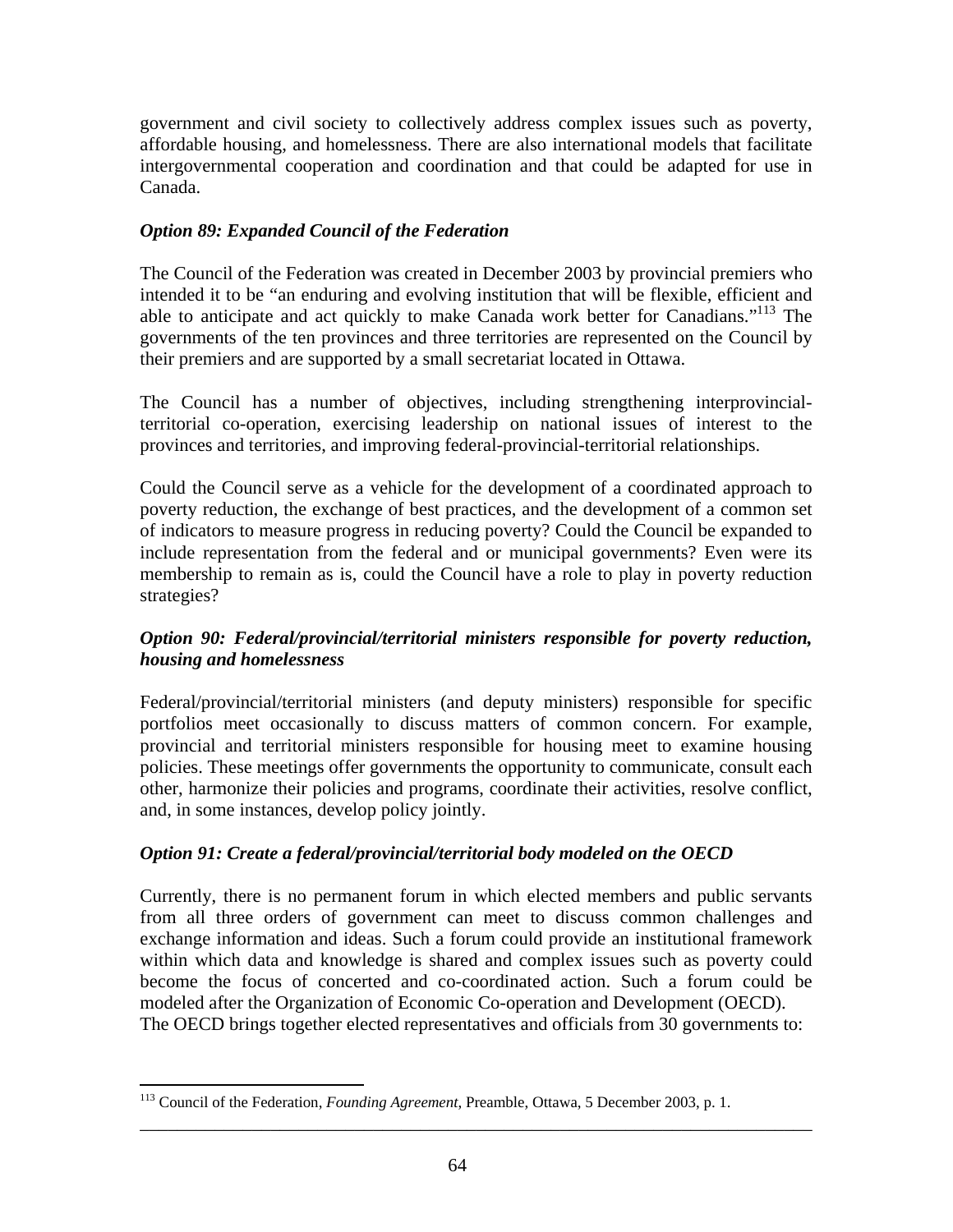government and civil society to collectively address complex issues such as poverty, affordable housing, and homelessness. There are also international models that facilitate intergovernmental cooperation and coordination and that could be adapted for use in Canada.

### *Option 89: Expanded Council of the Federation*

The Council of the Federation was created in December 2003 by provincial premiers who intended it to be "an enduring and evolving institution that will be flexible, efficient and able to anticipate and act quickly to make Canada work better for Canadians."[113] The governments of the ten provinces and three territories are represented on the Council by their premiers and are supported by a small secretariat located in Ottawa.

The Council has a number of objectives, including strengthening interprovincial-territorial co-operation, exercising leadership on national issues of interest to the provinces and territories, and improving federal-provincial-territorial relationships.

Could the Council serve as a vehicle for the development of a coordinated approach to poverty reduction, the exchange of best practices, and the development of a common set of indicators to measure progress in reducing poverty? Could the Council be expanded to include representation from the federal and or municipal governments? Even were its membership to remain as is, could the Council have a role to play in poverty reduction strategies?

### *Option 90: Federal/provincial/territorial ministers responsible for poverty reduction, housing and homelessness*

Federal/provincial/territorial ministers (and deputy ministers) responsible for specific portfolios meet occasionally to discuss matters of common concern. For example, provincial and territorial ministers responsible for housing meet to examine housing policies. These meetings offer governments the opportunity to communicate, consult each other, harmonize their policies and programs, coordinate their activities, resolve conflict, and, in some instances, develop policy jointly.

### *Option 91: Create a federal/provincial/territorial body modeled on the OECD*

Currently, there is no permanent forum in which elected members and public servants from all three orders of government can meet to discuss common challenges and exchange information and ideas. Such a forum could provide an institutional framework within which data and knowledge is shared and complex issues such as poverty could become the focus of concerted and co-coordinated action. Such a forum could be modeled after the Organization of Economic Co-operation and Development (OECD).
The OECD brings together elected representatives and officials from 30 governments to:

---

[113] Council of the Federation, *Founding Agreement*, Preamble, Ottawa, 5 December 2003, p. 1.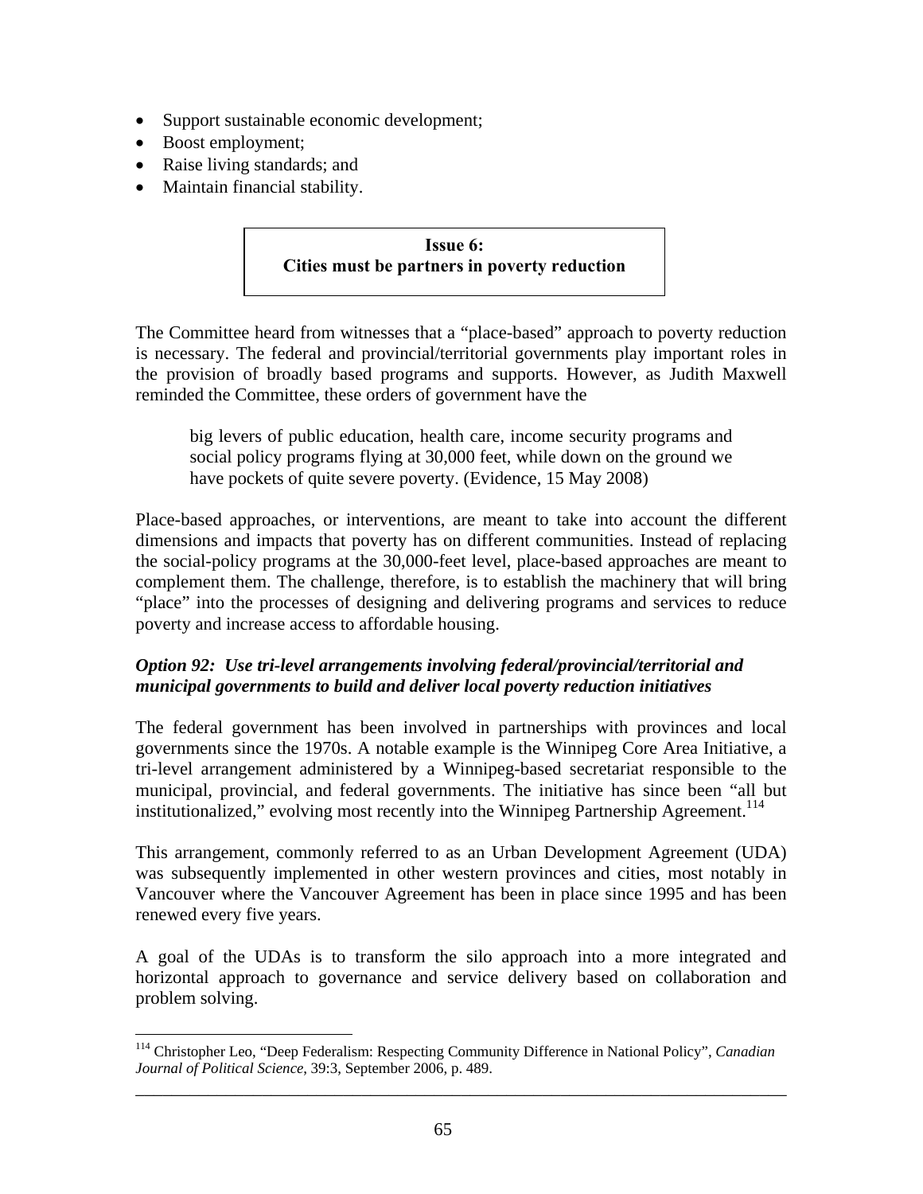- Support sustainable economic development;
- Boost employment;
- Raise living standards; and
- Maintain financial stability.

**Issue 6:**
**Cities must be partners in poverty reduction**

The Committee heard from witnesses that a "place-based" approach to poverty reduction is necessary. The federal and provincial/territorial governments play important roles in the provision of broadly based programs and supports. However, as Judith Maxwell reminded the Committee, these orders of government have the

> big levers of public education, health care, income security programs and social policy programs flying at 30,000 feet, while down on the ground we have pockets of quite severe poverty. (Evidence, 15 May 2008)

Place-based approaches, or interventions, are meant to take into account the different dimensions and impacts that poverty has on different communities. Instead of replacing the social-policy programs at the 30,000-feet level, place-based approaches are meant to complement them. The challenge, therefore, is to establish the machinery that will bring "place" into the processes of designing and delivering programs and services to reduce poverty and increase access to affordable housing.

***Option 92: Use tri-level arrangements involving federal/provincial/territorial and municipal governments to build and deliver local poverty reduction initiatives***

The federal government has been involved in partnerships with provinces and local governments since the 1970s. A notable example is the Winnipeg Core Area Initiative, a tri-level arrangement administered by a Winnipeg-based secretariat responsible to the municipal, provincial, and federal governments. The initiative has since been "all but institutionalized," evolving most recently into the Winnipeg Partnership Agreement.[114]

This arrangement, commonly referred to as an Urban Development Agreement (UDA) was subsequently implemented in other western provinces and cities, most notably in Vancouver where the Vancouver Agreement has been in place since 1995 and has been renewed every five years.

A goal of the UDAs is to transform the silo approach into a more integrated and horizontal approach to governance and service delivery based on collaboration and problem solving.

---

[114] Christopher Leo, "Deep Federalism: Respecting Community Difference in National Policy", *Canadian Journal of Political Science*, 39:3, September 2006, p. 489.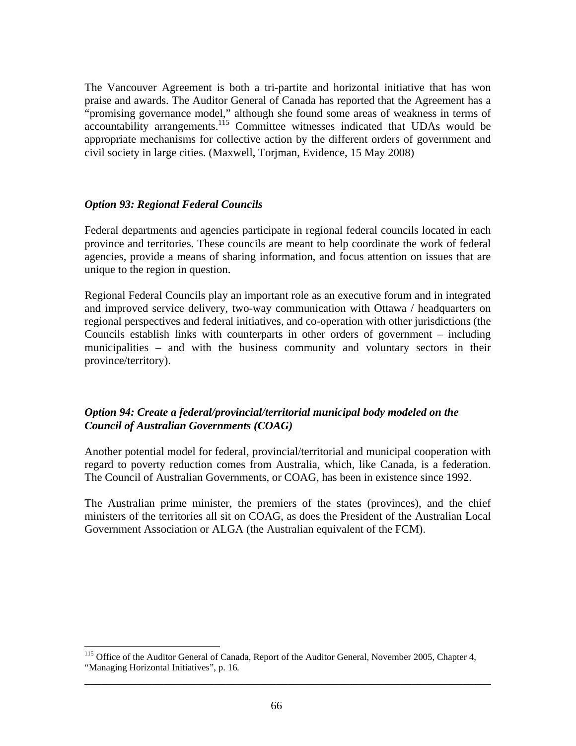The Vancouver Agreement is both a tri-partite and horizontal initiative that has won praise and awards. The Auditor General of Canada has reported that the Agreement has a "promising governance model," although she found some areas of weakness in terms of accountability arrangements.[115] Committee witnesses indicated that UDAs would be appropriate mechanisms for collective action by the different orders of government and civil society in large cities. (Maxwell, Torjman, Evidence, 15 May 2008)

### *Option 93: Regional Federal Councils*

Federal departments and agencies participate in regional federal councils located in each province and territories. These councils are meant to help coordinate the work of federal agencies, provide a means of sharing information, and focus attention on issues that are unique to the region in question.

Regional Federal Councils play an important role as an executive forum and in integrated and improved service delivery, two-way communication with Ottawa / headquarters on regional perspectives and federal initiatives, and co-operation with other jurisdictions (the Councils establish links with counterparts in other orders of government – including municipalities – and with the business community and voluntary sectors in their province/territory).

### *Option 94: Create a federal/provincial/territorial municipal body modeled on the Council of Australian Governments (COAG)*

Another potential model for federal, provincial/territorial and municipal cooperation with regard to poverty reduction comes from Australia, which, like Canada, is a federation. The Council of Australian Governments, or COAG, has been in existence since 1992.

The Australian prime minister, the premiers of the states (provinces), and the chief ministers of the territories all sit on COAG, as does the President of the Australian Local Government Association or ALGA (the Australian equivalent of the FCM).

---

[115] Office of the Auditor General of Canada, Report of the Auditor General, November 2005, Chapter 4, "Managing Horizontal Initiatives", p. 16.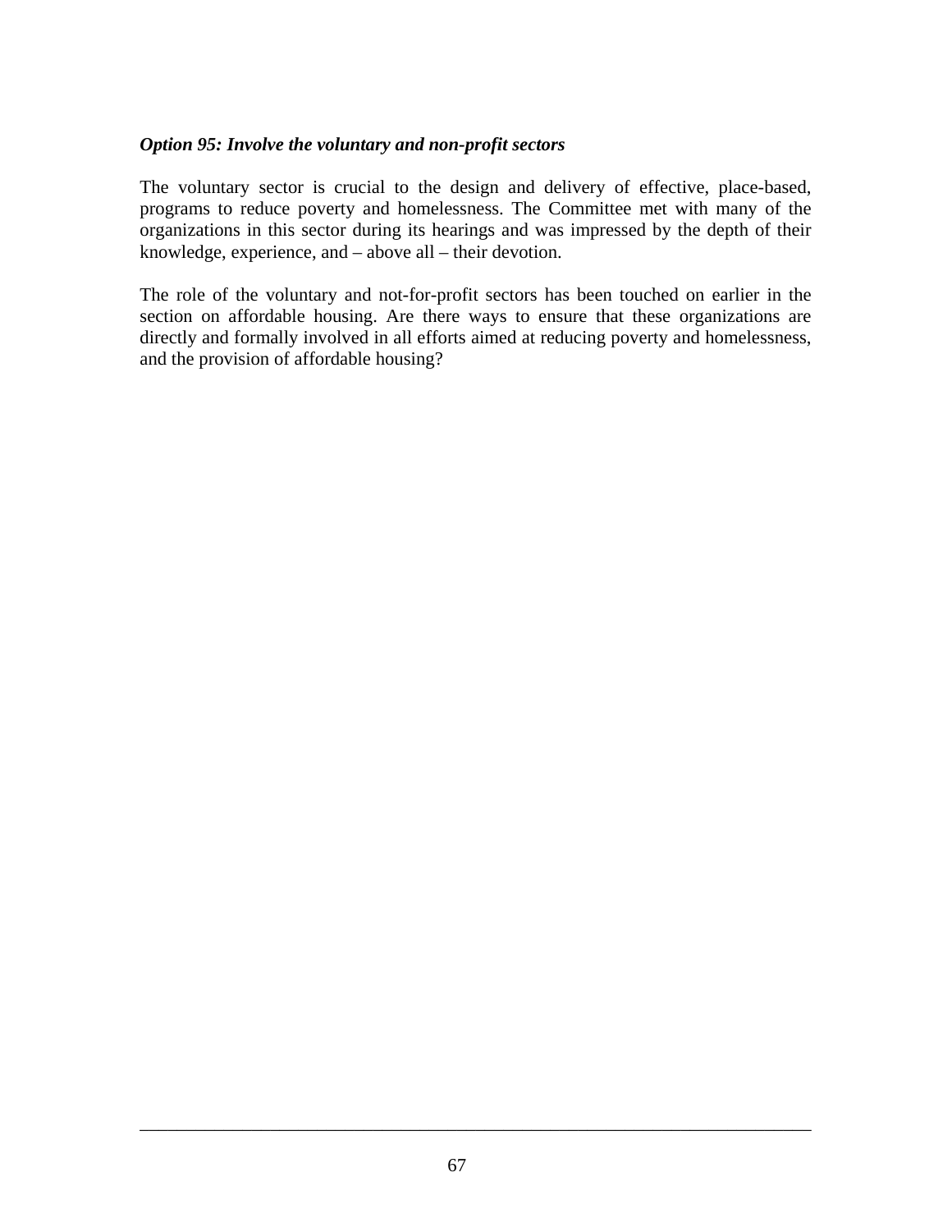***Option 95: Involve the voluntary and non-profit sectors***

The voluntary sector is crucial to the design and delivery of effective, place-based, programs to reduce poverty and homelessness. The Committee met with many of the organizations in this sector during its hearings and was impressed by the depth of their knowledge, experience, and – above all – their devotion.

The role of the voluntary and not-for-profit sectors has been touched on earlier in the section on affordable housing. Are there ways to ensure that these organizations are directly and formally involved in all efforts aimed at reducing poverty and homelessness, and the provision of affordable housing?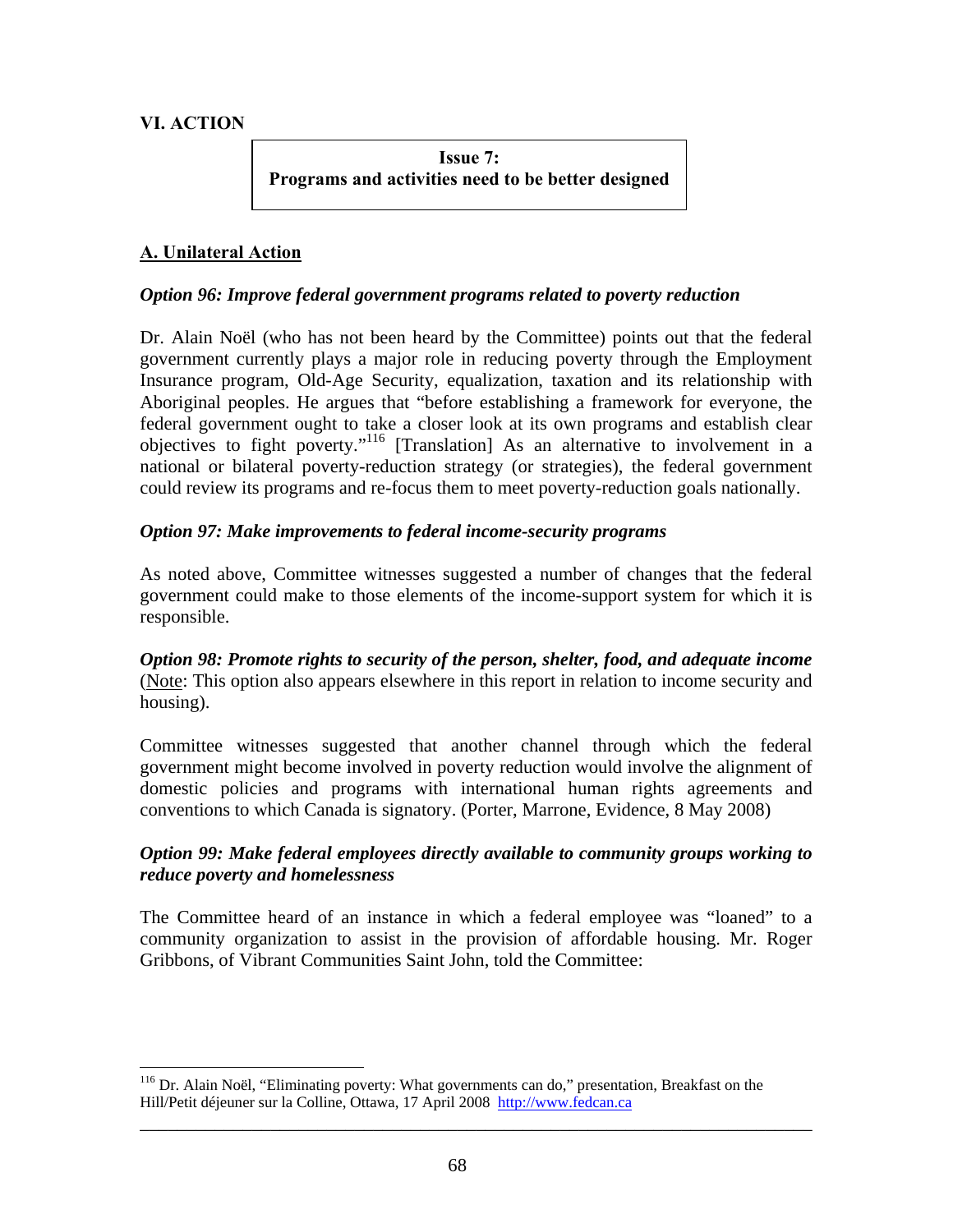## VI. ACTION

**Issue 7:**
**Programs and activities need to be better designed**

### A. Unilateral Action

***Option 96: Improve federal government programs related to poverty reduction***

Dr. Alain Noël (who has not been heard by the Committee) points out that the federal government currently plays a major role in reducing poverty through the Employment Insurance program, Old-Age Security, equalization, taxation and its relationship with Aboriginal peoples. He argues that "before establishing a framework for everyone, the federal government ought to take a closer look at its own programs and establish clear objectives to fight poverty."[116] [Translation] As an alternative to involvement in a national or bilateral poverty-reduction strategy (or strategies), the federal government could review its programs and re-focus them to meet poverty-reduction goals nationally.

***Option 97: Make improvements to federal income-security programs***

As noted above, Committee witnesses suggested a number of changes that the federal government could make to those elements of the income-support system for which it is responsible.

***Option 98: Promote rights to security of the person, shelter, food, and adequate income*** (Note: This option also appears elsewhere in this report in relation to income security and housing).

Committee witnesses suggested that another channel through which the federal government might become involved in poverty reduction would involve the alignment of domestic policies and programs with international human rights agreements and conventions to which Canada is signatory. (Porter, Marrone, Evidence, 8 May 2008)

***Option 99: Make federal employees directly available to community groups working to reduce poverty and homelessness***

The Committee heard of an instance in which a federal employee was "loaned" to a community organization to assist in the provision of affordable housing. Mr. Roger Gribbons, of Vibrant Communities Saint John, told the Committee:

---

[116] Dr. Alain Noël, "Eliminating poverty: What governments can do," presentation, Breakfast on the Hill/Petit déjeuner sur la Colline, Ottawa, 17 April 2008 http://www.fedcan.ca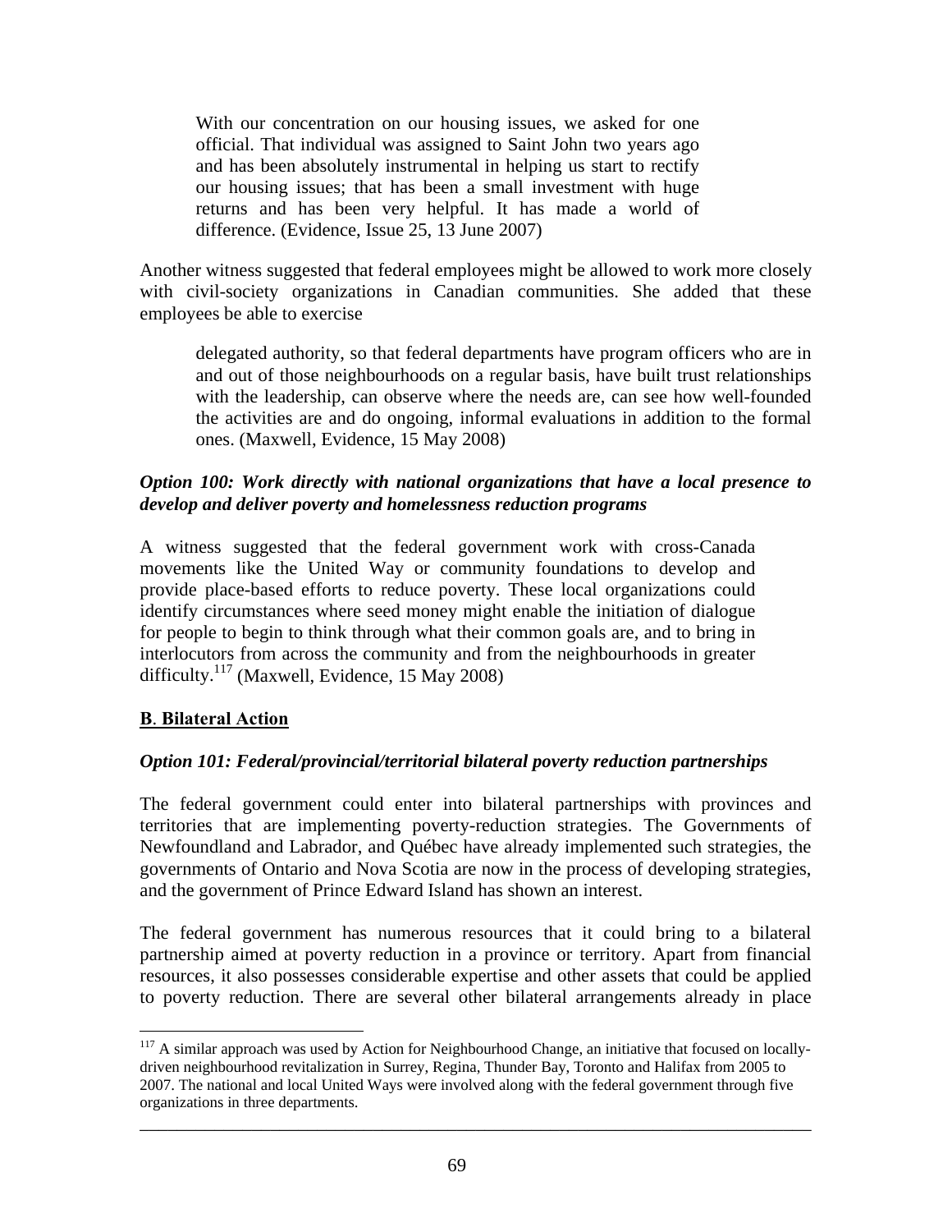> With our concentration on our housing issues, we asked for one official. That individual was assigned to Saint John two years ago and has been absolutely instrumental in helping us start to rectify our housing issues; that has been a small investment with huge returns and has been very helpful. It has made a world of difference. (Evidence, Issue 25, 13 June 2007)

Another witness suggested that federal employees might be allowed to work more closely with civil-society organizations in Canadian communities. She added that these employees be able to exercise

> delegated authority, so that federal departments have program officers who are in and out of those neighbourhoods on a regular basis, have built trust relationships with the leadership, can observe where the needs are, can see how well-founded the activities are and do ongoing, informal evaluations in addition to the formal ones. (Maxwell, Evidence, 15 May 2008)

### *Option 100: Work directly with national organizations that have a local presence to develop and deliver poverty and homelessness reduction programs*

A witness suggested that the federal government work with cross-Canada movements like the United Way or community foundations to develop and provide place-based efforts to reduce poverty. These local organizations could identify circumstances where seed money might enable the initiation of dialogue for people to begin to think through what their common goals are, and to bring in interlocutors from across the community and from the neighbourhoods in greater difficulty.[117] (Maxwell, Evidence, 15 May 2008)

## B. Bilateral Action

### *Option 101: Federal/provincial/territorial bilateral poverty reduction partnerships*

The federal government could enter into bilateral partnerships with provinces and territories that are implementing poverty-reduction strategies. The Governments of Newfoundland and Labrador, and Québec have already implemented such strategies, the governments of Ontario and Nova Scotia are now in the process of developing strategies, and the government of Prince Edward Island has shown an interest.

The federal government has numerous resources that it could bring to a bilateral partnership aimed at poverty reduction in a province or territory. Apart from financial resources, it also possesses considerable expertise and other assets that could be applied to poverty reduction. There are several other bilateral arrangements already in place

---

[117] A similar approach was used by Action for Neighbourhood Change, an initiative that focused on locally-driven neighbourhood revitalization in Surrey, Regina, Thunder Bay, Toronto and Halifax from 2005 to 2007. The national and local United Ways were involved along with the federal government through five organizations in three departments.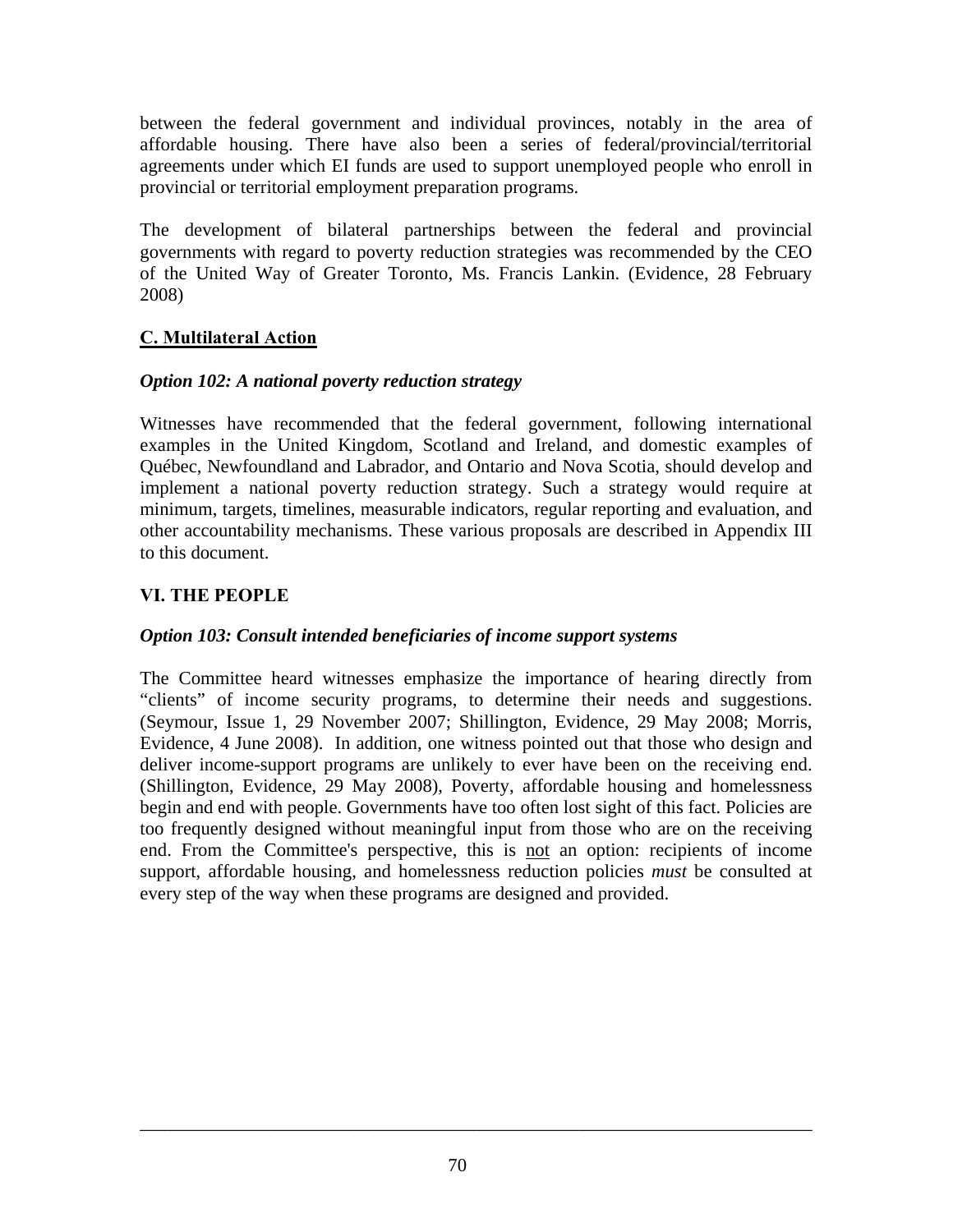between the federal government and individual provinces, notably in the area of affordable housing. There have also been a series of federal/provincial/territorial agreements under which EI funds are used to support unemployed people who enroll in provincial or territorial employment preparation programs.

The development of bilateral partnerships between the federal and provincial governments with regard to poverty reduction strategies was recommended by the CEO of the United Way of Greater Toronto, Ms. Francis Lankin. (Evidence, 28 February 2008)

### C. Multilateral Action

#### *Option 102: A national poverty reduction strategy*

Witnesses have recommended that the federal government, following international examples in the United Kingdom, Scotland and Ireland, and domestic examples of Québec, Newfoundland and Labrador, and Ontario and Nova Scotia, should develop and implement a national poverty reduction strategy. Such a strategy would require at minimum, targets, timelines, measurable indicators, regular reporting and evaluation, and other accountability mechanisms. These various proposals are described in Appendix III to this document.

## VI. THE PEOPLE

#### *Option 103: Consult intended beneficiaries of income support systems*

The Committee heard witnesses emphasize the importance of hearing directly from "clients" of income security programs, to determine their needs and suggestions. (Seymour, Issue 1, 29 November 2007; Shillington, Evidence, 29 May 2008; Morris, Evidence, 4 June 2008). In addition, one witness pointed out that those who design and deliver income-support programs are unlikely to ever have been on the receiving end. (Shillington, Evidence, 29 May 2008), Poverty, affordable housing and homelessness begin and end with people. Governments have too often lost sight of this fact. Policies are too frequently designed without meaningful input from those who are on the receiving end. From the Committee's perspective, this is <u>not</u> an option: recipients of income support, affordable housing, and homelessness reduction policies *must* be consulted at every step of the way when these programs are designed and provided.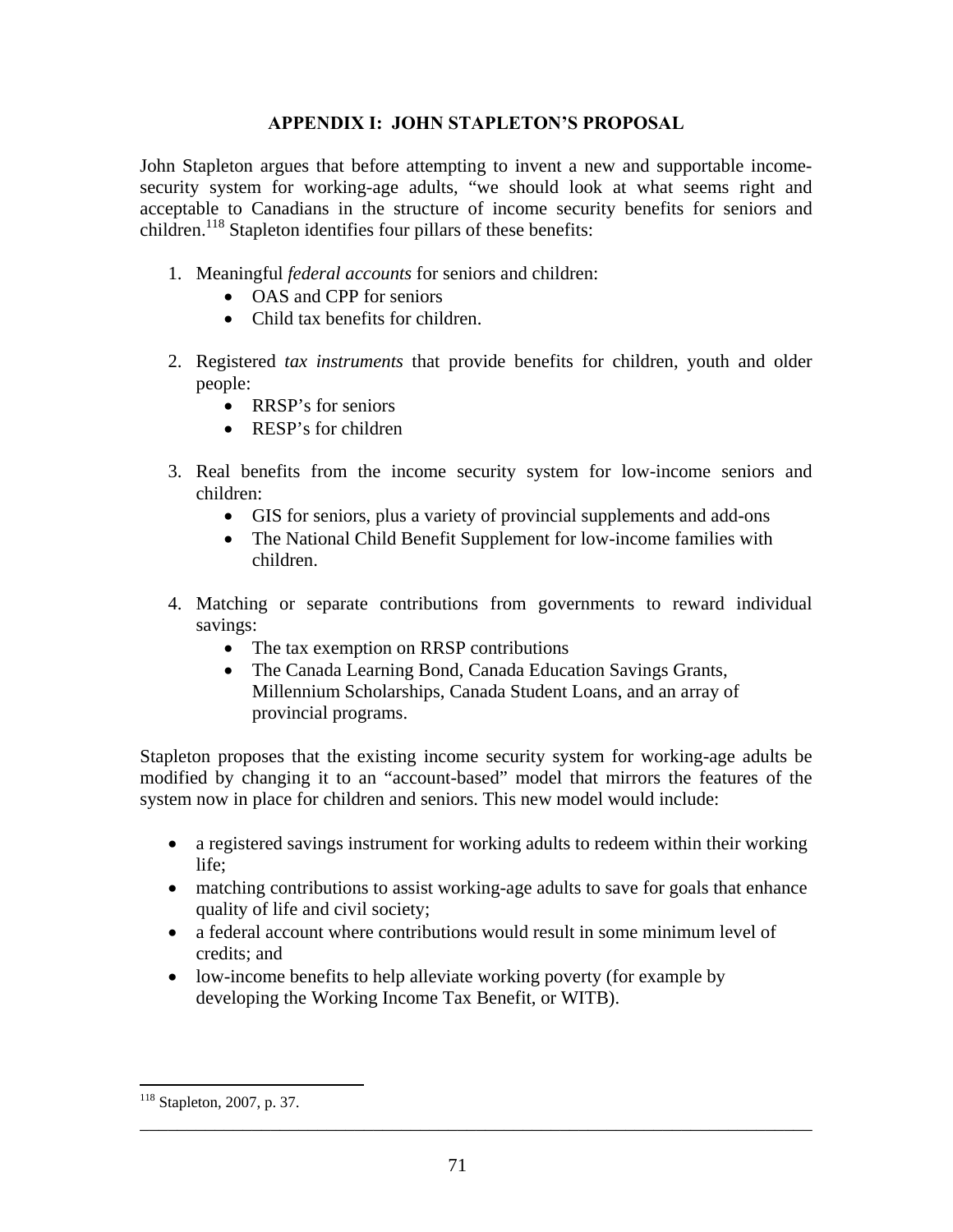## APPENDIX I: JOHN STAPLETON'S PROPOSAL

John Stapleton argues that before attempting to invent a new and supportable income-security system for working-age adults, "we should look at what seems right and acceptable to Canadians in the structure of income security benefits for seniors and children.[118] Stapleton identifies four pillars of these benefits:

1. Meaningful *federal accounts* for seniors and children:
   - OAS and CPP for seniors
   - Child tax benefits for children.
2. Registered *tax instruments* that provide benefits for children, youth and older people:
   - RRSP's for seniors
   - RESP's for children
3. Real benefits from the income security system for low-income seniors and children:
   - GIS for seniors, plus a variety of provincial supplements and add-ons
   - The National Child Benefit Supplement for low-income families with children.
4. Matching or separate contributions from governments to reward individual savings:
   - The tax exemption on RRSP contributions
   - The Canada Learning Bond, Canada Education Savings Grants, Millennium Scholarships, Canada Student Loans, and an array of provincial programs.

Stapleton proposes that the existing income security system for working-age adults be modified by changing it to an "account-based" model that mirrors the features of the system now in place for children and seniors. This new model would include:

- a registered savings instrument for working adults to redeem within their working life;
- matching contributions to assist working-age adults to save for goals that enhance quality of life and civil society;
- a federal account where contributions would result in some minimum level of credits; and
- low-income benefits to help alleviate working poverty (for example by developing the Working Income Tax Benefit, or WITB).

[118] Stapleton, 2007, p. 37.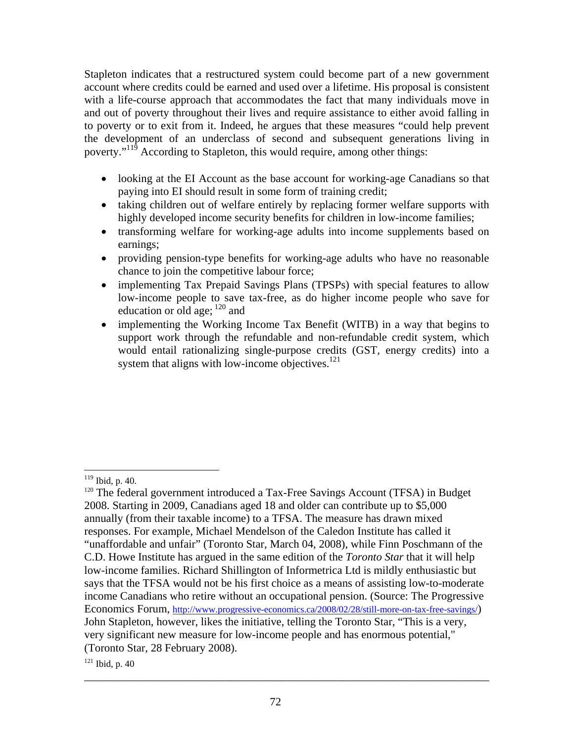Stapleton indicates that a restructured system could become part of a new government account where credits could be earned and used over a lifetime. His proposal is consistent with a life-course approach that accommodates the fact that many individuals move in and out of poverty throughout their lives and require assistance to either avoid falling in to poverty or to exit from it. Indeed, he argues that these measures "could help prevent the development of an underclass of second and subsequent generations living in poverty."[119] According to Stapleton, this would require, among other things:

- looking at the EI Account as the base account for working-age Canadians so that paying into EI should result in some form of training credit;
- taking children out of welfare entirely by replacing former welfare supports with highly developed income security benefits for children in low-income families;
- transforming welfare for working-age adults into income supplements based on earnings;
- providing pension-type benefits for working-age adults who have no reasonable chance to join the competitive labour force;
- implementing Tax Prepaid Savings Plans (TPSPs) with special features to allow low-income people to save tax-free, as do higher income people who save for education or old age; [120] and
- implementing the Working Income Tax Benefit (WITB) in a way that begins to support work through the refundable and non-refundable credit system, which would entail rationalizing single-purpose credits (GST, energy credits) into a system that aligns with low-income objectives.[121]

---

[119] Ibid, p. 40.

[120] The federal government introduced a Tax-Free Savings Account (TFSA) in Budget 2008. Starting in 2009, Canadians aged 18 and older can contribute up to $5,000 annually (from their taxable income) to a TFSA. The measure has drawn mixed responses. For example, Michael Mendelson of the Caledon Institute has called it "unaffordable and unfair" (Toronto Star, March 04, 2008), while Finn Poschmann of the C.D. Howe Institute has argued in the same edition of the *Toronto Star* that it will help low-income families. Richard Shillington of Informetrica Ltd is mildly enthusiastic but says that the TFSA would not be his first choice as a means of assisting low-to-moderate income Canadians who retire without an occupational pension. (Source: The Progressive Economics Forum, http://www.progressive-economics.ca/2008/02/28/still-more-on-tax-free-savings/) John Stapleton, however, likes the initiative, telling the Toronto Star, "This is a very, very significant new measure for low-income people and has enormous potential," (Toronto Star, 28 February 2008).

[121] Ibid, p. 40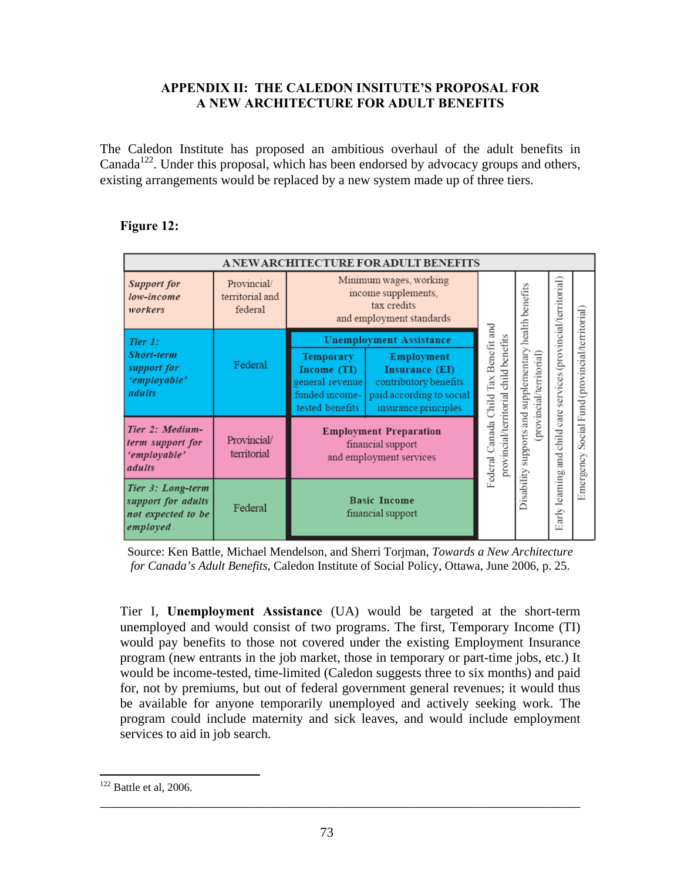## APPENDIX II: THE CALEDON INSITUTE'S PROPOSAL FOR A NEW ARCHITECTURE FOR ADULT BENEFITS

The Caledon Institute has proposed an ambitious overhaul of the adult benefits in Canada[122]. Under this proposal, which has been endorsed by advocacy groups and others, existing arrangements would be replaced by a new system made up of three tiers.

**Figure 12:**

| A NEW ARCHITECTURE FOR ADULT BENEFITS | | | | | | | |
|---|---|---|---|---|---|---|---|
| ***Support for low-income workers*** | Provincial/ territorial and federal | Minimum wages, working income supplements, tax credits and employment standards | | Federal Canada Child Tax Benefit and provincial/territorial child benefits | Disability supports and supplementary health benefits (provincial/territorial) | Early learning and child care services (provincial/territorial) | Emergency Social Fund (provincial/territorial) |
| ***Tier 1: Short-term support for 'employable' adults*** | Federal | **Unemployment Assistance** | | | | | |
| | | **Temporary Income (TI)** general revenue funded income-tested benefits | **Employment Insurance (EI)** contributory benefits paid according to social insurance principles | | | | |
| ***Tier 2: Medium-term support for 'employable' adults*** | Provincial/ territorial | **Employment Preparation** financial support and employment services | | | | | |
| ***Tier 3: Long-term support for adults not expected to be employed*** | Federal | **Basic Income** financial support | | | | | |

Source: Ken Battle, Michael Mendelson, and Sherri Torjman, *Towards a New Architecture for Canada's Adult Benefits*, Caledon Institute of Social Policy, Ottawa, June 2006, p. 25.

Tier I, **Unemployment Assistance** (UA) would be targeted at the short-term unemployed and would consist of two programs. The first, Temporary Income (TI) would pay benefits to those not covered under the existing Employment Insurance program (new entrants in the job market, those in temporary or part-time jobs, etc.) It would be income-tested, time-limited (Caledon suggests three to six months) and paid for, not by premiums, but out of federal government general revenues; it would thus be available for anyone temporarily unemployed and actively seeking work. The program could include maternity and sick leaves, and would include employment services to aid in job search.

[122] Battle et al, 2006.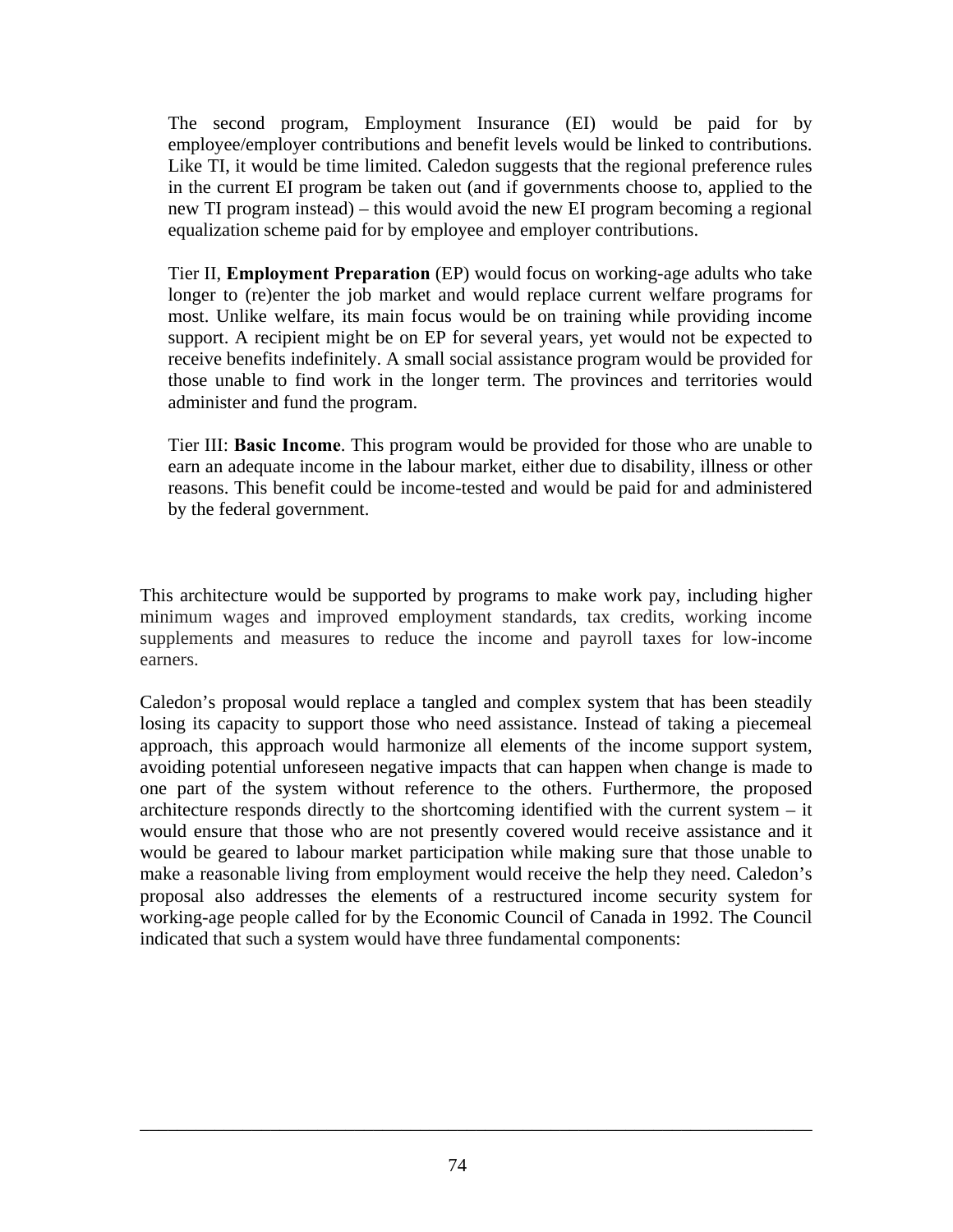The second program, Employment Insurance (EI) would be paid for by employee/employer contributions and benefit levels would be linked to contributions. Like TI, it would be time limited. Caledon suggests that the regional preference rules in the current EI program be taken out (and if governments choose to, applied to the new TI program instead) – this would avoid the new EI program becoming a regional equalization scheme paid for by employee and employer contributions.

Tier II, **Employment Preparation** (EP) would focus on working-age adults who take longer to (re)enter the job market and would replace current welfare programs for most. Unlike welfare, its main focus would be on training while providing income support. A recipient might be on EP for several years, yet would not be expected to receive benefits indefinitely. A small social assistance program would be provided for those unable to find work in the longer term. The provinces and territories would administer and fund the program.

Tier III: **Basic Income**. This program would be provided for those who are unable to earn an adequate income in the labour market, either due to disability, illness or other reasons. This benefit could be income-tested and would be paid for and administered by the federal government.

This architecture would be supported by programs to make work pay, including higher minimum wages and improved employment standards, tax credits, working income supplements and measures to reduce the income and payroll taxes for low-income earners.

Caledon's proposal would replace a tangled and complex system that has been steadily losing its capacity to support those who need assistance. Instead of taking a piecemeal approach, this approach would harmonize all elements of the income support system, avoiding potential unforeseen negative impacts that can happen when change is made to one part of the system without reference to the others. Furthermore, the proposed architecture responds directly to the shortcoming identified with the current system – it would ensure that those who are not presently covered would receive assistance and it would be geared to labour market participation while making sure that those unable to make a reasonable living from employment would receive the help they need. Caledon's proposal also addresses the elements of a restructured income security system for working-age people called for by the Economic Council of Canada in 1992. The Council indicated that such a system would have three fundamental components: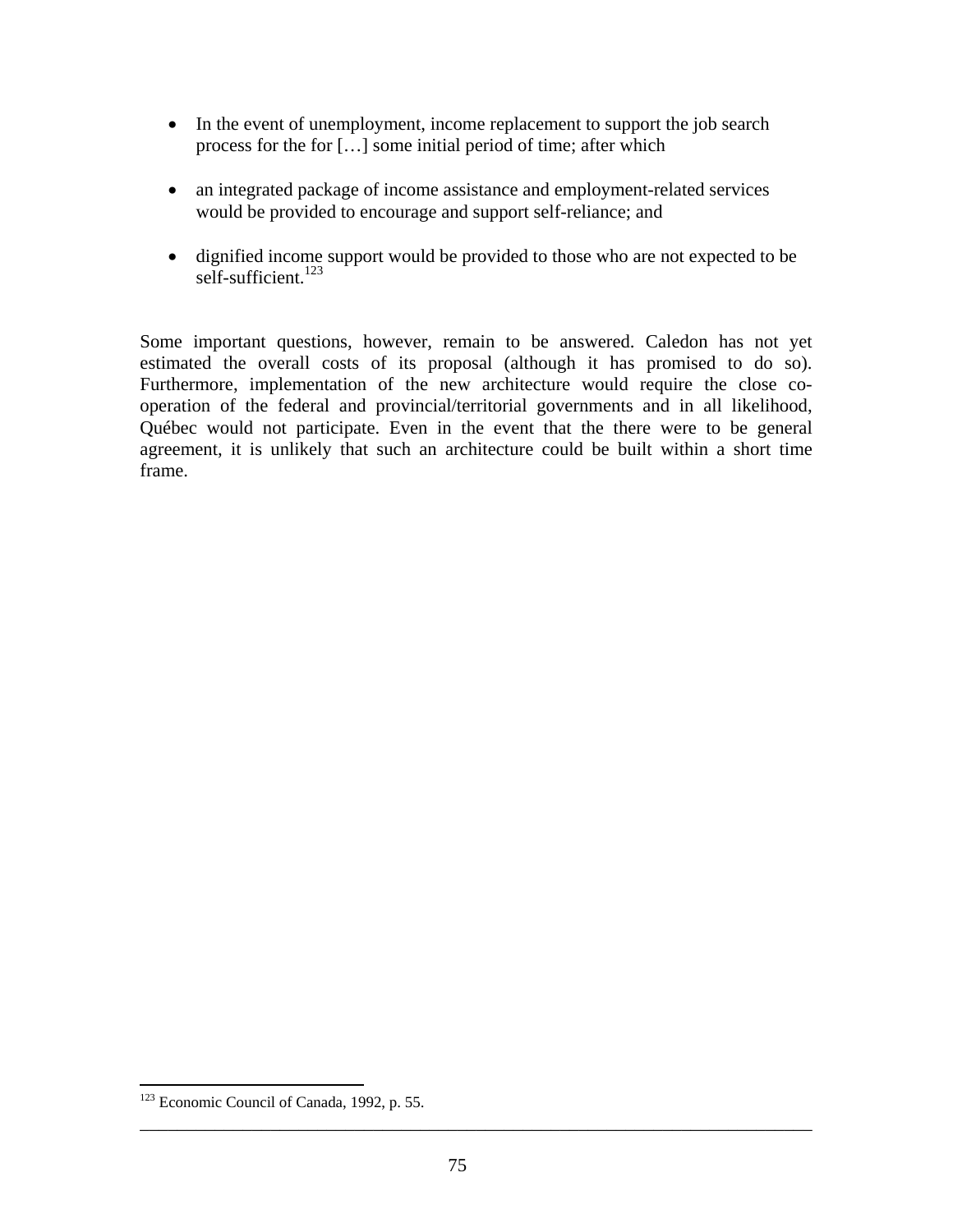- In the event of unemployment, income replacement to support the job search process for the for […] some initial period of time; after which

- an integrated package of income assistance and employment-related services would be provided to encourage and support self-reliance; and

- dignified income support would be provided to those who are not expected to be self-sufficient.[123]

Some important questions, however, remain to be answered. Caledon has not yet estimated the overall costs of its proposal (although it has promised to do so). Furthermore, implementation of the new architecture would require the close co-operation of the federal and provincial/territorial governments and in all likelihood, Québec would not participate. Even in the event that the there were to be general agreement, it is unlikely that such an architecture could be built within a short time frame.

[123] Economic Council of Canada, 1992, p. 55.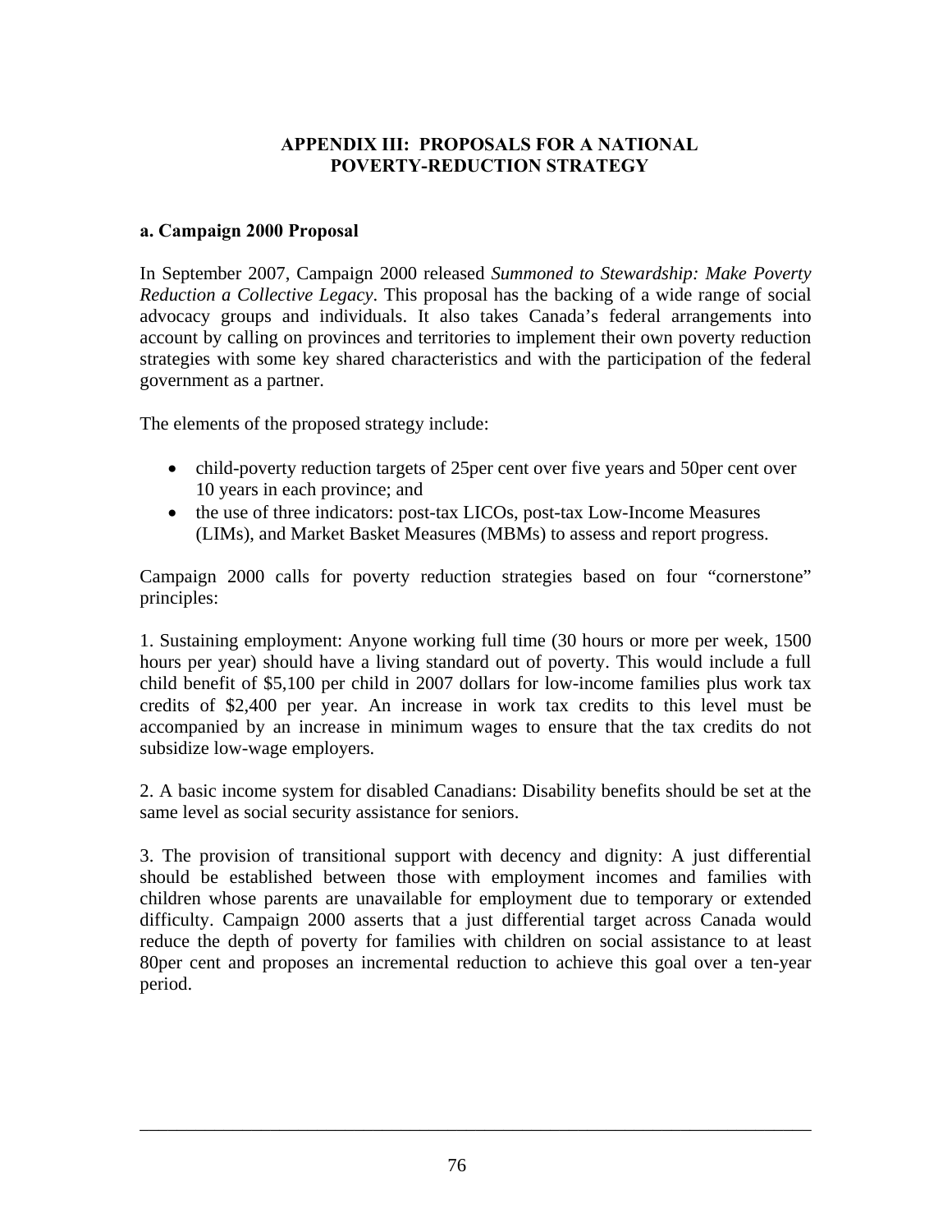# APPENDIX III: PROPOSALS FOR A NATIONAL POVERTY-REDUCTION STRATEGY

## a. Campaign 2000 Proposal

In September 2007, Campaign 2000 released *Summoned to Stewardship: Make Poverty Reduction a Collective Legacy*. This proposal has the backing of a wide range of social advocacy groups and individuals. It also takes Canada's federal arrangements into account by calling on provinces and territories to implement their own poverty reduction strategies with some key shared characteristics and with the participation of the federal government as a partner.

The elements of the proposed strategy include:

- child-poverty reduction targets of 25per cent over five years and 50per cent over 10 years in each province; and
- the use of three indicators: post-tax LICOs, post-tax Low-Income Measures (LIMs), and Market Basket Measures (MBMs) to assess and report progress.

Campaign 2000 calls for poverty reduction strategies based on four "cornerstone" principles:

1. Sustaining employment: Anyone working full time (30 hours or more per week, 1500 hours per year) should have a living standard out of poverty. This would include a full child benefit of $5,100 per child in 2007 dollars for low-income families plus work tax credits of $2,400 per year. An increase in work tax credits to this level must be accompanied by an increase in minimum wages to ensure that the tax credits do not subsidize low-wage employers.

2. A basic income system for disabled Canadians: Disability benefits should be set at the same level as social security assistance for seniors.

3. The provision of transitional support with decency and dignity: A just differential should be established between those with employment incomes and families with children whose parents are unavailable for employment due to temporary or extended difficulty. Campaign 2000 asserts that a just differential target across Canada would reduce the depth of poverty for families with children on social assistance to at least 80per cent and proposes an incremental reduction to achieve this goal over a ten-year period.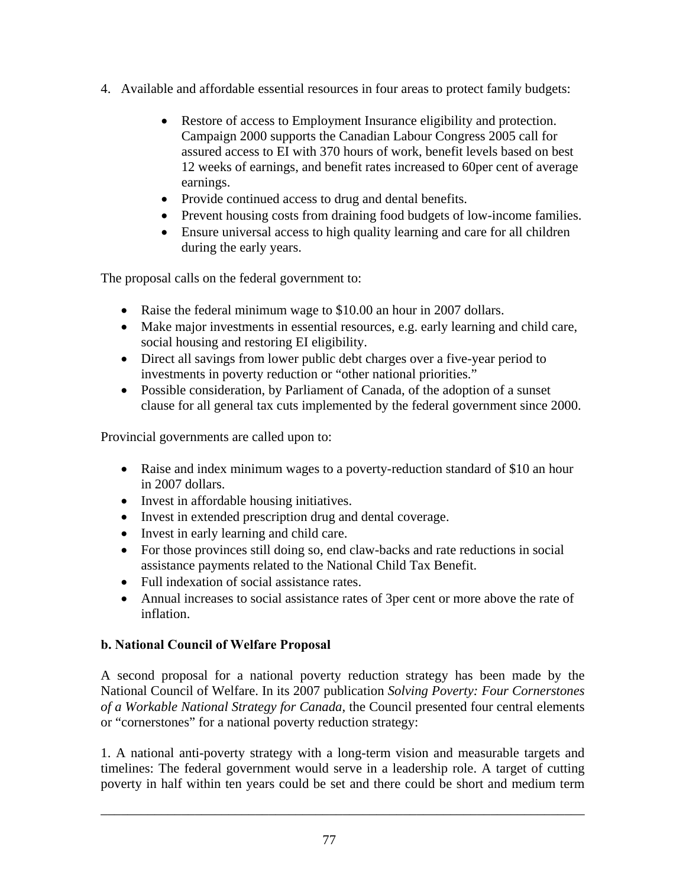4. Available and affordable essential resources in four areas to protect family budgets:

    - Restore of access to Employment Insurance eligibility and protection. Campaign 2000 supports the Canadian Labour Congress 2005 call for assured access to EI with 370 hours of work, benefit levels based on best 12 weeks of earnings, and benefit rates increased to 60per cent of average earnings.
    - Provide continued access to drug and dental benefits.
    - Prevent housing costs from draining food budgets of low-income families.
    - Ensure universal access to high quality learning and care for all children during the early years.

The proposal calls on the federal government to:

- Raise the federal minimum wage to $10.00 an hour in 2007 dollars.
- Make major investments in essential resources, e.g. early learning and child care, social housing and restoring EI eligibility.
- Direct all savings from lower public debt charges over a five-year period to investments in poverty reduction or "other national priorities."
- Possible consideration, by Parliament of Canada, of the adoption of a sunset clause for all general tax cuts implemented by the federal government since 2000.

Provincial governments are called upon to:

- Raise and index minimum wages to a poverty-reduction standard of $10 an hour in 2007 dollars.
- Invest in affordable housing initiatives.
- Invest in extended prescription drug and dental coverage.
- Invest in early learning and child care.
- For those provinces still doing so, end claw-backs and rate reductions in social assistance payments related to the National Child Tax Benefit.
- Full indexation of social assistance rates.
- Annual increases to social assistance rates of 3per cent or more above the rate of inflation.

**b. National Council of Welfare Proposal**

A second proposal for a national poverty reduction strategy has been made by the National Council of Welfare. In its 2007 publication *Solving Poverty: Four Cornerstones of a Workable National Strategy for Canada*, the Council presented four central elements or "cornerstones" for a national poverty reduction strategy:

1. A national anti-poverty strategy with a long-term vision and measurable targets and timelines: The federal government would serve in a leadership role. A target of cutting poverty in half within ten years could be set and there could be short and medium term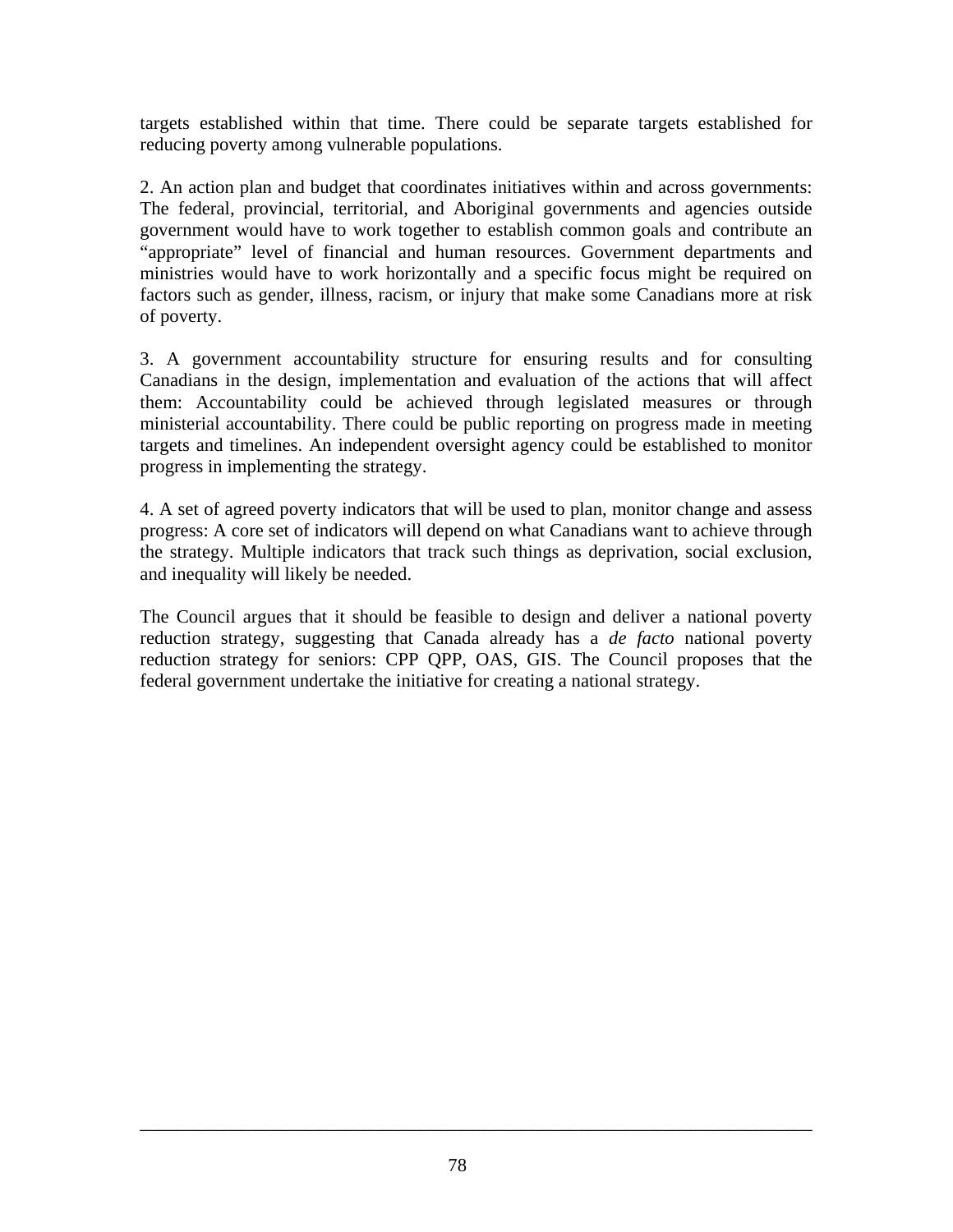targets established within that time. There could be separate targets established for reducing poverty among vulnerable populations.

2. An action plan and budget that coordinates initiatives within and across governments: The federal, provincial, territorial, and Aboriginal governments and agencies outside government would have to work together to establish common goals and contribute an "appropriate" level of financial and human resources. Government departments and ministries would have to work horizontally and a specific focus might be required on factors such as gender, illness, racism, or injury that make some Canadians more at risk of poverty.

3. A government accountability structure for ensuring results and for consulting Canadians in the design, implementation and evaluation of the actions that will affect them: Accountability could be achieved through legislated measures or through ministerial accountability. There could be public reporting on progress made in meeting targets and timelines. An independent oversight agency could be established to monitor progress in implementing the strategy.

4. A set of agreed poverty indicators that will be used to plan, monitor change and assess progress: A core set of indicators will depend on what Canadians want to achieve through the strategy. Multiple indicators that track such things as deprivation, social exclusion, and inequality will likely be needed.

The Council argues that it should be feasible to design and deliver a national poverty reduction strategy, suggesting that Canada already has a *de facto* national poverty reduction strategy for seniors: CPP QPP, OAS, GIS. The Council proposes that the federal government undertake the initiative for creating a national strategy.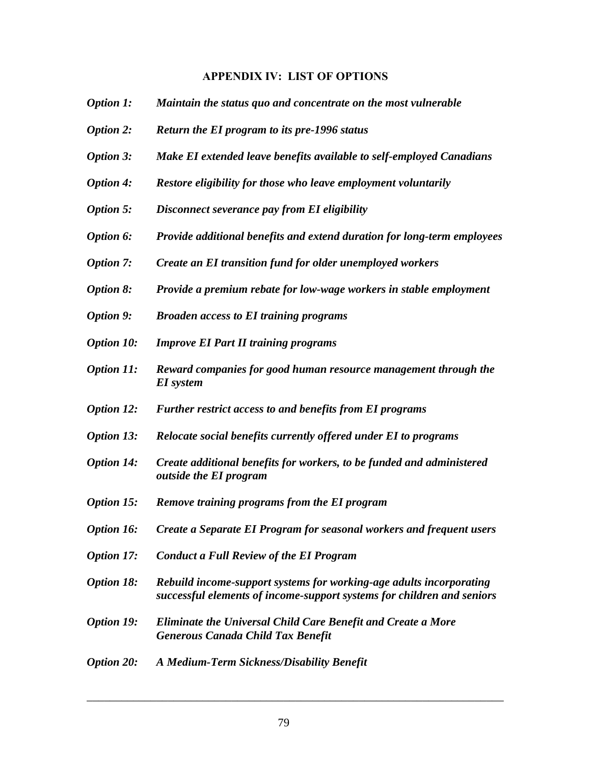## APPENDIX IV: LIST OF OPTIONS

***Option 1:*** ***Maintain the status quo and concentrate on the most vulnerable***

***Option 2:*** ***Return the EI program to its pre-1996 status***

***Option 3:*** ***Make EI extended leave benefits available to self-employed Canadians***

***Option 4:*** ***Restore eligibility for those who leave employment voluntarily***

***Option 5:*** ***Disconnect severance pay from EI eligibility***

***Option 6:*** ***Provide additional benefits and extend duration for long-term employees***

***Option 7:*** ***Create an EI transition fund for older unemployed workers***

***Option 8:*** ***Provide a premium rebate for low-wage workers in stable employment***

***Option 9:*** ***Broaden access to EI training programs***

***Option 10:*** ***Improve EI Part II training programs***

***Option 11:*** ***Reward companies for good human resource management through the EI system***

***Option 12:*** ***Further restrict access to and benefits from EI programs***

***Option 13:*** ***Relocate social benefits currently offered under EI to programs***

***Option 14:*** ***Create additional benefits for workers, to be funded and administered outside the EI program***

***Option 15:*** ***Remove training programs from the EI program***

***Option 16:*** ***Create a Separate EI Program for seasonal workers and frequent users***

***Option 17:*** ***Conduct a Full Review of the EI Program***

***Option 18:*** ***Rebuild income-support systems for working-age adults incorporating successful elements of income-support systems for children and seniors***

***Option 19:*** ***Eliminate the Universal Child Care Benefit and Create a More Generous Canada Child Tax Benefit***

***Option 20:*** ***A Medium-Term Sickness/Disability Benefit***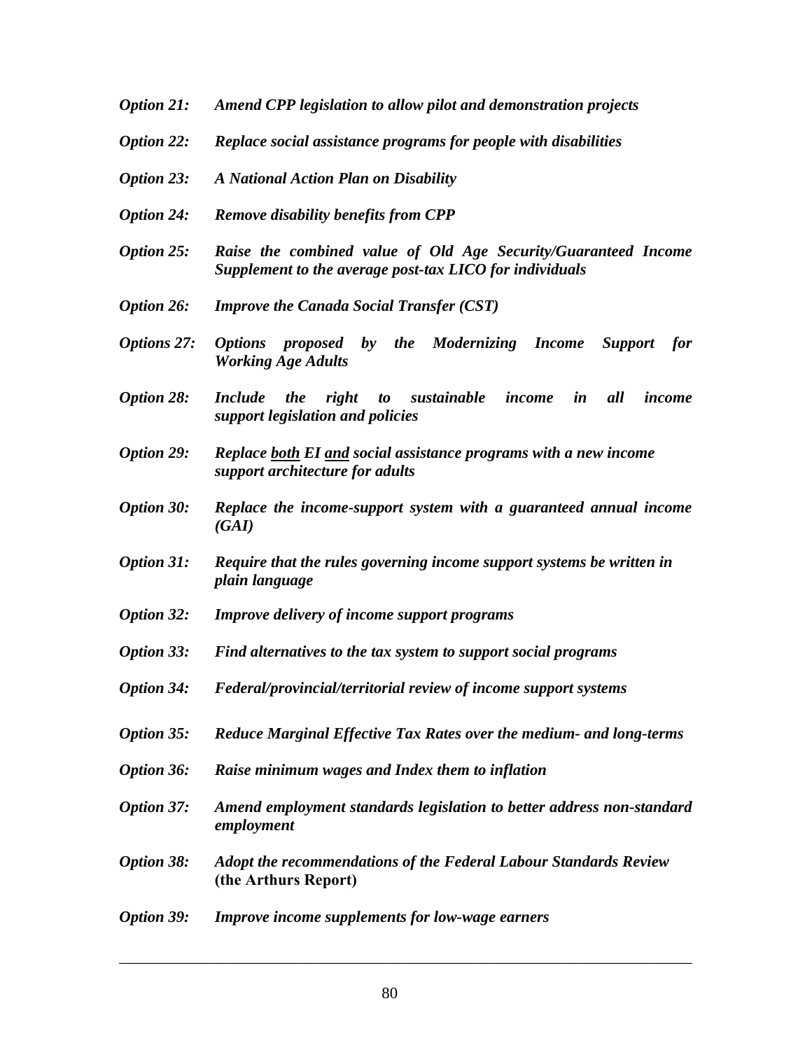***Option 21:*** ***Amend CPP legislation to allow pilot and demonstration projects***

***Option 22:*** ***Replace social assistance programs for people with disabilities***

***Option 23:*** ***A National Action Plan on Disability***

***Option 24:*** ***Remove disability benefits from CPP***

***Option 25:*** ***Raise the combined value of Old Age Security/Guaranteed Income Supplement to the average post-tax LICO for individuals***

***Option 26:*** ***Improve the Canada Social Transfer (CST)***

***Options 27:*** ***Options proposed by the Modernizing Income Support for Working Age Adults***

***Option 28:*** ***Include the right to sustainable income in all income support legislation and policies***

***Option 29:*** ***Replace <u>both</u> EI <u>and</u> social assistance programs with a new income support architecture for adults***

***Option 30:*** ***Replace the income-support system with a guaranteed annual income (GAI)***

***Option 31:*** ***Require that the rules governing income support systems be written in plain language***

***Option 32:*** ***Improve delivery of income support programs***

***Option 33:*** ***Find alternatives to the tax system to support social programs***

***Option 34:*** ***Federal/provincial/territorial review of income support systems***

***Option 35:*** ***Reduce Marginal Effective Tax Rates over the medium- and long-terms***

***Option 36:*** ***Raise minimum wages and Index them to inflation***

***Option 37:*** ***Amend employment standards legislation to better address non-standard employment***

***Option 38:*** ***Adopt the recommendations of the Federal Labour Standards Review* (the Arthurs Report)**

***Option 39:*** ***Improve income supplements for low-wage earners***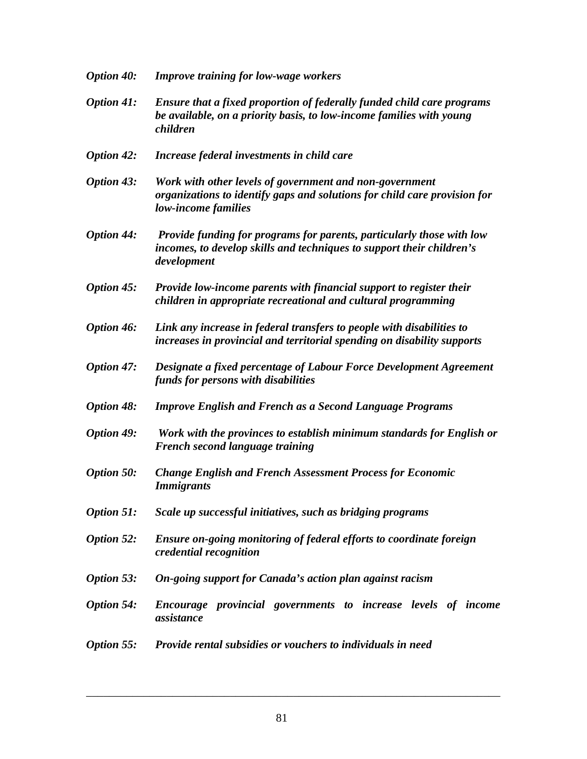***Option 40:*** ***Improve training for low-wage workers***

***Option 41:*** ***Ensure that a fixed proportion of federally funded child care programs be available, on a priority basis, to low-income families with young children***

***Option 42:*** ***Increase federal investments in child care***

***Option 43:*** ***Work with other levels of government and non-government organizations to identify gaps and solutions for child care provision for low-income families***

***Option 44:*** ***Provide funding for programs for parents, particularly those with low incomes, to develop skills and techniques to support their children's development***

***Option 45:*** ***Provide low-income parents with financial support to register their children in appropriate recreational and cultural programming***

***Option 46:*** ***Link any increase in federal transfers to people with disabilities to increases in provincial and territorial spending on disability supports***

***Option 47:*** ***Designate a fixed percentage of Labour Force Development Agreement funds for persons with disabilities***

***Option 48:*** ***Improve English and French as a Second Language Programs***

***Option 49:*** ***Work with the provinces to establish minimum standards for English or French second language training***

***Option 50:*** ***Change English and French Assessment Process for Economic Immigrants***

***Option 51:*** ***Scale up successful initiatives, such as bridging programs***

***Option 52:*** ***Ensure on-going monitoring of federal efforts to coordinate foreign credential recognition***

***Option 53:*** ***On-going support for Canada's action plan against racism***

***Option 54:*** ***Encourage provincial governments to increase levels of income assistance***

***Option 55:*** ***Provide rental subsidies or vouchers to individuals in need***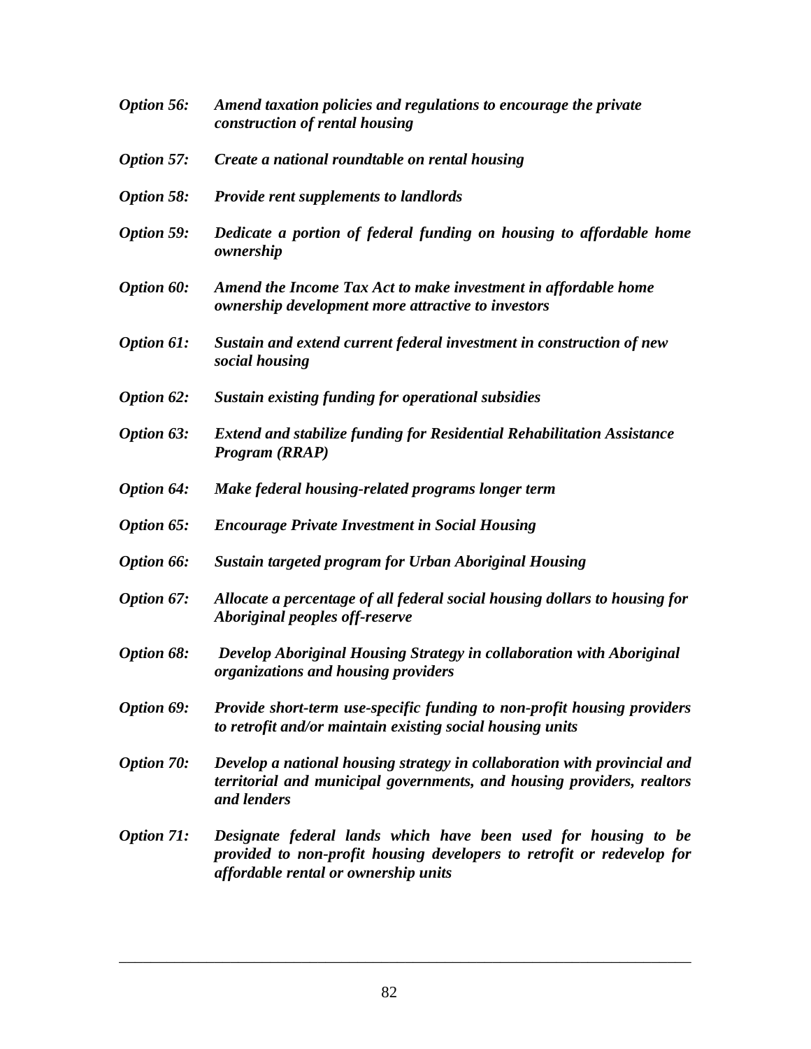***Option 56:*** ***Amend taxation policies and regulations to encourage the private construction of rental housing***

***Option 57:*** ***Create a national roundtable on rental housing***

***Option 58:*** ***Provide rent supplements to landlords***

***Option 59:*** ***Dedicate a portion of federal funding on housing to affordable home ownership***

***Option 60:*** ***Amend the Income Tax Act to make investment in affordable home ownership development more attractive to investors***

***Option 61:*** ***Sustain and extend current federal investment in construction of new social housing***

***Option 62:*** ***Sustain existing funding for operational subsidies***

***Option 63:*** ***Extend and stabilize funding for Residential Rehabilitation Assistance Program (RRAP)***

***Option 64:*** ***Make federal housing-related programs longer term***

***Option 65:*** ***Encourage Private Investment in Social Housing***

***Option 66:*** ***Sustain targeted program for Urban Aboriginal Housing***

***Option 67:*** ***Allocate a percentage of all federal social housing dollars to housing for Aboriginal peoples off-reserve***

***Option 68:*** ***Develop Aboriginal Housing Strategy in collaboration with Aboriginal organizations and housing providers***

***Option 69:*** ***Provide short-term use-specific funding to non-profit housing providers to retrofit and/or maintain existing social housing units***

***Option 70:*** ***Develop a national housing strategy in collaboration with provincial and territorial and municipal governments, and housing providers, realtors and lenders***

***Option 71:*** ***Designate federal lands which have been used for housing to be provided to non-profit housing developers to retrofit or redevelop for affordable rental or ownership units***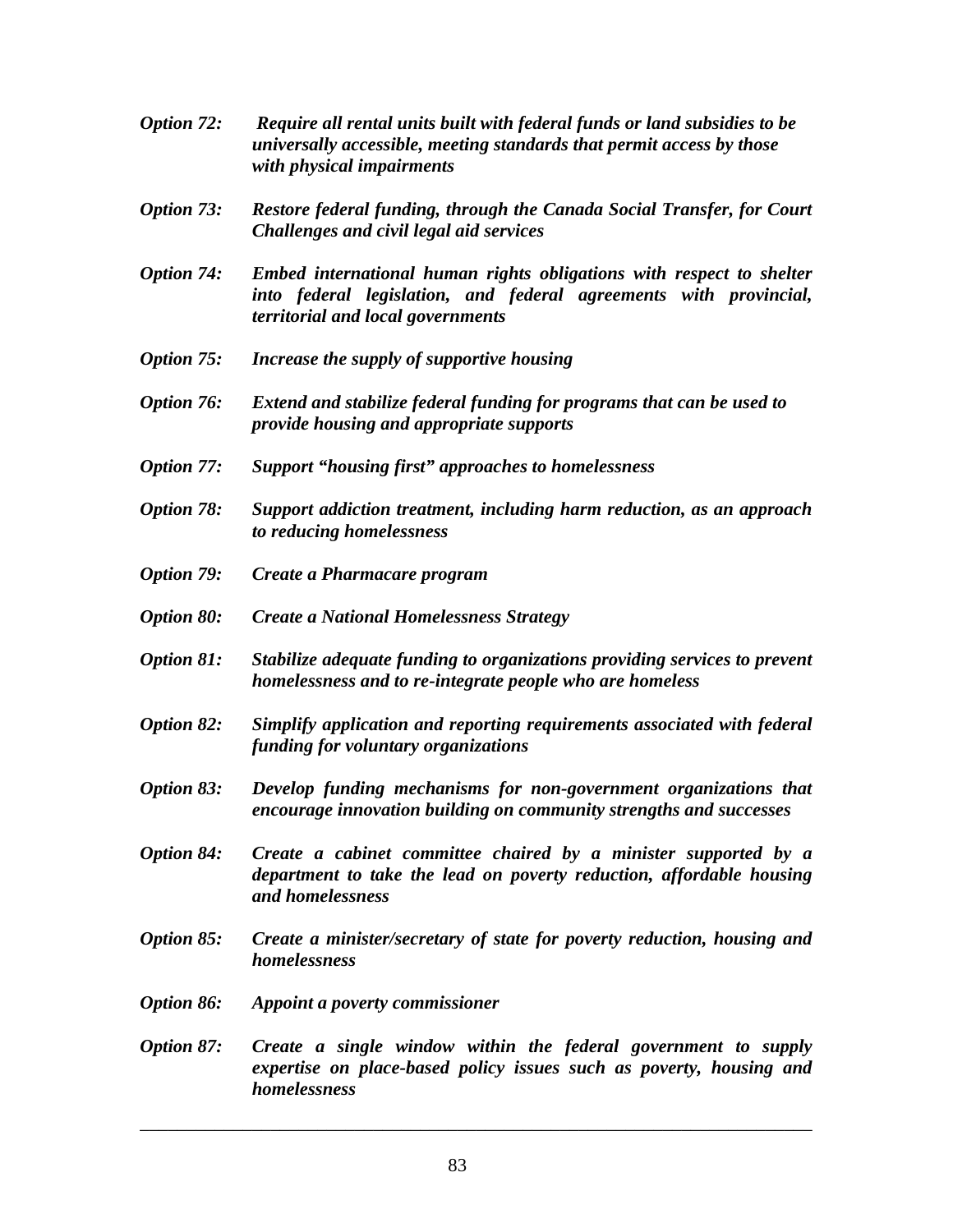***Option 72:*** ***Require all rental units built with federal funds or land subsidies to be universally accessible, meeting standards that permit access by those with physical impairments***

***Option 73:*** ***Restore federal funding, through the Canada Social Transfer, for Court Challenges and civil legal aid services***

***Option 74:*** ***Embed international human rights obligations with respect to shelter into federal legislation, and federal agreements with provincial, territorial and local governments***

***Option 75:*** ***Increase the supply of supportive housing***

***Option 76:*** ***Extend and stabilize federal funding for programs that can be used to provide housing and appropriate supports***

***Option 77:*** ***Support "housing first" approaches to homelessness***

***Option 78:*** ***Support addiction treatment, including harm reduction, as an approach to reducing homelessness***

***Option 79:*** ***Create a Pharmacare program***

***Option 80:*** ***Create a National Homelessness Strategy***

***Option 81:*** ***Stabilize adequate funding to organizations providing services to prevent homelessness and to re-integrate people who are homeless***

***Option 82:*** ***Simplify application and reporting requirements associated with federal funding for voluntary organizations***

***Option 83:*** ***Develop funding mechanisms for non-government organizations that encourage innovation building on community strengths and successes***

***Option 84:*** ***Create a cabinet committee chaired by a minister supported by a department to take the lead on poverty reduction, affordable housing and homelessness***

***Option 85:*** ***Create a minister/secretary of state for poverty reduction, housing and homelessness***

***Option 86:*** ***Appoint a poverty commissioner***

***Option 87:*** ***Create a single window within the federal government to supply expertise on place-based policy issues such as poverty, housing and homelessness***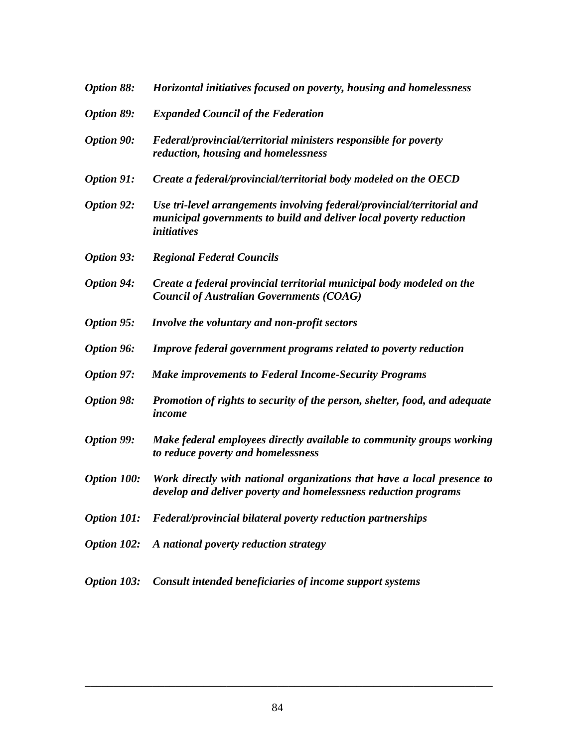***Option 88:*** ***Horizontal initiatives focused on poverty, housing and homelessness***

***Option 89:*** ***Expanded Council of the Federation***

***Option 90:*** ***Federal/provincial/territorial ministers responsible for poverty reduction, housing and homelessness***

***Option 91:*** ***Create a federal/provincial/territorial body modeled on the OECD***

***Option 92:*** ***Use tri-level arrangements involving federal/provincial/territorial and municipal governments to build and deliver local poverty reduction initiatives***

***Option 93:*** ***Regional Federal Councils***

***Option 94:*** ***Create a federal provincial territorial municipal body modeled on the Council of Australian Governments (COAG)***

***Option 95:*** ***Involve the voluntary and non-profit sectors***

***Option 96:*** ***Improve federal government programs related to poverty reduction***

***Option 97:*** ***Make improvements to Federal Income-Security Programs***

***Option 98:*** ***Promotion of rights to security of the person, shelter, food, and adequate income***

***Option 99:*** ***Make federal employees directly available to community groups working to reduce poverty and homelessness***

***Option 100:*** ***Work directly with national organizations that have a local presence to develop and deliver poverty and homelessness reduction programs***

***Option 101:*** ***Federal/provincial bilateral poverty reduction partnerships***

***Option 102:*** ***A national poverty reduction strategy***

***Option 103:*** ***Consult intended beneficiaries of income support systems***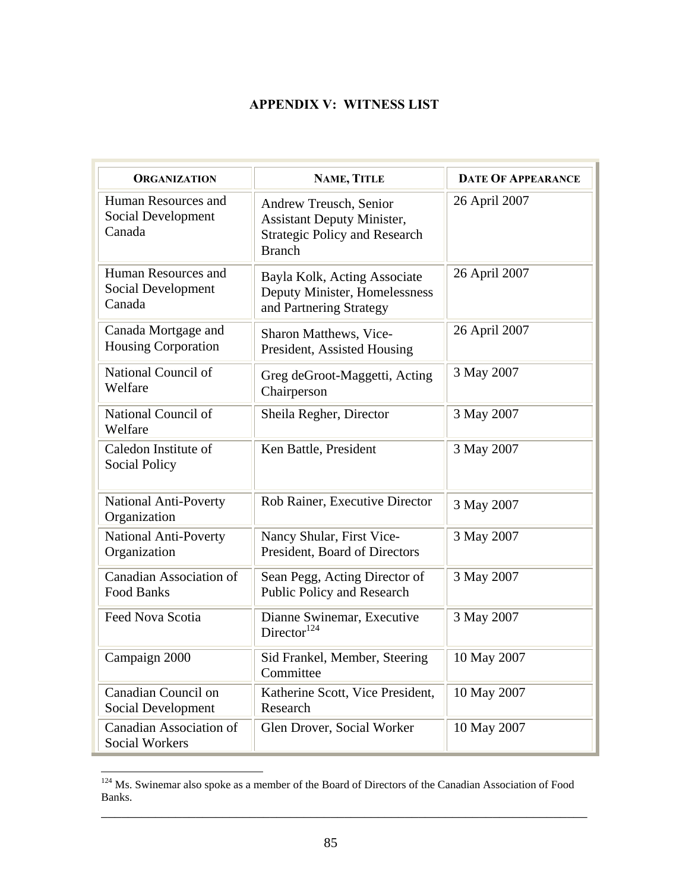## APPENDIX V: WITNESS LIST

| ORGANIZATION | NAME, TITLE | DATE OF APPEARANCE |
| --- | --- | --- |
| Human Resources and Social Development Canada | Andrew Treusch, Senior Assistant Deputy Minister, Strategic Policy and Research Branch | 26 April 2007 |
| Human Resources and Social Development Canada | Bayla Kolk, Acting Associate Deputy Minister, Homelessness and Partnering Strategy | 26 April 2007 |
| Canada Mortgage and Housing Corporation | Sharon Matthews, Vice-President, Assisted Housing | 26 April 2007 |
| National Council of Welfare | Greg deGroot-Maggetti, Acting Chairperson | 3 May 2007 |
| National Council of Welfare | Sheila Regher, Director | 3 May 2007 |
| Caledon Institute of Social Policy | Ken Battle, President | 3 May 2007 |
| National Anti-Poverty Organization | Rob Rainer, Executive Director | 3 May 2007 |
| National Anti-Poverty Organization | Nancy Shular, First Vice-President, Board of Directors | 3 May 2007 |
| Canadian Association of Food Banks | Sean Pegg, Acting Director of Public Policy and Research | 3 May 2007 |
| Feed Nova Scotia | Dianne Swinemar, Executive Director[124] | 3 May 2007 |
| Campaign 2000 | Sid Frankel, Member, Steering Committee | 10 May 2007 |
| Canadian Council on Social Development | Katherine Scott, Vice President, Research | 10 May 2007 |
| Canadian Association of Social Workers | Glen Drover, Social Worker | 10 May 2007 |

[124] Ms. Swinemar also spoke as a member of the Board of Directors of the Canadian Association of Food Banks.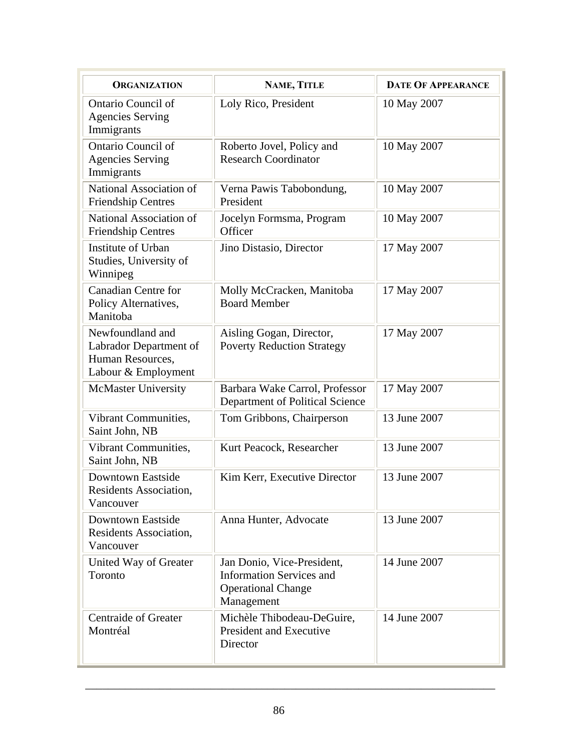| ORGANIZATION | NAME, TITLE | DATE OF APPEARANCE |
|---|---|---|
| Ontario Council of Agencies Serving Immigrants | Loly Rico, President | 10 May 2007 |
| Ontario Council of Agencies Serving Immigrants | Roberto Jovel, Policy and Research Coordinator | 10 May 2007 |
| National Association of Friendship Centres | Verna Pawis Tabobondung, President | 10 May 2007 |
| National Association of Friendship Centres | Jocelyn Formsma, Program Officer | 10 May 2007 |
| Institute of Urban Studies, University of Winnipeg | Jino Distasio, Director | 17 May 2007 |
| Canadian Centre for Policy Alternatives, Manitoba | Molly McCracken, Manitoba Board Member | 17 May 2007 |
| Newfoundland and Labrador Department of Human Resources, Labour & Employment | Aisling Gogan, Director, Poverty Reduction Strategy | 17 May 2007 |
| McMaster University | Barbara Wake Carrol, Professor Department of Political Science | 17 May 2007 |
| Vibrant Communities, Saint John, NB | Tom Gribbons, Chairperson | 13 June 2007 |
| Vibrant Communities, Saint John, NB | Kurt Peacock, Researcher | 13 June 2007 |
| Downtown Eastside Residents Association, Vancouver | Kim Kerr, Executive Director | 13 June 2007 |
| Downtown Eastside Residents Association, Vancouver | Anna Hunter, Advocate | 13 June 2007 |
| United Way of Greater Toronto | Jan Donio, Vice-President, Information Services and Operational Change Management | 14 June 2007 |
| Centraide of Greater Montréal | Michèle Thibodeau-DeGuire, President and Executive Director | 14 June 2007 |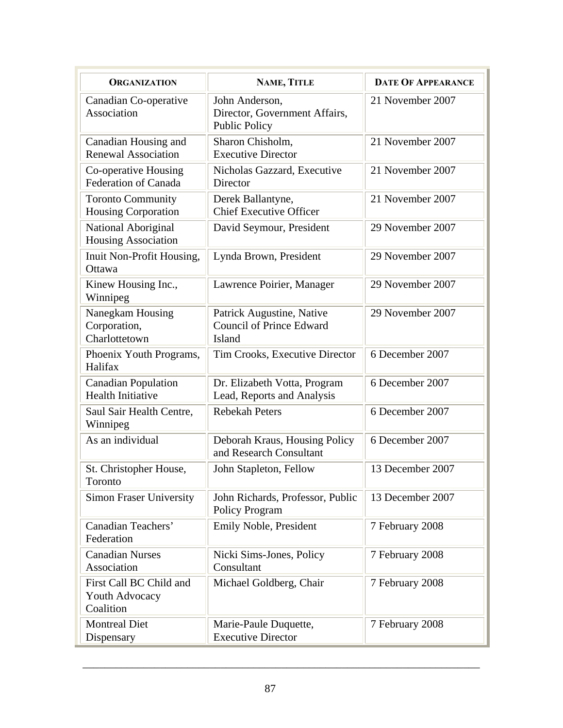| Organization | Name, Title | Date of Appearance |
| --- | --- | --- |
| Canadian Co-operative Association | John Anderson, Director, Government Affairs, Public Policy | 21 November 2007 |
| Canadian Housing and Renewal Association | Sharon Chisholm, Executive Director | 21 November 2007 |
| Co-operative Housing Federation of Canada | Nicholas Gazzard, Executive Director | 21 November 2007 |
| Toronto Community Housing Corporation | Derek Ballantyne, Chief Executive Officer | 21 November 2007 |
| National Aboriginal Housing Association | David Seymour, President | 29 November 2007 |
| Inuit Non-Profit Housing, Ottawa | Lynda Brown, President | 29 November 2007 |
| Kinew Housing Inc., Winnipeg | Lawrence Poirier, Manager | 29 November 2007 |
| Nanegkam Housing Corporation, Charlottetown | Patrick Augustine, Native Council of Prince Edward Island | 29 November 2007 |
| Phoenix Youth Programs, Halifax | Tim Crooks, Executive Director | 6 December 2007 |
| Canadian Population Health Initiative | Dr. Elizabeth Votta, Program Lead, Reports and Analysis | 6 December 2007 |
| Saul Sair Health Centre, Winnipeg | Rebekah Peters | 6 December 2007 |
| As an individual | Deborah Kraus, Housing Policy and Research Consultant | 6 December 2007 |
| St. Christopher House, Toronto | John Stapleton, Fellow | 13 December 2007 |
| Simon Fraser University | John Richards, Professor, Public Policy Program | 13 December 2007 |
| Canadian Teachers' Federation | Emily Noble, President | 7 February 2008 |
| Canadian Nurses Association | Nicki Sims-Jones, Policy Consultant | 7 February 2008 |
| First Call BC Child and Youth Advocacy Coalition | Michael Goldberg, Chair | 7 February 2008 |
| Montreal Diet Dispensary | Marie-Paule Duquette, Executive Director | 7 February 2008 |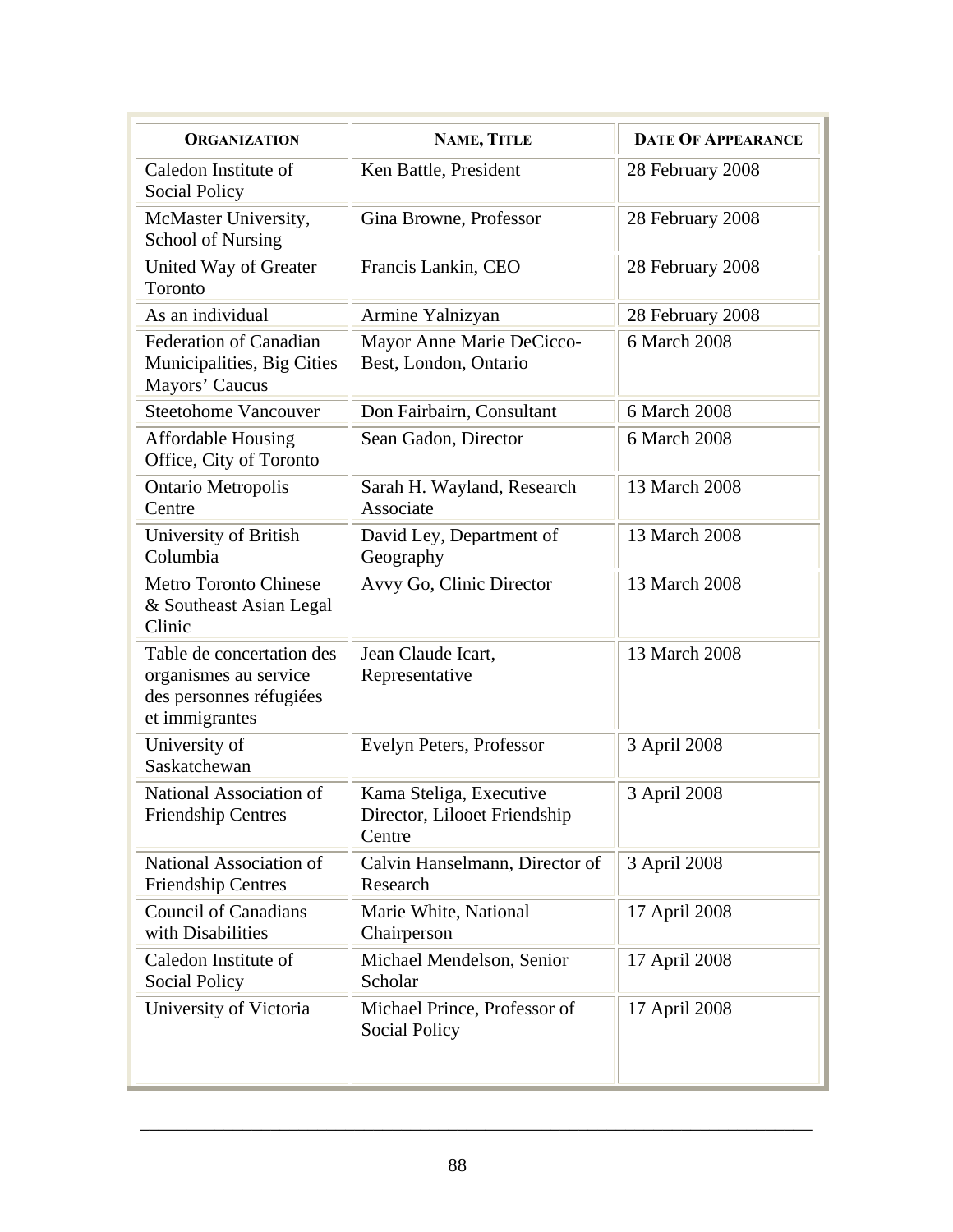| ORGANIZATION | NAME, TITLE | DATE OF APPEARANCE |
|---|---|---|
| Caledon Institute of Social Policy | Ken Battle, President | 28 February 2008 |
| McMaster University, School of Nursing | Gina Browne, Professor | 28 February 2008 |
| United Way of Greater Toronto | Francis Lankin, CEO | 28 February 2008 |
| As an individual | Armine Yalnizyan | 28 February 2008 |
| Federation of Canadian Municipalities, Big Cities Mayors' Caucus | Mayor Anne Marie DeCicco-Best, London, Ontario | 6 March 2008 |
| Steetohome Vancouver | Don Fairbairn, Consultant | 6 March 2008 |
| Affordable Housing Office, City of Toronto | Sean Gadon, Director | 6 March 2008 |
| Ontario Metropolis Centre | Sarah H. Wayland, Research Associate | 13 March 2008 |
| University of British Columbia | David Ley, Department of Geography | 13 March 2008 |
| Metro Toronto Chinese & Southeast Asian Legal Clinic | Avvy Go, Clinic Director | 13 March 2008 |
| Table de concertation des organismes au service des personnes réfugiées et immigrantes | Jean Claude Icart, Representative | 13 March 2008 |
| University of Saskatchewan | Evelyn Peters, Professor | 3 April 2008 |
| National Association of Friendship Centres | Kama Steliga, Executive Director, Lilooet Friendship Centre | 3 April 2008 |
| National Association of Friendship Centres | Calvin Hanselmann, Director of Research | 3 April 2008 |
| Council of Canadians with Disabilities | Marie White, National Chairperson | 17 April 2008 |
| Caledon Institute of Social Policy | Michael Mendelson, Senior Scholar | 17 April 2008 |
| University of Victoria | Michael Prince, Professor of Social Policy | 17 April 2008 |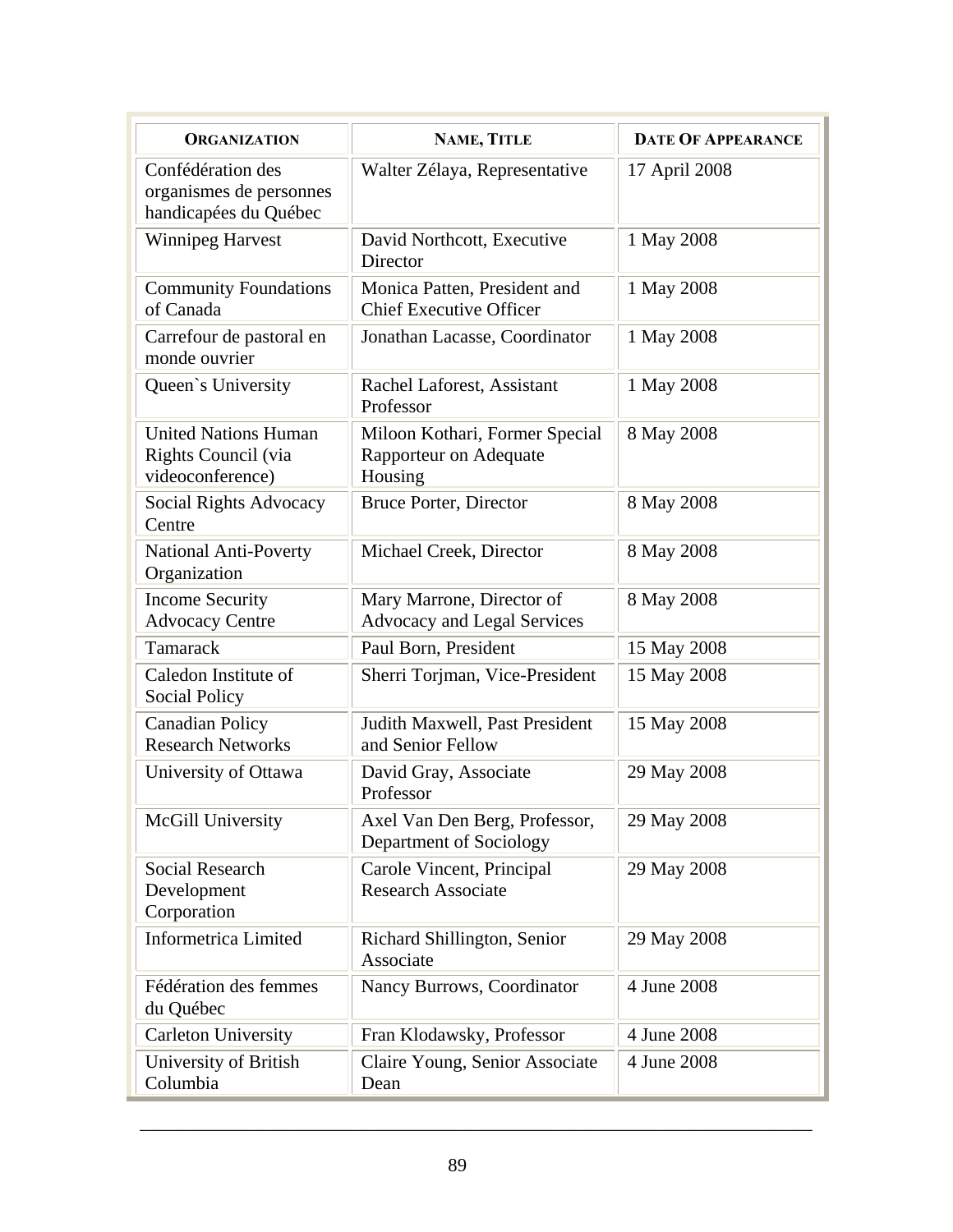| ORGANIZATION | NAME, TITLE | DATE OF APPEARANCE |
|---|---|---|
| Confédération des organismes de personnes handicapées du Québec | Walter Zélaya, Representative | 17 April 2008 |
| Winnipeg Harvest | David Northcott, Executive Director | 1 May 2008 |
| Community Foundations of Canada | Monica Patten, President and Chief Executive Officer | 1 May 2008 |
| Carrefour de pastoral en monde ouvrier | Jonathan Lacasse, Coordinator | 1 May 2008 |
| Queen`s University | Rachel Laforest, Assistant Professor | 1 May 2008 |
| United Nations Human Rights Council (via videoconference) | Miloon Kothari, Former Special Rapporteur on Adequate Housing | 8 May 2008 |
| Social Rights Advocacy Centre | Bruce Porter, Director | 8 May 2008 |
| National Anti-Poverty Organization | Michael Creek, Director | 8 May 2008 |
| Income Security Advocacy Centre | Mary Marrone, Director of Advocacy and Legal Services | 8 May 2008 |
| Tamarack | Paul Born, President | 15 May 2008 |
| Caledon Institute of Social Policy | Sherri Torjman, Vice-President | 15 May 2008 |
| Canadian Policy Research Networks | Judith Maxwell, Past President and Senior Fellow | 15 May 2008 |
| University of Ottawa | David Gray, Associate Professor | 29 May 2008 |
| McGill University | Axel Van Den Berg, Professor, Department of Sociology | 29 May 2008 |
| Social Research Development Corporation | Carole Vincent, Principal Research Associate | 29 May 2008 |
| Informetrica Limited | Richard Shillington, Senior Associate | 29 May 2008 |
| Fédération des femmes du Québec | Nancy Burrows, Coordinator | 4 June 2008 |
| Carleton University | Fran Klodawsky, Professor | 4 June 2008 |
| University of British Columbia | Claire Young, Senior Associate Dean | 4 June 2008 |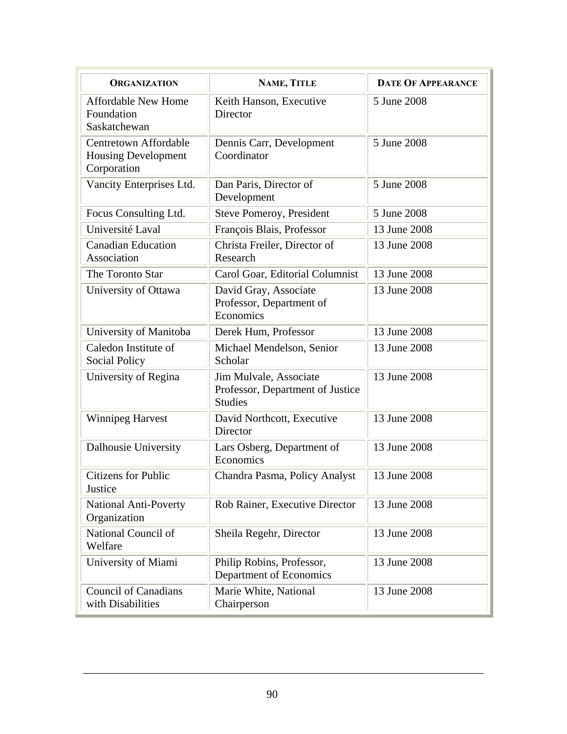| ORGANIZATION | NAME, TITLE | DATE OF APPEARANCE |
|---|---|---|
| Affordable New Home Foundation Saskatchewan | Keith Hanson, Executive Director | 5 June 2008 |
| Centretown Affordable Housing Development Corporation | Dennis Carr, Development Coordinator | 5 June 2008 |
| Vancity Enterprises Ltd. | Dan Paris, Director of Development | 5 June 2008 |
| Focus Consulting Ltd. | Steve Pomeroy, President | 5 June 2008 |
| Université Laval | François Blais, Professor | 13 June 2008 |
| Canadian Education Association | Christa Freiler, Director of Research | 13 June 2008 |
| The Toronto Star | Carol Goar, Editorial Columnist | 13 June 2008 |
| University of Ottawa | David Gray, Associate Professor, Department of Economics | 13 June 2008 |
| University of Manitoba | Derek Hum, Professor | 13 June 2008 |
| Caledon Institute of Social Policy | Michael Mendelson, Senior Scholar | 13 June 2008 |
| University of Regina | Jim Mulvale, Associate Professor, Department of Justice Studies | 13 June 2008 |
| Winnipeg Harvest | David Northcott, Executive Director | 13 June 2008 |
| Dalhousie University | Lars Osberg, Department of Economics | 13 June 2008 |
| Citizens for Public Justice | Chandra Pasma, Policy Analyst | 13 June 2008 |
| National Anti-Poverty Organization | Rob Rainer, Executive Director | 13 June 2008 |
| National Council of Welfare | Sheila Regehr, Director | 13 June 2008 |
| University of Miami | Philip Robins, Professor, Department of Economics | 13 June 2008 |
| Council of Canadians with Disabilities | Marie White, National Chairperson | 13 June 2008 |